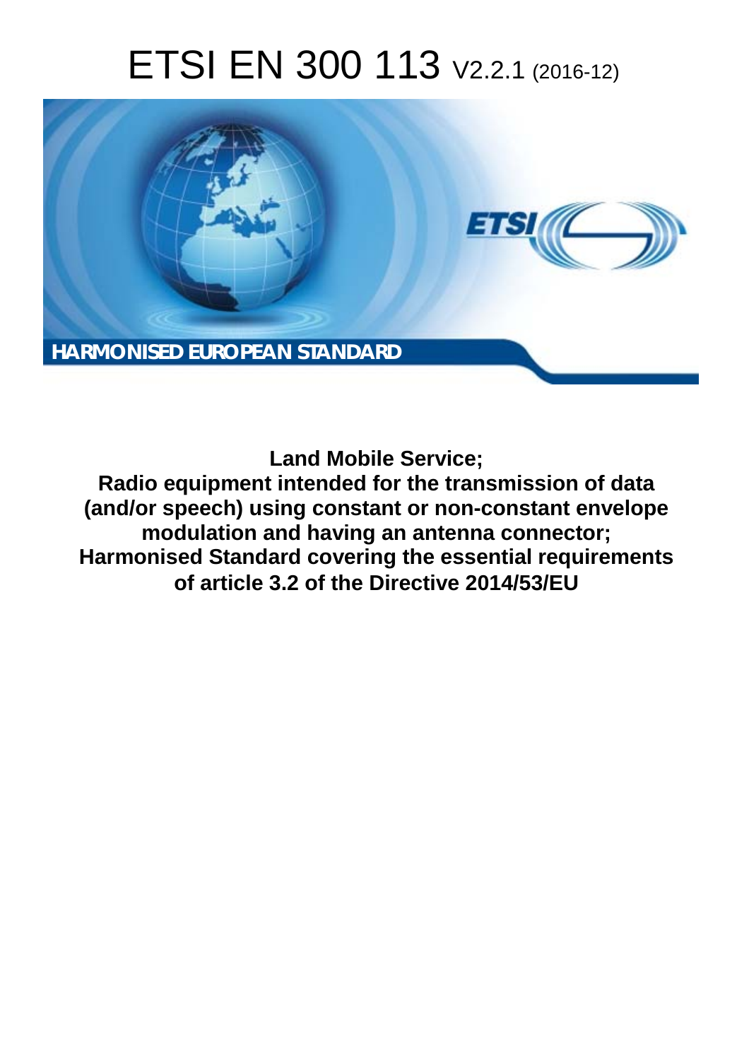# ETSI EN 300 113 V2.2.1 (2016-12)

HARMONISED EUROPEAN STANDARD

**Land Mobile Service;**
**Radio equipment intended for the transmission of data (and/or speech) using constant or non-constant envelope modulation and having an antenna connector;**
**Harmonised Standard covering the essential requirements of article 3.2 of the Directive 2014/53/EU**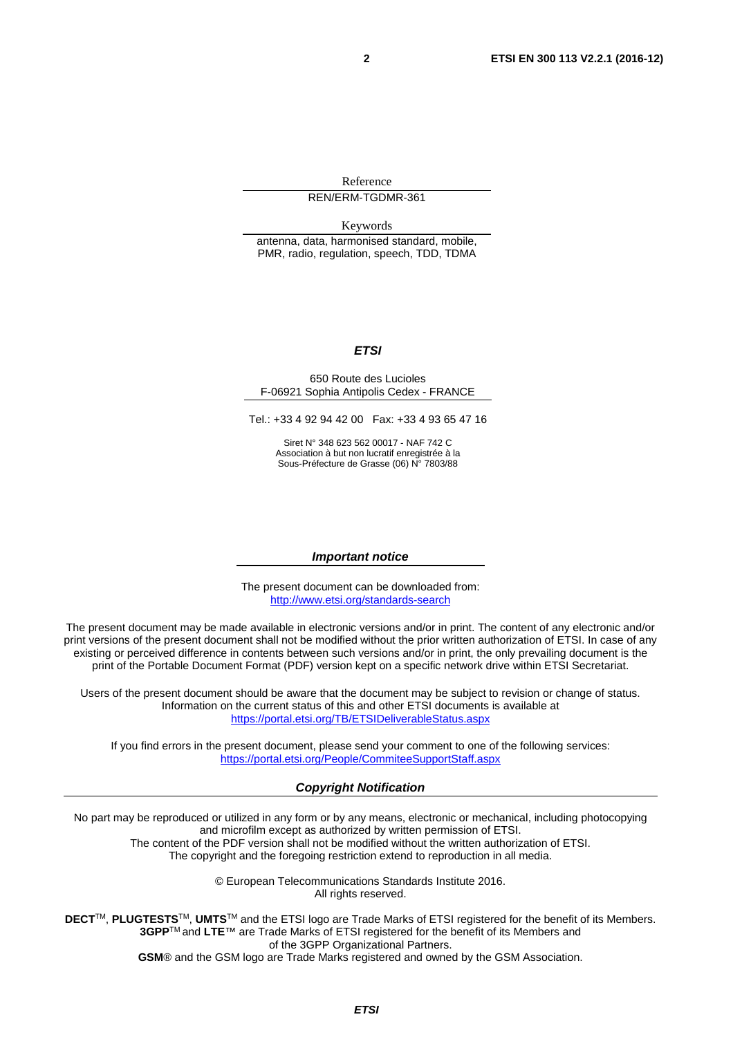Reference

REN/ERM-TGDMR-361

Keywords

antenna, data, harmonised standard, mobile, PMR, radio, regulation, speech, TDD, TDMA

***ETSI***

650 Route des Lucioles
F-06921 Sophia Antipolis Cedex - FRANCE

Tel.: +33 4 92 94 42 00 Fax: +33 4 93 65 47 16

Siret N° 348 623 562 00017 - NAF 742 C
Association à but non lucratif enregistrée à la
Sous-Préfecture de Grasse (06) N° 7803/88

***Important notice***

The present document can be downloaded from:
http://www.etsi.org/standards-search

The present document may be made available in electronic versions and/or in print. The content of any electronic and/or print versions of the present document shall not be modified without the prior written authorization of ETSI. In case of any existing or perceived difference in contents between such versions and/or in print, the only prevailing document is the print of the Portable Document Format (PDF) version kept on a specific network drive within ETSI Secretariat.

Users of the present document should be aware that the document may be subject to revision or change of status. Information on the current status of this and other ETSI documents is available at
https://portal.etsi.org/TB/ETSIDeliverableStatus.aspx

If you find errors in the present document, please send your comment to one of the following services:
https://portal.etsi.org/People/CommiteeSupportStaff.aspx

***Copyright Notification***

No part may be reproduced or utilized in any form or by any means, electronic or mechanical, including photocopying and microfilm except as authorized by written permission of ETSI.
The content of the PDF version shall not be modified without the written authorization of ETSI.
The copyright and the foregoing restriction extend to reproduction in all media.

© European Telecommunications Standards Institute 2016.
All rights reserved.

**DECT**™, **PLUGTESTS**™, **UMTS**™ and the ETSI logo are Trade Marks of ETSI registered for the benefit of its Members.
**3GPP**™ and **LTE**™ are Trade Marks of ETSI registered for the benefit of its Members and of the 3GPP Organizational Partners.
**GSM**® and the GSM logo are Trade Marks registered and owned by the GSM Association.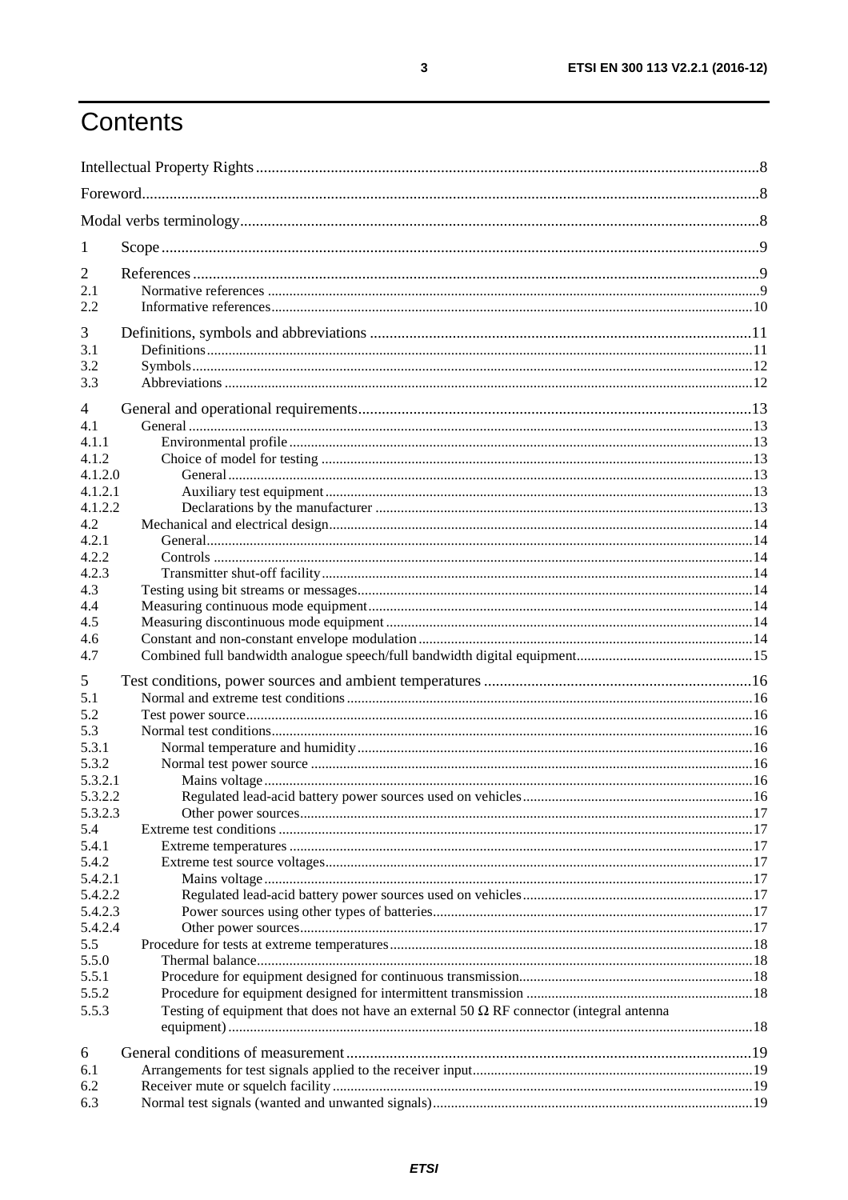# Contents

Intellectual Property Rights .......... 8
Foreword .......... 8
Modal verbs terminology .......... 8

1 Scope .......... 9

2 References .......... 9
2.1 Normative references .......... 9
2.2 Informative references .......... 10

3 Definitions, symbols and abbreviations .......... 11
3.1 Definitions .......... 11
3.2 Symbols .......... 12
3.3 Abbreviations .......... 12

4 General and operational requirements .......... 13
4.1 General .......... 13
4.1.1 Environmental profile .......... 13
4.1.2 Choice of model for testing .......... 13
4.1.2.0 General .......... 13
4.1.2.1 Auxiliary test equipment .......... 13
4.1.2.2 Declarations by the manufacturer .......... 13
4.2 Mechanical and electrical design .......... 14
4.2.1 General .......... 14
4.2.2 Controls .......... 14
4.2.3 Transmitter shut-off facility .......... 14
4.3 Testing using bit streams or messages .......... 14
4.4 Measuring continuous mode equipment .......... 14
4.5 Measuring discontinuous mode equipment .......... 14
4.6 Constant and non-constant envelope modulation .......... 14
4.7 Combined full bandwidth analogue speech/full bandwidth digital equipment .......... 15

5 Test conditions, power sources and ambient temperatures .......... 16
5.1 Normal and extreme test conditions .......... 16
5.2 Test power source .......... 16
5.3 Normal test conditions .......... 16
5.3.1 Normal temperature and humidity .......... 16
5.3.2 Normal test power source .......... 16
5.3.2.1 Mains voltage .......... 16
5.3.2.2 Regulated lead-acid battery power sources used on vehicles .......... 16
5.3.2.3 Other power sources .......... 17
5.4 Extreme test conditions .......... 17
5.4.1 Extreme temperatures .......... 17
5.4.2 Extreme test source voltages .......... 17
5.4.2.1 Mains voltage .......... 17
5.4.2.2 Regulated lead-acid battery power sources used on vehicles .......... 17
5.4.2.3 Power sources using other types of batteries .......... 17
5.4.2.4 Other power sources .......... 17
5.5 Procedure for tests at extreme temperatures .......... 18
5.5.0 Thermal balance .......... 18
5.5.1 Procedure for equipment designed for continuous transmission .......... 18
5.5.2 Procedure for equipment designed for intermittent transmission .......... 18
5.5.3 Testing of equipment that does not have an external 50 Ω RF connector (integral antenna equipment) .......... 18

6 General conditions of measurement .......... 19
6.1 Arrangements for test signals applied to the receiver input .......... 19
6.2 Receiver mute or squelch facility .......... 19
6.3 Normal test signals (wanted and unwanted signals) .......... 19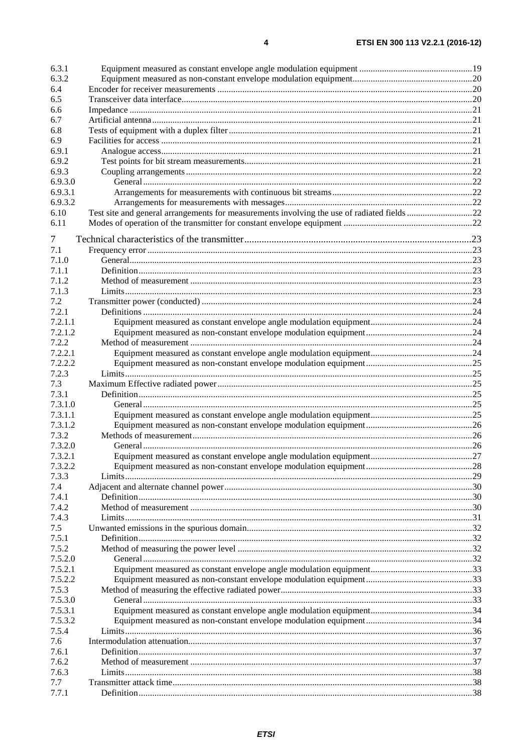6.3.1 Equipment measured as constant envelope angle modulation equipment .....19
6.3.2 Equipment measured as non-constant envelope modulation equipment.....20
6.4 Encoder for receiver measurements .....20
6.5 Transceiver data interface.....20
6.6 Impedance .....21
6.7 Artificial antenna.....21
6.8 Tests of equipment with a duplex filter.....21
6.9 Facilities for access .....21
6.9.1 Analogue access.....21
6.9.2 Test points for bit stream measurements.....21
6.9.3 Coupling arrangements.....22
6.9.3.0 General.....22
6.9.3.1 Arrangements for measurements with continuous bit streams.....22
6.9.3.2 Arrangements for measurements with messages.....22
6.10 Test site and general arrangements for measurements involving the use of radiated fields .....22
6.11 Modes of operation of the transmitter for constant envelope equipment .....22

7 Technical characteristics of the transmitter.....23
7.1 Frequency error .....23
7.1.0 General.....23
7.1.1 Definition.....23
7.1.2 Method of measurement .....23
7.1.3 Limits.....23
7.2 Transmitter power (conducted) .....24
7.2.1 Definitions .....24
7.2.1.1 Equipment measured as constant envelope angle modulation equipment.....24
7.2.1.2 Equipment measured as non-constant envelope modulation equipment.....24
7.2.2 Method of measurement .....24
7.2.2.1 Equipment measured as constant envelope angle modulation equipment.....24
7.2.2.2 Equipment measured as non-constant envelope modulation equipment.....25
7.2.3 Limits.....25
7.3 Maximum Effective radiated power.....25
7.3.1 Definition.....25
7.3.1.0 General.....25
7.3.1.1 Equipment measured as constant envelope angle modulation equipment.....25
7.3.1.2 Equipment measured as non-constant envelope modulation equipment.....26
7.3.2 Methods of measurement.....26
7.3.2.0 General.....26
7.3.2.1 Equipment measured as constant envelope angle modulation equipment.....27
7.3.2.2 Equipment measured as non-constant envelope modulation equipment.....28
7.3.3 Limits.....29
7.4 Adjacent and alternate channel power.....30
7.4.1 Definition.....30
7.4.2 Method of measurement .....30
7.4.3 Limits.....31
7.5 Unwanted emissions in the spurious domain.....32
7.5.1 Definition.....32
7.5.2 Method of measuring the power level .....32
7.5.2.0 General.....32
7.5.2.1 Equipment measured as constant envelope angle modulation equipment.....33
7.5.2.2 Equipment measured as non-constant envelope modulation equipment.....33
7.5.3 Method of measuring the effective radiated power.....33
7.5.3.0 General.....33
7.5.3.1 Equipment measured as constant envelope angle modulation equipment.....34
7.5.3.2 Equipment measured as non-constant envelope modulation equipment.....34
7.5.4 Limits.....36
7.6 Intermodulation attenuation.....37
7.6.1 Definition.....37
7.6.2 Method of measurement .....37
7.6.3 Limits.....38
7.7 Transmitter attack time.....38
7.7.1 Definition.....38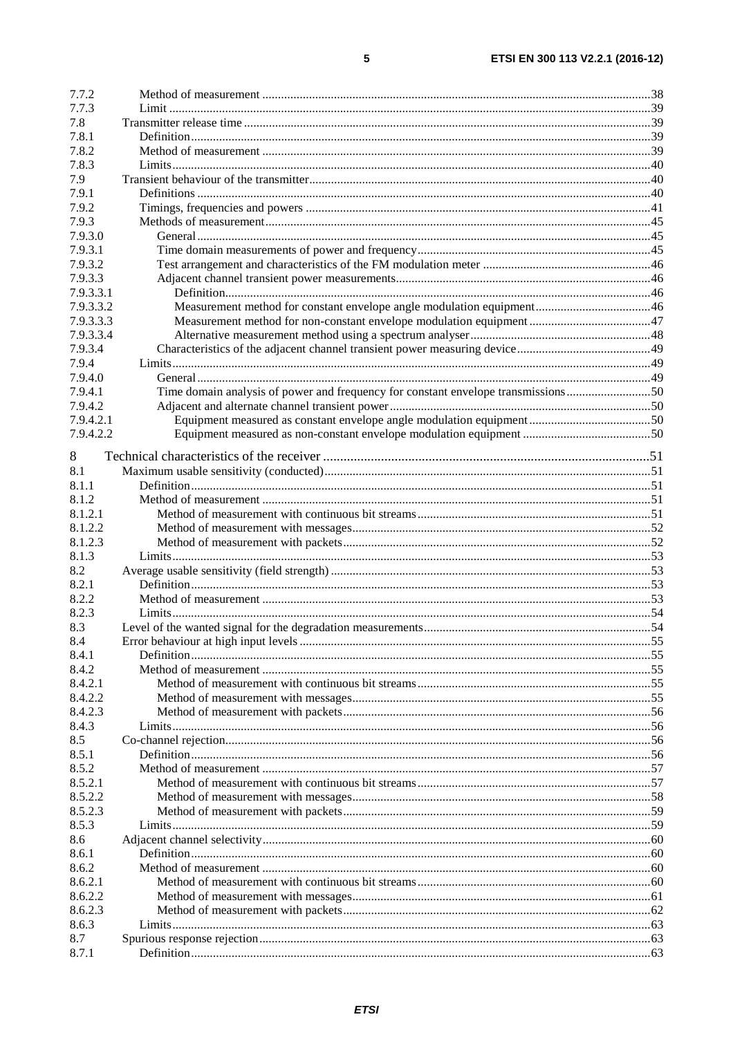7.7.2 Method of measurement ....................................................................................................................38
7.7.3 Limit ..................................................................................................................................................39
7.8 Transmitter release time .......................................................................................................................39
7.8.1 Definition...........................................................................................................................................39
7.8.2 Method of measurement ....................................................................................................................39
7.8.3 Limits.................................................................................................................................................40
7.9 Transient behaviour of the transmitter..................................................................................................40
7.9.1 Definitions .........................................................................................................................................40
7.9.2 Timings, frequencies and powers ......................................................................................................41
7.9.3 Methods of measurement...................................................................................................................45
7.9.3.0 General .........................................................................................................................................45
7.9.3.1 Time domain measurements of power and frequency..................................................................45
7.9.3.2 Test arrangement and characteristics of the FM modulation meter .............................................46
7.9.3.3 Adjacent channel transient power measurements.........................................................................46
7.9.3.3.1 Definition...............................................................................................................................46
7.9.3.3.2 Measurement method for constant envelope angle modulation equipment...........................46
7.9.3.3.3 Measurement method for non-constant envelope modulation equipment ..............................47
7.9.3.3.4 Alternative measurement method using a spectrum analyser................................................48
7.9.3.4 Characteristics of the adjacent channel transient power measuring device..................................49
7.9.4 Limits.................................................................................................................................................49
7.9.4.0 General .........................................................................................................................................49
7.9.4.1 Time domain analysis of power and frequency for constant envelope transmissions...................50
7.9.4.2 Adjacent and alternate channel transient power ...........................................................................50
7.9.4.2.1 Equipment measured as constant envelope angle modulation equipment..............................50
7.9.4.2.2 Equipment measured as non-constant envelope modulation equipment ................................50

8 Technical characteristics of the receiver ...............................................................................................51
8.1 Maximum usable sensitivity (conducted)..............................................................................................51
8.1.1 Definition...........................................................................................................................................51
8.1.2 Method of measurement ....................................................................................................................51
8.1.2.1 Method of measurement with continuous bit streams..................................................................51
8.1.2.2 Method of measurement with messages.......................................................................................52
8.1.2.3 Method of measurement with packets..........................................................................................52
8.1.3 Limits.................................................................................................................................................53
8.2 Average usable sensitivity (field strength) ............................................................................................53
8.2.1 Definition...........................................................................................................................................53
8.2.2 Method of measurement ....................................................................................................................53
8.2.3 Limits.................................................................................................................................................54
8.3 Level of the wanted signal for the degradation measurements..............................................................54
8.4 Error behaviour at high input levels ......................................................................................................55
8.4.1 Definition...........................................................................................................................................55
8.4.2 Method of measurement ....................................................................................................................55
8.4.2.1 Method of measurement with continuous bit streams..................................................................55
8.4.2.2 Method of measurement with messages.......................................................................................55
8.4.2.3 Method of measurement with packets..........................................................................................56
8.4.3 Limits.................................................................................................................................................56
8.5 Co-channel rejection..............................................................................................................................56
8.5.1 Definition...........................................................................................................................................56
8.5.2 Method of measurement ....................................................................................................................57
8.5.2.1 Method of measurement with continuous bit streams..................................................................57
8.5.2.2 Method of measurement with messages.......................................................................................58
8.5.2.3 Method of measurement with packets..........................................................................................59
8.5.3 Limits.................................................................................................................................................59
8.6 Adjacent channel selectivity..................................................................................................................60
8.6.1 Definition...........................................................................................................................................60
8.6.2 Method of measurement ....................................................................................................................60
8.6.2.1 Method of measurement with continuous bit streams..................................................................60
8.6.2.2 Method of measurement with messages.......................................................................................61
8.6.2.3 Method of measurement with packets..........................................................................................62
8.6.3 Limits.................................................................................................................................................63
8.7 Spurious response rejection...................................................................................................................63
8.7.1 Definition...........................................................................................................................................63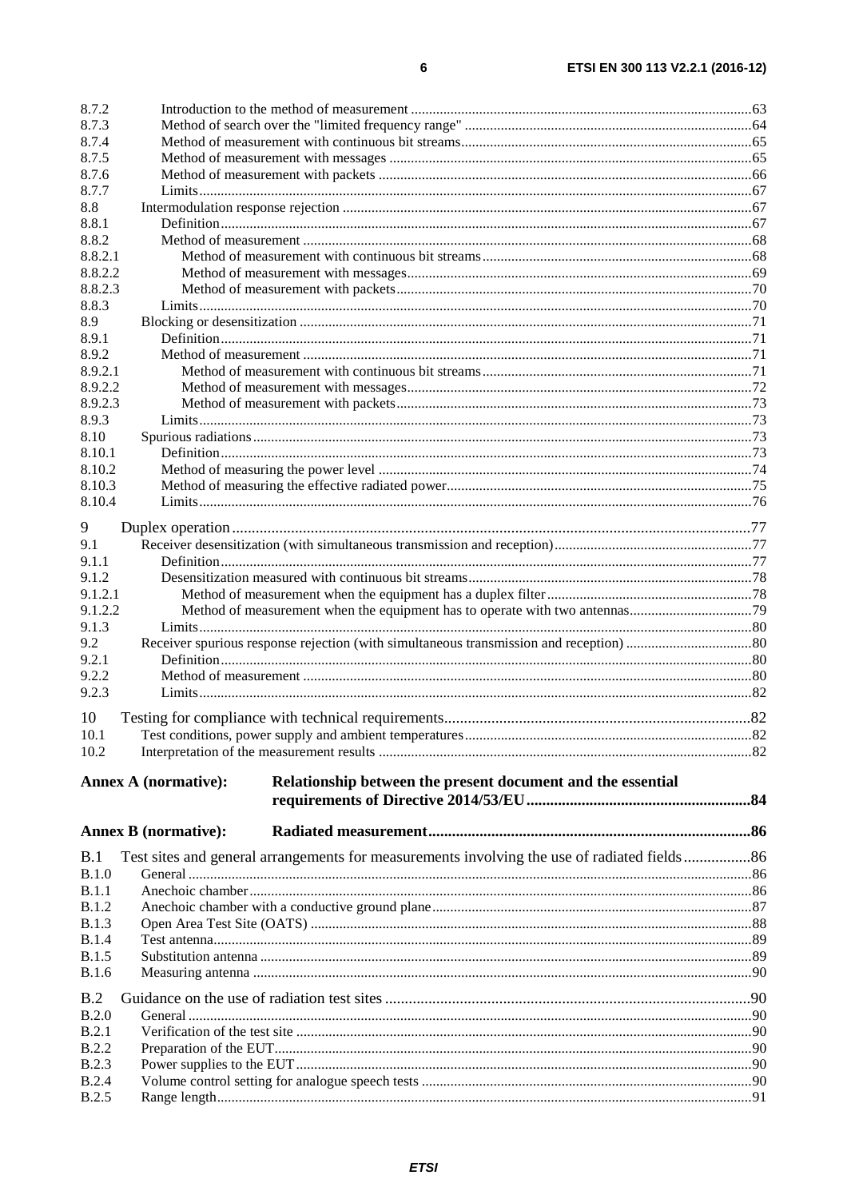8.7.2 Introduction to the method of measurement ....63
8.7.3 Method of search over the "limited frequency range" ....64
8.7.4 Method of measurement with continuous bit streams....65
8.7.5 Method of measurement with messages ....65
8.7.6 Method of measurement with packets ....66
8.7.7 Limits....67
8.8 Intermodulation response rejection ....67
8.8.1 Definition....67
8.8.2 Method of measurement ....68
8.8.2.1 Method of measurement with continuous bit streams....68
8.8.2.2 Method of measurement with messages....69
8.8.2.3 Method of measurement with packets....70
8.8.3 Limits....70
8.9 Blocking or desensitization ....71
8.9.1 Definition....71
8.9.2 Method of measurement ....71
8.9.2.1 Method of measurement with continuous bit streams....71
8.9.2.2 Method of measurement with messages....72
8.9.2.3 Method of measurement with packets....73
8.9.3 Limits....73
8.10 Spurious radiations....73
8.10.1 Definition....73
8.10.2 Method of measuring the power level ....74
8.10.3 Method of measuring the effective radiated power....75
8.10.4 Limits....76

9 Duplex operation....77
9.1 Receiver desensitization (with simultaneous transmission and reception)....77
9.1.1 Definition....77
9.1.2 Desensitization measured with continuous bit streams....78
9.1.2.1 Method of measurement when the equipment has a duplex filter....78
9.1.2.2 Method of measurement when the equipment has to operate with two antennas....79
9.1.3 Limits....80
9.2 Receiver spurious response rejection (with simultaneous transmission and reception) ....80
9.2.1 Definition....80
9.2.2 Method of measurement ....80
9.2.3 Limits....82

10 Testing for compliance with technical requirements....82
10.1 Test conditions, power supply and ambient temperatures....82
10.2 Interpretation of the measurement results ....82

**Annex A (normative): Relationship between the present document and the essential requirements of Directive 2014/53/EU....84**

**Annex B (normative): Radiated measurement....86**

B.1 Test sites and general arrangements for measurements involving the use of radiated fields....86
B.1.0 General....86
B.1.1 Anechoic chamber....86
B.1.2 Anechoic chamber with a conductive ground plane....87
B.1.3 Open Area Test Site (OATS) ....88
B.1.4 Test antenna....89
B.1.5 Substitution antenna ....89
B.1.6 Measuring antenna ....90

B.2 Guidance on the use of radiation test sites ....90
B.2.0 General....90
B.2.1 Verification of the test site ....90
B.2.2 Preparation of the EUT....90
B.2.3 Power supplies to the EUT....90
B.2.4 Volume control setting for analogue speech tests ....90
B.2.5 Range length....91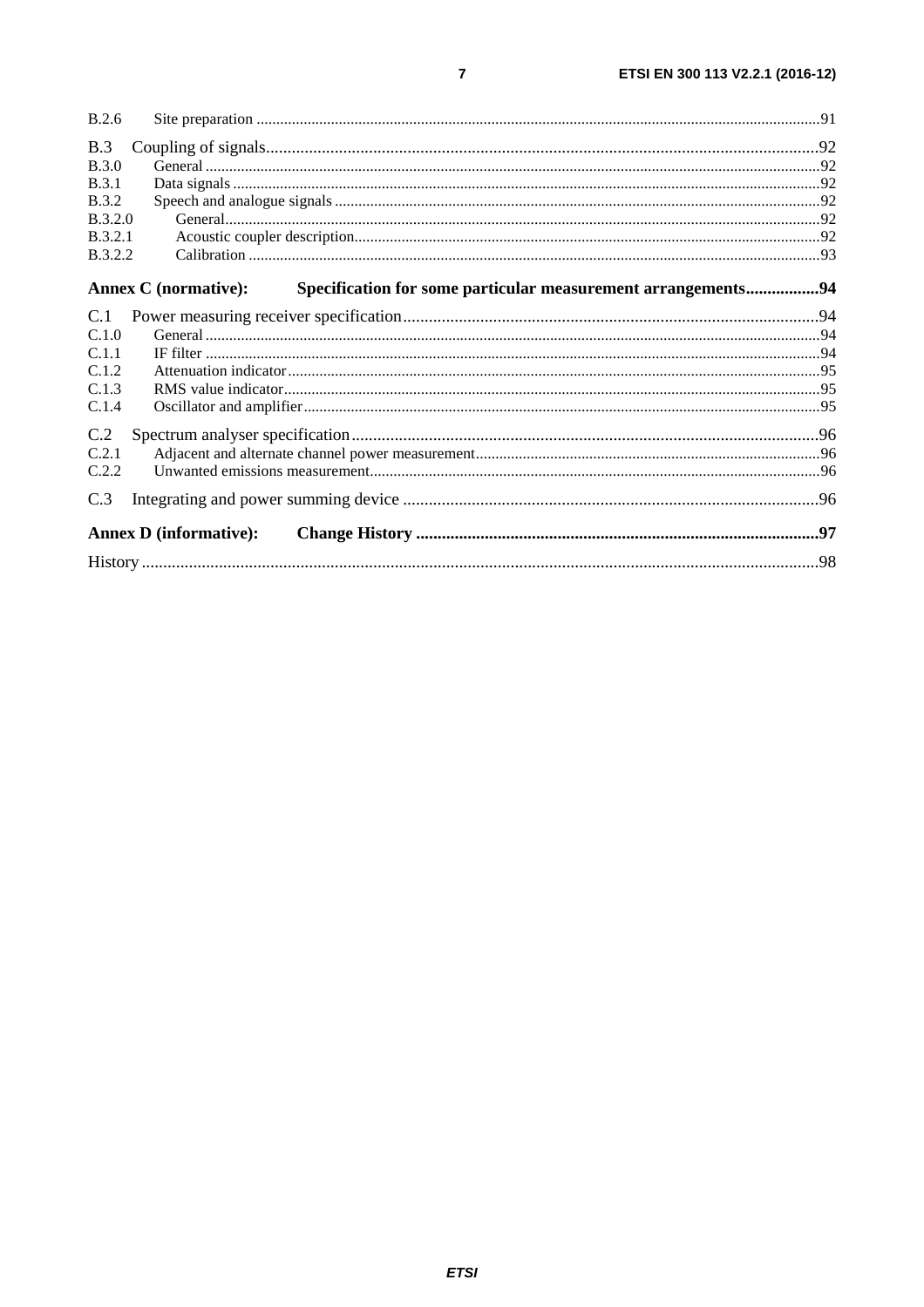B.2.6 Site preparation .....91

B.3 Coupling of signals .....92
B.3.0 General .....92
B.3.1 Data signals .....92
B.3.2 Speech and analogue signals .....92
B.3.2.0 General .....92
B.3.2.1 Acoustic coupler description .....92
B.3.2.2 Calibration .....93

**Annex C (normative): Specification for some particular measurement arrangements .....94**

C.1 Power measuring receiver specification .....94
C.1.0 General .....94
C.1.1 IF filter .....94
C.1.2 Attenuation indicator .....95
C.1.3 RMS value indicator .....95
C.1.4 Oscillator and amplifier .....95

C.2 Spectrum analyser specification .....96
C.2.1 Adjacent and alternate channel power measurement .....96
C.2.2 Unwanted emissions measurement .....96

C.3 Integrating and power summing device .....96

**Annex D (informative): Change History .....97**

History .....98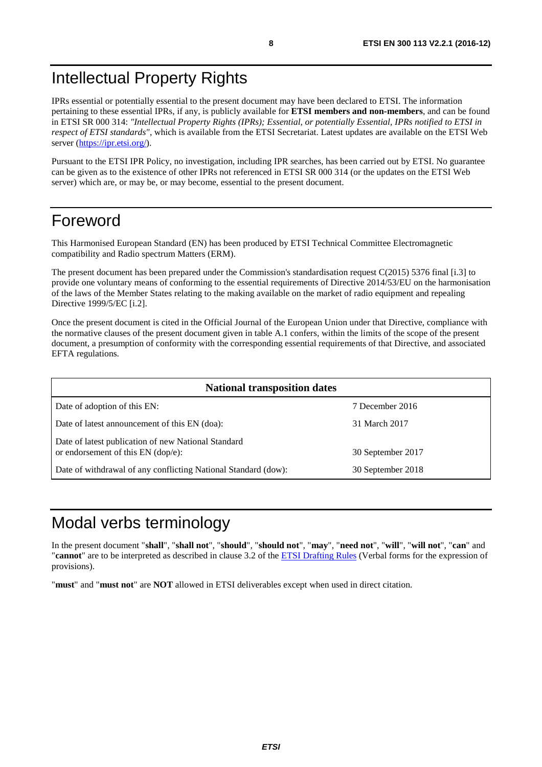# Intellectual Property Rights

IPRs essential or potentially essential to the present document may have been declared to ETSI. The information pertaining to these essential IPRs, if any, is publicly available for **ETSI members and non-members**, and can be found in ETSI SR 000 314: *"Intellectual Property Rights (IPRs); Essential, or potentially Essential, IPRs notified to ETSI in respect of ETSI standards"*, which is available from the ETSI Secretariat. Latest updates are available on the ETSI Web server (https://ipr.etsi.org/).

Pursuant to the ETSI IPR Policy, no investigation, including IPR searches, has been carried out by ETSI. No guarantee can be given as to the existence of other IPRs not referenced in ETSI SR 000 314 (or the updates on the ETSI Web server) which are, or may be, or may become, essential to the present document.

# Foreword

This Harmonised European Standard (EN) has been produced by ETSI Technical Committee Electromagnetic compatibility and Radio spectrum Matters (ERM).

The present document has been prepared under the Commission's standardisation request C(2015) 5376 final [i.3] to provide one voluntary means of conforming to the essential requirements of Directive 2014/53/EU on the harmonisation of the laws of the Member States relating to the making available on the market of radio equipment and repealing Directive 1999/5/EC [i.2].

Once the present document is cited in the Official Journal of the European Union under that Directive, compliance with the normative clauses of the present document given in table A.1 confers, within the limits of the scope of the present document, a presumption of conformity with the corresponding essential requirements of that Directive, and associated EFTA regulations.

| **National transposition dates** | |
|---|---|
| Date of adoption of this EN: | 7 December 2016 |
| Date of latest announcement of this EN (doa): | 31 March 2017 |
| Date of latest publication of new National Standard or endorsement of this EN (dop/e): | 30 September 2017 |
| Date of withdrawal of any conflicting National Standard (dow): | 30 September 2018 |

# Modal verbs terminology

In the present document "**shall**", "**shall not**", "**should**", "**should not**", "**may**", "**need not**", "**will**", "**will not**", "**can**" and "**cannot**" are to be interpreted as described in clause 3.2 of the ETSI Drafting Rules (Verbal forms for the expression of provisions).

"**must**" and "**must not**" are **NOT** allowed in ETSI deliverables except when used in direct citation.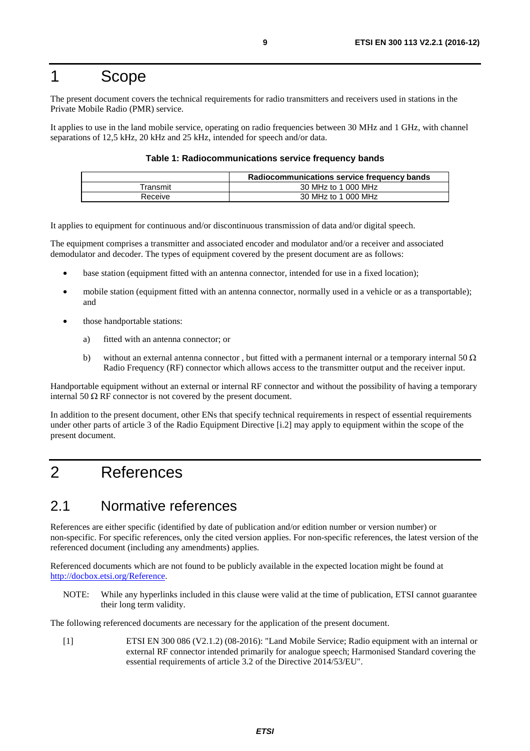# 1 Scope

The present document covers the technical requirements for radio transmitters and receivers used in stations in the Private Mobile Radio (PMR) service.

It applies to use in the land mobile service, operating on radio frequencies between 30 MHz and 1 GHz, with channel separations of 12,5 kHz, 20 kHz and 25 kHz, intended for speech and/or data.

**Table 1: Radiocommunications service frequency bands**

| | Radiocommunications service frequency bands |
|---|---|
| Transmit | 30 MHz to 1 000 MHz |
| Receive | 30 MHz to 1 000 MHz |

It applies to equipment for continuous and/or discontinuous transmission of data and/or digital speech.

The equipment comprises a transmitter and associated encoder and modulator and/or a receiver and associated demodulator and decoder. The types of equipment covered by the present document are as follows:

- base station (equipment fitted with an antenna connector, intended for use in a fixed location);
- mobile station (equipment fitted with an antenna connector, normally used in a vehicle or as a transportable); and
- those handportable stations:
  - a) fitted with an antenna connector; or
  - b) without an external antenna connector , but fitted with a permanent internal or a temporary internal 50 Ω Radio Frequency (RF) connector which allows access to the transmitter output and the receiver input.

Handportable equipment without an external or internal RF connector and without the possibility of having a temporary internal 50 Ω RF connector is not covered by the present document.

In addition to the present document, other ENs that specify technical requirements in respect of essential requirements under other parts of article 3 of the Radio Equipment Directive [i.2] may apply to equipment within the scope of the present document.

# 2 References

## 2.1 Normative references

References are either specific (identified by date of publication and/or edition number or version number) or non-specific. For specific references, only the cited version applies. For non-specific references, the latest version of the referenced document (including any amendments) applies.

Referenced documents which are not found to be publicly available in the expected location might be found at http://docbox.etsi.org/Reference.

NOTE: While any hyperlinks included in this clause were valid at the time of publication, ETSI cannot guarantee their long term validity.

The following referenced documents are necessary for the application of the present document.

[1] ETSI EN 300 086 (V2.1.2) (08-2016): "Land Mobile Service; Radio equipment with an internal or external RF connector intended primarily for analogue speech; Harmonised Standard covering the essential requirements of article 3.2 of the Directive 2014/53/EU".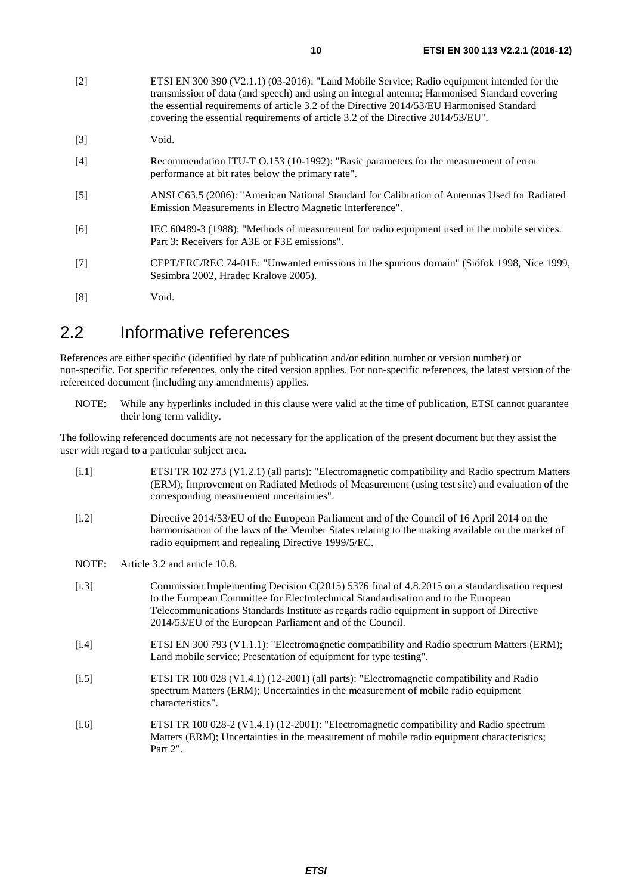[2] ETSI EN 300 390 (V2.1.1) (03-2016): "Land Mobile Service; Radio equipment intended for the transmission of data (and speech) and using an integral antenna; Harmonised Standard covering the essential requirements of article 3.2 of the Directive 2014/53/EU Harmonised Standard covering the essential requirements of article 3.2 of the Directive 2014/53/EU".

[3] Void.

[4] Recommendation ITU-T O.153 (10-1992): "Basic parameters for the measurement of error performance at bit rates below the primary rate".

[5] ANSI C63.5 (2006): "American National Standard for Calibration of Antennas Used for Radiated Emission Measurements in Electro Magnetic Interference".

[6] IEC 60489-3 (1988): "Methods of measurement for radio equipment used in the mobile services. Part 3: Receivers for A3E or F3E emissions".

[7] CEPT/ERC/REC 74-01E: "Unwanted emissions in the spurious domain" (Siófok 1998, Nice 1999, Sesimbra 2002, Hradec Kralove 2005).

[8] Void.

## 2.2 Informative references

References are either specific (identified by date of publication and/or edition number or version number) or non-specific. For specific references, only the cited version applies. For non-specific references, the latest version of the referenced document (including any amendments) applies.

NOTE: While any hyperlinks included in this clause were valid at the time of publication, ETSI cannot guarantee their long term validity.

The following referenced documents are not necessary for the application of the present document but they assist the user with regard to a particular subject area.

[i.1] ETSI TR 102 273 (V1.2.1) (all parts): "Electromagnetic compatibility and Radio spectrum Matters (ERM); Improvement on Radiated Methods of Measurement (using test site) and evaluation of the corresponding measurement uncertainties".

[i.2] Directive 2014/53/EU of the European Parliament and of the Council of 16 April 2014 on the harmonisation of the laws of the Member States relating to the making available on the market of radio equipment and repealing Directive 1999/5/EC.

NOTE: Article 3.2 and article 10.8.

[i.3] Commission Implementing Decision C(2015) 5376 final of 4.8.2015 on a standardisation request to the European Committee for Electrotechnical Standardisation and to the European Telecommunications Standards Institute as regards radio equipment in support of Directive 2014/53/EU of the European Parliament and of the Council.

[i.4] ETSI EN 300 793 (V1.1.1): "Electromagnetic compatibility and Radio spectrum Matters (ERM); Land mobile service; Presentation of equipment for type testing".

[i.5] ETSI TR 100 028 (V1.4.1) (12-2001) (all parts): "Electromagnetic compatibility and Radio spectrum Matters (ERM); Uncertainties in the measurement of mobile radio equipment characteristics".

[i.6] ETSI TR 100 028-2 (V1.4.1) (12-2001): "Electromagnetic compatibility and Radio spectrum Matters (ERM); Uncertainties in the measurement of mobile radio equipment characteristics; Part 2".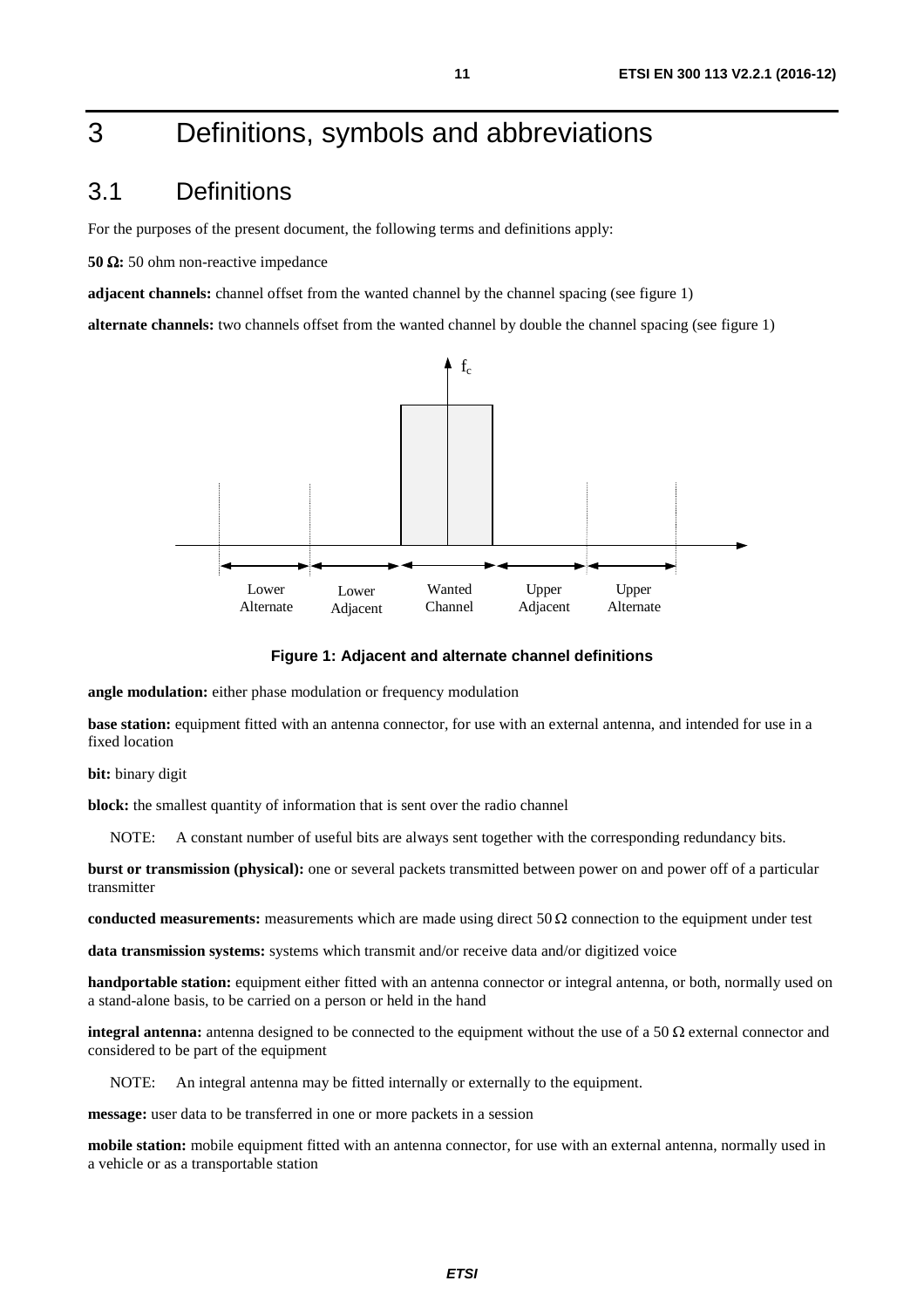# 3 Definitions, symbols and abbreviations

## 3.1 Definitions

For the purposes of the present document, the following terms and definitions apply:

**50 Ω:** 50 ohm non-reactive impedance

**adjacent channels:** channel offset from the wanted channel by the channel spacing (see figure 1)

**alternate channels:** two channels offset from the wanted channel by double the channel spacing (see figure 1)

**Figure 1: Adjacent and alternate channel definitions**

**angle modulation:** either phase modulation or frequency modulation

**base station:** equipment fitted with an antenna connector, for use with an external antenna, and intended for use in a fixed location

**bit:** binary digit

**block:** the smallest quantity of information that is sent over the radio channel

NOTE: A constant number of useful bits are always sent together with the corresponding redundancy bits.

**burst or transmission (physical):** one or several packets transmitted between power on and power off of a particular transmitter

**conducted measurements:** measurements which are made using direct 50 Ω connection to the equipment under test

**data transmission systems:** systems which transmit and/or receive data and/or digitized voice

**handportable station:** equipment either fitted with an antenna connector or integral antenna, or both, normally used on a stand-alone basis, to be carried on a person or held in the hand

**integral antenna:** antenna designed to be connected to the equipment without the use of a 50 Ω external connector and considered to be part of the equipment

NOTE: An integral antenna may be fitted internally or externally to the equipment.

**message:** user data to be transferred in one or more packets in a session

**mobile station:** mobile equipment fitted with an antenna connector, for use with an external antenna, normally used in a vehicle or as a transportable station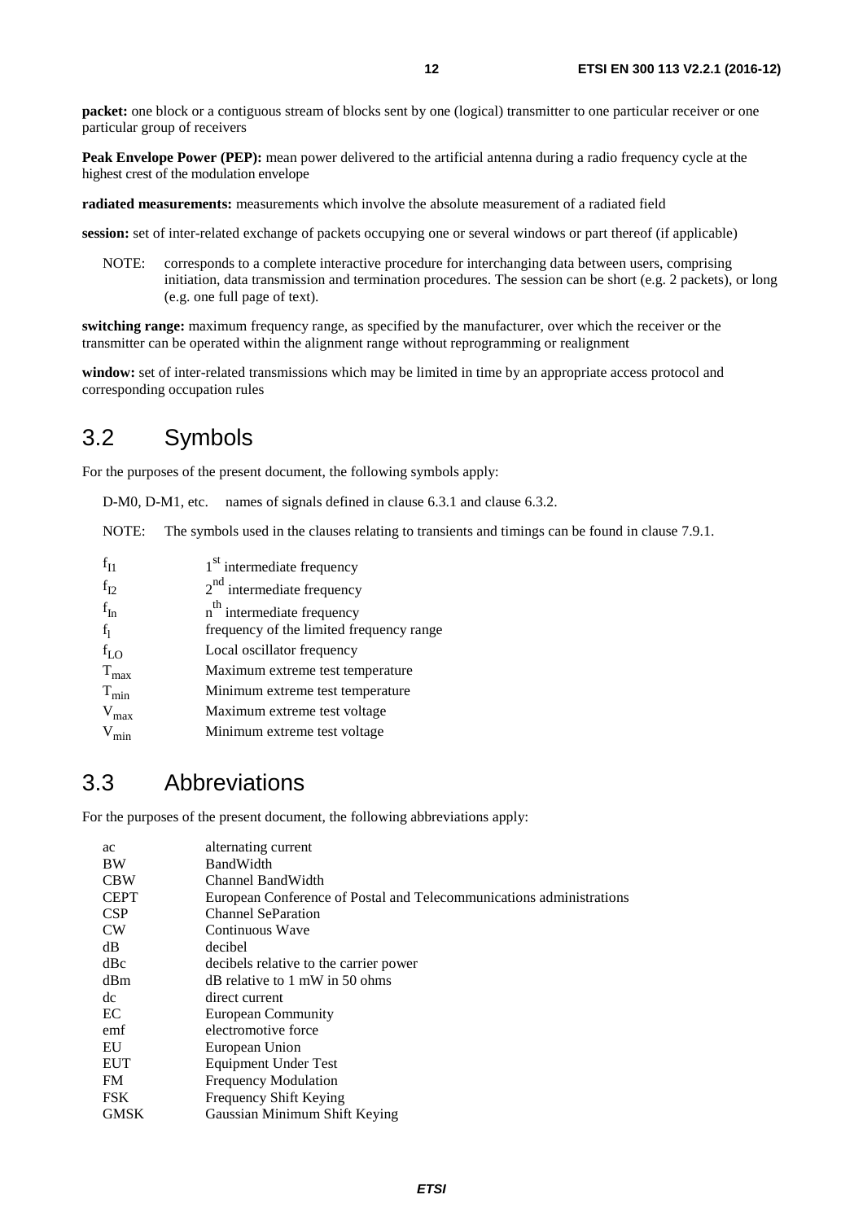**packet:** one block or a contiguous stream of blocks sent by one (logical) transmitter to one particular receiver or one particular group of receivers

**Peak Envelope Power (PEP):** mean power delivered to the artificial antenna during a radio frequency cycle at the highest crest of the modulation envelope

**radiated measurements:** measurements which involve the absolute measurement of a radiated field

**session:** set of inter-related exchange of packets occupying one or several windows or part thereof (if applicable)

NOTE: corresponds to a complete interactive procedure for interchanging data between users, comprising initiation, data transmission and termination procedures. The session can be short (e.g. 2 packets), or long (e.g. one full page of text).

**switching range:** maximum frequency range, as specified by the manufacturer, over which the receiver or the transmitter can be operated within the alignment range without reprogramming or realignment

**window:** set of inter-related transmissions which may be limited in time by an appropriate access protocol and corresponding occupation rules

## 3.2 Symbols

For the purposes of the present document, the following symbols apply:

D-M0, D-M1, etc. names of signals defined in clause 6.3.1 and clause 6.3.2.

NOTE: The symbols used in the clauses relating to transients and timings can be found in clause 7.9.1.

| | |
|---|---|
| $f_{I1}$ | $1^{st}$ intermediate frequency |
| $f_{I2}$ | $2^{nd}$ intermediate frequency |
| $f_{In}$ | $n^{th}$ intermediate frequency |
| $f_l$ | frequency of the limited frequency range |
| $f_{LO}$ | Local oscillator frequency |
| $T_{max}$ | Maximum extreme test temperature |
| $T_{min}$ | Minimum extreme test temperature |
| $V_{max}$ | Maximum extreme test voltage |
| $V_{min}$ | Minimum extreme test voltage |

## 3.3 Abbreviations

For the purposes of the present document, the following abbreviations apply:

| | |
|---|---|
| ac | alternating current |
| BW | BandWidth |
| CBW | Channel BandWidth |
| CEPT | European Conference of Postal and Telecommunications administrations |
| CSP | Channel SeParation |
| CW | Continuous Wave |
| dB | decibel |
| dBc | decibels relative to the carrier power |
| dBm | dB relative to 1 mW in 50 ohms |
| dc | direct current |
| EC | European Community |
| emf | electromotive force |
| EU | European Union |
| EUT | Equipment Under Test |
| FM | Frequency Modulation |
| FSK | Frequency Shift Keying |
| GMSK | Gaussian Minimum Shift Keying |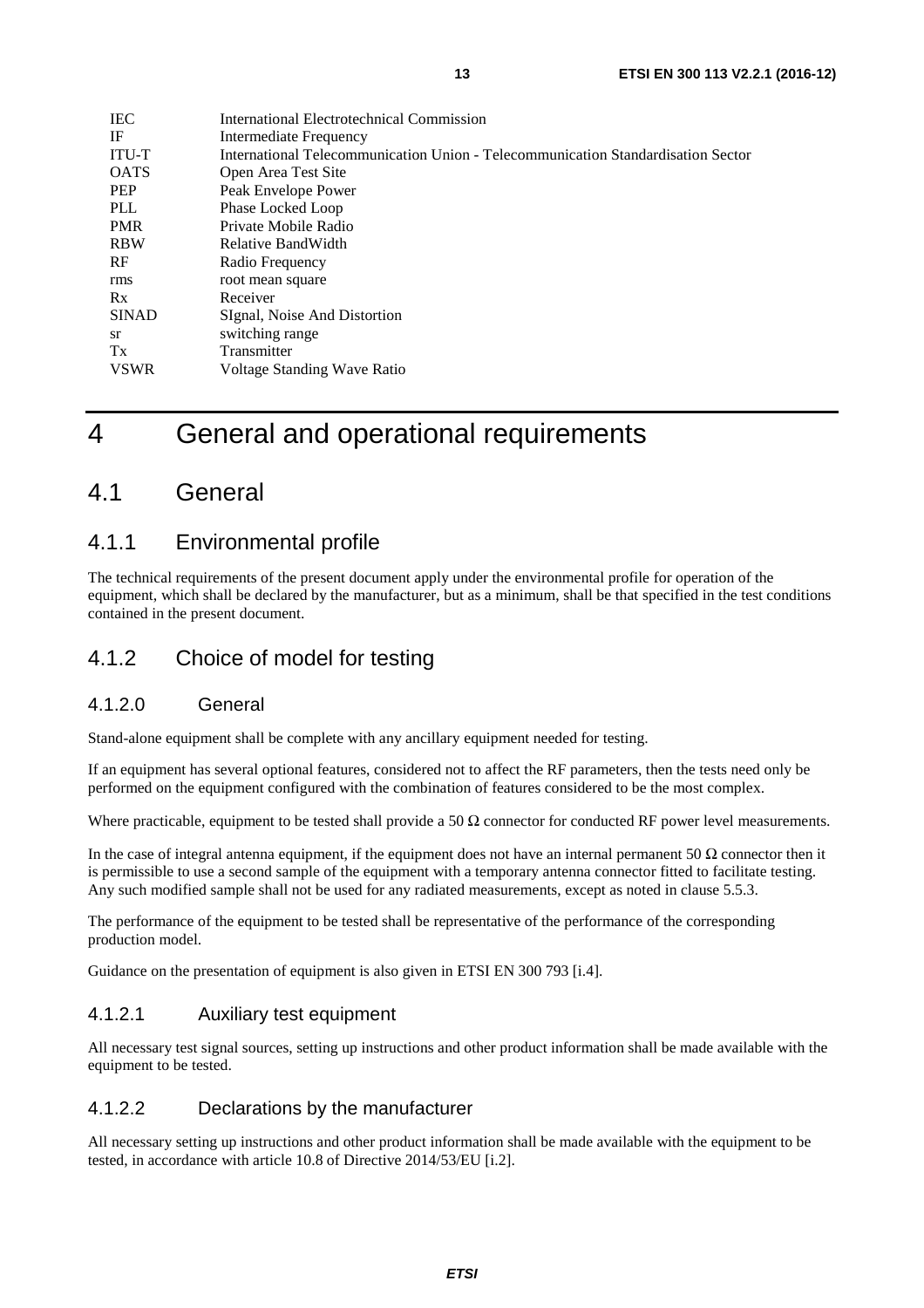| | |
|---|---|
| IEC | International Electrotechnical Commission |
| IF | Intermediate Frequency |
| ITU-T | International Telecommunication Union - Telecommunication Standardisation Sector |
| OATS | Open Area Test Site |
| PEP | Peak Envelope Power |
| PLL | Phase Locked Loop |
| PMR | Private Mobile Radio |
| RBW | Relative BandWidth |
| RF | Radio Frequency |
| rms | root mean square |
| Rx | Receiver |
| SINAD | SIgnal, Noise And Distortion |
| sr | switching range |
| Tx | Transmitter |
| VSWR | Voltage Standing Wave Ratio |

# 4 General and operational requirements

## 4.1 General

### 4.1.1 Environmental profile

The technical requirements of the present document apply under the environmental profile for operation of the equipment, which shall be declared by the manufacturer, but as a minimum, shall be that specified in the test conditions contained in the present document.

### 4.1.2 Choice of model for testing

#### 4.1.2.0 General

Stand-alone equipment shall be complete with any ancillary equipment needed for testing.

If an equipment has several optional features, considered not to affect the RF parameters, then the tests need only be performed on the equipment configured with the combination of features considered to be the most complex.

Where practicable, equipment to be tested shall provide a 50 Ω connector for conducted RF power level measurements.

In the case of integral antenna equipment, if the equipment does not have an internal permanent 50 Ω connector then it is permissible to use a second sample of the equipment with a temporary antenna connector fitted to facilitate testing. Any such modified sample shall not be used for any radiated measurements, except as noted in clause 5.5.3.

The performance of the equipment to be tested shall be representative of the performance of the corresponding production model.

Guidance on the presentation of equipment is also given in ETSI EN 300 793 [i.4].

#### 4.1.2.1 Auxiliary test equipment

All necessary test signal sources, setting up instructions and other product information shall be made available with the equipment to be tested.

#### 4.1.2.2 Declarations by the manufacturer

All necessary setting up instructions and other product information shall be made available with the equipment to be tested, in accordance with article 10.8 of Directive 2014/53/EU [i.2].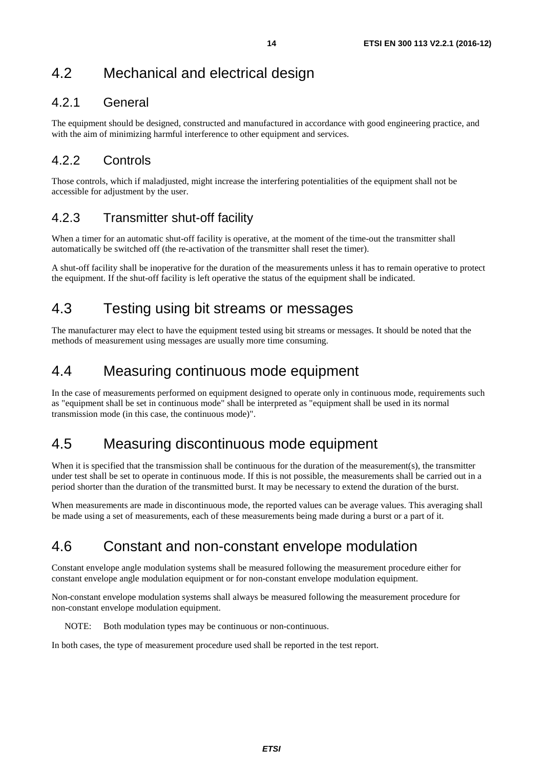## 4.2 Mechanical and electrical design

### 4.2.1 General

The equipment should be designed, constructed and manufactured in accordance with good engineering practice, and with the aim of minimizing harmful interference to other equipment and services.

### 4.2.2 Controls

Those controls, which if maladjusted, might increase the interfering potentialities of the equipment shall not be accessible for adjustment by the user.

### 4.2.3 Transmitter shut-off facility

When a timer for an automatic shut-off facility is operative, at the moment of the time-out the transmitter shall automatically be switched off (the re-activation of the transmitter shall reset the timer).

A shut-off facility shall be inoperative for the duration of the measurements unless it has to remain operative to protect the equipment. If the shut-off facility is left operative the status of the equipment shall be indicated.

## 4.3 Testing using bit streams or messages

The manufacturer may elect to have the equipment tested using bit streams or messages. It should be noted that the methods of measurement using messages are usually more time consuming.

## 4.4 Measuring continuous mode equipment

In the case of measurements performed on equipment designed to operate only in continuous mode, requirements such as "equipment shall be set in continuous mode" shall be interpreted as "equipment shall be used in its normal transmission mode (in this case, the continuous mode)".

## 4.5 Measuring discontinuous mode equipment

When it is specified that the transmission shall be continuous for the duration of the measurement(s), the transmitter under test shall be set to operate in continuous mode. If this is not possible, the measurements shall be carried out in a period shorter than the duration of the transmitted burst. It may be necessary to extend the duration of the burst.

When measurements are made in discontinuous mode, the reported values can be average values. This averaging shall be made using a set of measurements, each of these measurements being made during a burst or a part of it.

## 4.6 Constant and non-constant envelope modulation

Constant envelope angle modulation systems shall be measured following the measurement procedure either for constant envelope angle modulation equipment or for non-constant envelope modulation equipment.

Non-constant envelope modulation systems shall always be measured following the measurement procedure for non-constant envelope modulation equipment.

NOTE: Both modulation types may be continuous or non-continuous.

In both cases, the type of measurement procedure used shall be reported in the test report.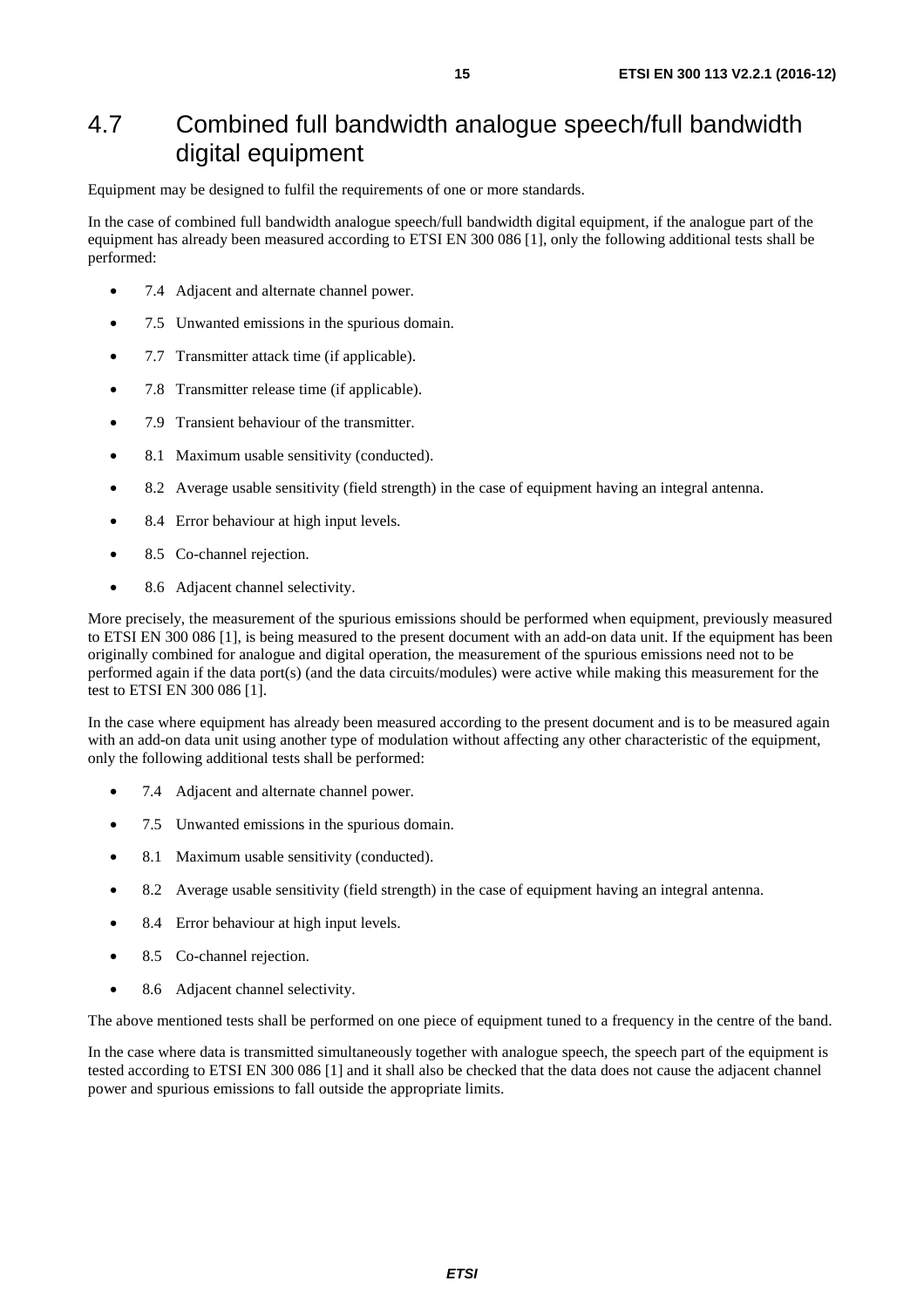## 4.7 Combined full bandwidth analogue speech/full bandwidth digital equipment

Equipment may be designed to fulfil the requirements of one or more standards.

In the case of combined full bandwidth analogue speech/full bandwidth digital equipment, if the analogue part of the equipment has already been measured according to ETSI EN 300 086 [1], only the following additional tests shall be performed:

- 7.4 Adjacent and alternate channel power.
- 7.5 Unwanted emissions in the spurious domain.
- 7.7 Transmitter attack time (if applicable).
- 7.8 Transmitter release time (if applicable).
- 7.9 Transient behaviour of the transmitter.
- 8.1 Maximum usable sensitivity (conducted).
- 8.2 Average usable sensitivity (field strength) in the case of equipment having an integral antenna.
- 8.4 Error behaviour at high input levels.
- 8.5 Co-channel rejection.
- 8.6 Adjacent channel selectivity.

More precisely, the measurement of the spurious emissions should be performed when equipment, previously measured to ETSI EN 300 086 [1], is being measured to the present document with an add-on data unit. If the equipment has been originally combined for analogue and digital operation, the measurement of the spurious emissions need not to be performed again if the data port(s) (and the data circuits/modules) were active while making this measurement for the test to ETSI EN 300 086 [1].

In the case where equipment has already been measured according to the present document and is to be measured again with an add-on data unit using another type of modulation without affecting any other characteristic of the equipment, only the following additional tests shall be performed:

- 7.4 Adjacent and alternate channel power.
- 7.5 Unwanted emissions in the spurious domain.
- 8.1 Maximum usable sensitivity (conducted).
- 8.2 Average usable sensitivity (field strength) in the case of equipment having an integral antenna.
- 8.4 Error behaviour at high input levels.
- 8.5 Co-channel rejection.
- 8.6 Adjacent channel selectivity.

The above mentioned tests shall be performed on one piece of equipment tuned to a frequency in the centre of the band.

In the case where data is transmitted simultaneously together with analogue speech, the speech part of the equipment is tested according to ETSI EN 300 086 [1] and it shall also be checked that the data does not cause the adjacent channel power and spurious emissions to fall outside the appropriate limits.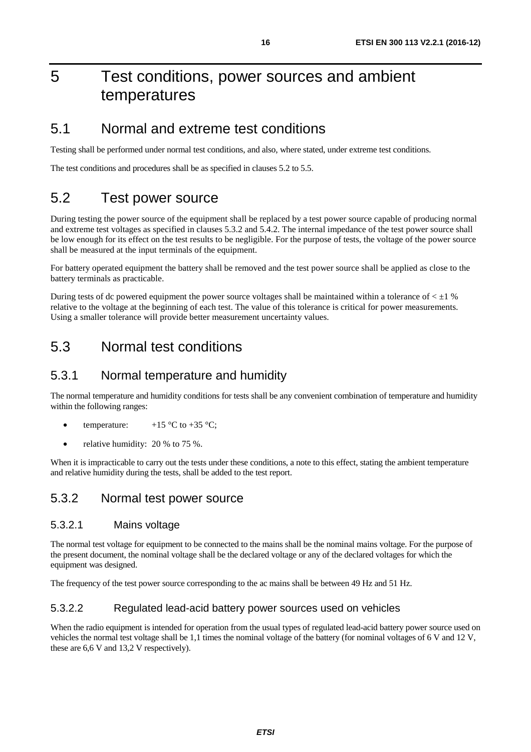# 5 Test conditions, power sources and ambient temperatures

## 5.1 Normal and extreme test conditions

Testing shall be performed under normal test conditions, and also, where stated, under extreme test conditions.

The test conditions and procedures shall be as specified in clauses 5.2 to 5.5.

## 5.2 Test power source

During testing the power source of the equipment shall be replaced by a test power source capable of producing normal and extreme test voltages as specified in clauses 5.3.2 and 5.4.2. The internal impedance of the test power source shall be low enough for its effect on the test results to be negligible. For the purpose of tests, the voltage of the power source shall be measured at the input terminals of the equipment.

For battery operated equipment the battery shall be removed and the test power source shall be applied as close to the battery terminals as practicable.

During tests of dc powered equipment the power source voltages shall be maintained within a tolerance of $< \pm 1$ % relative to the voltage at the beginning of each test. The value of this tolerance is critical for power measurements. Using a smaller tolerance will provide better measurement uncertainty values.

## 5.3 Normal test conditions

### 5.3.1 Normal temperature and humidity

The normal temperature and humidity conditions for tests shall be any convenient combination of temperature and humidity within the following ranges:

- temperature: +15 °C to +35 °C;
- relative humidity: 20 % to 75 %.

When it is impracticable to carry out the tests under these conditions, a note to this effect, stating the ambient temperature and relative humidity during the tests, shall be added to the test report.

### 5.3.2 Normal test power source

#### 5.3.2.1 Mains voltage

The normal test voltage for equipment to be connected to the mains shall be the nominal mains voltage. For the purpose of the present document, the nominal voltage shall be the declared voltage or any of the declared voltages for which the equipment was designed.

The frequency of the test power source corresponding to the ac mains shall be between 49 Hz and 51 Hz.

#### 5.3.2.2 Regulated lead-acid battery power sources used on vehicles

When the radio equipment is intended for operation from the usual types of regulated lead-acid battery power source used on vehicles the normal test voltage shall be 1,1 times the nominal voltage of the battery (for nominal voltages of 6 V and 12 V, these are 6,6 V and 13,2 V respectively).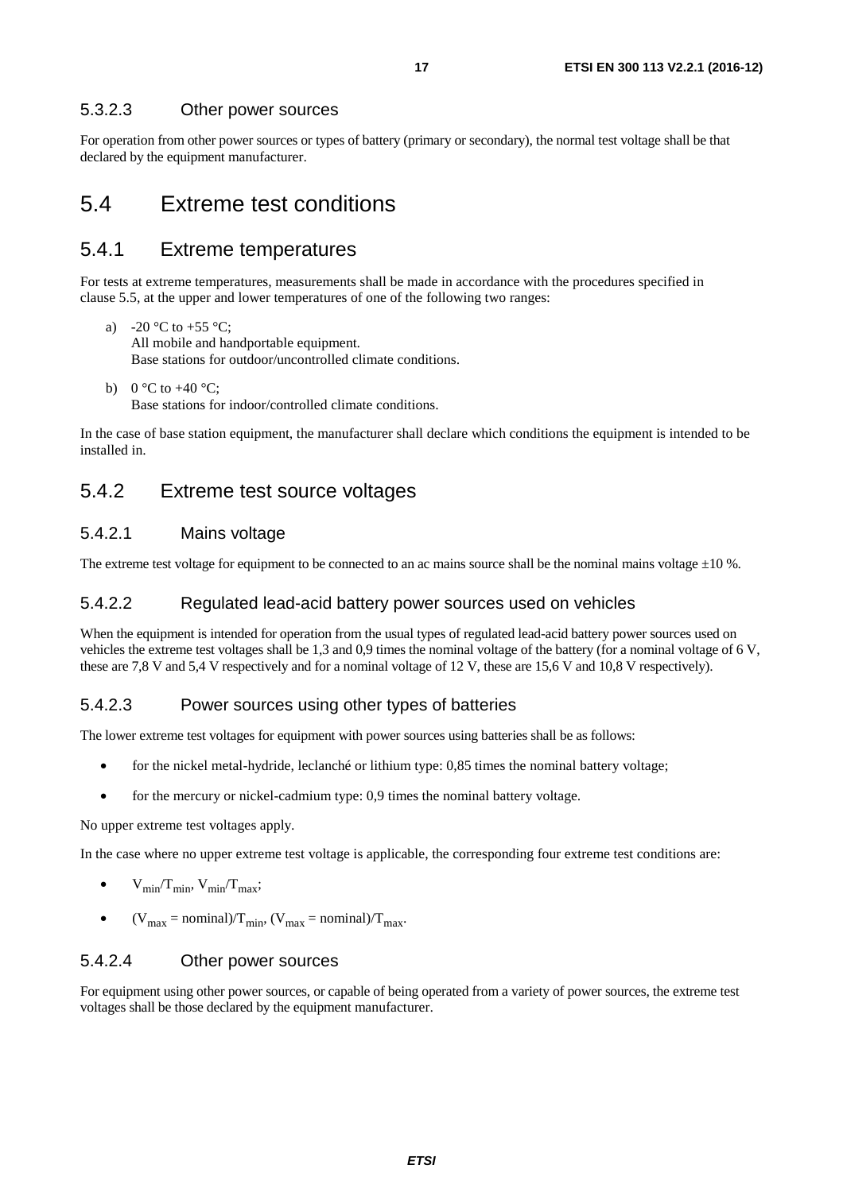#### 5.3.2.3 Other power sources

For operation from other power sources or types of battery (primary or secondary), the normal test voltage shall be that declared by the equipment manufacturer.

## 5.4 Extreme test conditions

### 5.4.1 Extreme temperatures

For tests at extreme temperatures, measurements shall be made in accordance with the procedures specified in clause 5.5, at the upper and lower temperatures of one of the following two ranges:

a) -20 °C to +55 °C;
   All mobile and handportable equipment.
   Base stations for outdoor/uncontrolled climate conditions.

b) 0 °C to +40 °C;
   Base stations for indoor/controlled climate conditions.

In the case of base station equipment, the manufacturer shall declare which conditions the equipment is intended to be installed in.

### 5.4.2 Extreme test source voltages

#### 5.4.2.1 Mains voltage

The extreme test voltage for equipment to be connected to an ac mains source shall be the nominal mains voltage ±10 %.

#### 5.4.2.2 Regulated lead-acid battery power sources used on vehicles

When the equipment is intended for operation from the usual types of regulated lead-acid battery power sources used on vehicles the extreme test voltages shall be 1,3 and 0,9 times the nominal voltage of the battery (for a nominal voltage of 6 V, these are 7,8 V and 5,4 V respectively and for a nominal voltage of 12 V, these are 15,6 V and 10,8 V respectively).

#### 5.4.2.3 Power sources using other types of batteries

The lower extreme test voltages for equipment with power sources using batteries shall be as follows:

- for the nickel metal-hydride, leclanché or lithium type: 0,85 times the nominal battery voltage;
- for the mercury or nickel-cadmium type: 0,9 times the nominal battery voltage.

No upper extreme test voltages apply.

In the case where no upper extreme test voltage is applicable, the corresponding four extreme test conditions are:

- $V_{min}/T_{min}$, $V_{min}/T_{max}$;
- $(V_{max} = \text{nominal})/T_{min}$, $(V_{max} = \text{nominal})/T_{max}$.

#### 5.4.2.4 Other power sources

For equipment using other power sources, or capable of being operated from a variety of power sources, the extreme test voltages shall be those declared by the equipment manufacturer.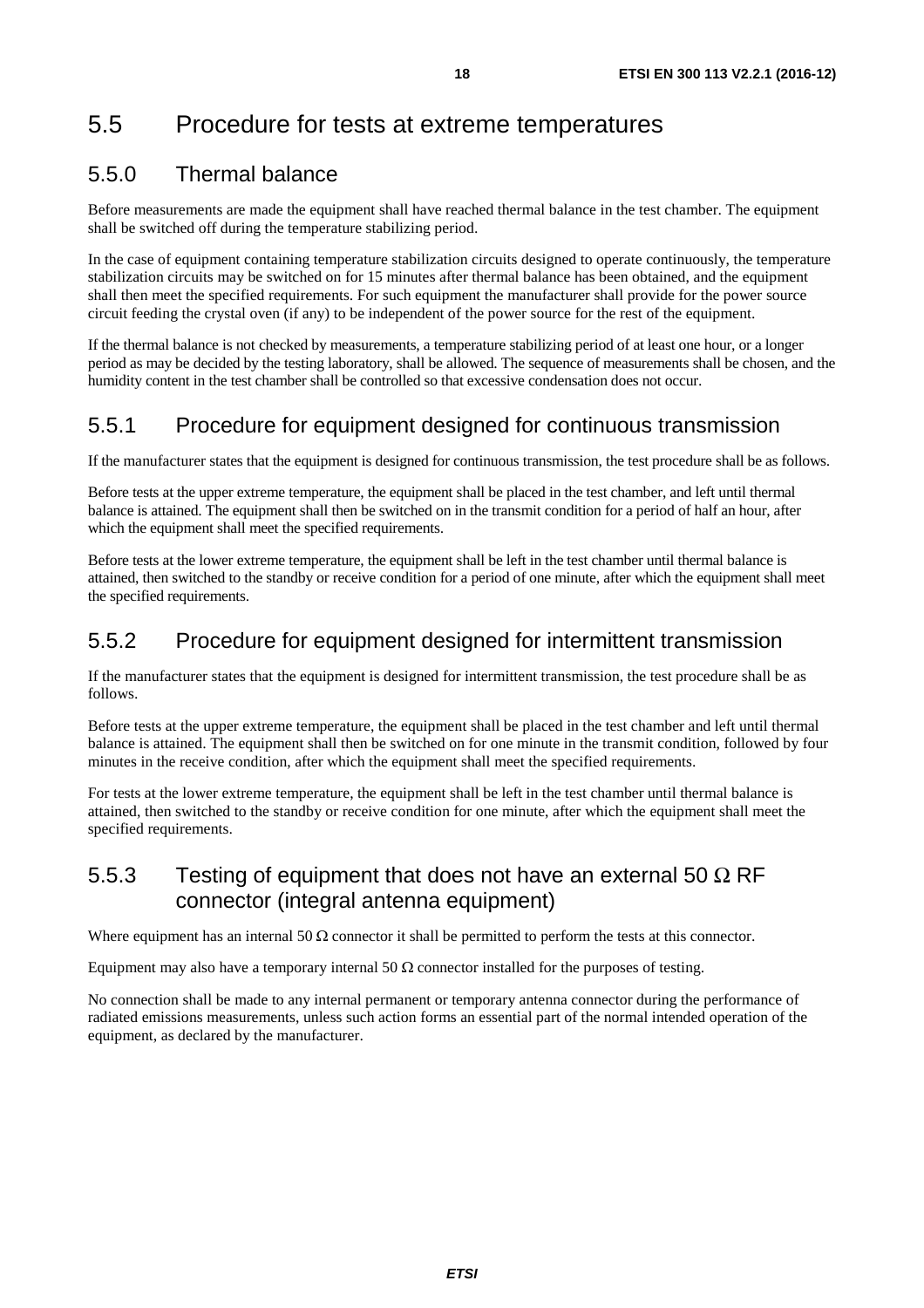## 5.5 Procedure for tests at extreme temperatures

### 5.5.0 Thermal balance

Before measurements are made the equipment shall have reached thermal balance in the test chamber. The equipment shall be switched off during the temperature stabilizing period.

In the case of equipment containing temperature stabilization circuits designed to operate continuously, the temperature stabilization circuits may be switched on for 15 minutes after thermal balance has been obtained, and the equipment shall then meet the specified requirements. For such equipment the manufacturer shall provide for the power source circuit feeding the crystal oven (if any) to be independent of the power source for the rest of the equipment.

If the thermal balance is not checked by measurements, a temperature stabilizing period of at least one hour, or a longer period as may be decided by the testing laboratory, shall be allowed. The sequence of measurements shall be chosen, and the humidity content in the test chamber shall be controlled so that excessive condensation does not occur.

### 5.5.1 Procedure for equipment designed for continuous transmission

If the manufacturer states that the equipment is designed for continuous transmission, the test procedure shall be as follows.

Before tests at the upper extreme temperature, the equipment shall be placed in the test chamber, and left until thermal balance is attained. The equipment shall then be switched on in the transmit condition for a period of half an hour, after which the equipment shall meet the specified requirements.

Before tests at the lower extreme temperature, the equipment shall be left in the test chamber until thermal balance is attained, then switched to the standby or receive condition for a period of one minute, after which the equipment shall meet the specified requirements.

### 5.5.2 Procedure for equipment designed for intermittent transmission

If the manufacturer states that the equipment is designed for intermittent transmission, the test procedure shall be as follows.

Before tests at the upper extreme temperature, the equipment shall be placed in the test chamber and left until thermal balance is attained. The equipment shall then be switched on for one minute in the transmit condition, followed by four minutes in the receive condition, after which the equipment shall meet the specified requirements.

For tests at the lower extreme temperature, the equipment shall be left in the test chamber until thermal balance is attained, then switched to the standby or receive condition for one minute, after which the equipment shall meet the specified requirements.

### 5.5.3 Testing of equipment that does not have an external 50 Ω RF connector (integral antenna equipment)

Where equipment has an internal 50 Ω connector it shall be permitted to perform the tests at this connector.

Equipment may also have a temporary internal 50 Ω connector installed for the purposes of testing.

No connection shall be made to any internal permanent or temporary antenna connector during the performance of radiated emissions measurements, unless such action forms an essential part of the normal intended operation of the equipment, as declared by the manufacturer.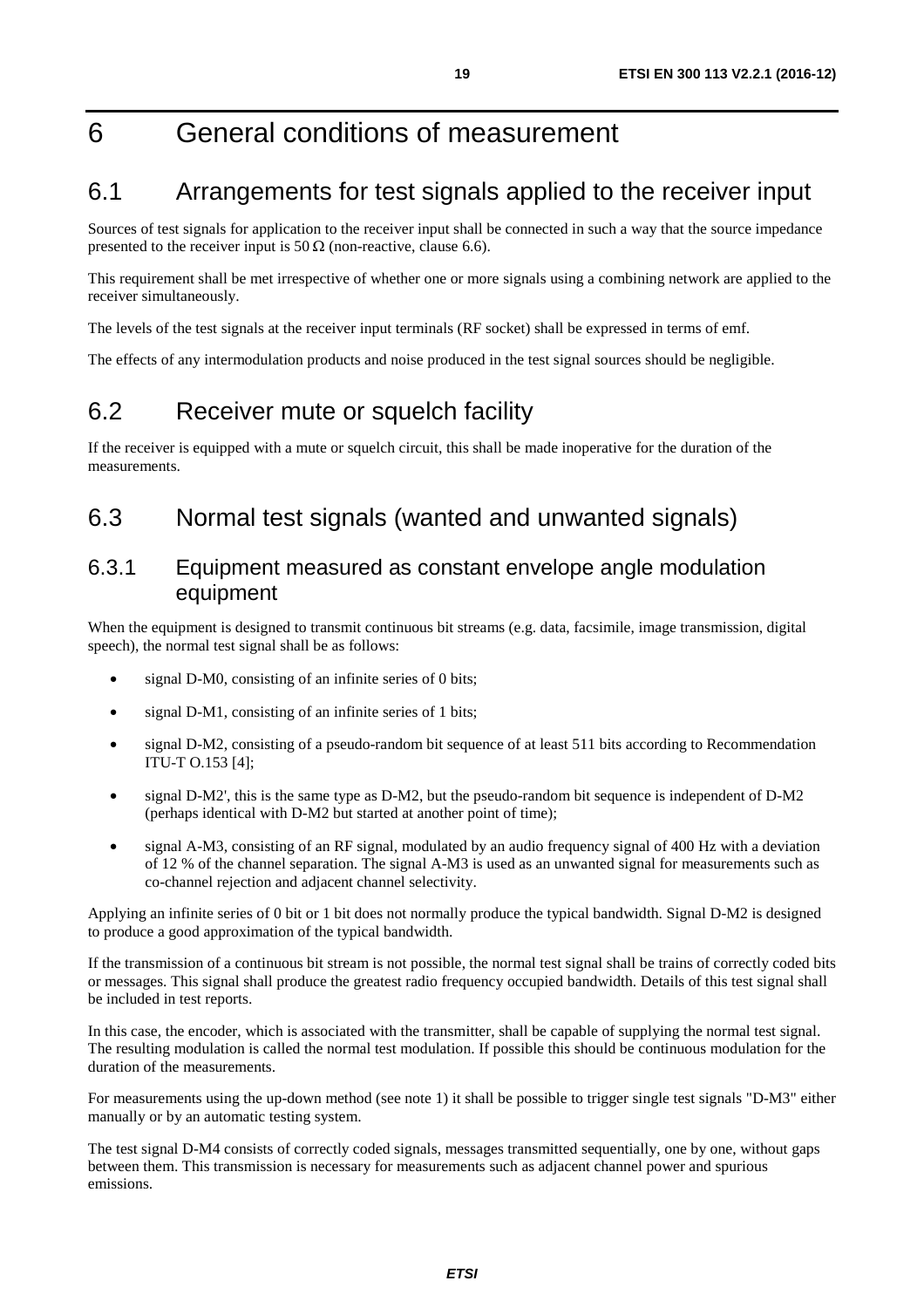# 6 General conditions of measurement

## 6.1 Arrangements for test signals applied to the receiver input

Sources of test signals for application to the receiver input shall be connected in such a way that the source impedance presented to the receiver input is 50 Ω (non-reactive, clause 6.6).

This requirement shall be met irrespective of whether one or more signals using a combining network are applied to the receiver simultaneously.

The levels of the test signals at the receiver input terminals (RF socket) shall be expressed in terms of emf.

The effects of any intermodulation products and noise produced in the test signal sources should be negligible.

## 6.2 Receiver mute or squelch facility

If the receiver is equipped with a mute or squelch circuit, this shall be made inoperative for the duration of the measurements.

## 6.3 Normal test signals (wanted and unwanted signals)

### 6.3.1 Equipment measured as constant envelope angle modulation equipment

When the equipment is designed to transmit continuous bit streams (e.g. data, facsimile, image transmission, digital speech), the normal test signal shall be as follows:

- signal D-M0, consisting of an infinite series of 0 bits;
- signal D-M1, consisting of an infinite series of 1 bits;
- signal D-M2, consisting of a pseudo-random bit sequence of at least 511 bits according to Recommendation ITU-T O.153 [4];
- signal D-M2', this is the same type as D-M2, but the pseudo-random bit sequence is independent of D-M2 (perhaps identical with D-M2 but started at another point of time);
- signal A-M3, consisting of an RF signal, modulated by an audio frequency signal of 400 Hz with a deviation of 12 % of the channel separation. The signal A-M3 is used as an unwanted signal for measurements such as co-channel rejection and adjacent channel selectivity.

Applying an infinite series of 0 bit or 1 bit does not normally produce the typical bandwidth. Signal D-M2 is designed to produce a good approximation of the typical bandwidth.

If the transmission of a continuous bit stream is not possible, the normal test signal shall be trains of correctly coded bits or messages. This signal shall produce the greatest radio frequency occupied bandwidth. Details of this test signal shall be included in test reports.

In this case, the encoder, which is associated with the transmitter, shall be capable of supplying the normal test signal. The resulting modulation is called the normal test modulation. If possible this should be continuous modulation for the duration of the measurements.

For measurements using the up-down method (see note 1) it shall be possible to trigger single test signals "D-M3" either manually or by an automatic testing system.

The test signal D-M4 consists of correctly coded signals, messages transmitted sequentially, one by one, without gaps between them. This transmission is necessary for measurements such as adjacent channel power and spurious emissions.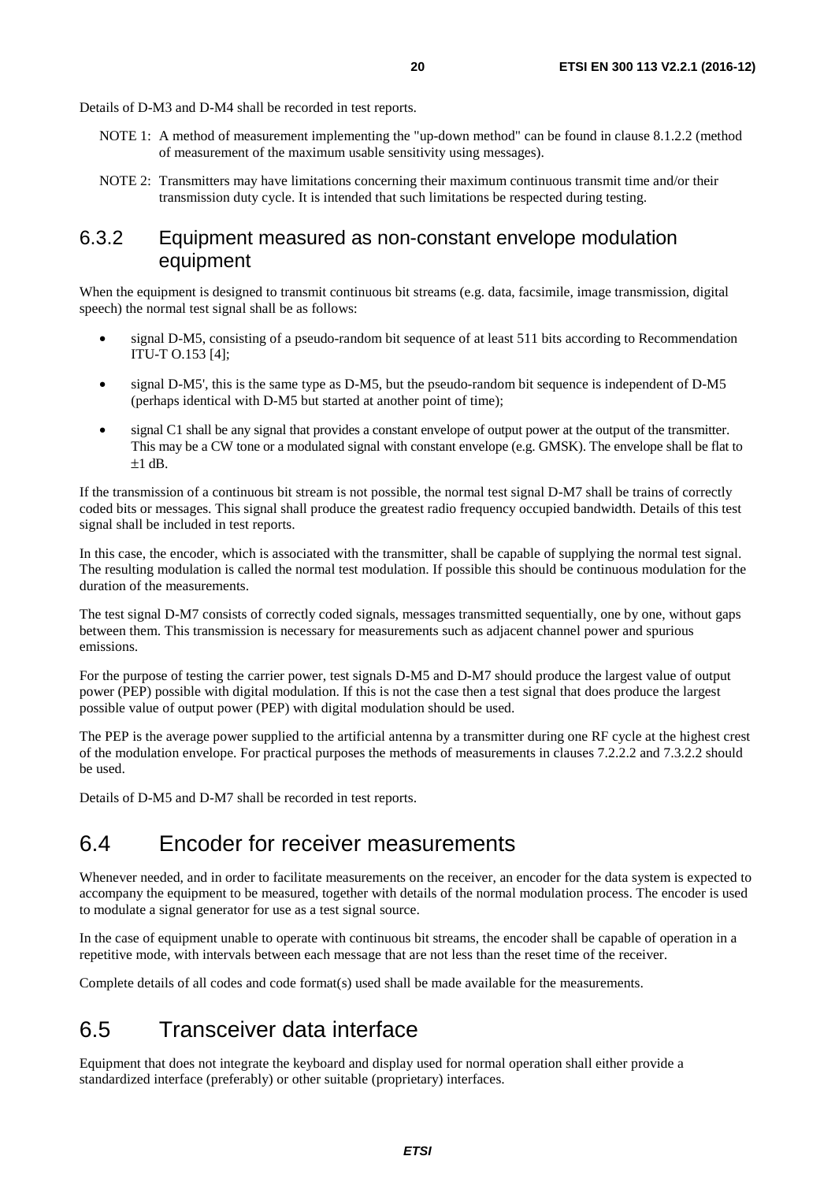Details of D-M3 and D-M4 shall be recorded in test reports.

NOTE 1: A method of measurement implementing the "up-down method" can be found in clause 8.1.2.2 (method of measurement of the maximum usable sensitivity using messages).

NOTE 2: Transmitters may have limitations concerning their maximum continuous transmit time and/or their transmission duty cycle. It is intended that such limitations be respected during testing.

### 6.3.2 Equipment measured as non-constant envelope modulation equipment

When the equipment is designed to transmit continuous bit streams (e.g. data, facsimile, image transmission, digital speech) the normal test signal shall be as follows:

- signal D-M5, consisting of a pseudo-random bit sequence of at least 511 bits according to Recommendation ITU-T O.153 [4];
- signal D-M5', this is the same type as D-M5, but the pseudo-random bit sequence is independent of D-M5 (perhaps identical with D-M5 but started at another point of time);
- signal C1 shall be any signal that provides a constant envelope of output power at the output of the transmitter. This may be a CW tone or a modulated signal with constant envelope (e.g. GMSK). The envelope shall be flat to ±1 dB.

If the transmission of a continuous bit stream is not possible, the normal test signal D-M7 shall be trains of correctly coded bits or messages. This signal shall produce the greatest radio frequency occupied bandwidth. Details of this test signal shall be included in test reports.

In this case, the encoder, which is associated with the transmitter, shall be capable of supplying the normal test signal. The resulting modulation is called the normal test modulation. If possible this should be continuous modulation for the duration of the measurements.

The test signal D-M7 consists of correctly coded signals, messages transmitted sequentially, one by one, without gaps between them. This transmission is necessary for measurements such as adjacent channel power and spurious emissions.

For the purpose of testing the carrier power, test signals D-M5 and D-M7 should produce the largest value of output power (PEP) possible with digital modulation. If this is not the case then a test signal that does produce the largest possible value of output power (PEP) with digital modulation should be used.

The PEP is the average power supplied to the artificial antenna by a transmitter during one RF cycle at the highest crest of the modulation envelope. For practical purposes the methods of measurements in clauses 7.2.2.2 and 7.3.2.2 should be used.

Details of D-M5 and D-M7 shall be recorded in test reports.

## 6.4 Encoder for receiver measurements

Whenever needed, and in order to facilitate measurements on the receiver, an encoder for the data system is expected to accompany the equipment to be measured, together with details of the normal modulation process. The encoder is used to modulate a signal generator for use as a test signal source.

In the case of equipment unable to operate with continuous bit streams, the encoder shall be capable of operation in a repetitive mode, with intervals between each message that are not less than the reset time of the receiver.

Complete details of all codes and code format(s) used shall be made available for the measurements.

## 6.5 Transceiver data interface

Equipment that does not integrate the keyboard and display used for normal operation shall either provide a standardized interface (preferably) or other suitable (proprietary) interfaces.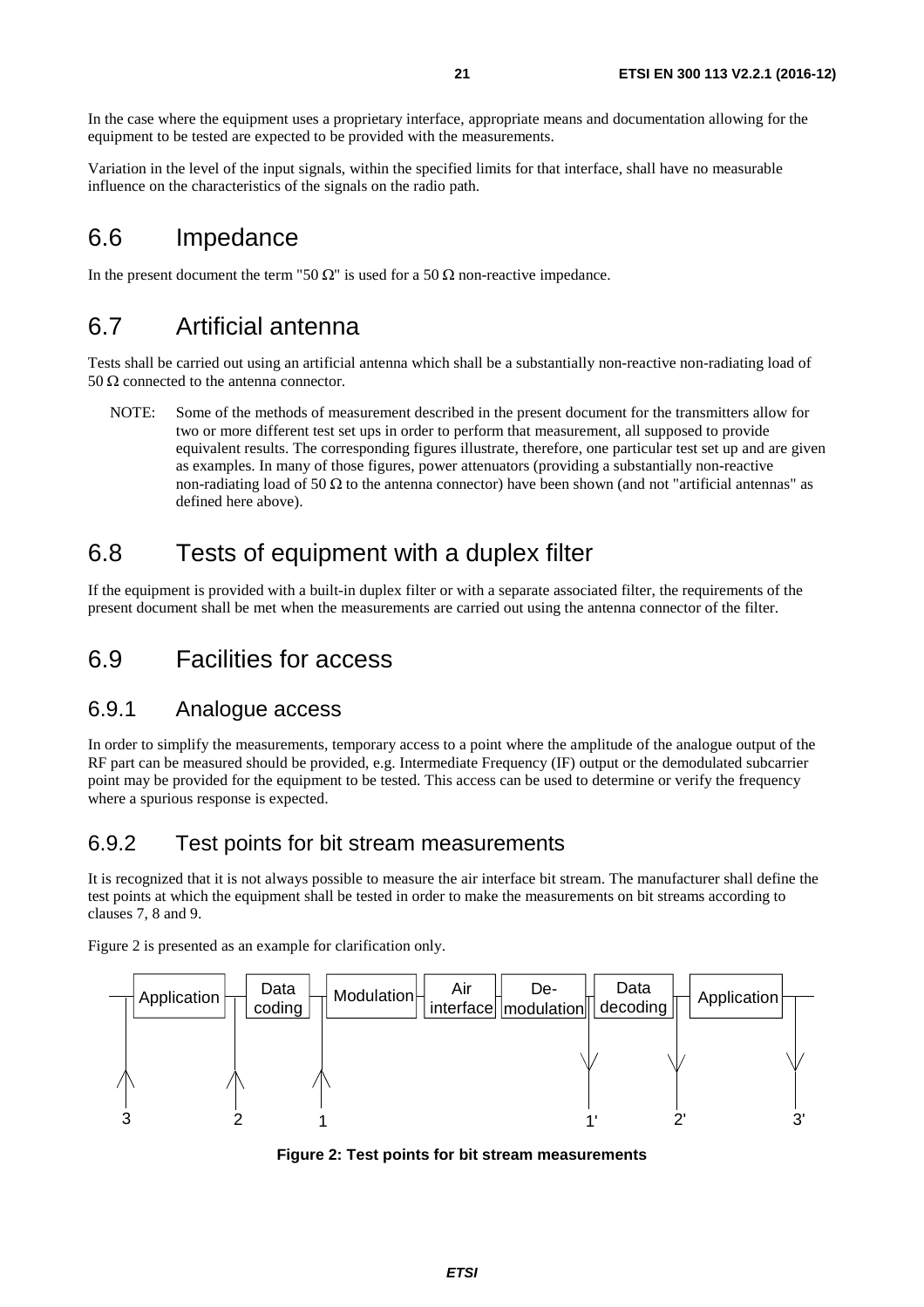In the case where the equipment uses a proprietary interface, appropriate means and documentation allowing for the equipment to be tested are expected to be provided with the measurements.

Variation in the level of the input signals, within the specified limits for that interface, shall have no measurable influence on the characteristics of the signals on the radio path.

## 6.6 Impedance

In the present document the term "50 Ω" is used for a 50 Ω non-reactive impedance.

## 6.7 Artificial antenna

Tests shall be carried out using an artificial antenna which shall be a substantially non-reactive non-radiating load of 50 Ω connected to the antenna connector.

NOTE: Some of the methods of measurement described in the present document for the transmitters allow for two or more different test set ups in order to perform that measurement, all supposed to provide equivalent results. The corresponding figures illustrate, therefore, one particular test set up and are given as examples. In many of those figures, power attenuators (providing a substantially non-reactive non-radiating load of 50 Ω to the antenna connector) have been shown (and not "artificial antennas" as defined here above).

## 6.8 Tests of equipment with a duplex filter

If the equipment is provided with a built-in duplex filter or with a separate associated filter, the requirements of the present document shall be met when the measurements are carried out using the antenna connector of the filter.

## 6.9 Facilities for access

### 6.9.1 Analogue access

In order to simplify the measurements, temporary access to a point where the amplitude of the analogue output of the RF part can be measured should be provided, e.g. Intermediate Frequency (IF) output or the demodulated subcarrier point may be provided for the equipment to be tested. This access can be used to determine or verify the frequency where a spurious response is expected.

### 6.9.2 Test points for bit stream measurements

It is recognized that it is not always possible to measure the air interface bit stream. The manufacturer shall define the test points at which the equipment shall be tested in order to make the measurements on bit streams according to clauses 7, 8 and 9.

Figure 2 is presented as an example for clarification only.

Application — Data coding — Modulation — Air interface — De-modulation — Data decoding — Application

3, 2, 1, 1', 2', 3'

**Figure 2: Test points for bit stream measurements**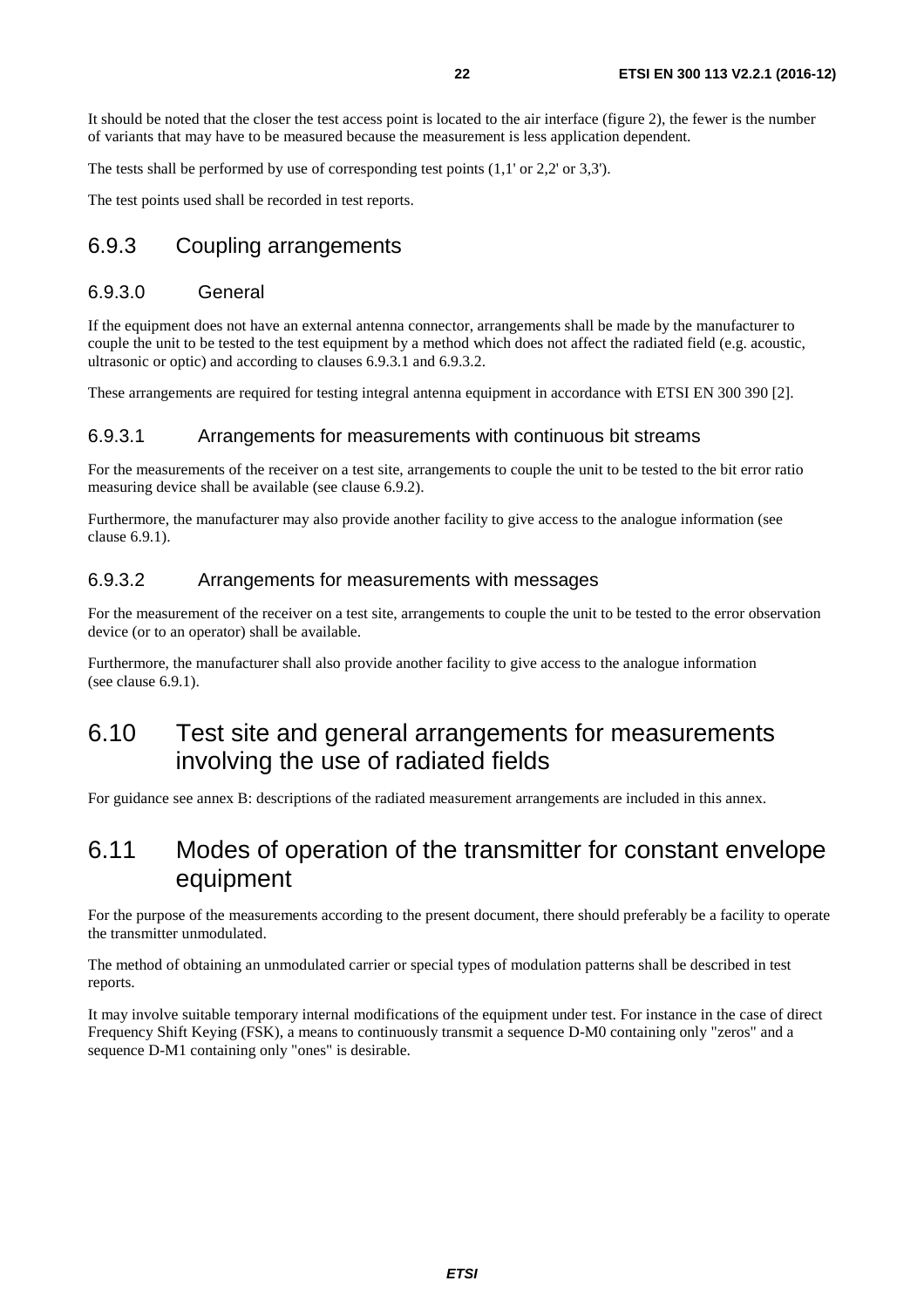It should be noted that the closer the test access point is located to the air interface (figure 2), the fewer is the number of variants that may have to be measured because the measurement is less application dependent.

The tests shall be performed by use of corresponding test points (1,1' or 2,2' or 3,3').

The test points used shall be recorded in test reports.

### 6.9.3 Coupling arrangements

#### 6.9.3.0 General

If the equipment does not have an external antenna connector, arrangements shall be made by the manufacturer to couple the unit to be tested to the test equipment by a method which does not affect the radiated field (e.g. acoustic, ultrasonic or optic) and according to clauses 6.9.3.1 and 6.9.3.2.

These arrangements are required for testing integral antenna equipment in accordance with ETSI EN 300 390 [2].

#### 6.9.3.1 Arrangements for measurements with continuous bit streams

For the measurements of the receiver on a test site, arrangements to couple the unit to be tested to the bit error ratio measuring device shall be available (see clause 6.9.2).

Furthermore, the manufacturer may also provide another facility to give access to the analogue information (see clause 6.9.1).

#### 6.9.3.2 Arrangements for measurements with messages

For the measurement of the receiver on a test site, arrangements to couple the unit to be tested to the error observation device (or to an operator) shall be available.

Furthermore, the manufacturer shall also provide another facility to give access to the analogue information (see clause 6.9.1).

## 6.10 Test site and general arrangements for measurements involving the use of radiated fields

For guidance see annex B: descriptions of the radiated measurement arrangements are included in this annex.

## 6.11 Modes of operation of the transmitter for constant envelope equipment

For the purpose of the measurements according to the present document, there should preferably be a facility to operate the transmitter unmodulated.

The method of obtaining an unmodulated carrier or special types of modulation patterns shall be described in test reports.

It may involve suitable temporary internal modifications of the equipment under test. For instance in the case of direct Frequency Shift Keying (FSK), a means to continuously transmit a sequence D-M0 containing only "zeros" and a sequence D-M1 containing only "ones" is desirable.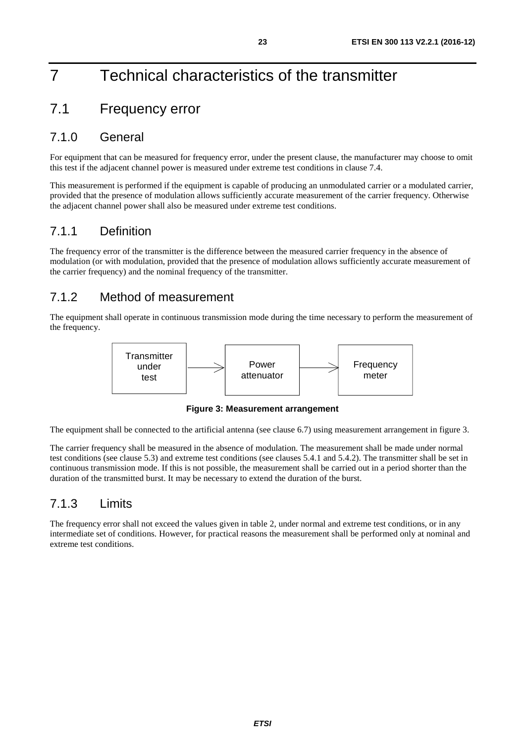# 7 Technical characteristics of the transmitter

## 7.1 Frequency error

### 7.1.0 General

For equipment that can be measured for frequency error, under the present clause, the manufacturer may choose to omit this test if the adjacent channel power is measured under extreme test conditions in clause 7.4.

This measurement is performed if the equipment is capable of producing an unmodulated carrier or a modulated carrier, provided that the presence of modulation allows sufficiently accurate measurement of the carrier frequency. Otherwise the adjacent channel power shall also be measured under extreme test conditions.

### 7.1.1 Definition

The frequency error of the transmitter is the difference between the measured carrier frequency in the absence of modulation (or with modulation, provided that the presence of modulation allows sufficiently accurate measurement of the carrier frequency) and the nominal frequency of the transmitter.

### 7.1.2 Method of measurement

The equipment shall operate in continuous transmission mode during the time necessary to perform the measurement of the frequency.

Transmitter under test → Power attenuator → Frequency meter

**Figure 3: Measurement arrangement**

The equipment shall be connected to the artificial antenna (see clause 6.7) using measurement arrangement in figure 3.

The carrier frequency shall be measured in the absence of modulation. The measurement shall be made under normal test conditions (see clause 5.3) and extreme test conditions (see clauses 5.4.1 and 5.4.2). The transmitter shall be set in continuous transmission mode. If this is not possible, the measurement shall be carried out in a period shorter than the duration of the transmitted burst. It may be necessary to extend the duration of the burst.

### 7.1.3 Limits

The frequency error shall not exceed the values given in table 2, under normal and extreme test conditions, or in any intermediate set of conditions. However, for practical reasons the measurement shall be performed only at nominal and extreme test conditions.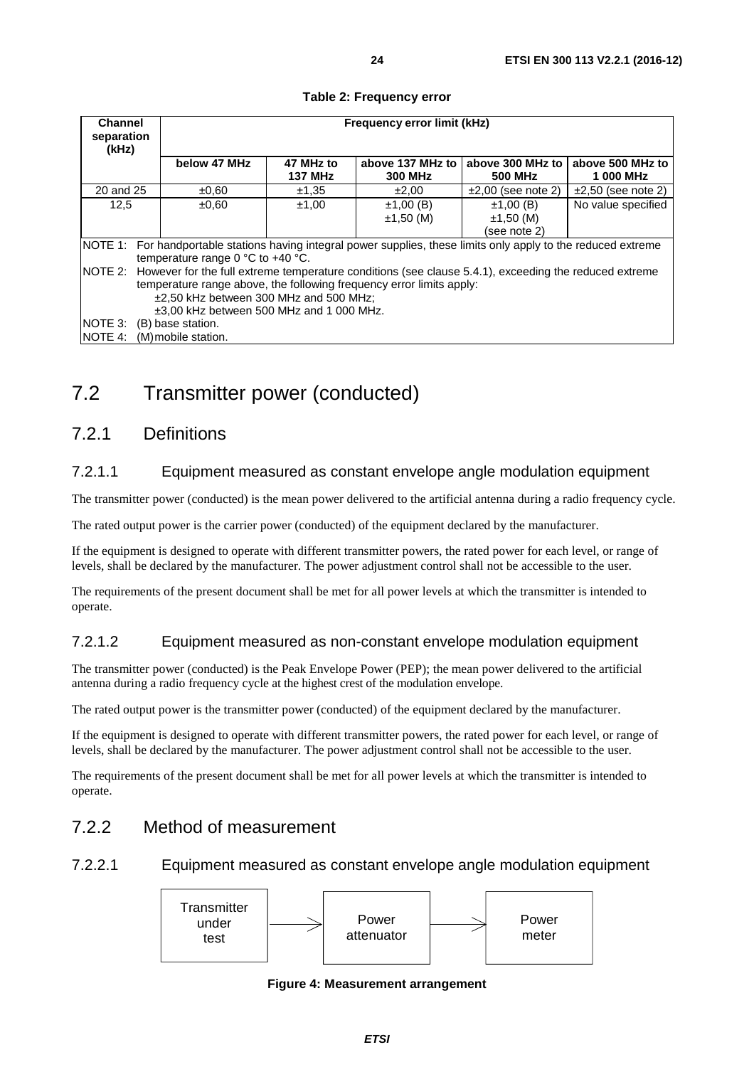**Table 2: Frequency error**

| Channel separation (kHz) | Frequency error limit (kHz) | | | | |
|---|---|---|---|---|---|
| | below 47 MHz | 47 MHz to 137 MHz | above 137 MHz to 300 MHz | above 300 MHz to 500 MHz | above 500 MHz to 1 000 MHz |
| 20 and 25 | ±0,60 | ±1,35 | ±2,00 | ±2,00 (see note 2) | ±2,50 (see note 2) |
| 12,5 | ±0,60 | ±1,00 | ±1,00 (B)<br>±1,50 (M) | ±1,00 (B)<br>±1,50 (M)<br>(see note 2) | No value specified |

NOTE 1: For handportable stations having integral power supplies, these limits only apply to the reduced extreme temperature range 0 °C to +40 °C.

NOTE 2: However for the full extreme temperature conditions (see clause 5.4.1), exceeding the reduced extreme temperature range above, the following frequency error limits apply:
±2,50 kHz between 300 MHz and 500 MHz;
±3,00 kHz between 500 MHz and 1 000 MHz.

NOTE 3: (B) base station.

NOTE 4: (M) mobile station.

# 7.2 Transmitter power (conducted)

## 7.2.1 Definitions

### 7.2.1.1 Equipment measured as constant envelope angle modulation equipment

The transmitter power (conducted) is the mean power delivered to the artificial antenna during a radio frequency cycle.

The rated output power is the carrier power (conducted) of the equipment declared by the manufacturer.

If the equipment is designed to operate with different transmitter powers, the rated power for each level, or range of levels, shall be declared by the manufacturer. The power adjustment control shall not be accessible to the user.

The requirements of the present document shall be met for all power levels at which the transmitter is intended to operate.

### 7.2.1.2 Equipment measured as non-constant envelope modulation equipment

The transmitter power (conducted) is the Peak Envelope Power (PEP); the mean power delivered to the artificial antenna during a radio frequency cycle at the highest crest of the modulation envelope.

The rated output power is the transmitter power (conducted) of the equipment declared by the manufacturer.

If the equipment is designed to operate with different transmitter powers, the rated power for each level, or range of levels, shall be declared by the manufacturer. The power adjustment control shall not be accessible to the user.

The requirements of the present document shall be met for all power levels at which the transmitter is intended to operate.

## 7.2.2 Method of measurement

### 7.2.2.1 Equipment measured as constant envelope angle modulation equipment

Transmitter under test → Power attenuator → Power meter

**Figure 4: Measurement arrangement**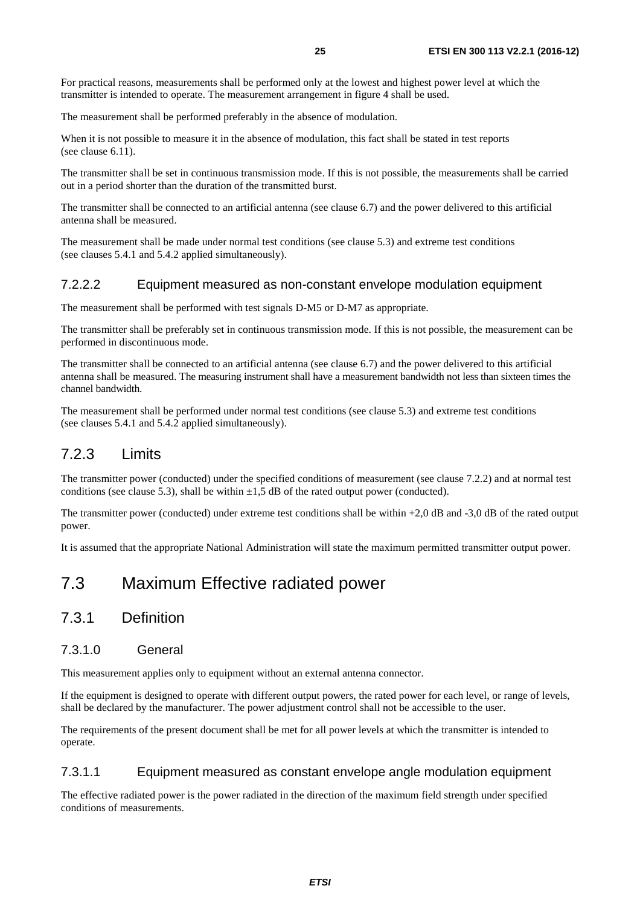For practical reasons, measurements shall be performed only at the lowest and highest power level at which the transmitter is intended to operate. The measurement arrangement in figure 4 shall be used.

The measurement shall be performed preferably in the absence of modulation.

When it is not possible to measure it in the absence of modulation, this fact shall be stated in test reports (see clause 6.11).

The transmitter shall be set in continuous transmission mode. If this is not possible, the measurements shall be carried out in a period shorter than the duration of the transmitted burst.

The transmitter shall be connected to an artificial antenna (see clause 6.7) and the power delivered to this artificial antenna shall be measured.

The measurement shall be made under normal test conditions (see clause 5.3) and extreme test conditions (see clauses 5.4.1 and 5.4.2 applied simultaneously).

#### 7.2.2.2 Equipment measured as non-constant envelope modulation equipment

The measurement shall be performed with test signals D-M5 or D-M7 as appropriate.

The transmitter shall be preferably set in continuous transmission mode. If this is not possible, the measurement can be performed in discontinuous mode.

The transmitter shall be connected to an artificial antenna (see clause 6.7) and the power delivered to this artificial antenna shall be measured. The measuring instrument shall have a measurement bandwidth not less than sixteen times the channel bandwidth.

The measurement shall be performed under normal test conditions (see clause 5.3) and extreme test conditions (see clauses 5.4.1 and 5.4.2 applied simultaneously).

### 7.2.3 Limits

The transmitter power (conducted) under the specified conditions of measurement (see clause 7.2.2) and at normal test conditions (see clause 5.3), shall be within ±1,5 dB of the rated output power (conducted).

The transmitter power (conducted) under extreme test conditions shall be within +2,0 dB and -3,0 dB of the rated output power.

It is assumed that the appropriate National Administration will state the maximum permitted transmitter output power.

## 7.3 Maximum Effective radiated power

### 7.3.1 Definition

#### 7.3.1.0 General

This measurement applies only to equipment without an external antenna connector.

If the equipment is designed to operate with different output powers, the rated power for each level, or range of levels, shall be declared by the manufacturer. The power adjustment control shall not be accessible to the user.

The requirements of the present document shall be met for all power levels at which the transmitter is intended to operate.

#### 7.3.1.1 Equipment measured as constant envelope angle modulation equipment

The effective radiated power is the power radiated in the direction of the maximum field strength under specified conditions of measurements.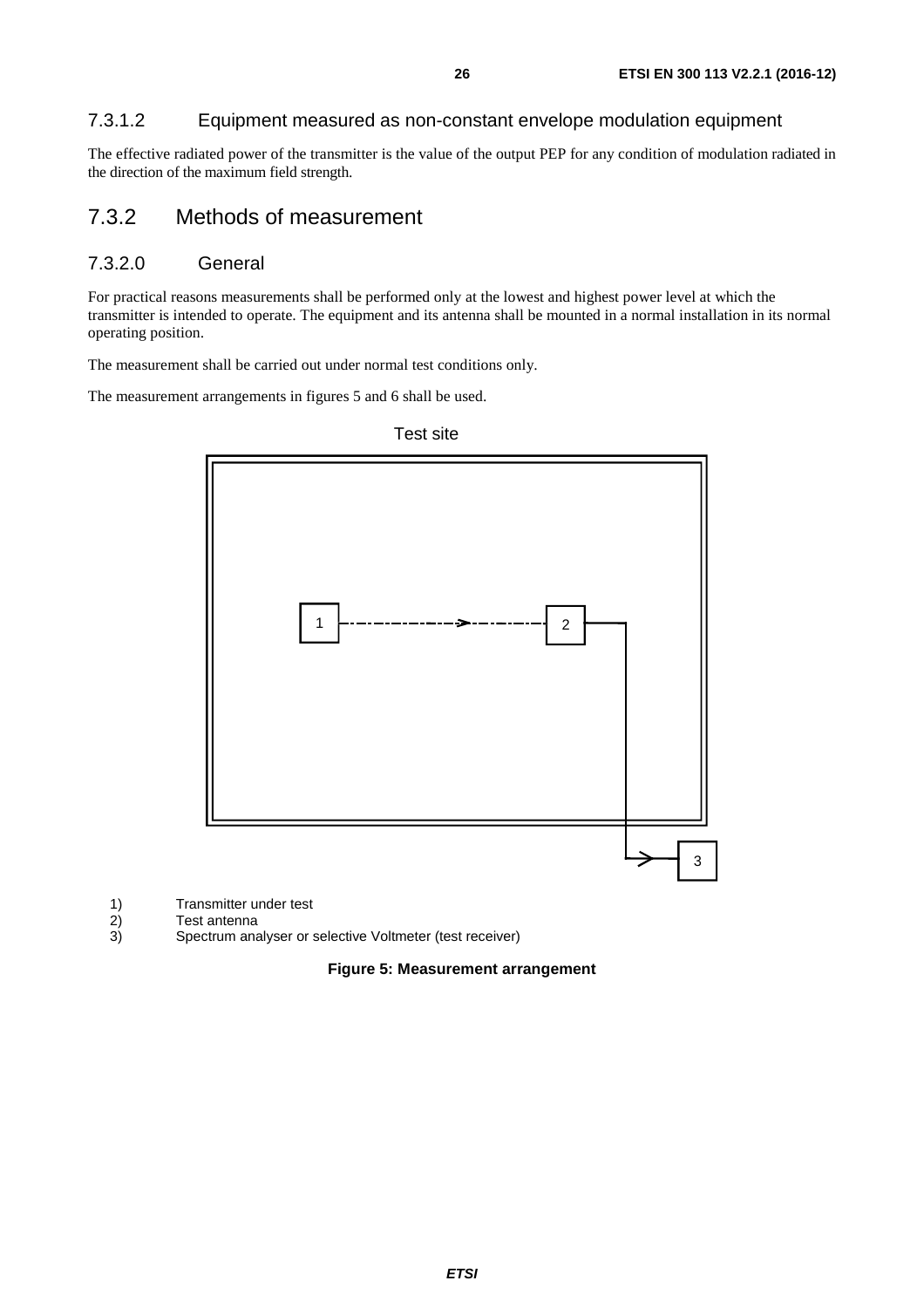#### 7.3.1.2 Equipment measured as non-constant envelope modulation equipment

The effective radiated power of the transmitter is the value of the output PEP for any condition of modulation radiated in the direction of the maximum field strength.

### 7.3.2 Methods of measurement

#### 7.3.2.0 General

For practical reasons measurements shall be performed only at the lowest and highest power level at which the transmitter is intended to operate. The equipment and its antenna shall be mounted in a normal installation in its normal operating position.

The measurement shall be carried out under normal test conditions only.

The measurement arrangements in figures 5 and 6 shall be used.

Test site

1) Transmitter under test
2) Test antenna
3) Spectrum analyser or selective Voltmeter (test receiver)

**Figure 5: Measurement arrangement**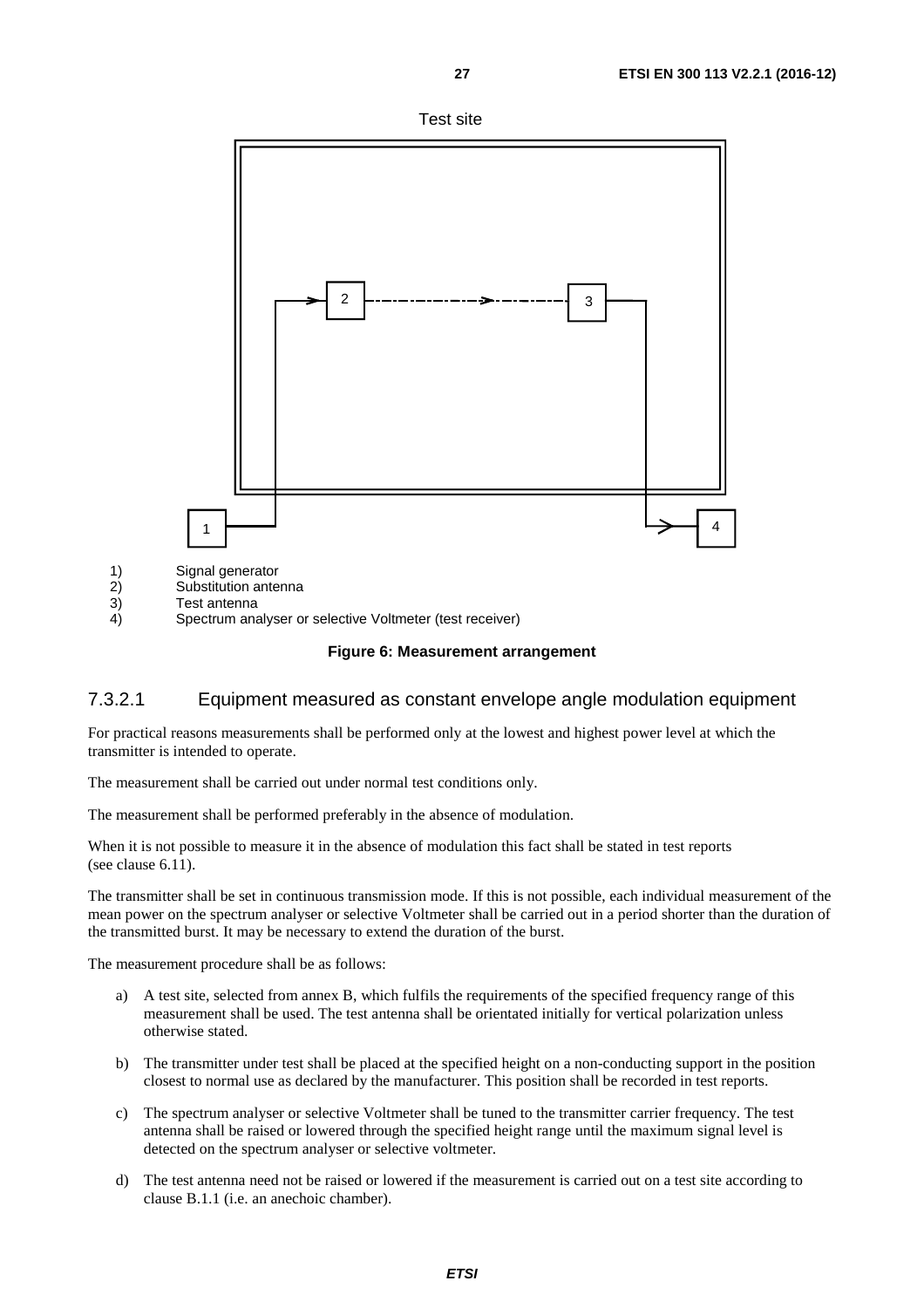Test site

1) Signal generator
2) Substitution antenna
3) Test antenna
4) Spectrum analyser or selective Voltmeter (test receiver)

**Figure 6: Measurement arrangement**

#### 7.3.2.1 Equipment measured as constant envelope angle modulation equipment

For practical reasons measurements shall be performed only at the lowest and highest power level at which the transmitter is intended to operate.

The measurement shall be carried out under normal test conditions only.

The measurement shall be performed preferably in the absence of modulation.

When it is not possible to measure it in the absence of modulation this fact shall be stated in test reports (see clause 6.11).

The transmitter shall be set in continuous transmission mode. If this is not possible, each individual measurement of the mean power on the spectrum analyser or selective Voltmeter shall be carried out in a period shorter than the duration of the transmitted burst. It may be necessary to extend the duration of the burst.

The measurement procedure shall be as follows:

a) A test site, selected from annex B, which fulfils the requirements of the specified frequency range of this measurement shall be used. The test antenna shall be orientated initially for vertical polarization unless otherwise stated.

b) The transmitter under test shall be placed at the specified height on a non-conducting support in the position closest to normal use as declared by the manufacturer. This position shall be recorded in test reports.

c) The spectrum analyser or selective Voltmeter shall be tuned to the transmitter carrier frequency. The test antenna shall be raised or lowered through the specified height range until the maximum signal level is detected on the spectrum analyser or selective voltmeter.

d) The test antenna need not be raised or lowered if the measurement is carried out on a test site according to clause B.1.1 (i.e. an anechoic chamber).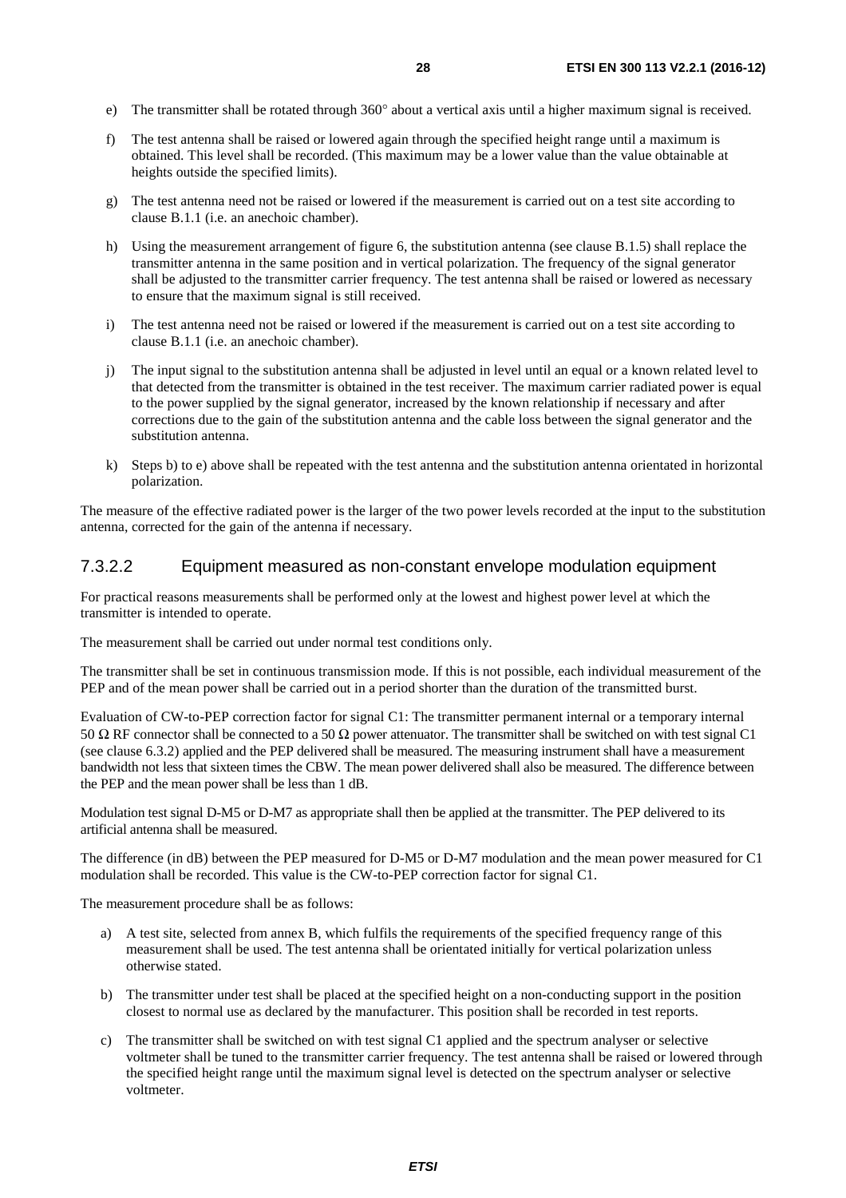e) The transmitter shall be rotated through 360° about a vertical axis until a higher maximum signal is received.

f) The test antenna shall be raised or lowered again through the specified height range until a maximum is obtained. This level shall be recorded. (This maximum may be a lower value than the value obtainable at heights outside the specified limits).

g) The test antenna need not be raised or lowered if the measurement is carried out on a test site according to clause B.1.1 (i.e. an anechoic chamber).

h) Using the measurement arrangement of figure 6, the substitution antenna (see clause B.1.5) shall replace the transmitter antenna in the same position and in vertical polarization. The frequency of the signal generator shall be adjusted to the transmitter carrier frequency. The test antenna shall be raised or lowered as necessary to ensure that the maximum signal is still received.

i) The test antenna need not be raised or lowered if the measurement is carried out on a test site according to clause B.1.1 (i.e. an anechoic chamber).

j) The input signal to the substitution antenna shall be adjusted in level until an equal or a known related level to that detected from the transmitter is obtained in the test receiver. The maximum carrier radiated power is equal to the power supplied by the signal generator, increased by the known relationship if necessary and after corrections due to the gain of the substitution antenna and the cable loss between the signal generator and the substitution antenna.

k) Steps b) to e) above shall be repeated with the test antenna and the substitution antenna orientated in horizontal polarization.

The measure of the effective radiated power is the larger of the two power levels recorded at the input to the substitution antenna, corrected for the gain of the antenna if necessary.

#### 7.3.2.2 Equipment measured as non-constant envelope modulation equipment

For practical reasons measurements shall be performed only at the lowest and highest power level at which the transmitter is intended to operate.

The measurement shall be carried out under normal test conditions only.

The transmitter shall be set in continuous transmission mode. If this is not possible, each individual measurement of the PEP and of the mean power shall be carried out in a period shorter than the duration of the transmitted burst.

Evaluation of CW-to-PEP correction factor for signal C1: The transmitter permanent internal or a temporary internal 50 Ω RF connector shall be connected to a 50 Ω power attenuator. The transmitter shall be switched on with test signal C1 (see clause 6.3.2) applied and the PEP delivered shall be measured. The measuring instrument shall have a measurement bandwidth not less that sixteen times the CBW. The mean power delivered shall also be measured. The difference between the PEP and the mean power shall be less than 1 dB.

Modulation test signal D-M5 or D-M7 as appropriate shall then be applied at the transmitter. The PEP delivered to its artificial antenna shall be measured.

The difference (in dB) between the PEP measured for D-M5 or D-M7 modulation and the mean power measured for C1 modulation shall be recorded. This value is the CW-to-PEP correction factor for signal C1.

The measurement procedure shall be as follows:

a) A test site, selected from annex B, which fulfils the requirements of the specified frequency range of this measurement shall be used. The test antenna shall be orientated initially for vertical polarization unless otherwise stated.

b) The transmitter under test shall be placed at the specified height on a non-conducting support in the position closest to normal use as declared by the manufacturer. This position shall be recorded in test reports.

c) The transmitter shall be switched on with test signal C1 applied and the spectrum analyser or selective voltmeter shall be tuned to the transmitter carrier frequency. The test antenna shall be raised or lowered through the specified height range until the maximum signal level is detected on the spectrum analyser or selective voltmeter.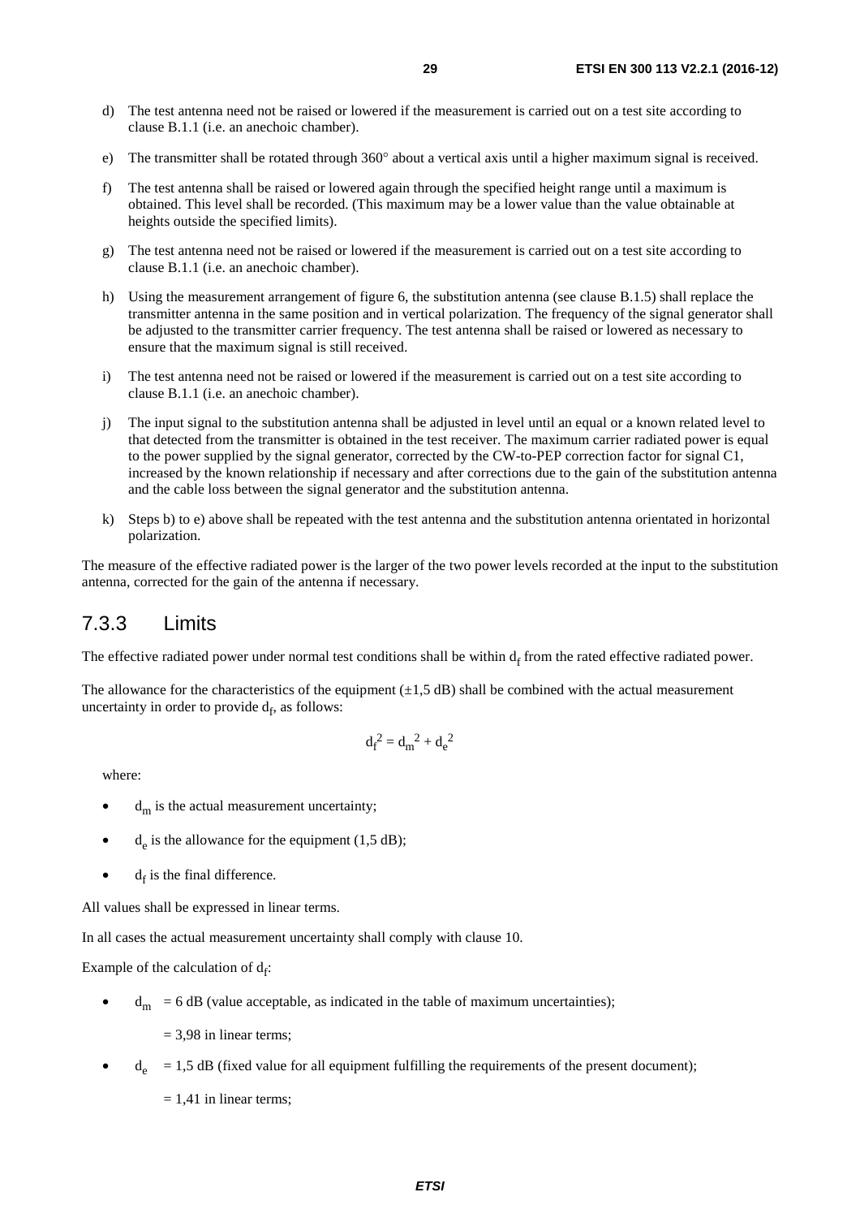d) The test antenna need not be raised or lowered if the measurement is carried out on a test site according to clause B.1.1 (i.e. an anechoic chamber).

e) The transmitter shall be rotated through 360° about a vertical axis until a higher maximum signal is received.

f) The test antenna shall be raised or lowered again through the specified height range until a maximum is obtained. This level shall be recorded. (This maximum may be a lower value than the value obtainable at heights outside the specified limits).

g) The test antenna need not be raised or lowered if the measurement is carried out on a test site according to clause B.1.1 (i.e. an anechoic chamber).

h) Using the measurement arrangement of figure 6, the substitution antenna (see clause B.1.5) shall replace the transmitter antenna in the same position and in vertical polarization. The frequency of the signal generator shall be adjusted to the transmitter carrier frequency. The test antenna shall be raised or lowered as necessary to ensure that the maximum signal is still received.

i) The test antenna need not be raised or lowered if the measurement is carried out on a test site according to clause B.1.1 (i.e. an anechoic chamber).

j) The input signal to the substitution antenna shall be adjusted in level until an equal or a known related level to that detected from the transmitter is obtained in the test receiver. The maximum carrier radiated power is equal to the power supplied by the signal generator, corrected by the CW-to-PEP correction factor for signal C1, increased by the known relationship if necessary and after corrections due to the gain of the substitution antenna and the cable loss between the signal generator and the substitution antenna.

k) Steps b) to e) above shall be repeated with the test antenna and the substitution antenna orientated in horizontal polarization.

The measure of the effective radiated power is the larger of the two power levels recorded at the input to the substitution antenna, corrected for the gain of the antenna if necessary.

## 7.3.3 Limits

The effective radiated power under normal test conditions shall be within $d_f$ from the rated effective radiated power.

The allowance for the characteristics of the equipment (±1,5 dB) shall be combined with the actual measurement uncertainty in order to provide $d_f$, as follows:

$$d_f^2 = d_m^2 + d_e^2$$

where:

- $d_m$ is the actual measurement uncertainty;
- $d_e$ is the allowance for the equipment (1,5 dB);
- $d_f$ is the final difference.

All values shall be expressed in linear terms.

In all cases the actual measurement uncertainty shall comply with clause 10.

Example of the calculation of $d_f$:

- $d_m$ = 6 dB (value acceptable, as indicated in the table of maximum uncertainties);

  = 3,98 in linear terms;

- $d_e$ = 1,5 dB (fixed value for all equipment fulfilling the requirements of the present document);

  = 1,41 in linear terms;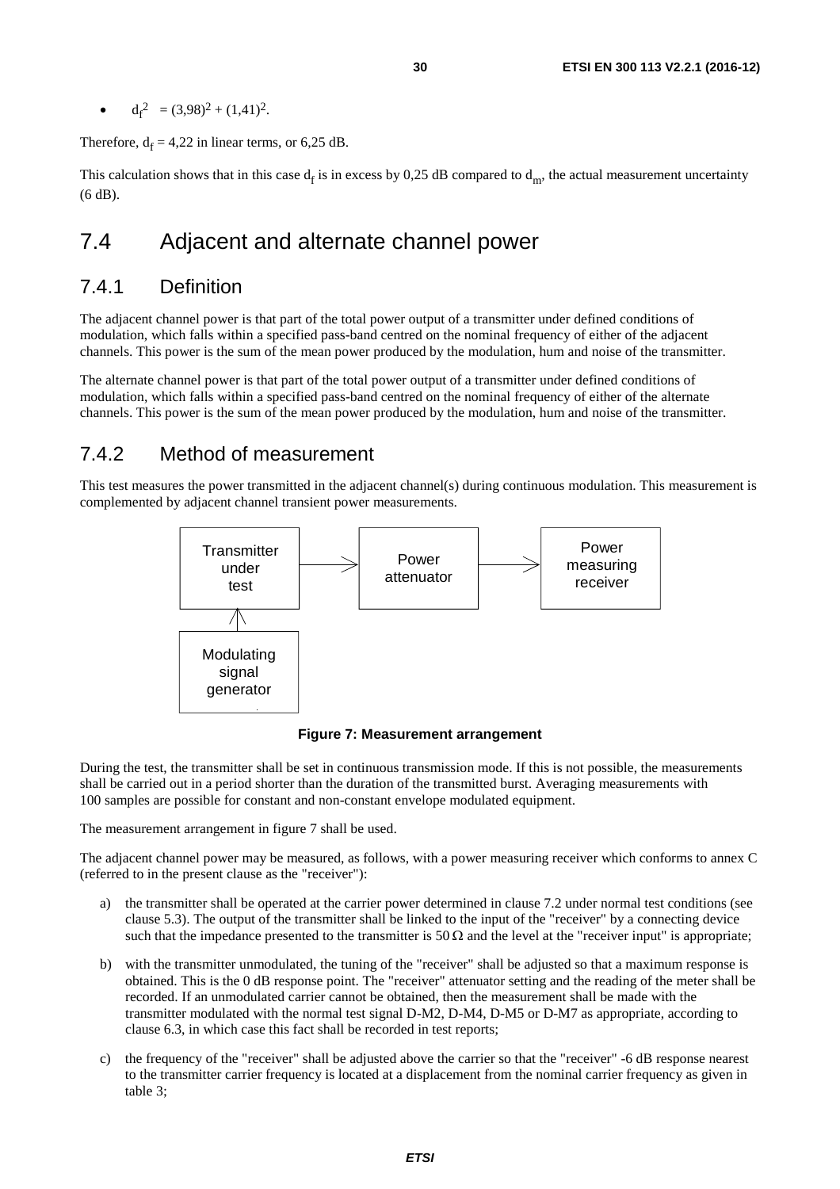- $d_f^2 = (3{,}98)^2 + (1{,}41)^2$.

Therefore, $d_f$ = 4,22 in linear terms, or 6,25 dB.

This calculation shows that in this case $d_f$ is in excess by 0,25 dB compared to $d_m$, the actual measurement uncertainty (6 dB).

# 7.4 Adjacent and alternate channel power

## 7.4.1 Definition

The adjacent channel power is that part of the total power output of a transmitter under defined conditions of modulation, which falls within a specified pass-band centred on the nominal frequency of either of the adjacent channels. This power is the sum of the mean power produced by the modulation, hum and noise of the transmitter.

The alternate channel power is that part of the total power output of a transmitter under defined conditions of modulation, which falls within a specified pass-band centred on the nominal frequency of either of the alternate channels. This power is the sum of the mean power produced by the modulation, hum and noise of the transmitter.

## 7.4.2 Method of measurement

This test measures the power transmitted in the adjacent channel(s) during continuous modulation. This measurement is complemented by adjacent channel transient power measurements.

Transmitter under test → Power attenuator → Power measuring receiver

Modulating signal generator → Transmitter under test

**Figure 7: Measurement arrangement**

During the test, the transmitter shall be set in continuous transmission mode. If this is not possible, the measurements shall be carried out in a period shorter than the duration of the transmitted burst. Averaging measurements with 100 samples are possible for constant and non-constant envelope modulated equipment.

The measurement arrangement in figure 7 shall be used.

The adjacent channel power may be measured, as follows, with a power measuring receiver which conforms to annex C (referred to in the present clause as the "receiver"):

a) the transmitter shall be operated at the carrier power determined in clause 7.2 under normal test conditions (see clause 5.3). The output of the transmitter shall be linked to the input of the "receiver" by a connecting device such that the impedance presented to the transmitter is 50 Ω and the level at the "receiver input" is appropriate;

b) with the transmitter unmodulated, the tuning of the "receiver" shall be adjusted so that a maximum response is obtained. This is the 0 dB response point. The "receiver" attenuator setting and the reading of the meter shall be recorded. If an unmodulated carrier cannot be obtained, then the measurement shall be made with the transmitter modulated with the normal test signal D-M2, D-M4, D-M5 or D-M7 as appropriate, according to clause 6.3, in which case this fact shall be recorded in test reports;

c) the frequency of the "receiver" shall be adjusted above the carrier so that the "receiver" -6 dB response nearest to the transmitter carrier frequency is located at a displacement from the nominal carrier frequency as given in table 3;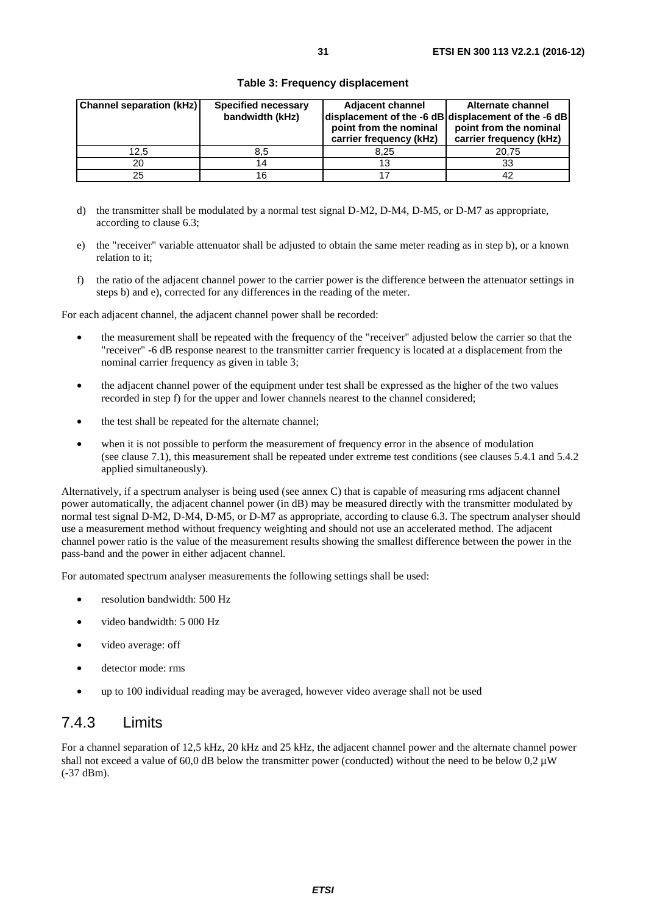**Table 3: Frequency displacement**

| Channel separation (kHz) | Specified necessary bandwidth (kHz) | Adjacent channel displacement of the -6 dB point from the nominal carrier frequency (kHz) | Alternate channel displacement of the -6 dB point from the nominal carrier frequency (kHz) |
|---|---|---|---|
| 12,5 | 8,5 | 8,25 | 20,75 |
| 20 | 14 | 13 | 33 |
| 25 | 16 | 17 | 42 |

d) the transmitter shall be modulated by a normal test signal D-M2, D-M4, D-M5, or D-M7 as appropriate, according to clause 6.3;

e) the "receiver" variable attenuator shall be adjusted to obtain the same meter reading as in step b), or a known relation to it;

f) the ratio of the adjacent channel power to the carrier power is the difference between the attenuator settings in steps b) and e), corrected for any differences in the reading of the meter.

For each adjacent channel, the adjacent channel power shall be recorded:

- the measurement shall be repeated with the frequency of the "receiver" adjusted below the carrier so that the "receiver" -6 dB response nearest to the transmitter carrier frequency is located at a displacement from the nominal carrier frequency as given in table 3;
- the adjacent channel power of the equipment under test shall be expressed as the higher of the two values recorded in step f) for the upper and lower channels nearest to the channel considered;
- the test shall be repeated for the alternate channel;
- when it is not possible to perform the measurement of frequency error in the absence of modulation (see clause 7.1), this measurement shall be repeated under extreme test conditions (see clauses 5.4.1 and 5.4.2 applied simultaneously).

Alternatively, if a spectrum analyser is being used (see annex C) that is capable of measuring rms adjacent channel power automatically, the adjacent channel power (in dB) may be measured directly with the transmitter modulated by normal test signal D-M2, D-M4, D-M5, or D-M7 as appropriate, according to clause 6.3. The spectrum analyser should use a measurement method without frequency weighting and should not use an accelerated method. The adjacent channel power ratio is the value of the measurement results showing the smallest difference between the power in the pass-band and the power in either adjacent channel.

For automated spectrum analyser measurements the following settings shall be used:

- resolution bandwidth: 500 Hz
- video bandwidth: 5 000 Hz
- video average: off
- detector mode: rms
- up to 100 individual reading may be averaged, however video average shall not be used

## 7.4.3 Limits

For a channel separation of 12,5 kHz, 20 kHz and 25 kHz, the adjacent channel power and the alternate channel power shall not exceed a value of 60,0 dB below the transmitter power (conducted) without the need to be below 0,2 μW (-37 dBm).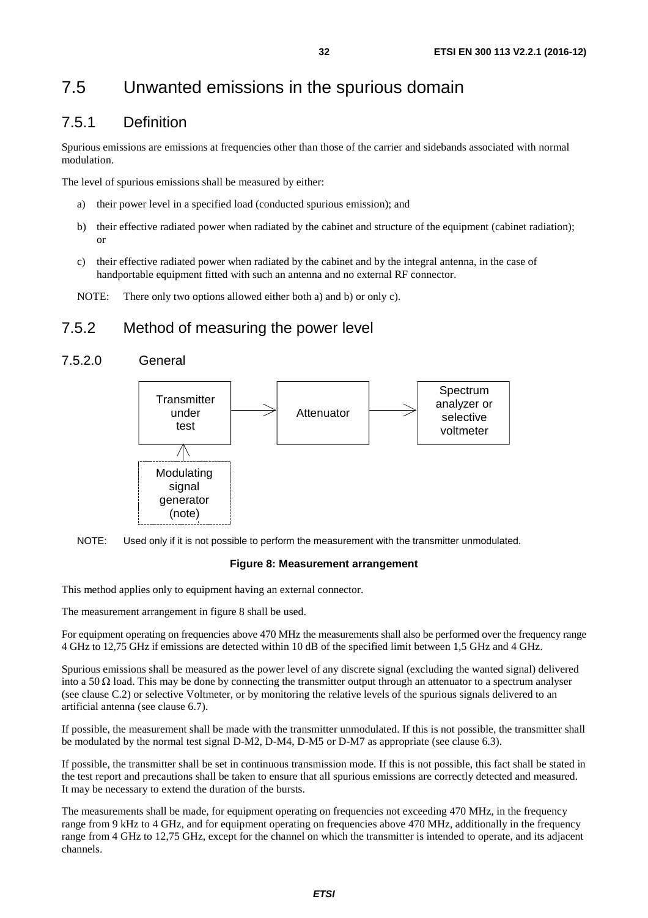# 7.5 Unwanted emissions in the spurious domain

## 7.5.1 Definition

Spurious emissions are emissions at frequencies other than those of the carrier and sidebands associated with normal modulation.

The level of spurious emissions shall be measured by either:

a) their power level in a specified load (conducted spurious emission); and

b) their effective radiated power when radiated by the cabinet and structure of the equipment (cabinet radiation); or

c) their effective radiated power when radiated by the cabinet and by the integral antenna, in the case of handportable equipment fitted with such an antenna and no external RF connector.

NOTE: There only two options allowed either both a) and b) or only c).

## 7.5.2 Method of measuring the power level

### 7.5.2.0 General

Transmitter under test → Attenuator → Spectrum analyzer or selective voltmeter

Modulating signal generator (note) → Transmitter under test

NOTE: Used only if it is not possible to perform the measurement with the transmitter unmodulated.

**Figure 8: Measurement arrangement**

This method applies only to equipment having an external connector.

The measurement arrangement in figure 8 shall be used.

For equipment operating on frequencies above 470 MHz the measurements shall also be performed over the frequency range 4 GHz to 12,75 GHz if emissions are detected within 10 dB of the specified limit between 1,5 GHz and 4 GHz.

Spurious emissions shall be measured as the power level of any discrete signal (excluding the wanted signal) delivered into a 50 Ω load. This may be done by connecting the transmitter output through an attenuator to a spectrum analyser (see clause C.2) or selective Voltmeter, or by monitoring the relative levels of the spurious signals delivered to an artificial antenna (see clause 6.7).

If possible, the measurement shall be made with the transmitter unmodulated. If this is not possible, the transmitter shall be modulated by the normal test signal D-M2, D-M4, D-M5 or D-M7 as appropriate (see clause 6.3).

If possible, the transmitter shall be set in continuous transmission mode. If this is not possible, this fact shall be stated in the test report and precautions shall be taken to ensure that all spurious emissions are correctly detected and measured. It may be necessary to extend the duration of the bursts.

The measurements shall be made, for equipment operating on frequencies not exceeding 470 MHz, in the frequency range from 9 kHz to 4 GHz, and for equipment operating on frequencies above 470 MHz, additionally in the frequency range from 4 GHz to 12,75 GHz, except for the channel on which the transmitter is intended to operate, and its adjacent channels.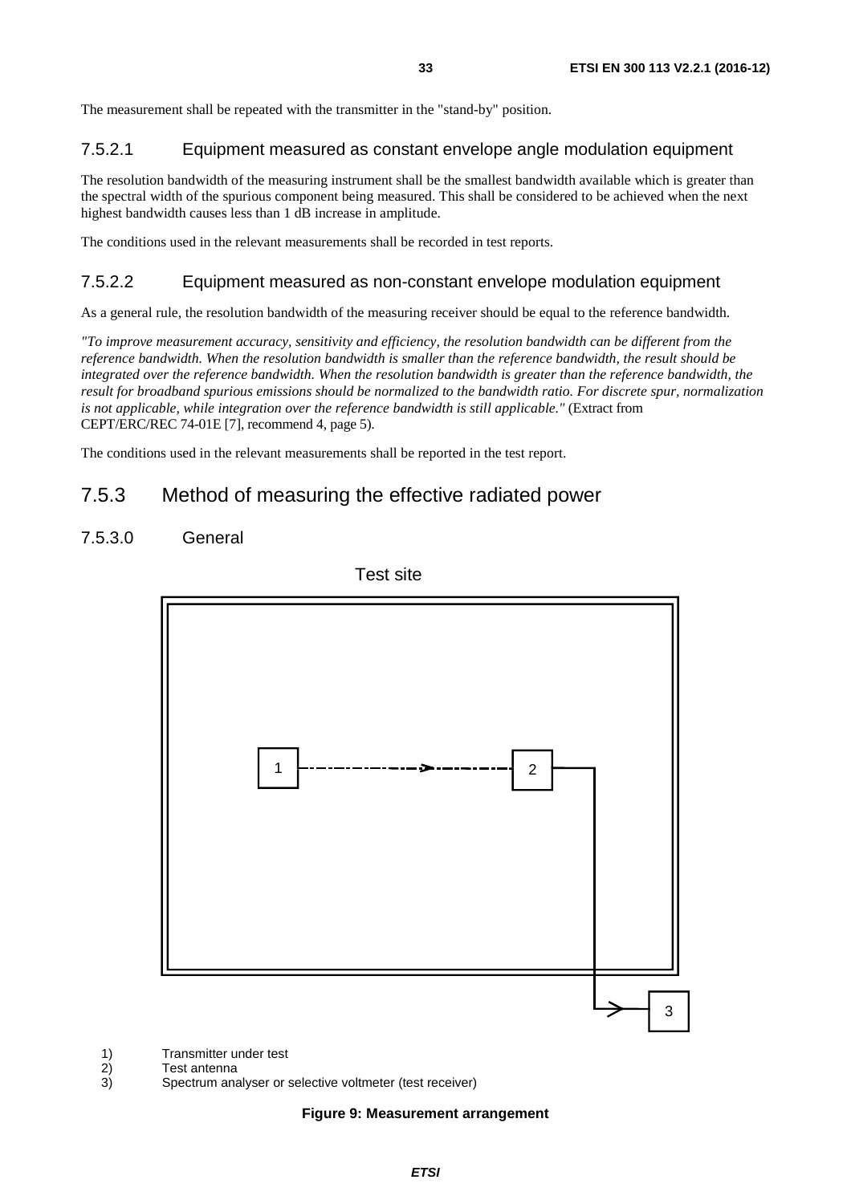The measurement shall be repeated with the transmitter in the "stand-by" position.

#### 7.5.2.1 Equipment measured as constant envelope angle modulation equipment

The resolution bandwidth of the measuring instrument shall be the smallest bandwidth available which is greater than the spectral width of the spurious component being measured. This shall be considered to be achieved when the next highest bandwidth causes less than 1 dB increase in amplitude.

The conditions used in the relevant measurements shall be recorded in test reports.

#### 7.5.2.2 Equipment measured as non-constant envelope modulation equipment

As a general rule, the resolution bandwidth of the measuring receiver should be equal to the reference bandwidth.

*"To improve measurement accuracy, sensitivity and efficiency, the resolution bandwidth can be different from the reference bandwidth. When the resolution bandwidth is smaller than the reference bandwidth, the result should be integrated over the reference bandwidth. When the resolution bandwidth is greater than the reference bandwidth, the result for broadband spurious emissions should be normalized to the bandwidth ratio. For discrete spur, normalization is not applicable, while integration over the reference bandwidth is still applicable."* (Extract from CEPT/ERC/REC 74-01E [7], recommend 4, page 5).

The conditions used in the relevant measurements shall be reported in the test report.

### 7.5.3 Method of measuring the effective radiated power

#### 7.5.3.0 General

Test site

1) Transmitter under test
2) Test antenna
3) Spectrum analyser or selective voltmeter (test receiver)

**Figure 9: Measurement arrangement**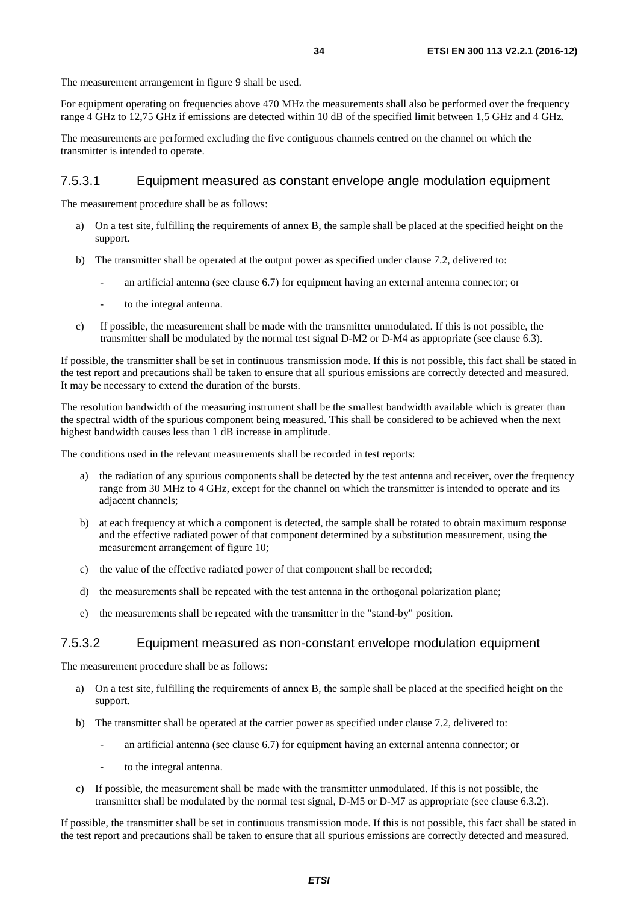The measurement arrangement in figure 9 shall be used.

For equipment operating on frequencies above 470 MHz the measurements shall also be performed over the frequency range 4 GHz to 12,75 GHz if emissions are detected within 10 dB of the specified limit between 1,5 GHz and 4 GHz.

The measurements are performed excluding the five contiguous channels centred on the channel on which the transmitter is intended to operate.

### 7.5.3.1 Equipment measured as constant envelope angle modulation equipment

The measurement procedure shall be as follows:

a) On a test site, fulfilling the requirements of annex B, the sample shall be placed at the specified height on the support.

b) The transmitter shall be operated at the output power as specified under clause 7.2, delivered to:

   - an artificial antenna (see clause 6.7) for equipment having an external antenna connector; or
   - to the integral antenna.

c) If possible, the measurement shall be made with the transmitter unmodulated. If this is not possible, the transmitter shall be modulated by the normal test signal D-M2 or D-M4 as appropriate (see clause 6.3).

If possible, the transmitter shall be set in continuous transmission mode. If this is not possible, this fact shall be stated in the test report and precautions shall be taken to ensure that all spurious emissions are correctly detected and measured. It may be necessary to extend the duration of the bursts.

The resolution bandwidth of the measuring instrument shall be the smallest bandwidth available which is greater than the spectral width of the spurious component being measured. This shall be considered to be achieved when the next highest bandwidth causes less than 1 dB increase in amplitude.

The conditions used in the relevant measurements shall be recorded in test reports:

a) the radiation of any spurious components shall be detected by the test antenna and receiver, over the frequency range from 30 MHz to 4 GHz, except for the channel on which the transmitter is intended to operate and its adjacent channels;

b) at each frequency at which a component is detected, the sample shall be rotated to obtain maximum response and the effective radiated power of that component determined by a substitution measurement, using the measurement arrangement of figure 10;

c) the value of the effective radiated power of that component shall be recorded;

d) the measurements shall be repeated with the test antenna in the orthogonal polarization plane;

e) the measurements shall be repeated with the transmitter in the "stand-by" position.

### 7.5.3.2 Equipment measured as non-constant envelope modulation equipment

The measurement procedure shall be as follows:

a) On a test site, fulfilling the requirements of annex B, the sample shall be placed at the specified height on the support.

b) The transmitter shall be operated at the carrier power as specified under clause 7.2, delivered to:

   - an artificial antenna (see clause 6.7) for equipment having an external antenna connector; or
   - to the integral antenna.

c) If possible, the measurement shall be made with the transmitter unmodulated. If this is not possible, the transmitter shall be modulated by the normal test signal, D-M5 or D-M7 as appropriate (see clause 6.3.2).

If possible, the transmitter shall be set in continuous transmission mode. If this is not possible, this fact shall be stated in the test report and precautions shall be taken to ensure that all spurious emissions are correctly detected and measured.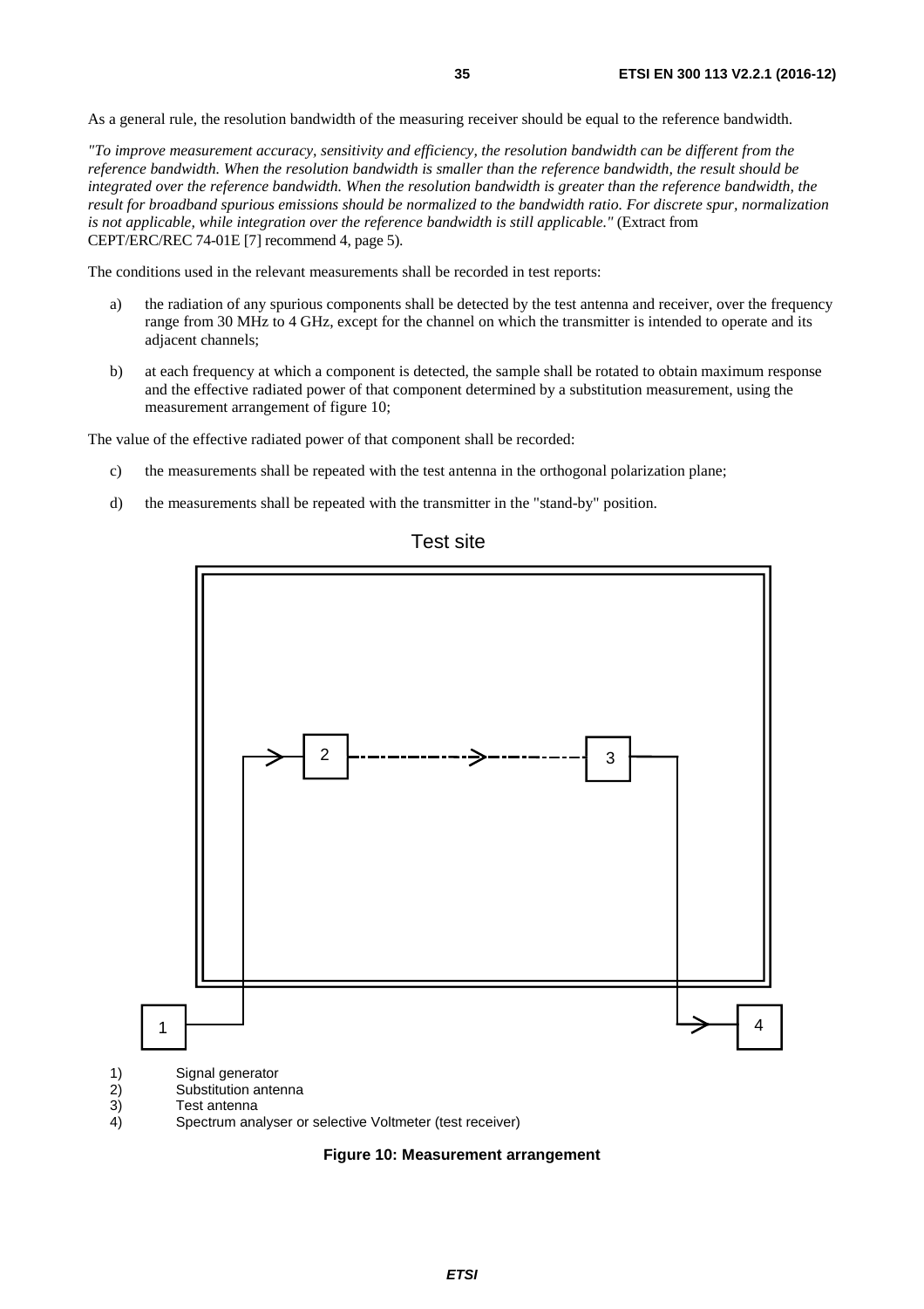As a general rule, the resolution bandwidth of the measuring receiver should be equal to the reference bandwidth.

*"To improve measurement accuracy, sensitivity and efficiency, the resolution bandwidth can be different from the reference bandwidth. When the resolution bandwidth is smaller than the reference bandwidth, the result should be integrated over the reference bandwidth. When the resolution bandwidth is greater than the reference bandwidth, the result for broadband spurious emissions should be normalized to the bandwidth ratio. For discrete spur, normalization is not applicable, while integration over the reference bandwidth is still applicable."* (Extract from CEPT/ERC/REC 74-01E [7] recommend 4, page 5).

The conditions used in the relevant measurements shall be recorded in test reports:

a) the radiation of any spurious components shall be detected by the test antenna and receiver, over the frequency range from 30 MHz to 4 GHz, except for the channel on which the transmitter is intended to operate and its adjacent channels;

b) at each frequency at which a component is detected, the sample shall be rotated to obtain maximum response and the effective radiated power of that component determined by a substitution measurement, using the measurement arrangement of figure 10;

The value of the effective radiated power of that component shall be recorded:

c) the measurements shall be repeated with the test antenna in the orthogonal polarization plane;

d) the measurements shall be repeated with the transmitter in the "stand-by" position.

Test site

1) Signal generator
2) Substitution antenna
3) Test antenna
4) Spectrum analyser or selective Voltmeter (test receiver)

**Figure 10: Measurement arrangement**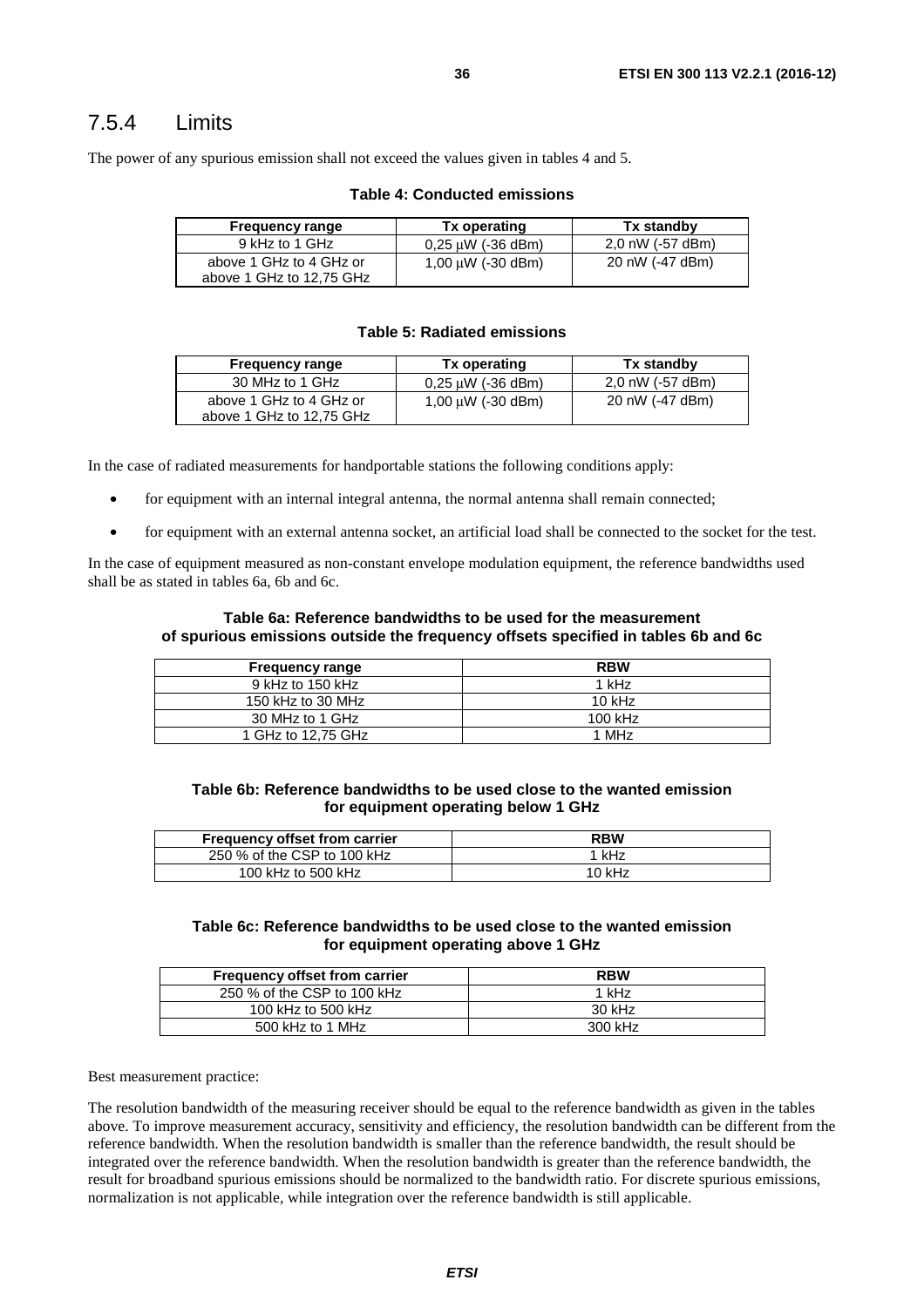### 7.5.4 Limits

The power of any spurious emission shall not exceed the values given in tables 4 and 5.

**Table 4: Conducted emissions**

| Frequency range | Tx operating | Tx standby |
|---|---|---|
| 9 kHz to 1 GHz | 0,25 μW (-36 dBm) | 2,0 nW (-57 dBm) |
| above 1 GHz to 4 GHz or above 1 GHz to 12,75 GHz | 1,00 μW (-30 dBm) | 20 nW (-47 dBm) |

**Table 5: Radiated emissions**

| Frequency range | Tx operating | Tx standby |
|---|---|---|
| 30 MHz to 1 GHz | 0,25 μW (-36 dBm) | 2,0 nW (-57 dBm) |
| above 1 GHz to 4 GHz or above 1 GHz to 12,75 GHz | 1,00 μW (-30 dBm) | 20 nW (-47 dBm) |

In the case of radiated measurements for handportable stations the following conditions apply:

- for equipment with an internal integral antenna, the normal antenna shall remain connected;
- for equipment with an external antenna socket, an artificial load shall be connected to the socket for the test.

In the case of equipment measured as non-constant envelope modulation equipment, the reference bandwidths used shall be as stated in tables 6a, 6b and 6c.

**Table 6a: Reference bandwidths to be used for the measurement of spurious emissions outside the frequency offsets specified in tables 6b and 6c**

| Frequency range | RBW |
|---|---|
| 9 kHz to 150 kHz | 1 kHz |
| 150 kHz to 30 MHz | 10 kHz |
| 30 MHz to 1 GHz | 100 kHz |
| 1 GHz to 12,75 GHz | 1 MHz |

**Table 6b: Reference bandwidths to be used close to the wanted emission for equipment operating below 1 GHz**

| Frequency offset from carrier | RBW |
|---|---|
| 250 % of the CSP to 100 kHz | 1 kHz |
| 100 kHz to 500 kHz | 10 kHz |

**Table 6c: Reference bandwidths to be used close to the wanted emission for equipment operating above 1 GHz**

| Frequency offset from carrier | RBW |
|---|---|
| 250 % of the CSP to 100 kHz | 1 kHz |
| 100 kHz to 500 kHz | 30 kHz |
| 500 kHz to 1 MHz | 300 kHz |

Best measurement practice:

The resolution bandwidth of the measuring receiver should be equal to the reference bandwidth as given in the tables above. To improve measurement accuracy, sensitivity and efficiency, the resolution bandwidth can be different from the reference bandwidth. When the resolution bandwidth is smaller than the reference bandwidth, the result should be integrated over the reference bandwidth. When the resolution bandwidth is greater than the reference bandwidth, the result for broadband spurious emissions should be normalized to the bandwidth ratio. For discrete spurious emissions, normalization is not applicable, while integration over the reference bandwidth is still applicable.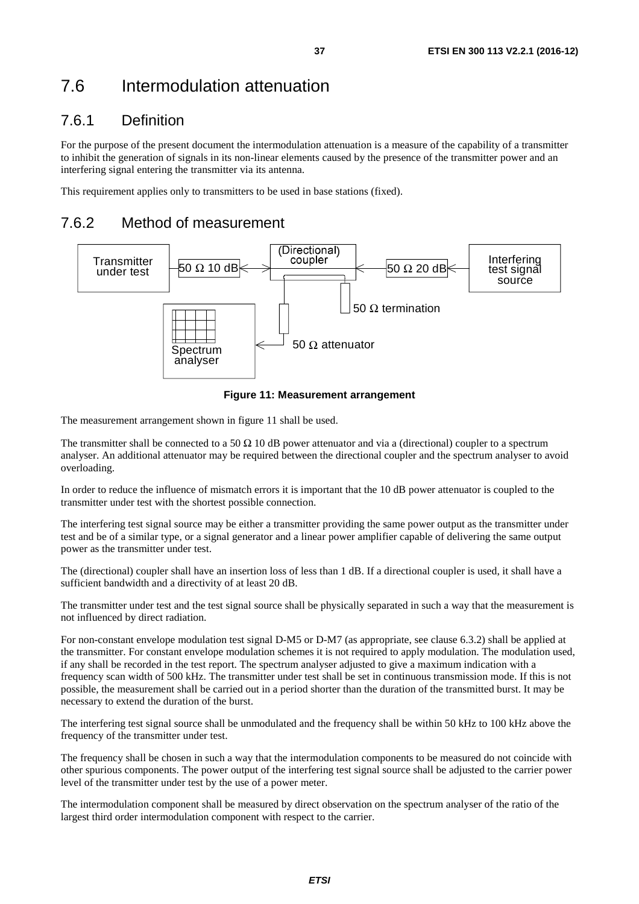# 7.6 Intermodulation attenuation

## 7.6.1 Definition

For the purpose of the present document the intermodulation attenuation is a measure of the capability of a transmitter to inhibit the generation of signals in its non-linear elements caused by the presence of the transmitter power and an interfering signal entering the transmitter via its antenna.

This requirement applies only to transmitters to be used in base stations (fixed).

## 7.6.2 Method of measurement

**Figure 11: Measurement arrangement**

The measurement arrangement shown in figure 11 shall be used.

The transmitter shall be connected to a 50 Ω 10 dB power attenuator and via a (directional) coupler to a spectrum analyser. An additional attenuator may be required between the directional coupler and the spectrum analyser to avoid overloading.

In order to reduce the influence of mismatch errors it is important that the 10 dB power attenuator is coupled to the transmitter under test with the shortest possible connection.

The interfering test signal source may be either a transmitter providing the same power output as the transmitter under test and be of a similar type, or a signal generator and a linear power amplifier capable of delivering the same output power as the transmitter under test.

The (directional) coupler shall have an insertion loss of less than 1 dB. If a directional coupler is used, it shall have a sufficient bandwidth and a directivity of at least 20 dB.

The transmitter under test and the test signal source shall be physically separated in such a way that the measurement is not influenced by direct radiation.

For non-constant envelope modulation test signal D-M5 or D-M7 (as appropriate, see clause 6.3.2) shall be applied at the transmitter. For constant envelope modulation schemes it is not required to apply modulation. The modulation used, if any shall be recorded in the test report. The spectrum analyser adjusted to give a maximum indication with a frequency scan width of 500 kHz. The transmitter under test shall be set in continuous transmission mode. If this is not possible, the measurement shall be carried out in a period shorter than the duration of the transmitted burst. It may be necessary to extend the duration of the burst.

The interfering test signal source shall be unmodulated and the frequency shall be within 50 kHz to 100 kHz above the frequency of the transmitter under test.

The frequency shall be chosen in such a way that the intermodulation components to be measured do not coincide with other spurious components. The power output of the interfering test signal source shall be adjusted to the carrier power level of the transmitter under test by the use of a power meter.

The intermodulation component shall be measured by direct observation on the spectrum analyser of the ratio of the largest third order intermodulation component with respect to the carrier.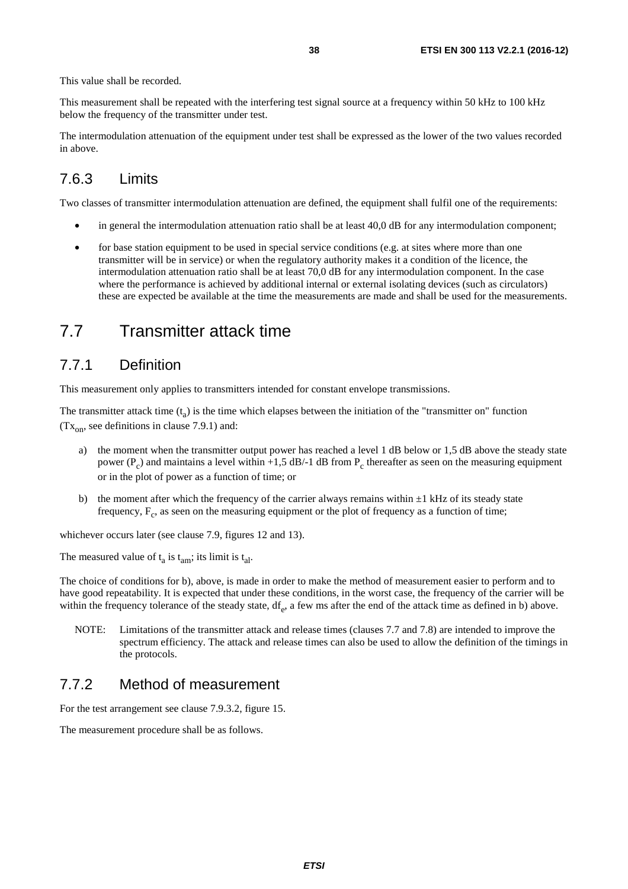This value shall be recorded.

This measurement shall be repeated with the interfering test signal source at a frequency within 50 kHz to 100 kHz below the frequency of the transmitter under test.

The intermodulation attenuation of the equipment under test shall be expressed as the lower of the two values recorded in above.

### 7.6.3 Limits

Two classes of transmitter intermodulation attenuation are defined, the equipment shall fulfil one of the requirements:

- in general the intermodulation attenuation ratio shall be at least 40,0 dB for any intermodulation component;
- for base station equipment to be used in special service conditions (e.g. at sites where more than one transmitter will be in service) or when the regulatory authority makes it a condition of the licence, the intermodulation attenuation ratio shall be at least 70,0 dB for any intermodulation component. In the case where the performance is achieved by additional internal or external isolating devices (such as circulators) these are expected be available at the time the measurements are made and shall be used for the measurements.

## 7.7 Transmitter attack time

### 7.7.1 Definition

This measurement only applies to transmitters intended for constant envelope transmissions.

The transmitter attack time ($t_a$) is the time which elapses between the initiation of the "transmitter on" function ($Tx_{on}$, see definitions in clause 7.9.1) and:

a) the moment when the transmitter output power has reached a level 1 dB below or 1,5 dB above the steady state power ($P_c$) and maintains a level within +1,5 dB/-1 dB from $P_c$ thereafter as seen on the measuring equipment or in the plot of power as a function of time; or

b) the moment after which the frequency of the carrier always remains within ±1 kHz of its steady state frequency, $F_c$, as seen on the measuring equipment or the plot of frequency as a function of time;

whichever occurs later (see clause 7.9, figures 12 and 13).

The measured value of $t_a$ is $t_{am}$; its limit is $t_{al}$.

The choice of conditions for b), above, is made in order to make the method of measurement easier to perform and to have good repeatability. It is expected that under these conditions, in the worst case, the frequency of the carrier will be within the frequency tolerance of the steady state, $df_e$, a few ms after the end of the attack time as defined in b) above.

NOTE: Limitations of the transmitter attack and release times (clauses 7.7 and 7.8) are intended to improve the spectrum efficiency. The attack and release times can also be used to allow the definition of the timings in the protocols.

### 7.7.2 Method of measurement

For the test arrangement see clause 7.9.3.2, figure 15.

The measurement procedure shall be as follows.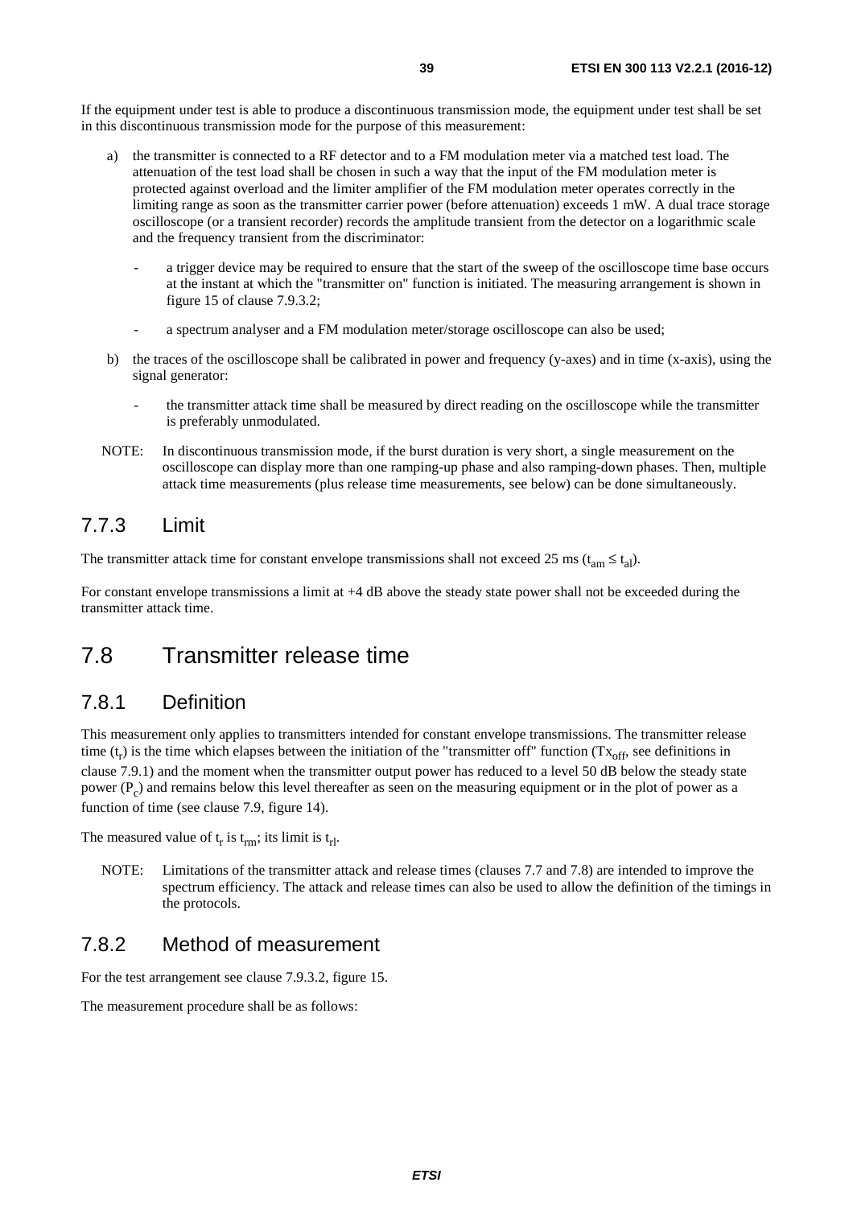If the equipment under test is able to produce a discontinuous transmission mode, the equipment under test shall be set in this discontinuous transmission mode for the purpose of this measurement:

a) the transmitter is connected to a RF detector and to a FM modulation meter via a matched test load. The attenuation of the test load shall be chosen in such a way that the input of the FM modulation meter is protected against overload and the limiter amplifier of the FM modulation meter operates correctly in the limiting range as soon as the transmitter carrier power (before attenuation) exceeds 1 mW. A dual trace storage oscilloscope (or a transient recorder) records the amplitude transient from the detector on a logarithmic scale and the frequency transient from the discriminator:

   - a trigger device may be required to ensure that the start of the sweep of the oscilloscope time base occurs at the instant at which the "transmitter on" function is initiated. The measuring arrangement is shown in figure 15 of clause 7.9.3.2;

   - a spectrum analyser and a FM modulation meter/storage oscilloscope can also be used;

b) the traces of the oscilloscope shall be calibrated in power and frequency (y-axes) and in time (x-axis), using the signal generator:

   - the transmitter attack time shall be measured by direct reading on the oscilloscope while the transmitter is preferably unmodulated.

NOTE: In discontinuous transmission mode, if the burst duration is very short, a single measurement on the oscilloscope can display more than one ramping-up phase and also ramping-down phases. Then, multiple attack time measurements (plus release time measurements, see below) can be done simultaneously.

### 7.7.3 Limit

The transmitter attack time for constant envelope transmissions shall not exceed 25 ms ($t_{am} \leq t_{al}$).

For constant envelope transmissions a limit at +4 dB above the steady state power shall not be exceeded during the transmitter attack time.

## 7.8 Transmitter release time

### 7.8.1 Definition

This measurement only applies to transmitters intended for constant envelope transmissions. The transmitter release time ($t_r$) is the time which elapses between the initiation of the "transmitter off" function ($Tx_{off}$, see definitions in clause 7.9.1) and the moment when the transmitter output power has reduced to a level 50 dB below the steady state power ($P_c$) and remains below this level thereafter as seen on the measuring equipment or in the plot of power as a function of time (see clause 7.9, figure 14).

The measured value of $t_r$ is $t_{rm}$; its limit is $t_{rl}$.

NOTE: Limitations of the transmitter attack and release times (clauses 7.7 and 7.8) are intended to improve the spectrum efficiency. The attack and release times can also be used to allow the definition of the timings in the protocols.

### 7.8.2 Method of measurement

For the test arrangement see clause 7.9.3.2, figure 15.

The measurement procedure shall be as follows: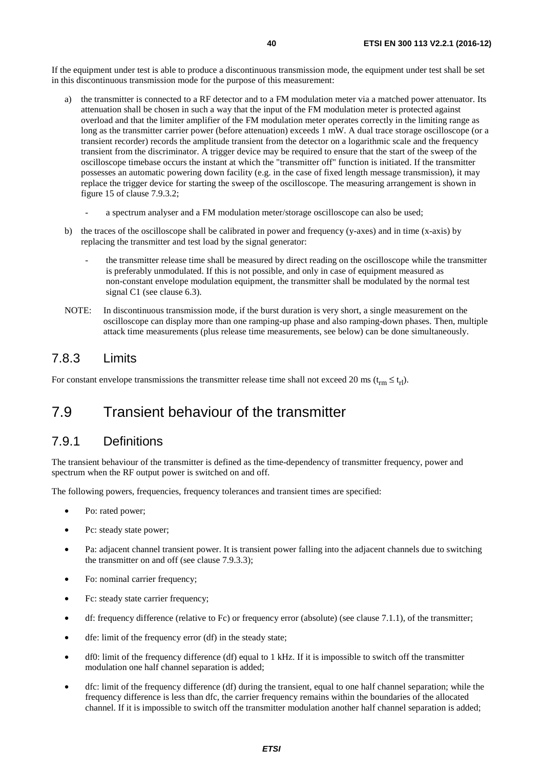If the equipment under test is able to produce a discontinuous transmission mode, the equipment under test shall be set in this discontinuous transmission mode for the purpose of this measurement:

a) the transmitter is connected to a RF detector and to a FM modulation meter via a matched power attenuator. Its attenuation shall be chosen in such a way that the input of the FM modulation meter is protected against overload and that the limiter amplifier of the FM modulation meter operates correctly in the limiting range as long as the transmitter carrier power (before attenuation) exceeds 1 mW. A dual trace storage oscilloscope (or a transient recorder) records the amplitude transient from the detector on a logarithmic scale and the frequency transient from the discriminator. A trigger device may be required to ensure that the start of the sweep of the oscilloscope timebase occurs the instant at which the "transmitter off" function is initiated. If the transmitter possesses an automatic powering down facility (e.g. in the case of fixed length message transmission), it may replace the trigger device for starting the sweep of the oscilloscope. The measuring arrangement is shown in figure 15 of clause 7.9.3.2;

   - a spectrum analyser and a FM modulation meter/storage oscilloscope can also be used;

b) the traces of the oscilloscope shall be calibrated in power and frequency (y-axes) and in time (x-axis) by replacing the transmitter and test load by the signal generator:

   - the transmitter release time shall be measured by direct reading on the oscilloscope while the transmitter is preferably unmodulated. If this is not possible, and only in case of equipment measured as non-constant envelope modulation equipment, the transmitter shall be modulated by the normal test signal C1 (see clause 6.3).

NOTE: In discontinuous transmission mode, if the burst duration is very short, a single measurement on the oscilloscope can display more than one ramping-up phase and also ramping-down phases. Then, multiple attack time measurements (plus release time measurements, see below) can be done simultaneously.

## 7.8.3 Limits

For constant envelope transmissions the transmitter release time shall not exceed 20 ms ($t_{rm} \leq t_{rl}$).

# 7.9 Transient behaviour of the transmitter

## 7.9.1 Definitions

The transient behaviour of the transmitter is defined as the time-dependency of transmitter frequency, power and spectrum when the RF output power is switched on and off.

The following powers, frequencies, frequency tolerances and transient times are specified:

- Po: rated power;
- Pc: steady state power;
- Pa: adjacent channel transient power. It is transient power falling into the adjacent channels due to switching the transmitter on and off (see clause 7.9.3.3);
- Fo: nominal carrier frequency;
- Fc: steady state carrier frequency;
- df: frequency difference (relative to Fc) or frequency error (absolute) (see clause 7.1.1), of the transmitter;
- dfe: limit of the frequency error (df) in the steady state;
- df0: limit of the frequency difference (df) equal to 1 kHz. If it is impossible to switch off the transmitter modulation one half channel separation is added;
- dfc: limit of the frequency difference (df) during the transient, equal to one half channel separation; while the frequency difference is less than dfc, the carrier frequency remains within the boundaries of the allocated channel. If it is impossible to switch off the transmitter modulation another half channel separation is added;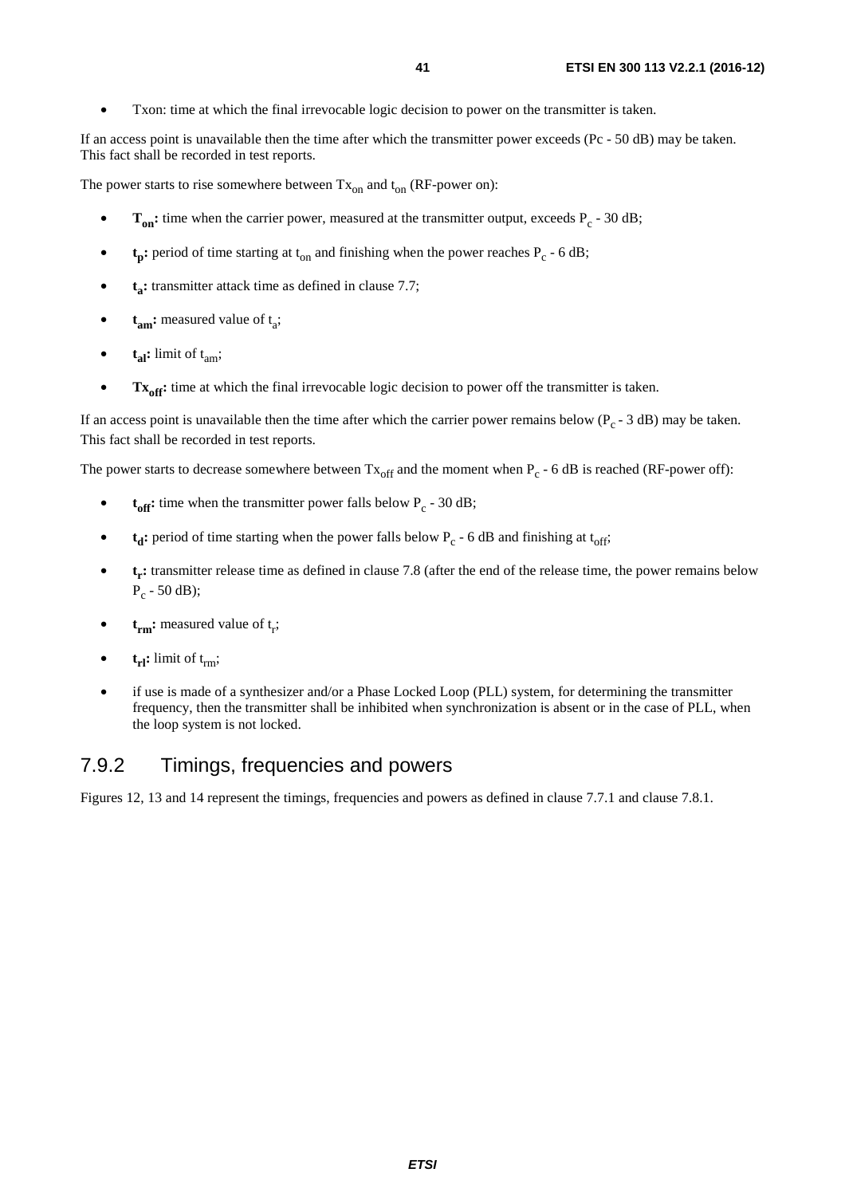- Txon: time at which the final irrevocable logic decision to power on the transmitter is taken.

If an access point is unavailable then the time after which the transmitter power exceeds (Pc - 50 dB) may be taken. This fact shall be recorded in test reports.

The power starts to rise somewhere between $Tx_{on}$ and $t_{on}$ (RF-power on):

- **$T_{on}$:** time when the carrier power, measured at the transmitter output, exceeds $P_c$ - 30 dB;
- **$t_p$:** period of time starting at $t_{on}$ and finishing when the power reaches $P_c$ - 6 dB;
- **$t_a$:** transmitter attack time as defined in clause 7.7;
- **$t_{am}$:** measured value of $t_a$;
- **$t_{al}$:** limit of $t_{am}$;
- **$Tx_{off}$:** time at which the final irrevocable logic decision to power off the transmitter is taken.

If an access point is unavailable then the time after which the carrier power remains below ($P_c$ - 3 dB) may be taken. This fact shall be recorded in test reports.

The power starts to decrease somewhere between $Tx_{off}$ and the moment when $P_c$ - 6 dB is reached (RF-power off):

- **$t_{off}$:** time when the transmitter power falls below $P_c$ - 30 dB;
- **$t_d$:** period of time starting when the power falls below $P_c$ - 6 dB and finishing at $t_{off}$;
- **$t_r$:** transmitter release time as defined in clause 7.8 (after the end of the release time, the power remains below $P_c$ - 50 dB);
- **$t_{rm}$:** measured value of $t_r$;
- **$t_{rl}$:** limit of $t_{rm}$;
- if use is made of a synthesizer and/or a Phase Locked Loop (PLL) system, for determining the transmitter frequency, then the transmitter shall be inhibited when synchronization is absent or in the case of PLL, when the loop system is not locked.

## 7.9.2 Timings, frequencies and powers

Figures 12, 13 and 14 represent the timings, frequencies and powers as defined in clause 7.7.1 and clause 7.8.1.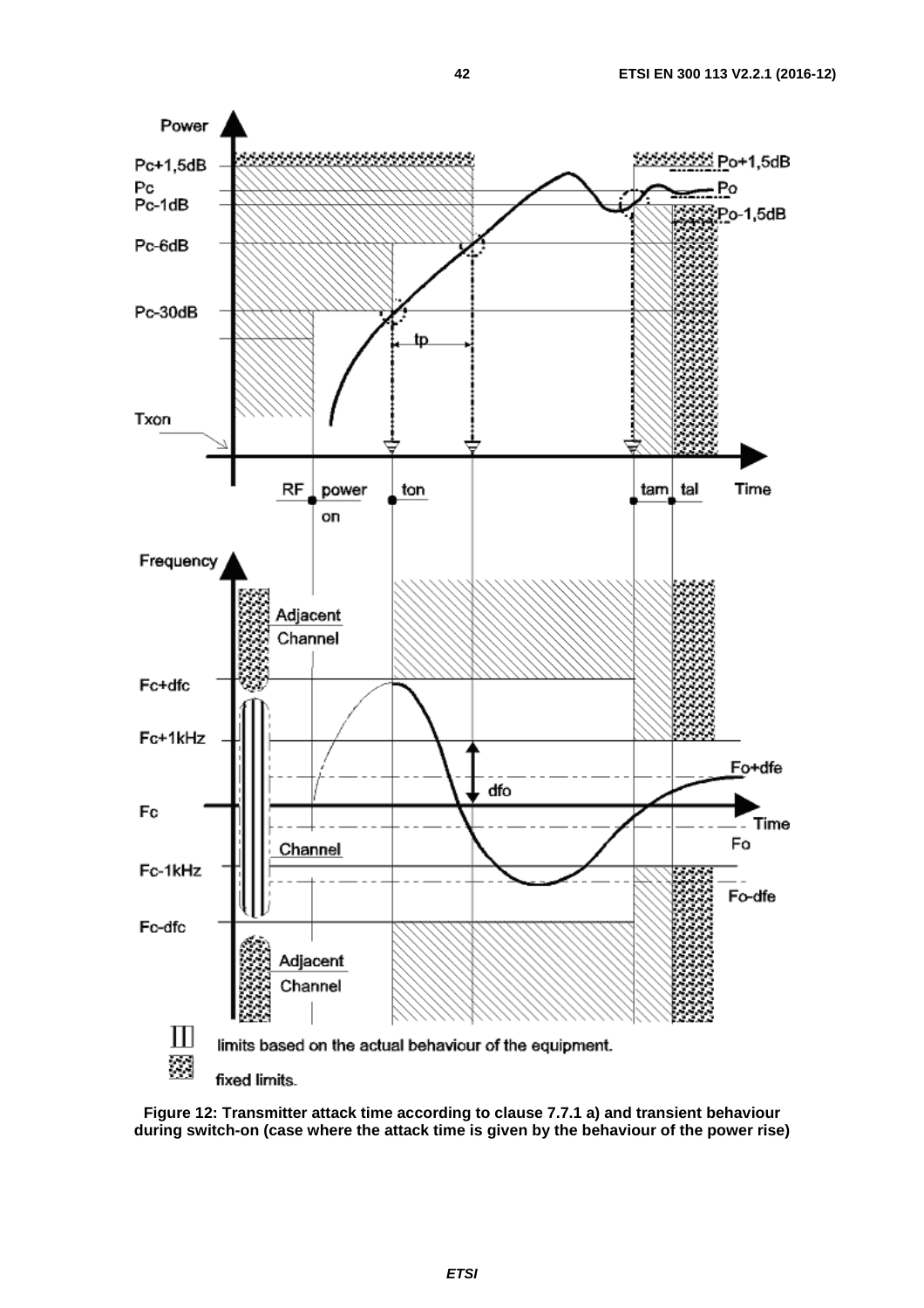Figure 12: Transmitter attack time according to clause 7.7.1 a) and transient behaviour during switch-on (case where the attack time is given by the behaviour of the power rise)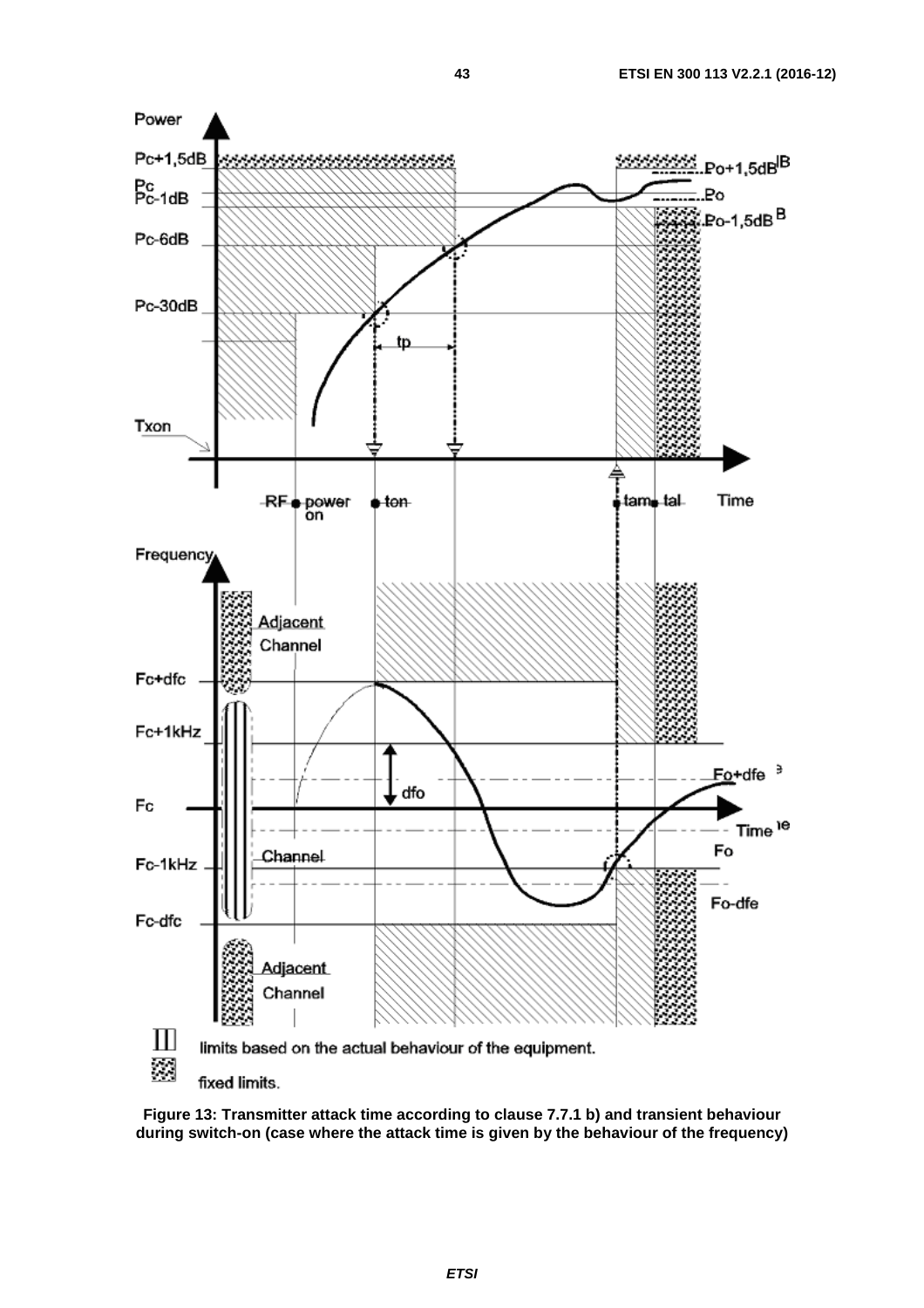limits based on the actual behaviour of the equipment.

fixed limits.

**Figure 13: Transmitter attack time according to clause 7.7.1 b) and transient behaviour during switch-on (case where the attack time is given by the behaviour of the frequency)**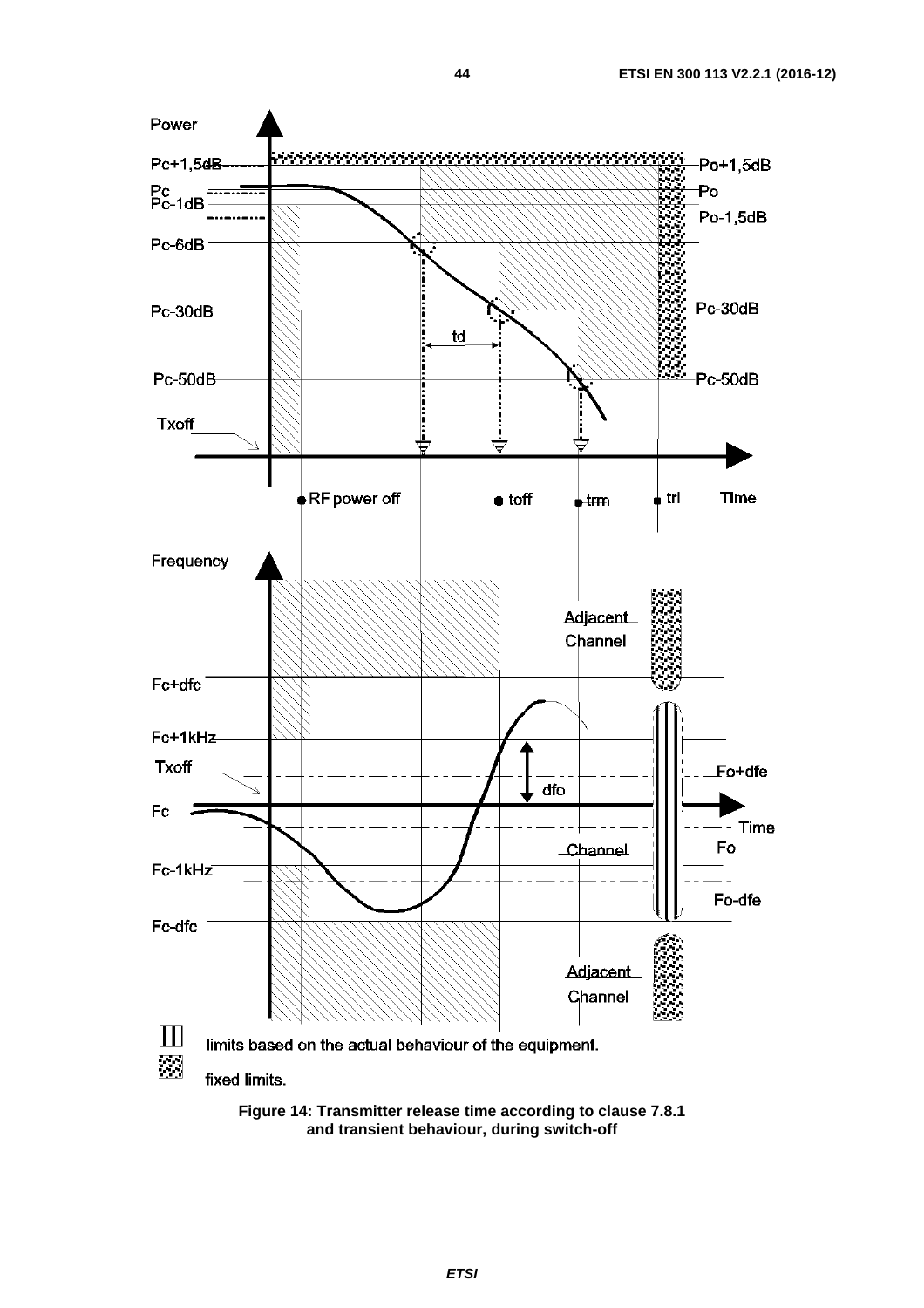Power

Pc+1,5dB — Po+1,5dB

Pc — Po

Pc-1dB — Po-1,5dB

Pc-6dB

Pc-30dB — Pc-30dB

td

Pc-50dB — Pc-50dB

Txoff

RF power off — toff — trm — trl — Time

Frequency

Adjacent Channel

Fc+dfc

Fc+1kHz

Txoff — Fo+dfe

dfo

Fc — Time

Channel — Fo

Fc-1kHz

Fo-dfe

Fc-dfc

Adjacent Channel

limits based on the actual behaviour of the equipment.

fixed limits.

**Figure 14: Transmitter release time according to clause 7.8.1 and transient behaviour, during switch-off**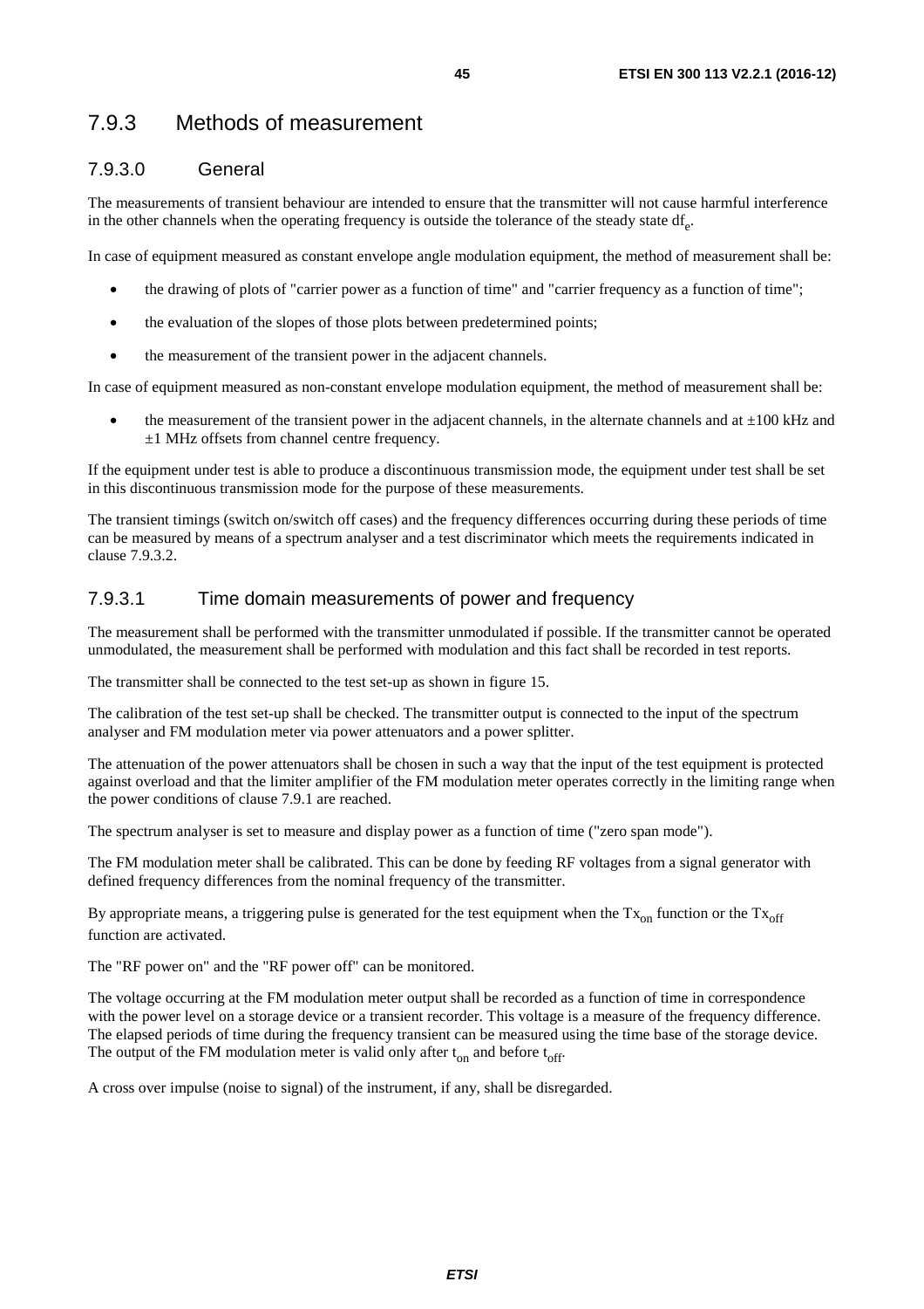## 7.9.3 Methods of measurement

### 7.9.3.0 General

The measurements of transient behaviour are intended to ensure that the transmitter will not cause harmful interference in the other channels when the operating frequency is outside the tolerance of the steady state $df_e$.

In case of equipment measured as constant envelope angle modulation equipment, the method of measurement shall be:

- the drawing of plots of "carrier power as a function of time" and "carrier frequency as a function of time";
- the evaluation of the slopes of those plots between predetermined points;
- the measurement of the transient power in the adjacent channels.

In case of equipment measured as non-constant envelope modulation equipment, the method of measurement shall be:

- the measurement of the transient power in the adjacent channels, in the alternate channels and at ±100 kHz and ±1 MHz offsets from channel centre frequency.

If the equipment under test is able to produce a discontinuous transmission mode, the equipment under test shall be set in this discontinuous transmission mode for the purpose of these measurements.

The transient timings (switch on/switch off cases) and the frequency differences occurring during these periods of time can be measured by means of a spectrum analyser and a test discriminator which meets the requirements indicated in clause 7.9.3.2.

### 7.9.3.1 Time domain measurements of power and frequency

The measurement shall be performed with the transmitter unmodulated if possible. If the transmitter cannot be operated unmodulated, the measurement shall be performed with modulation and this fact shall be recorded in test reports.

The transmitter shall be connected to the test set-up as shown in figure 15.

The calibration of the test set-up shall be checked. The transmitter output is connected to the input of the spectrum analyser and FM modulation meter via power attenuators and a power splitter.

The attenuation of the power attenuators shall be chosen in such a way that the input of the test equipment is protected against overload and that the limiter amplifier of the FM modulation meter operates correctly in the limiting range when the power conditions of clause 7.9.1 are reached.

The spectrum analyser is set to measure and display power as a function of time ("zero span mode").

The FM modulation meter shall be calibrated. This can be done by feeding RF voltages from a signal generator with defined frequency differences from the nominal frequency of the transmitter.

By appropriate means, a triggering pulse is generated for the test equipment when the $Tx_{on}$ function or the $Tx_{off}$ function are activated.

The "RF power on" and the "RF power off" can be monitored.

The voltage occurring at the FM modulation meter output shall be recorded as a function of time in correspondence with the power level on a storage device or a transient recorder. This voltage is a measure of the frequency difference. The elapsed periods of time during the frequency transient can be measured using the time base of the storage device. The output of the FM modulation meter is valid only after $t_{on}$ and before $t_{off}$.

A cross over impulse (noise to signal) of the instrument, if any, shall be disregarded.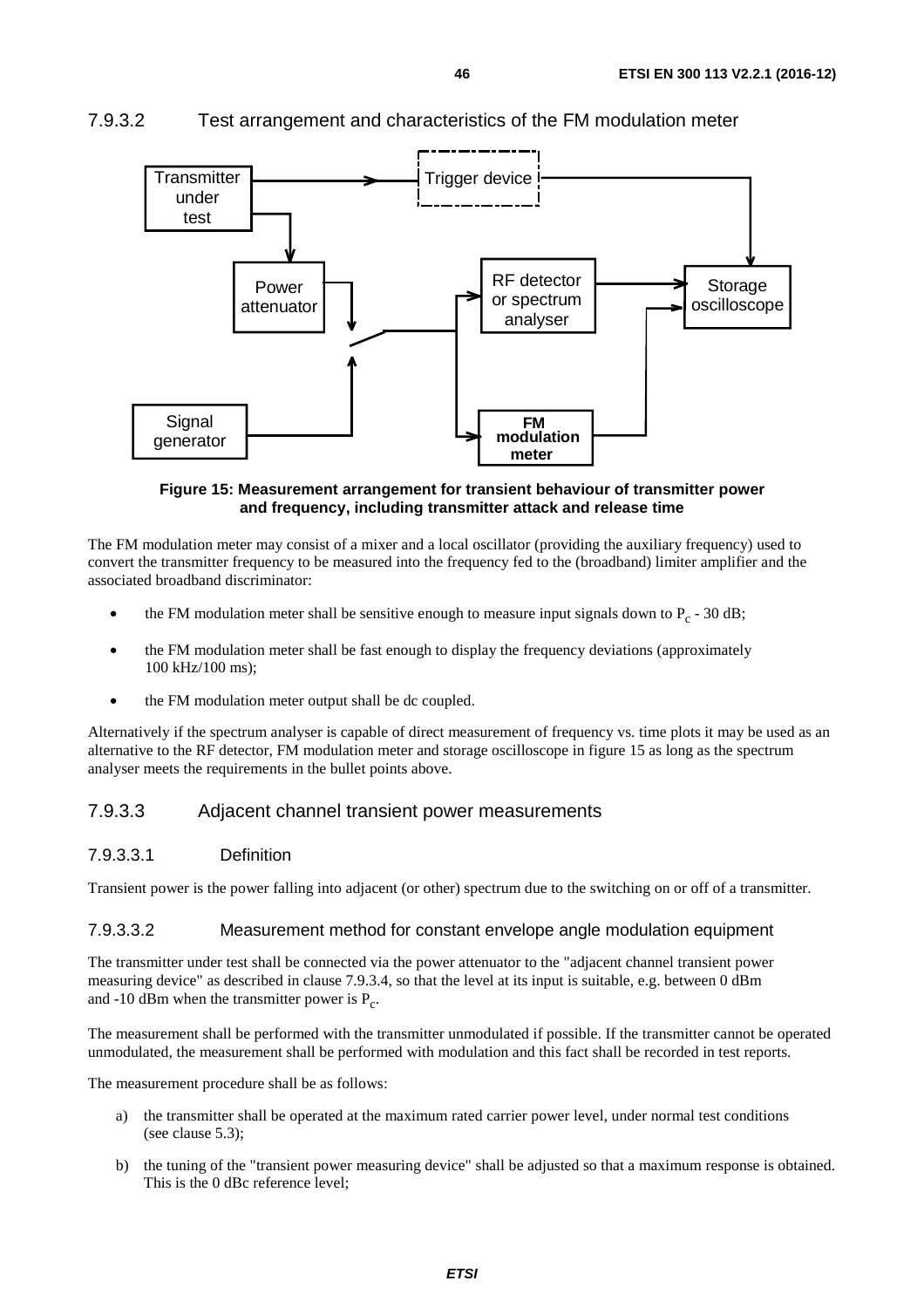#### 7.9.3.2 Test arrangement and characteristics of the FM modulation meter

**Figure 15: Measurement arrangement for transient behaviour of transmitter power and frequency, including transmitter attack and release time**

The FM modulation meter may consist of a mixer and a local oscillator (providing the auxiliary frequency) used to convert the transmitter frequency to be measured into the frequency fed to the (broadband) limiter amplifier and the associated broadband discriminator:

- the FM modulation meter shall be sensitive enough to measure input signals down to $P_c$ - 30 dB;
- the FM modulation meter shall be fast enough to display the frequency deviations (approximately 100 kHz/100 ms);
- the FM modulation meter output shall be dc coupled.

Alternatively if the spectrum analyser is capable of direct measurement of frequency vs. time plots it may be used as an alternative to the RF detector, FM modulation meter and storage oscilloscope in figure 15 as long as the spectrum analyser meets the requirements in the bullet points above.

#### 7.9.3.3 Adjacent channel transient power measurements

##### 7.9.3.3.1 Definition

Transient power is the power falling into adjacent (or other) spectrum due to the switching on or off of a transmitter.

##### 7.9.3.3.2 Measurement method for constant envelope angle modulation equipment

The transmitter under test shall be connected via the power attenuator to the "adjacent channel transient power measuring device" as described in clause 7.9.3.4, so that the level at its input is suitable, e.g. between 0 dBm and -10 dBm when the transmitter power is $P_c$.

The measurement shall be performed with the transmitter unmodulated if possible. If the transmitter cannot be operated unmodulated, the measurement shall be performed with modulation and this fact shall be recorded in test reports.

The measurement procedure shall be as follows:

a) the transmitter shall be operated at the maximum rated carrier power level, under normal test conditions (see clause 5.3);

b) the tuning of the "transient power measuring device" shall be adjusted so that a maximum response is obtained. This is the 0 dBc reference level;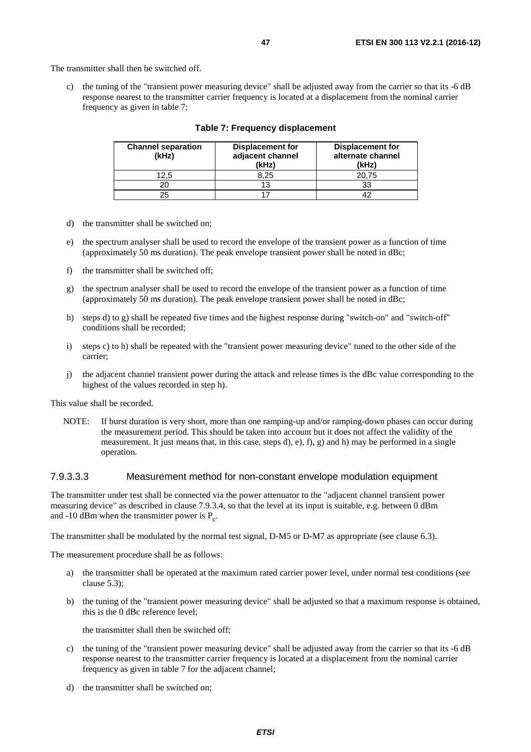The transmitter shall then be switched off.

c) the tuning of the "transient power measuring device" shall be adjusted away from the carrier so that its -6 dB response nearest to the transmitter carrier frequency is located at a displacement from the nominal carrier frequency as given in table 7;

**Table 7: Frequency displacement**

| Channel separation (kHz) | Displacement for adjacent channel (kHz) | Displacement for alternate channel (kHz) |
|---|---|---|
| 12,5 | 8,25 | 20,75 |
| 20 | 13 | 33 |
| 25 | 17 | 42 |

d) the transmitter shall be switched on;

e) the spectrum analyser shall be used to record the envelope of the transient power as a function of time (approximately 50 ms duration). The peak envelope transient power shall be noted in dBc;

f) the transmitter shall be switched off;

g) the spectrum analyser shall be used to record the envelope of the transient power as a function of time (approximately 50 ms duration). The peak envelope transient power shall be noted in dBc;

h) steps d) to g) shall be repeated five times and the highest response during "switch-on" and "switch-off" conditions shall be recorded;

i) steps c) to h) shall be repeated with the "transient power measuring device" tuned to the other side of the carrier;

j) the adjacent channel transient power during the attack and release times is the dBc value corresponding to the highest of the values recorded in step h).

This value shall be recorded.

NOTE: If burst duration is very short, more than one ramping-up and/or ramping-down phases can occur during the measurement period. This should be taken into account but it does not affect the validity of the measurement. It just means that, in this case, steps d), e), f), g) and h) may be performed in a single operation.

#### 7.9.3.3.3 Measurement method for non-constant envelope modulation equipment

The transmitter under test shall be connected via the power attenuator to the "adjacent channel transient power measuring device" as described in clause 7.9.3.4, so that the level at its input is suitable, e.g. between 0 dBm and -10 dBm when the transmitter power is $P_c$.

The transmitter shall be modulated by the normal test signal, D-M5 or D-M7 as appropriate (see clause 6.3).

The measurement procedure shall be as follows:

a) the transmitter shall be operated at the maximum rated carrier power level, under normal test conditions (see clause 5.3);

b) the tuning of the "transient power measuring device" shall be adjusted so that a maximum response is obtained, this is the 0 dBc reference level;

   the transmitter shall then be switched off;

c) the tuning of the "transient power measuring device" shall be adjusted away from the carrier so that its -6 dB response nearest to the transmitter carrier frequency is located at a displacement from the nominal carrier frequency as given in table 7 for the adjacent channel;

d) the transmitter shall be switched on;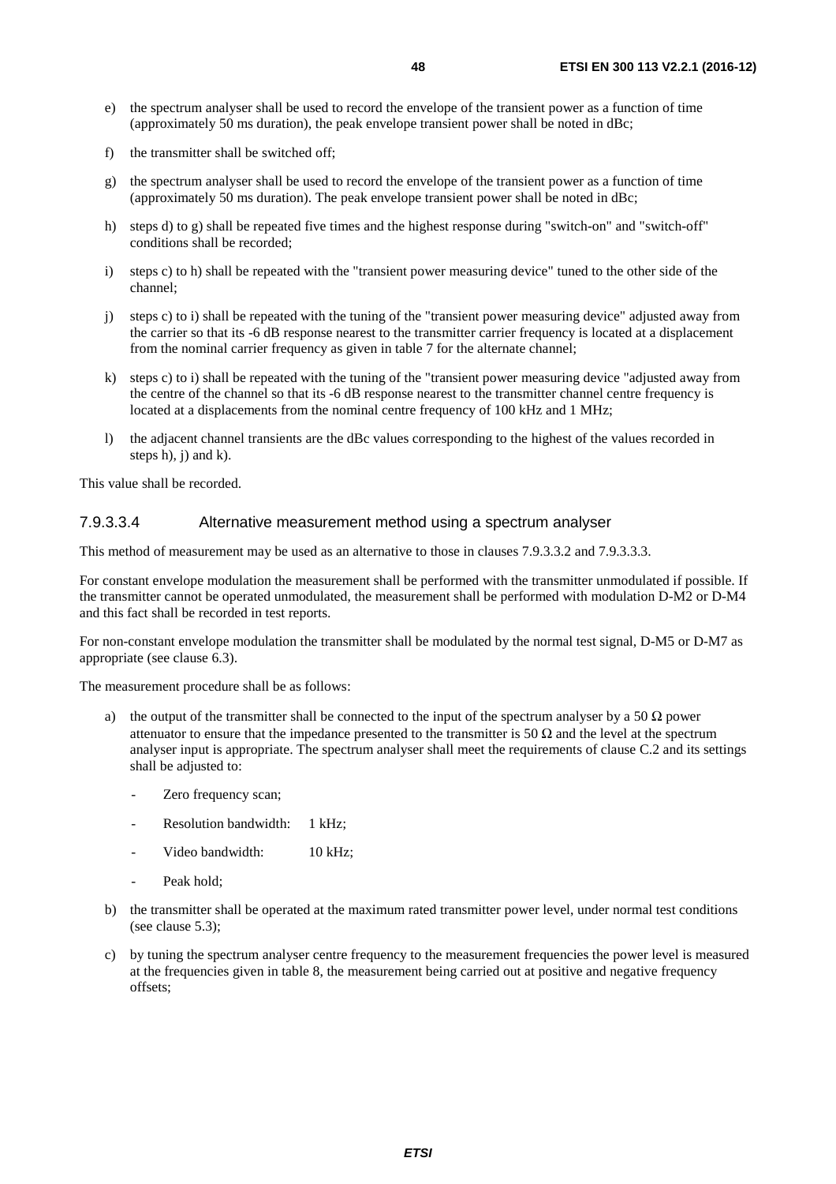e) the spectrum analyser shall be used to record the envelope of the transient power as a function of time (approximately 50 ms duration), the peak envelope transient power shall be noted in dBc;

f) the transmitter shall be switched off;

g) the spectrum analyser shall be used to record the envelope of the transient power as a function of time (approximately 50 ms duration). The peak envelope transient power shall be noted in dBc;

h) steps d) to g) shall be repeated five times and the highest response during "switch-on" and "switch-off" conditions shall be recorded;

i) steps c) to h) shall be repeated with the "transient power measuring device" tuned to the other side of the channel;

j) steps c) to i) shall be repeated with the tuning of the "transient power measuring device" adjusted away from the carrier so that its -6 dB response nearest to the transmitter carrier frequency is located at a displacement from the nominal carrier frequency as given in table 7 for the alternate channel;

k) steps c) to i) shall be repeated with the tuning of the "transient power measuring device "adjusted away from the centre of the channel so that its -6 dB response nearest to the transmitter channel centre frequency is located at a displacements from the nominal centre frequency of 100 kHz and 1 MHz;

l) the adjacent channel transients are the dBc values corresponding to the highest of the values recorded in steps h), j) and k).

This value shall be recorded.

#### 7.9.3.3.4 Alternative measurement method using a spectrum analyser

This method of measurement may be used as an alternative to those in clauses 7.9.3.3.2 and 7.9.3.3.3.

For constant envelope modulation the measurement shall be performed with the transmitter unmodulated if possible. If the transmitter cannot be operated unmodulated, the measurement shall be performed with modulation D-M2 or D-M4 and this fact shall be recorded in test reports.

For non-constant envelope modulation the transmitter shall be modulated by the normal test signal, D-M5 or D-M7 as appropriate (see clause 6.3).

The measurement procedure shall be as follows:

a) the output of the transmitter shall be connected to the input of the spectrum analyser by a 50 Ω power attenuator to ensure that the impedance presented to the transmitter is 50 Ω and the level at the spectrum analyser input is appropriate. The spectrum analyser shall meet the requirements of clause C.2 and its settings shall be adjusted to:

   - Zero frequency scan;
   - Resolution bandwidth: 1 kHz;
   - Video bandwidth: 10 kHz;
   - Peak hold;

b) the transmitter shall be operated at the maximum rated transmitter power level, under normal test conditions (see clause 5.3);

c) by tuning the spectrum analyser centre frequency to the measurement frequencies the power level is measured at the frequencies given in table 8, the measurement being carried out at positive and negative frequency offsets;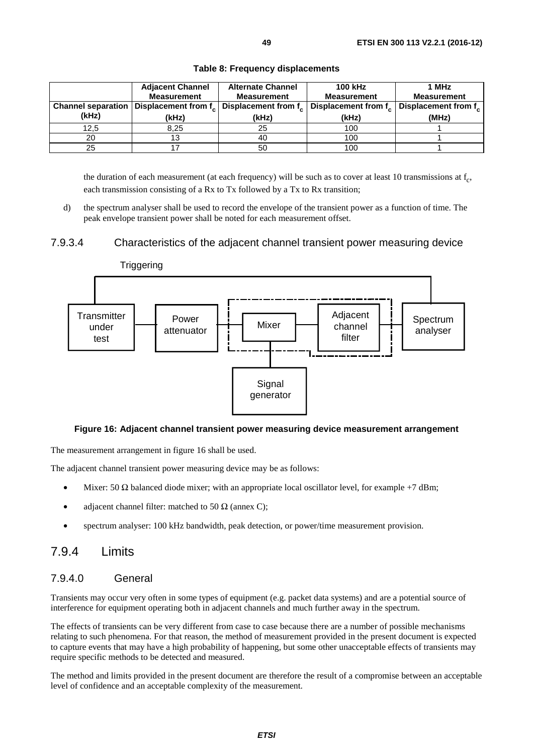**Table 8: Frequency displacements**

| | Adjacent Channel Measurement | Alternate Channel Measurement | 100 kHz Measurement | 1 MHz Measurement |
|---|---|---|---|---|
| Channel separation (kHz) | Displacement from $f_c$ (kHz) | Displacement from $f_c$ (kHz) | Displacement from $f_c$ (kHz) | Displacement from $f_c$ (MHz) |
| 12,5 | 8,25 | 25 | 100 | 1 |
| 20 | 13 | 40 | 100 | 1 |
| 25 | 17 | 50 | 100 | 1 |

the duration of each measurement (at each frequency) will be such as to cover at least 10 transmissions at $f_c$, each transmission consisting of a Rx to Tx followed by a Tx to Rx transition;

d) the spectrum analyser shall be used to record the envelope of the transient power as a function of time. The peak envelope transient power shall be noted for each measurement offset.

#### 7.9.3.4 Characteristics of the adjacent channel transient power measuring device

Triggering

Transmitter under test — Power attenuator — Mixer — Adjacent channel filter — Spectrum analyser

Signal generator

**Figure 16: Adjacent channel transient power measuring device measurement arrangement**

The measurement arrangement in figure 16 shall be used.

The adjacent channel transient power measuring device may be as follows:

- Mixer: 50 Ω balanced diode mixer; with an appropriate local oscillator level, for example +7 dBm;
- adjacent channel filter: matched to 50 Ω (annex C);
- spectrum analyser: 100 kHz bandwidth, peak detection, or power/time measurement provision.

### 7.9.4 Limits

#### 7.9.4.0 General

Transients may occur very often in some types of equipment (e.g. packet data systems) and are a potential source of interference for equipment operating both in adjacent channels and much further away in the spectrum.

The effects of transients can be very different from case to case because there are a number of possible mechanisms relating to such phenomena. For that reason, the method of measurement provided in the present document is expected to capture events that may have a high probability of happening, but some other unacceptable effects of transients may require specific methods to be detected and measured.

The method and limits provided in the present document are therefore the result of a compromise between an acceptable level of confidence and an acceptable complexity of the measurement.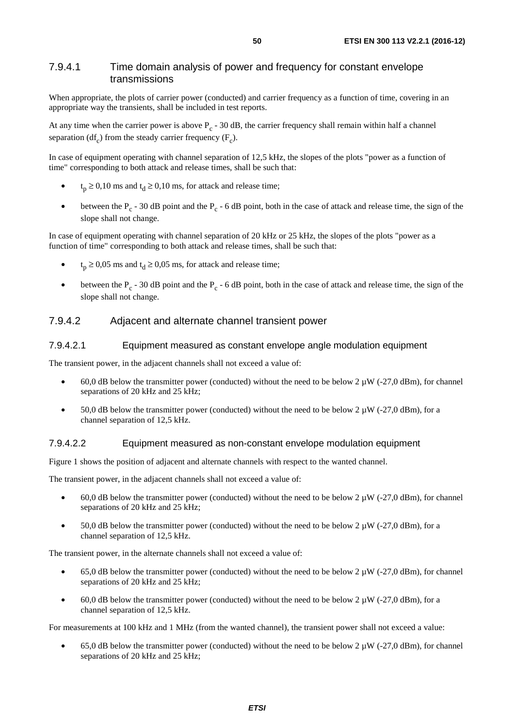#### 7.9.4.1 Time domain analysis of power and frequency for constant envelope transmissions

When appropriate, the plots of carrier power (conducted) and carrier frequency as a function of time, covering in an appropriate way the transients, shall be included in test reports.

At any time when the carrier power is above $P_c$ - 30 dB, the carrier frequency shall remain within half a channel separation ($df_c$) from the steady carrier frequency ($F_c$).

In case of equipment operating with channel separation of 12,5 kHz, the slopes of the plots "power as a function of time" corresponding to both attack and release times, shall be such that:

- $t_p \geq 0,10$ ms and $t_d \geq 0,10$ ms, for attack and release time;
- between the $P_c$ - 30 dB point and the $P_c$ - 6 dB point, both in the case of attack and release time, the sign of the slope shall not change.

In case of equipment operating with channel separation of 20 kHz or 25 kHz, the slopes of the plots "power as a function of time" corresponding to both attack and release times, shall be such that:

- $t_p \geq 0,05$ ms and $t_d \geq 0,05$ ms, for attack and release time;
- between the $P_c$ - 30 dB point and the $P_c$ - 6 dB point, both in the case of attack and release time, the sign of the slope shall not change.

#### 7.9.4.2 Adjacent and alternate channel transient power

##### 7.9.4.2.1 Equipment measured as constant envelope angle modulation equipment

The transient power, in the adjacent channels shall not exceed a value of:

- 60,0 dB below the transmitter power (conducted) without the need to be below 2 µW (-27,0 dBm), for channel separations of 20 kHz and 25 kHz;
- 50,0 dB below the transmitter power (conducted) without the need to be below 2 µW (-27,0 dBm), for a channel separation of 12,5 kHz.

##### 7.9.4.2.2 Equipment measured as non-constant envelope modulation equipment

Figure 1 shows the position of adjacent and alternate channels with respect to the wanted channel.

The transient power, in the adjacent channels shall not exceed a value of:

- 60,0 dB below the transmitter power (conducted) without the need to be below 2 µW (-27,0 dBm), for channel separations of 20 kHz and 25 kHz;
- 50,0 dB below the transmitter power (conducted) without the need to be below 2 µW (-27,0 dBm), for a channel separation of 12,5 kHz.

The transient power, in the alternate channels shall not exceed a value of:

- 65,0 dB below the transmitter power (conducted) without the need to be below 2 µW (-27,0 dBm), for channel separations of 20 kHz and 25 kHz;
- 60,0 dB below the transmitter power (conducted) without the need to be below 2 µW (-27,0 dBm), for a channel separation of 12,5 kHz.

For measurements at 100 kHz and 1 MHz (from the wanted channel), the transient power shall not exceed a value:

- 65,0 dB below the transmitter power (conducted) without the need to be below 2 µW (-27,0 dBm), for channel separations of 20 kHz and 25 kHz;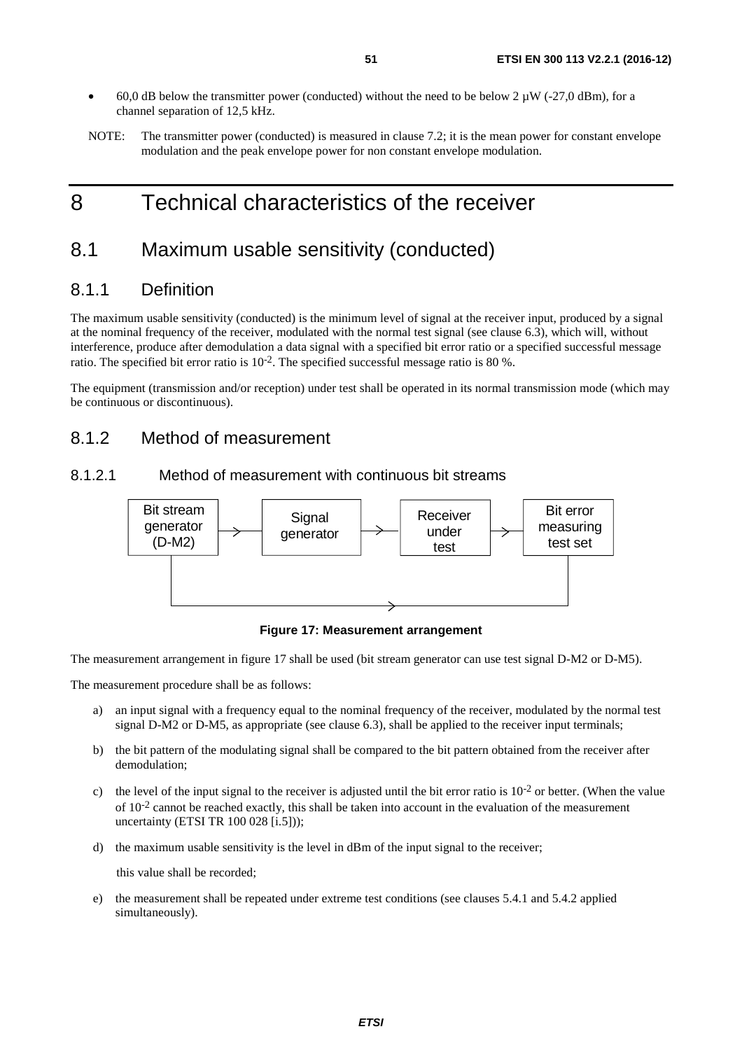- 60,0 dB below the transmitter power (conducted) without the need to be below 2 µW (-27,0 dBm), for a channel separation of 12,5 kHz.

NOTE: The transmitter power (conducted) is measured in clause 7.2; it is the mean power for constant envelope modulation and the peak envelope power for non constant envelope modulation.

# 8 Technical characteristics of the receiver

## 8.1 Maximum usable sensitivity (conducted)

### 8.1.1 Definition

The maximum usable sensitivity (conducted) is the minimum level of signal at the receiver input, produced by a signal at the nominal frequency of the receiver, modulated with the normal test signal (see clause 6.3), which will, without interference, produce after demodulation a data signal with a specified bit error ratio or a specified successful message ratio. The specified bit error ratio is $10^{-2}$. The specified successful message ratio is 80 %.

The equipment (transmission and/or reception) under test shall be operated in its normal transmission mode (which may be continuous or discontinuous).

### 8.1.2 Method of measurement

#### 8.1.2.1 Method of measurement with continuous bit streams

Bit stream generator (D-M2) → Signal generator → Receiver under test → Bit error measuring test set

(Bit stream generator (D-M2) → Bit error measuring test set)

**Figure 17: Measurement arrangement**

The measurement arrangement in figure 17 shall be used (bit stream generator can use test signal D-M2 or D-M5).

The measurement procedure shall be as follows:

a) an input signal with a frequency equal to the nominal frequency of the receiver, modulated by the normal test signal D-M2 or D-M5, as appropriate (see clause 6.3), shall be applied to the receiver input terminals;

b) the bit pattern of the modulating signal shall be compared to the bit pattern obtained from the receiver after demodulation;

c) the level of the input signal to the receiver is adjusted until the bit error ratio is $10^{-2}$ or better. (When the value of $10^{-2}$ cannot be reached exactly, this shall be taken into account in the evaluation of the measurement uncertainty (ETSI TR 100 028 [i.5]));

d) the maximum usable sensitivity is the level in dBm of the input signal to the receiver;

   this value shall be recorded;

e) the measurement shall be repeated under extreme test conditions (see clauses 5.4.1 and 5.4.2 applied simultaneously).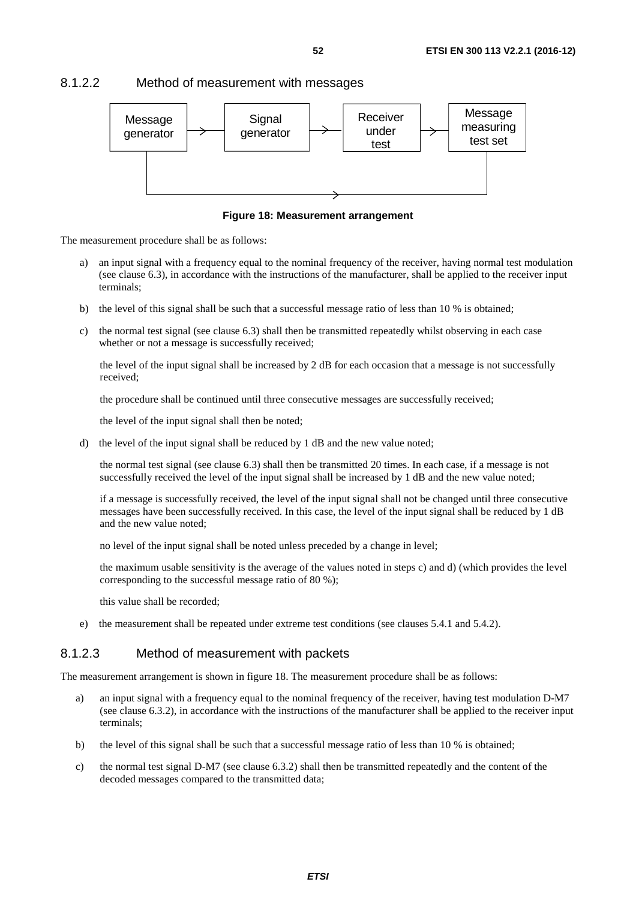### 8.1.2.2 Method of measurement with messages

Figure 18: Measurement arrangement

The measurement procedure shall be as follows:

a) an input signal with a frequency equal to the nominal frequency of the receiver, having normal test modulation (see clause 6.3), in accordance with the instructions of the manufacturer, shall be applied to the receiver input terminals;

b) the level of this signal shall be such that a successful message ratio of less than 10 % is obtained;

c) the normal test signal (see clause 6.3) shall then be transmitted repeatedly whilst observing in each case whether or not a message is successfully received;

   the level of the input signal shall be increased by 2 dB for each occasion that a message is not successfully received;

   the procedure shall be continued until three consecutive messages are successfully received;

   the level of the input signal shall then be noted;

d) the level of the input signal shall be reduced by 1 dB and the new value noted;

   the normal test signal (see clause 6.3) shall then be transmitted 20 times. In each case, if a message is not successfully received the level of the input signal shall be increased by 1 dB and the new value noted;

   if a message is successfully received, the level of the input signal shall not be changed until three consecutive messages have been successfully received. In this case, the level of the input signal shall be reduced by 1 dB and the new value noted;

   no level of the input signal shall be noted unless preceded by a change in level;

   the maximum usable sensitivity is the average of the values noted in steps c) and d) (which provides the level corresponding to the successful message ratio of 80 %);

   this value shall be recorded;

e) the measurement shall be repeated under extreme test conditions (see clauses 5.4.1 and 5.4.2).

### 8.1.2.3 Method of measurement with packets

The measurement arrangement is shown in figure 18. The measurement procedure shall be as follows:

a) an input signal with a frequency equal to the nominal frequency of the receiver, having test modulation D-M7 (see clause 6.3.2), in accordance with the instructions of the manufacturer shall be applied to the receiver input terminals;

b) the level of this signal shall be such that a successful message ratio of less than 10 % is obtained;

c) the normal test signal D-M7 (see clause 6.3.2) shall then be transmitted repeatedly and the content of the decoded messages compared to the transmitted data;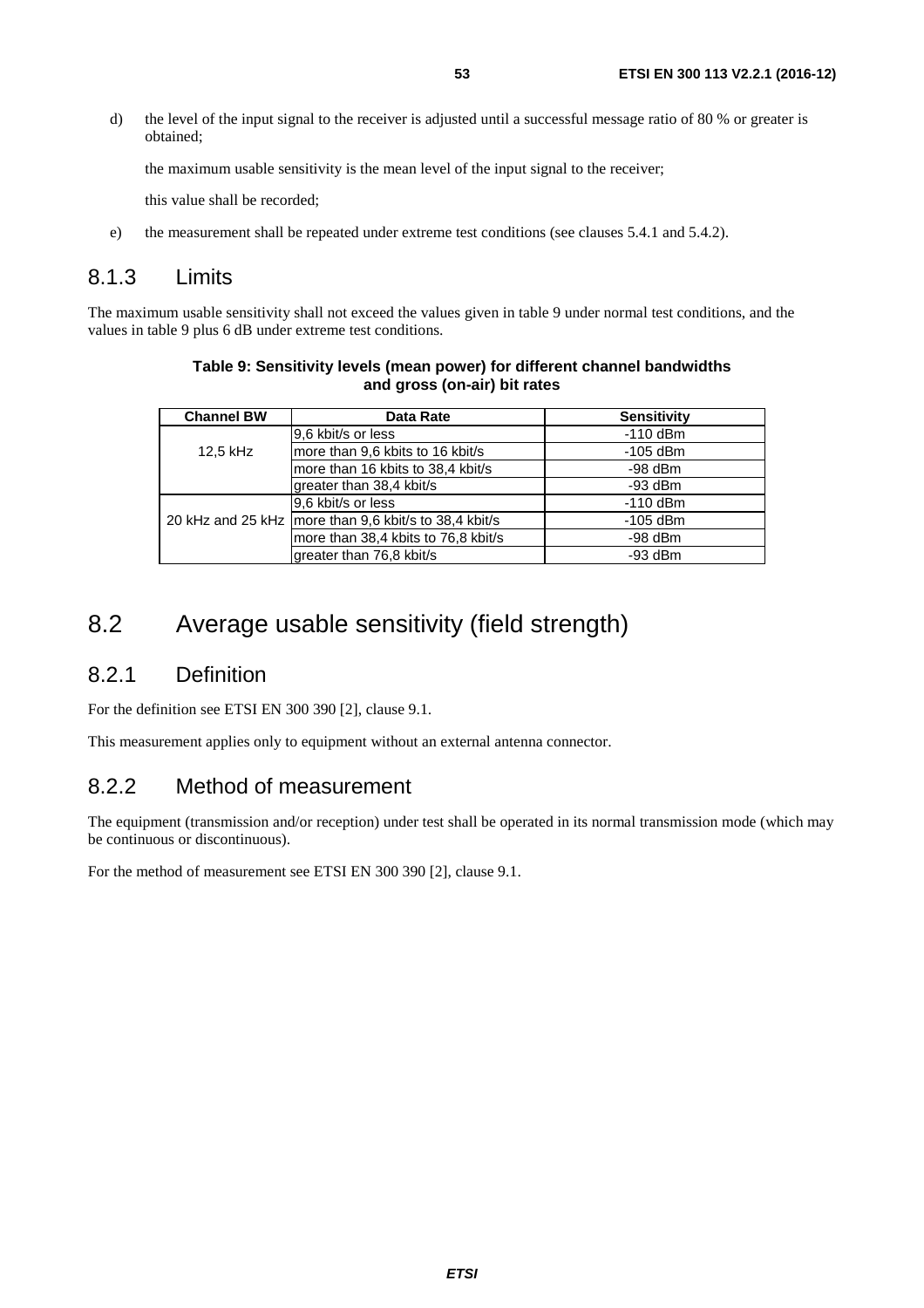d) the level of the input signal to the receiver is adjusted until a successful message ratio of 80 % or greater is obtained;

   the maximum usable sensitivity is the mean level of the input signal to the receiver;

   this value shall be recorded;

e) the measurement shall be repeated under extreme test conditions (see clauses 5.4.1 and 5.4.2).

### 8.1.3 Limits

The maximum usable sensitivity shall not exceed the values given in table 9 under normal test conditions, and the values in table 9 plus 6 dB under extreme test conditions.

**Table 9: Sensitivity levels (mean power) for different channel bandwidths and gross (on-air) bit rates**

| Channel BW | Data Rate | Sensitivity |
|---|---|---|
| 12,5 kHz | 9,6 kbit/s or less | -110 dBm |
| | more than 9,6 kbits to 16 kbit/s | -105 dBm |
| | more than 16 kbits to 38,4 kbit/s | -98 dBm |
| | greater than 38,4 kbit/s | -93 dBm |
| 20 kHz and 25 kHz | 9,6 kbit/s or less | -110 dBm |
| | more than 9,6 kbit/s to 38,4 kbit/s | -105 dBm |
| | more than 38,4 kbits to 76,8 kbit/s | -98 dBm |
| | greater than 76,8 kbit/s | -93 dBm |

## 8.2 Average usable sensitivity (field strength)

### 8.2.1 Definition

For the definition see ETSI EN 300 390 [2], clause 9.1.

This measurement applies only to equipment without an external antenna connector.

### 8.2.2 Method of measurement

The equipment (transmission and/or reception) under test shall be operated in its normal transmission mode (which may be continuous or discontinuous).

For the method of measurement see ETSI EN 300 390 [2], clause 9.1.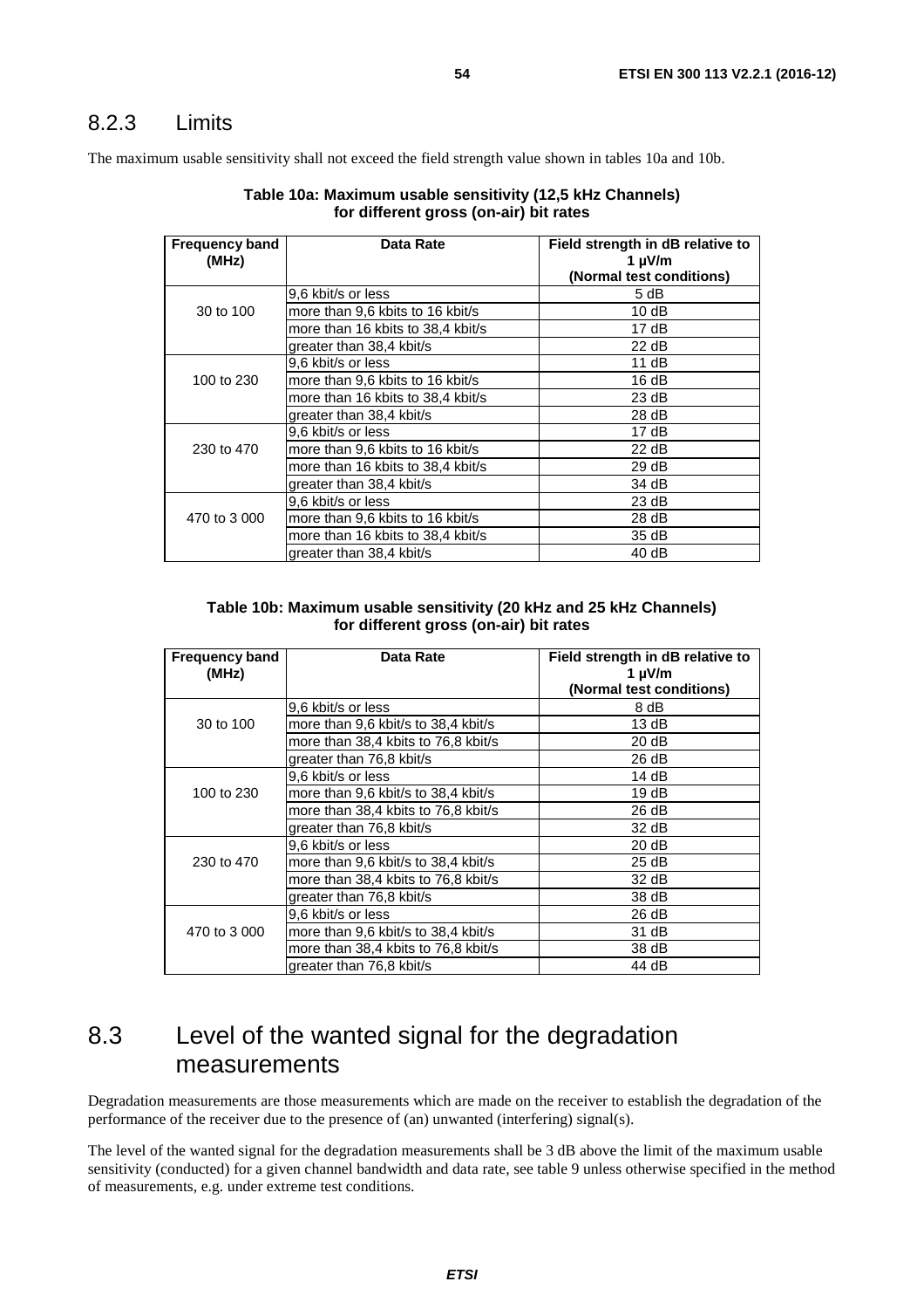### 8.2.3 Limits

The maximum usable sensitivity shall not exceed the field strength value shown in tables 10a and 10b.

**Table 10a: Maximum usable sensitivity (12,5 kHz Channels) for different gross (on-air) bit rates**

| Frequency band (MHz) | Data Rate | Field strength in dB relative to 1 µV/m (Normal test conditions) |
|---|---|---|
| 30 to 100 | 9,6 kbit/s or less | 5 dB |
| | more than 9,6 kbits to 16 kbit/s | 10 dB |
| | more than 16 kbits to 38,4 kbit/s | 17 dB |
| | greater than 38,4 kbit/s | 22 dB |
| 100 to 230 | 9,6 kbit/s or less | 11 dB |
| | more than 9,6 kbits to 16 kbit/s | 16 dB |
| | more than 16 kbits to 38,4 kbit/s | 23 dB |
| | greater than 38,4 kbit/s | 28 dB |
| 230 to 470 | 9,6 kbit/s or less | 17 dB |
| | more than 9,6 kbits to 16 kbit/s | 22 dB |
| | more than 16 kbits to 38,4 kbit/s | 29 dB |
| | greater than 38,4 kbit/s | 34 dB |
| 470 to 3 000 | 9,6 kbit/s or less | 23 dB |
| | more than 9,6 kbits to 16 kbit/s | 28 dB |
| | more than 16 kbits to 38,4 kbit/s | 35 dB |
| | greater than 38,4 kbit/s | 40 dB |

**Table 10b: Maximum usable sensitivity (20 kHz and 25 kHz Channels) for different gross (on-air) bit rates**

| Frequency band (MHz) | Data Rate | Field strength in dB relative to 1 µV/m (Normal test conditions) |
|---|---|---|
| 30 to 100 | 9,6 kbit/s or less | 8 dB |
| | more than 9,6 kbit/s to 38,4 kbit/s | 13 dB |
| | more than 38,4 kbits to 76,8 kbit/s | 20 dB |
| | greater than 76,8 kbit/s | 26 dB |
| 100 to 230 | 9,6 kbit/s or less | 14 dB |
| | more than 9,6 kbit/s to 38,4 kbit/s | 19 dB |
| | more than 38,4 kbits to 76,8 kbit/s | 26 dB |
| | greater than 76,8 kbit/s | 32 dB |
| 230 to 470 | 9,6 kbit/s or less | 20 dB |
| | more than 9,6 kbit/s to 38,4 kbit/s | 25 dB |
| | more than 38,4 kbits to 76,8 kbit/s | 32 dB |
| | greater than 76,8 kbit/s | 38 dB |
| 470 to 3 000 | 9,6 kbit/s or less | 26 dB |
| | more than 9,6 kbit/s to 38,4 kbit/s | 31 dB |
| | more than 38,4 kbits to 76,8 kbit/s | 38 dB |
| | greater than 76,8 kbit/s | 44 dB |

## 8.3 Level of the wanted signal for the degradation measurements

Degradation measurements are those measurements which are made on the receiver to establish the degradation of the performance of the receiver due to the presence of (an) unwanted (interfering) signal(s).

The level of the wanted signal for the degradation measurements shall be 3 dB above the limit of the maximum usable sensitivity (conducted) for a given channel bandwidth and data rate, see table 9 unless otherwise specified in the method of measurements, e.g. under extreme test conditions.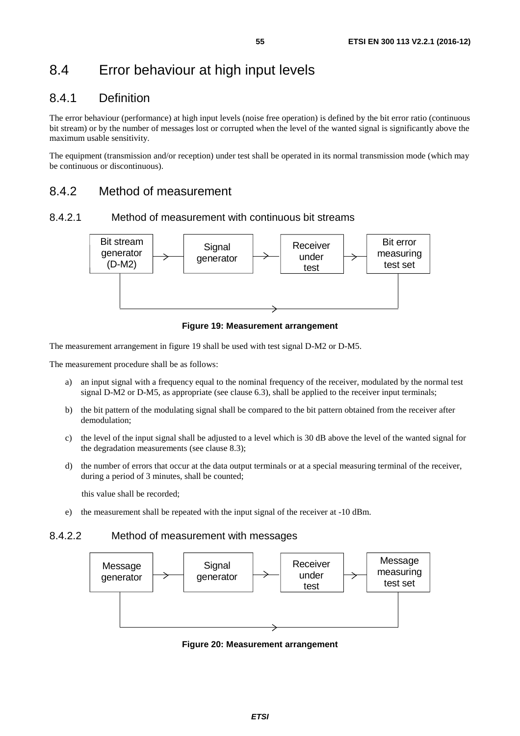# 8.4 Error behaviour at high input levels

## 8.4.1 Definition

The error behaviour (performance) at high input levels (noise free operation) is defined by the bit error ratio (continuous bit stream) or by the number of messages lost or corrupted when the level of the wanted signal is significantly above the maximum usable sensitivity.

The equipment (transmission and/or reception) under test shall be operated in its normal transmission mode (which may be continuous or discontinuous).

## 8.4.2 Method of measurement

### 8.4.2.1 Method of measurement with continuous bit streams

Bit stream generator (D-M2) → Signal generator → Receiver under test → Bit error measuring test set

**Figure 19: Measurement arrangement**

The measurement arrangement in figure 19 shall be used with test signal D-M2 or D-M5.

The measurement procedure shall be as follows:

a) an input signal with a frequency equal to the nominal frequency of the receiver, modulated by the normal test signal D-M2 or D-M5, as appropriate (see clause 6.3), shall be applied to the receiver input terminals;

b) the bit pattern of the modulating signal shall be compared to the bit pattern obtained from the receiver after demodulation;

c) the level of the input signal shall be adjusted to a level which is 30 dB above the level of the wanted signal for the degradation measurements (see clause 8.3);

d) the number of errors that occur at the data output terminals or at a special measuring terminal of the receiver, during a period of 3 minutes, shall be counted;

   this value shall be recorded;

e) the measurement shall be repeated with the input signal of the receiver at -10 dBm.

### 8.4.2.2 Method of measurement with messages

Message generator → Signal generator → Receiver under test → Message measuring test set

**Figure 20: Measurement arrangement**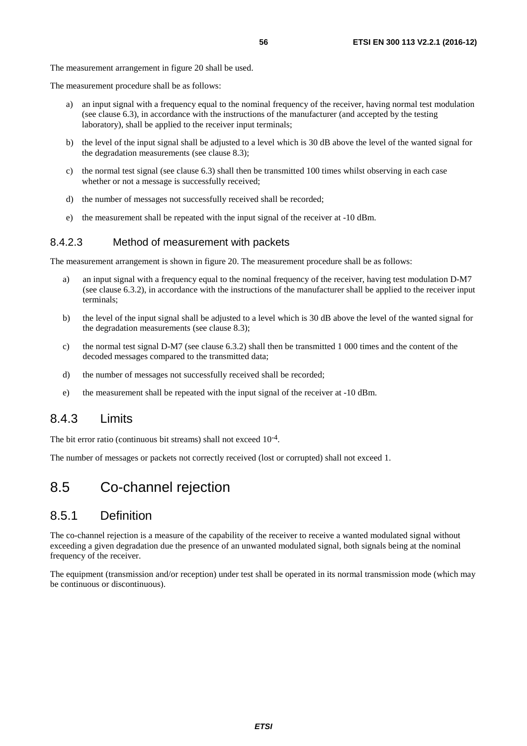The measurement arrangement in figure 20 shall be used.

The measurement procedure shall be as follows:

a) an input signal with a frequency equal to the nominal frequency of the receiver, having normal test modulation (see clause 6.3), in accordance with the instructions of the manufacturer (and accepted by the testing laboratory), shall be applied to the receiver input terminals;

b) the level of the input signal shall be adjusted to a level which is 30 dB above the level of the wanted signal for the degradation measurements (see clause 8.3);

c) the normal test signal (see clause 6.3) shall then be transmitted 100 times whilst observing in each case whether or not a message is successfully received;

d) the number of messages not successfully received shall be recorded;

e) the measurement shall be repeated with the input signal of the receiver at -10 dBm.

#### 8.4.2.3 Method of measurement with packets

The measurement arrangement is shown in figure 20. The measurement procedure shall be as follows:

a) an input signal with a frequency equal to the nominal frequency of the receiver, having test modulation D-M7 (see clause 6.3.2), in accordance with the instructions of the manufacturer shall be applied to the receiver input terminals;

b) the level of the input signal shall be adjusted to a level which is 30 dB above the level of the wanted signal for the degradation measurements (see clause 8.3);

c) the normal test signal D-M7 (see clause 6.3.2) shall then be transmitted 1 000 times and the content of the decoded messages compared to the transmitted data;

d) the number of messages not successfully received shall be recorded;

e) the measurement shall be repeated with the input signal of the receiver at -10 dBm.

### 8.4.3 Limits

The bit error ratio (continuous bit streams) shall not exceed $10^{-4}$.

The number of messages or packets not correctly received (lost or corrupted) shall not exceed 1.

## 8.5 Co-channel rejection

### 8.5.1 Definition

The co-channel rejection is a measure of the capability of the receiver to receive a wanted modulated signal without exceeding a given degradation due the presence of an unwanted modulated signal, both signals being at the nominal frequency of the receiver.

The equipment (transmission and/or reception) under test shall be operated in its normal transmission mode (which may be continuous or discontinuous).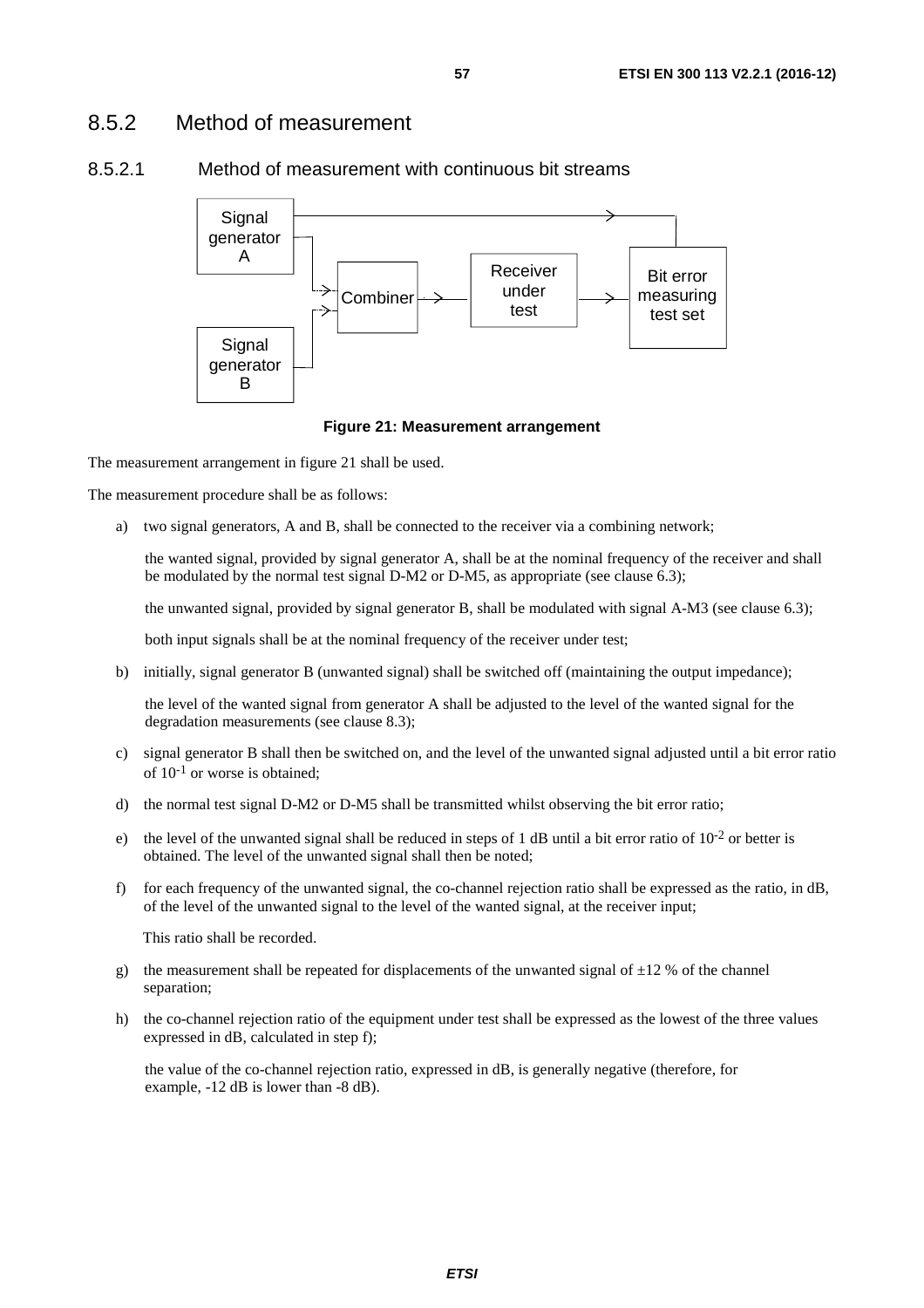## 8.5.2 Method of measurement

### 8.5.2.1 Method of measurement with continuous bit streams

**Figure 21: Measurement arrangement**

The measurement arrangement in figure 21 shall be used.

The measurement procedure shall be as follows:

a) two signal generators, A and B, shall be connected to the receiver via a combining network;

   the wanted signal, provided by signal generator A, shall be at the nominal frequency of the receiver and shall be modulated by the normal test signal D-M2 or D-M5, as appropriate (see clause 6.3);

   the unwanted signal, provided by signal generator B, shall be modulated with signal A-M3 (see clause 6.3);

   both input signals shall be at the nominal frequency of the receiver under test;

b) initially, signal generator B (unwanted signal) shall be switched off (maintaining the output impedance);

   the level of the wanted signal from generator A shall be adjusted to the level of the wanted signal for the degradation measurements (see clause 8.3);

c) signal generator B shall then be switched on, and the level of the unwanted signal adjusted until a bit error ratio of $10^{-1}$ or worse is obtained;

d) the normal test signal D-M2 or D-M5 shall be transmitted whilst observing the bit error ratio;

e) the level of the unwanted signal shall be reduced in steps of 1 dB until a bit error ratio of $10^{-2}$ or better is obtained. The level of the unwanted signal shall then be noted;

f) for each frequency of the unwanted signal, the co-channel rejection ratio shall be expressed as the ratio, in dB, of the level of the unwanted signal to the level of the wanted signal, at the receiver input;

   This ratio shall be recorded.

g) the measurement shall be repeated for displacements of the unwanted signal of ±12 % of the channel separation;

h) the co-channel rejection ratio of the equipment under test shall be expressed as the lowest of the three values expressed in dB, calculated in step f);

   the value of the co-channel rejection ratio, expressed in dB, is generally negative (therefore, for example, -12 dB is lower than -8 dB).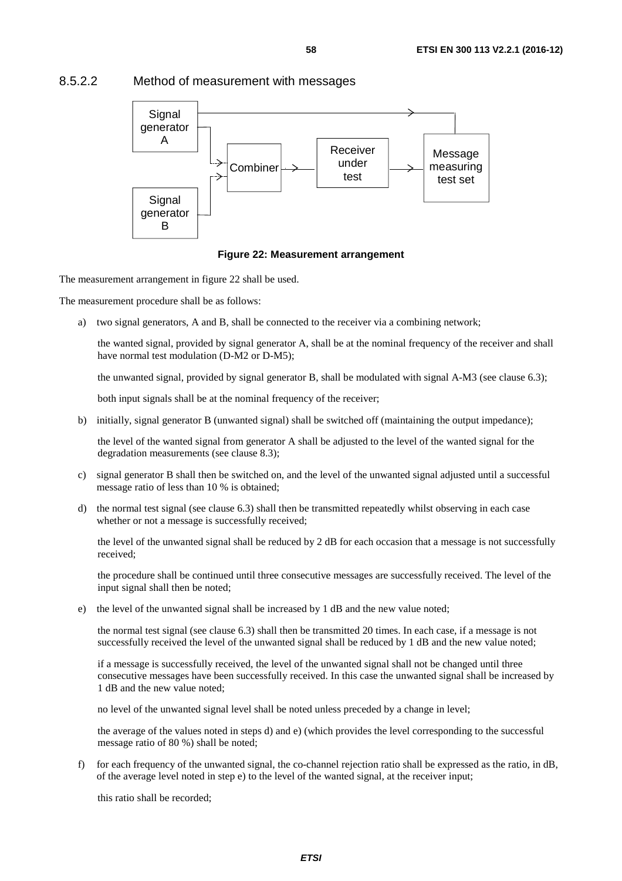#### 8.5.2.2 Method of measurement with messages

Signal generator A

Signal generator B

Combiner

Receiver under test

Message measuring test set

**Figure 22: Measurement arrangement**

The measurement arrangement in figure 22 shall be used.

The measurement procedure shall be as follows:

a) two signal generators, A and B, shall be connected to the receiver via a combining network;

   the wanted signal, provided by signal generator A, shall be at the nominal frequency of the receiver and shall have normal test modulation (D-M2 or D-M5);

   the unwanted signal, provided by signal generator B, shall be modulated with signal A-M3 (see clause 6.3);

   both input signals shall be at the nominal frequency of the receiver;

b) initially, signal generator B (unwanted signal) shall be switched off (maintaining the output impedance);

   the level of the wanted signal from generator A shall be adjusted to the level of the wanted signal for the degradation measurements (see clause 8.3);

c) signal generator B shall then be switched on, and the level of the unwanted signal adjusted until a successful message ratio of less than 10 % is obtained;

d) the normal test signal (see clause 6.3) shall then be transmitted repeatedly whilst observing in each case whether or not a message is successfully received;

   the level of the unwanted signal shall be reduced by 2 dB for each occasion that a message is not successfully received;

   the procedure shall be continued until three consecutive messages are successfully received. The level of the input signal shall then be noted;

e) the level of the unwanted signal shall be increased by 1 dB and the new value noted;

   the normal test signal (see clause 6.3) shall then be transmitted 20 times. In each case, if a message is not successfully received the level of the unwanted signal shall be reduced by 1 dB and the new value noted;

   if a message is successfully received, the level of the unwanted signal shall not be changed until three consecutive messages have been successfully received. In this case the unwanted signal shall be increased by 1 dB and the new value noted;

   no level of the unwanted signal level shall be noted unless preceded by a change in level;

   the average of the values noted in steps d) and e) (which provides the level corresponding to the successful message ratio of 80 %) shall be noted;

f) for each frequency of the unwanted signal, the co-channel rejection ratio shall be expressed as the ratio, in dB, of the average level noted in step e) to the level of the wanted signal, at the receiver input;

   this ratio shall be recorded;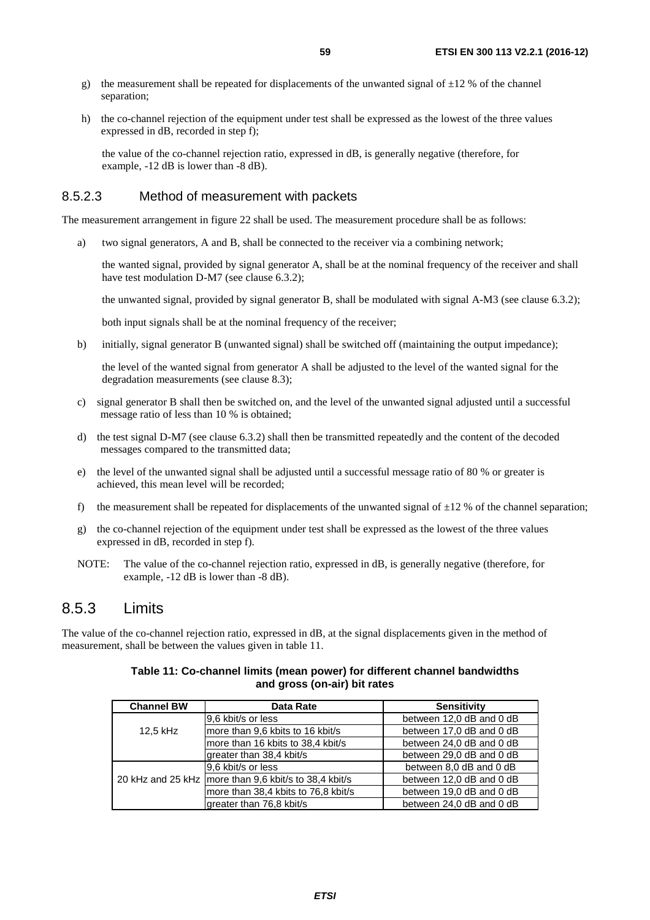g) the measurement shall be repeated for displacements of the unwanted signal of ±12 % of the channel separation;

h) the co-channel rejection of the equipment under test shall be expressed as the lowest of the three values expressed in dB, recorded in step f);

   the value of the co-channel rejection ratio, expressed in dB, is generally negative (therefore, for example, -12 dB is lower than -8 dB).

### 8.5.2.3 Method of measurement with packets

The measurement arrangement in figure 22 shall be used. The measurement procedure shall be as follows:

a) two signal generators, A and B, shall be connected to the receiver via a combining network;

   the wanted signal, provided by signal generator A, shall be at the nominal frequency of the receiver and shall have test modulation D-M7 (see clause 6.3.2);

   the unwanted signal, provided by signal generator B, shall be modulated with signal A-M3 (see clause 6.3.2);

   both input signals shall be at the nominal frequency of the receiver;

b) initially, signal generator B (unwanted signal) shall be switched off (maintaining the output impedance);

   the level of the wanted signal from generator A shall be adjusted to the level of the wanted signal for the degradation measurements (see clause 8.3);

c) signal generator B shall then be switched on, and the level of the unwanted signal adjusted until a successful message ratio of less than 10 % is obtained;

d) the test signal D-M7 (see clause 6.3.2) shall then be transmitted repeatedly and the content of the decoded messages compared to the transmitted data;

e) the level of the unwanted signal shall be adjusted until a successful message ratio of 80 % or greater is achieved, this mean level will be recorded;

f) the measurement shall be repeated for displacements of the unwanted signal of ±12 % of the channel separation;

g) the co-channel rejection of the equipment under test shall be expressed as the lowest of the three values expressed in dB, recorded in step f).

NOTE: The value of the co-channel rejection ratio, expressed in dB, is generally negative (therefore, for example, -12 dB is lower than -8 dB).

## 8.5.3 Limits

The value of the co-channel rejection ratio, expressed in dB, at the signal displacements given in the method of measurement, shall be between the values given in table 11.

**Table 11: Co-channel limits (mean power) for different channel bandwidths and gross (on-air) bit rates**

| Channel BW | Data Rate | Sensitivity |
|---|---|---|
| 12,5 kHz | 9,6 kbit/s or less | between 12,0 dB and 0 dB |
| | more than 9,6 kbits to 16 kbit/s | between 17,0 dB and 0 dB |
| | more than 16 kbits to 38,4 kbit/s | between 24,0 dB and 0 dB |
| | greater than 38,4 kbit/s | between 29,0 dB and 0 dB |
| 20 kHz and 25 kHz | 9,6 kbit/s or less | between 8,0 dB and 0 dB |
| | more than 9,6 kbit/s to 38,4 kbit/s | between 12,0 dB and 0 dB |
| | more than 38,4 kbits to 76,8 kbit/s | between 19,0 dB and 0 dB |
| | greater than 76,8 kbit/s | between 24,0 dB and 0 dB |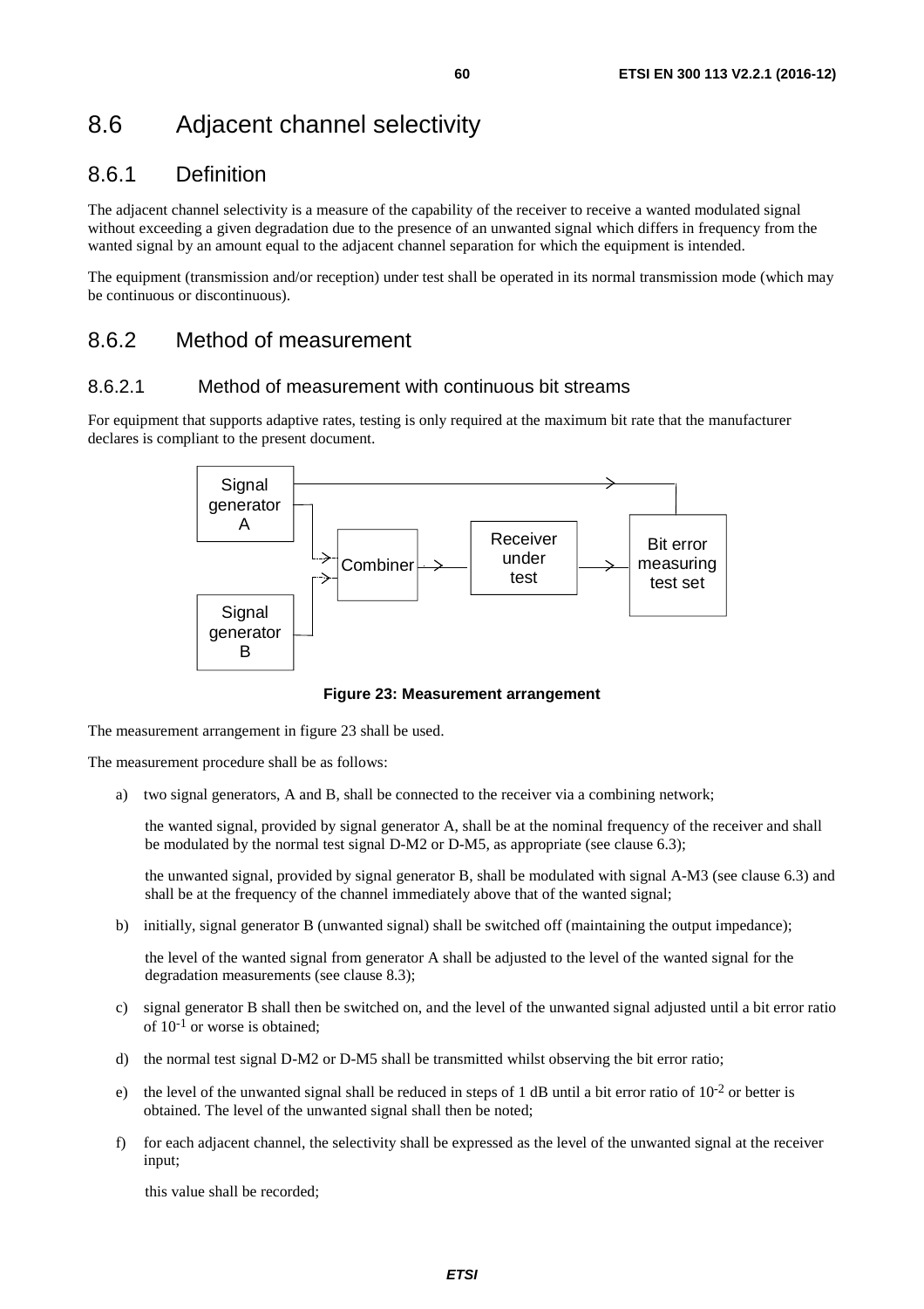# 8.6 Adjacent channel selectivity

## 8.6.1 Definition

The adjacent channel selectivity is a measure of the capability of the receiver to receive a wanted modulated signal without exceeding a given degradation due to the presence of an unwanted signal which differs in frequency from the wanted signal by an amount equal to the adjacent channel separation for which the equipment is intended.

The equipment (transmission and/or reception) under test shall be operated in its normal transmission mode (which may be continuous or discontinuous).

## 8.6.2 Method of measurement

### 8.6.2.1 Method of measurement with continuous bit streams

For equipment that supports adaptive rates, testing is only required at the maximum bit rate that the manufacturer declares is compliant to the present document.

**Figure 23: Measurement arrangement**

The measurement arrangement in figure 23 shall be used.

The measurement procedure shall be as follows:

a) two signal generators, A and B, shall be connected to the receiver via a combining network;

   the wanted signal, provided by signal generator A, shall be at the nominal frequency of the receiver and shall be modulated by the normal test signal D-M2 or D-M5, as appropriate (see clause 6.3);

   the unwanted signal, provided by signal generator B, shall be modulated with signal A-M3 (see clause 6.3) and shall be at the frequency of the channel immediately above that of the wanted signal;

b) initially, signal generator B (unwanted signal) shall be switched off (maintaining the output impedance);

   the level of the wanted signal from generator A shall be adjusted to the level of the wanted signal for the degradation measurements (see clause 8.3);

c) signal generator B shall then be switched on, and the level of the unwanted signal adjusted until a bit error ratio of $10^{-1}$ or worse is obtained;

d) the normal test signal D-M2 or D-M5 shall be transmitted whilst observing the bit error ratio;

e) the level of the unwanted signal shall be reduced in steps of 1 dB until a bit error ratio of $10^{-2}$ or better is obtained. The level of the unwanted signal shall then be noted;

f) for each adjacent channel, the selectivity shall be expressed as the level of the unwanted signal at the receiver input;

   this value shall be recorded;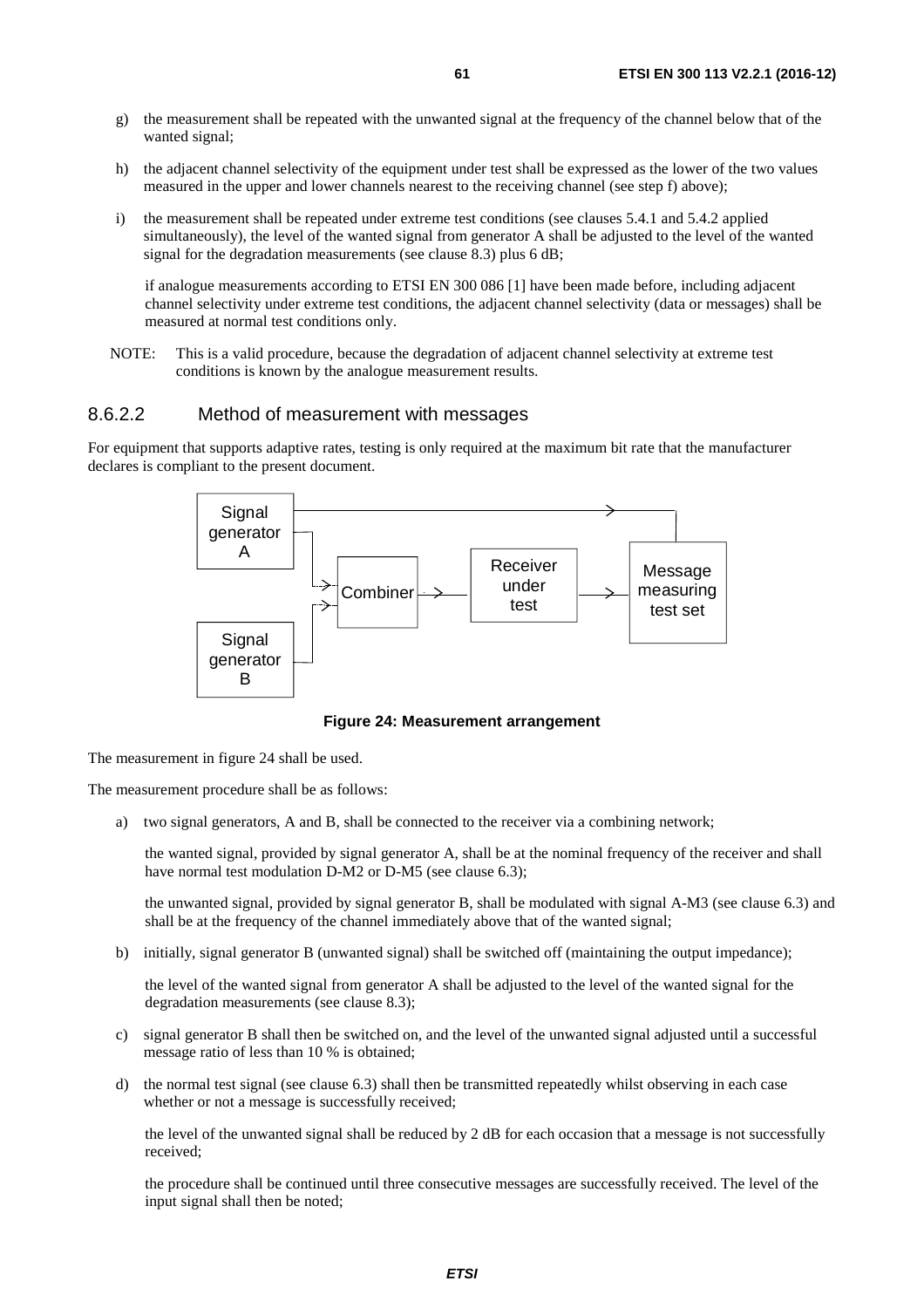g) the measurement shall be repeated with the unwanted signal at the frequency of the channel below that of the wanted signal;

h) the adjacent channel selectivity of the equipment under test shall be expressed as the lower of the two values measured in the upper and lower channels nearest to the receiving channel (see step f) above);

i) the measurement shall be repeated under extreme test conditions (see clauses 5.4.1 and 5.4.2 applied simultaneously), the level of the wanted signal from generator A shall be adjusted to the level of the wanted signal for the degradation measurements (see clause 8.3) plus 6 dB;

   if analogue measurements according to ETSI EN 300 086 [1] have been made before, including adjacent channel selectivity under extreme test conditions, the adjacent channel selectivity (data or messages) shall be measured at normal test conditions only.

NOTE: This is a valid procedure, because the degradation of adjacent channel selectivity at extreme test conditions is known by the analogue measurement results.

### 8.6.2.2 Method of measurement with messages

For equipment that supports adaptive rates, testing is only required at the maximum bit rate that the manufacturer declares is compliant to the present document.

**Figure 24: Measurement arrangement**

The measurement in figure 24 shall be used.

The measurement procedure shall be as follows:

a) two signal generators, A and B, shall be connected to the receiver via a combining network;

   the wanted signal, provided by signal generator A, shall be at the nominal frequency of the receiver and shall have normal test modulation D-M2 or D-M5 (see clause 6.3);

   the unwanted signal, provided by signal generator B, shall be modulated with signal A-M3 (see clause 6.3) and shall be at the frequency of the channel immediately above that of the wanted signal;

b) initially, signal generator B (unwanted signal) shall be switched off (maintaining the output impedance);

   the level of the wanted signal from generator A shall be adjusted to the level of the wanted signal for the degradation measurements (see clause 8.3);

c) signal generator B shall then be switched on, and the level of the unwanted signal adjusted until a successful message ratio of less than 10 % is obtained;

d) the normal test signal (see clause 6.3) shall then be transmitted repeatedly whilst observing in each case whether or not a message is successfully received;

   the level of the unwanted signal shall be reduced by 2 dB for each occasion that a message is not successfully received;

   the procedure shall be continued until three consecutive messages are successfully received. The level of the input signal shall then be noted;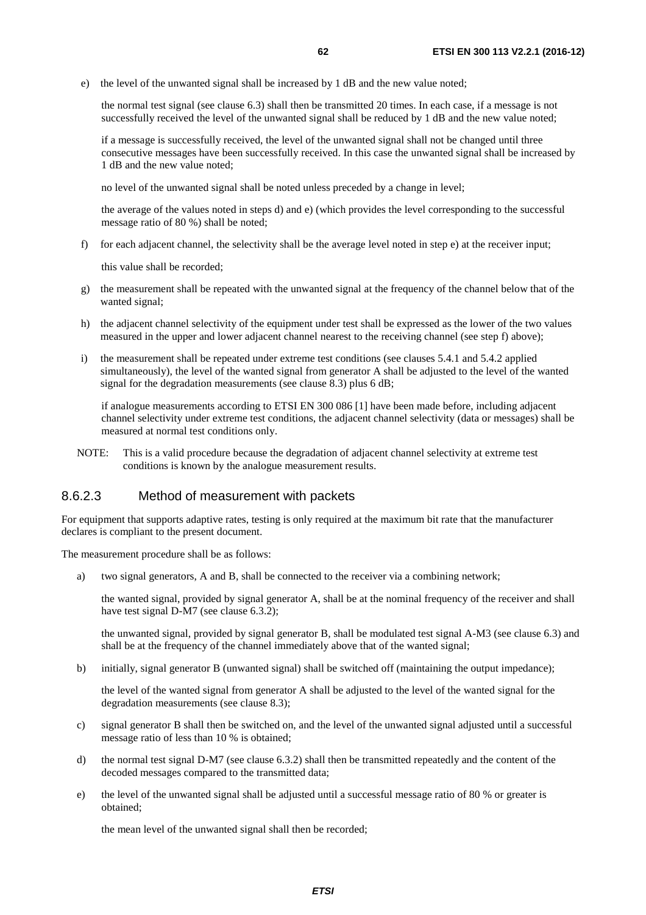e) the level of the unwanted signal shall be increased by 1 dB and the new value noted;

   the normal test signal (see clause 6.3) shall then be transmitted 20 times. In each case, if a message is not successfully received the level of the unwanted signal shall be reduced by 1 dB and the new value noted;

   if a message is successfully received, the level of the unwanted signal shall not be changed until three consecutive messages have been successfully received. In this case the unwanted signal shall be increased by 1 dB and the new value noted;

   no level of the unwanted signal shall be noted unless preceded by a change in level;

   the average of the values noted in steps d) and e) (which provides the level corresponding to the successful message ratio of 80 %) shall be noted;

f) for each adjacent channel, the selectivity shall be the average level noted in step e) at the receiver input;

   this value shall be recorded;

g) the measurement shall be repeated with the unwanted signal at the frequency of the channel below that of the wanted signal;

h) the adjacent channel selectivity of the equipment under test shall be expressed as the lower of the two values measured in the upper and lower adjacent channel nearest to the receiving channel (see step f) above);

i) the measurement shall be repeated under extreme test conditions (see clauses 5.4.1 and 5.4.2 applied simultaneously), the level of the wanted signal from generator A shall be adjusted to the level of the wanted signal for the degradation measurements (see clause 8.3) plus 6 dB;

   if analogue measurements according to ETSI EN 300 086 [1] have been made before, including adjacent channel selectivity under extreme test conditions, the adjacent channel selectivity (data or messages) shall be measured at normal test conditions only.

NOTE: This is a valid procedure because the degradation of adjacent channel selectivity at extreme test conditions is known by the analogue measurement results.

### 8.6.2.3 Method of measurement with packets

For equipment that supports adaptive rates, testing is only required at the maximum bit rate that the manufacturer declares is compliant to the present document.

The measurement procedure shall be as follows:

a) two signal generators, A and B, shall be connected to the receiver via a combining network;

   the wanted signal, provided by signal generator A, shall be at the nominal frequency of the receiver and shall have test signal D-M7 (see clause 6.3.2);

   the unwanted signal, provided by signal generator B, shall be modulated test signal A-M3 (see clause 6.3) and shall be at the frequency of the channel immediately above that of the wanted signal;

b) initially, signal generator B (unwanted signal) shall be switched off (maintaining the output impedance);

   the level of the wanted signal from generator A shall be adjusted to the level of the wanted signal for the degradation measurements (see clause 8.3);

c) signal generator B shall then be switched on, and the level of the unwanted signal adjusted until a successful message ratio of less than 10 % is obtained;

d) the normal test signal D-M7 (see clause 6.3.2) shall then be transmitted repeatedly and the content of the decoded messages compared to the transmitted data;

e) the level of the unwanted signal shall be adjusted until a successful message ratio of 80 % or greater is obtained;

   the mean level of the unwanted signal shall then be recorded;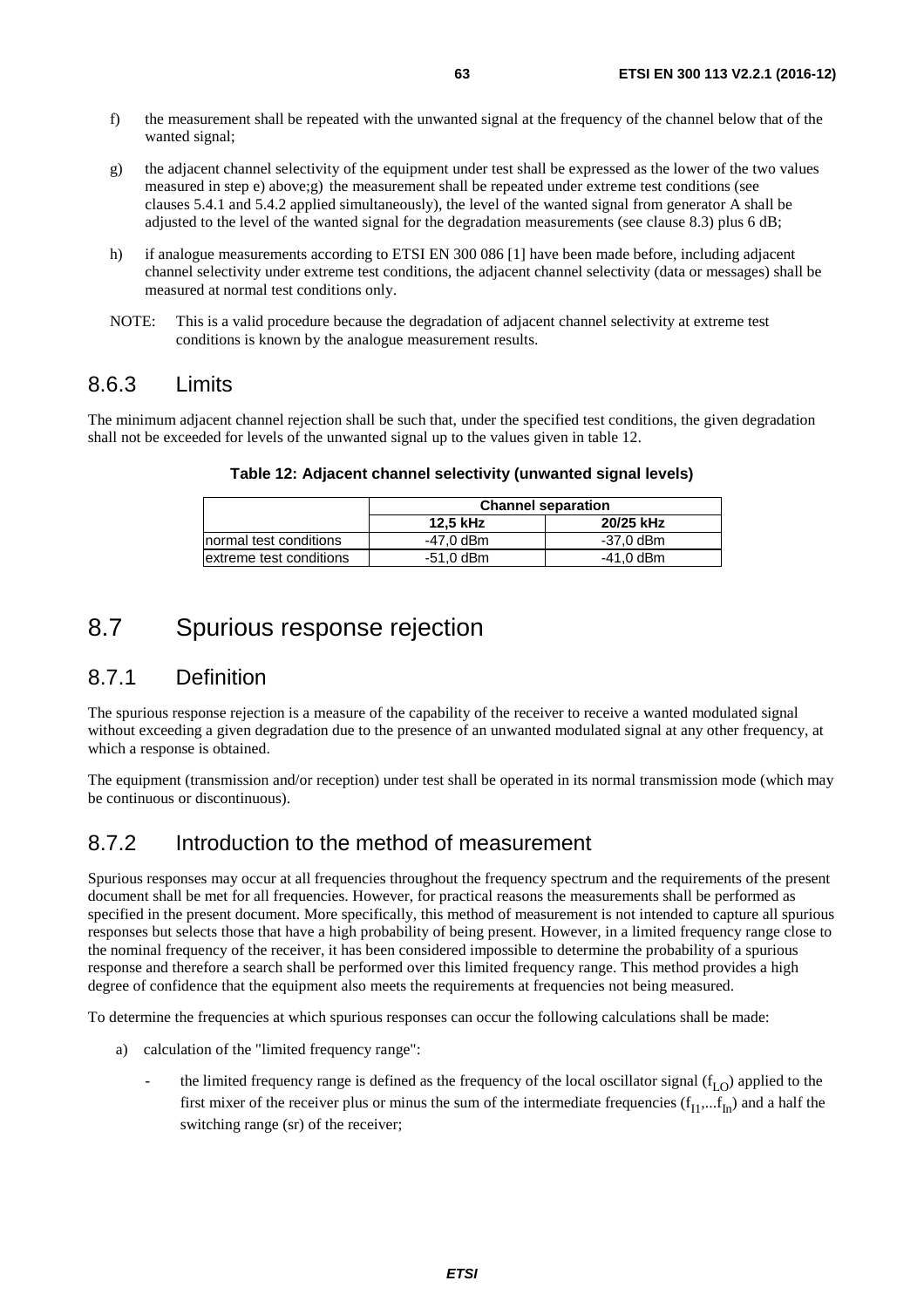f) the measurement shall be repeated with the unwanted signal at the frequency of the channel below that of the wanted signal;

g) the adjacent channel selectivity of the equipment under test shall be expressed as the lower of the two values measured in step e) above;g) the measurement shall be repeated under extreme test conditions (see clauses 5.4.1 and 5.4.2 applied simultaneously), the level of the wanted signal from generator A shall be adjusted to the level of the wanted signal for the degradation measurements (see clause 8.3) plus 6 dB;

h) if analogue measurements according to ETSI EN 300 086 [1] have been made before, including adjacent channel selectivity under extreme test conditions, the adjacent channel selectivity (data or messages) shall be measured at normal test conditions only.

NOTE: This is a valid procedure because the degradation of adjacent channel selectivity at extreme test conditions is known by the analogue measurement results.

### 8.6.3 Limits

The minimum adjacent channel rejection shall be such that, under the specified test conditions, the given degradation shall not be exceeded for levels of the unwanted signal up to the values given in table 12.

**Table 12: Adjacent channel selectivity (unwanted signal levels)**

| | Channel separation | |
|---|---|---|
| | **12,5 kHz** | **20/25 kHz** |
| normal test conditions | -47,0 dBm | -37,0 dBm |
| extreme test conditions | -51,0 dBm | -41,0 dBm |

## 8.7 Spurious response rejection

### 8.7.1 Definition

The spurious response rejection is a measure of the capability of the receiver to receive a wanted modulated signal without exceeding a given degradation due to the presence of an unwanted modulated signal at any other frequency, at which a response is obtained.

The equipment (transmission and/or reception) under test shall be operated in its normal transmission mode (which may be continuous or discontinuous).

### 8.7.2 Introduction to the method of measurement

Spurious responses may occur at all frequencies throughout the frequency spectrum and the requirements of the present document shall be met for all frequencies. However, for practical reasons the measurements shall be performed as specified in the present document. More specifically, this method of measurement is not intended to capture all spurious responses but selects those that have a high probability of being present. However, in a limited frequency range close to the nominal frequency of the receiver, it has been considered impossible to determine the probability of a spurious response and therefore a search shall be performed over this limited frequency range. This method provides a high degree of confidence that the equipment also meets the requirements at frequencies not being measured.

To determine the frequencies at which spurious responses can occur the following calculations shall be made:

a) calculation of the "limited frequency range":

- the limited frequency range is defined as the frequency of the local oscillator signal ($f_{LO}$) applied to the first mixer of the receiver plus or minus the sum of the intermediate frequencies ($f_{I1},...f_{In}$) and a half the switching range (sr) of the receiver;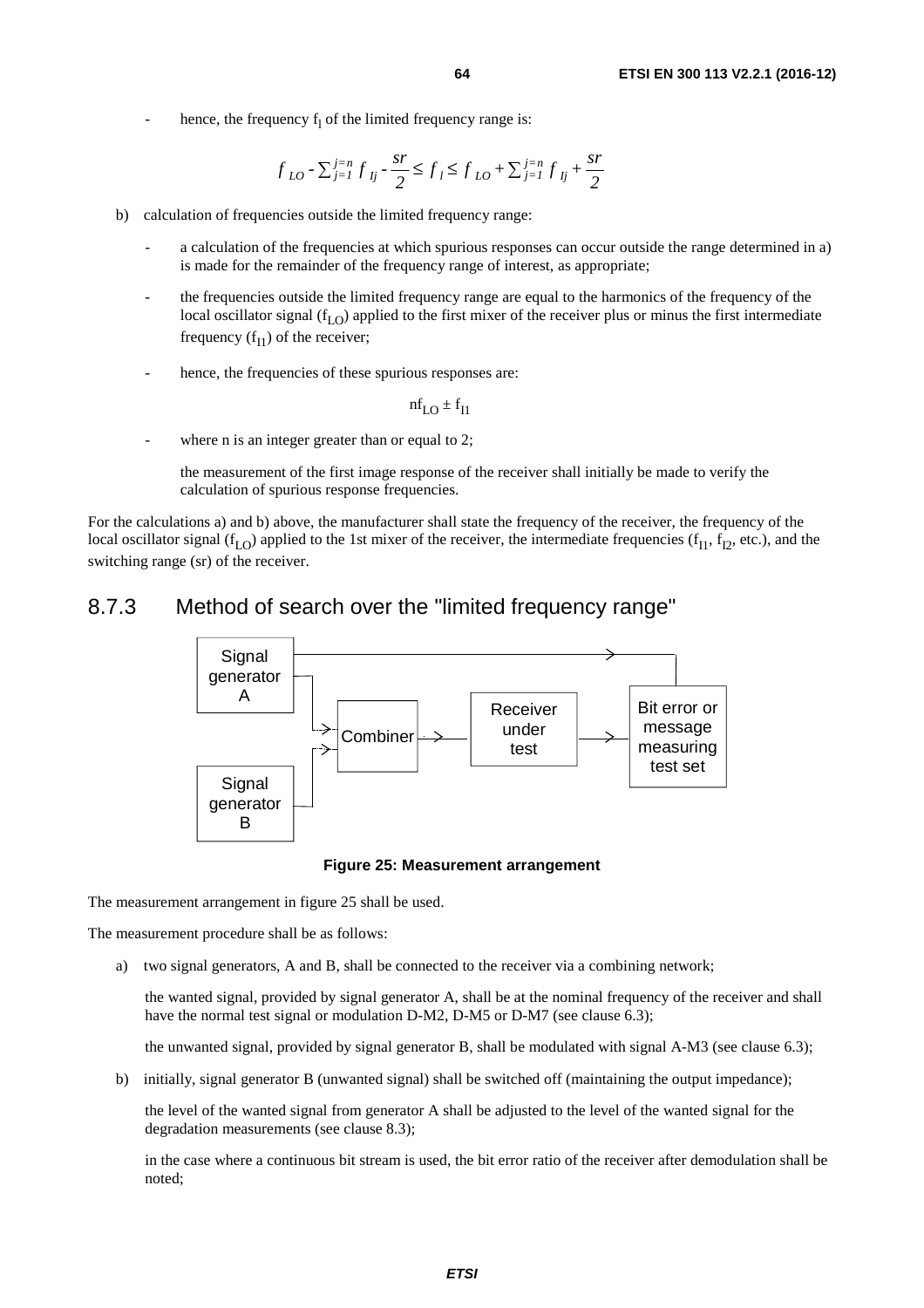- hence, the frequency $f_l$ of the limited frequency range is:

$$f_{LO} - \sum_{j=1}^{j=n} f_{Ij} - \frac{sr}{2} \leq f_l \leq f_{LO} + \sum_{j=1}^{j=n} f_{Ij} + \frac{sr}{2}$$

b) calculation of frequencies outside the limited frequency range:

- a calculation of the frequencies at which spurious responses can occur outside the range determined in a) is made for the remainder of the frequency range of interest, as appropriate;
- the frequencies outside the limited frequency range are equal to the harmonics of the frequency of the local oscillator signal ($f_{LO}$) applied to the first mixer of the receiver plus or minus the first intermediate frequency ($f_{I1}$) of the receiver;
- hence, the frequencies of these spurious responses are:

$$nf_{LO} \pm f_{I1}$$

- where n is an integer greater than or equal to 2;

  the measurement of the first image response of the receiver shall initially be made to verify the calculation of spurious response frequencies.

For the calculations a) and b) above, the manufacturer shall state the frequency of the receiver, the frequency of the local oscillator signal ($f_{LO}$) applied to the 1st mixer of the receiver, the intermediate frequencies ($f_{I1}$, $f_{I2}$, etc.), and the switching range (sr) of the receiver.

### 8.7.3 Method of search over the "limited frequency range"

Signal generator A | Signal generator B | Combiner | Receiver under test | Bit error or message measuring test set

**Figure 25: Measurement arrangement**

The measurement arrangement in figure 25 shall be used.

The measurement procedure shall be as follows:

a) two signal generators, A and B, shall be connected to the receiver via a combining network;

   the wanted signal, provided by signal generator A, shall be at the nominal frequency of the receiver and shall have the normal test signal or modulation D-M2, D-M5 or D-M7 (see clause 6.3);

   the unwanted signal, provided by signal generator B, shall be modulated with signal A-M3 (see clause 6.3);

b) initially, signal generator B (unwanted signal) shall be switched off (maintaining the output impedance);

   the level of the wanted signal from generator A shall be adjusted to the level of the wanted signal for the degradation measurements (see clause 8.3);

   in the case where a continuous bit stream is used, the bit error ratio of the receiver after demodulation shall be noted;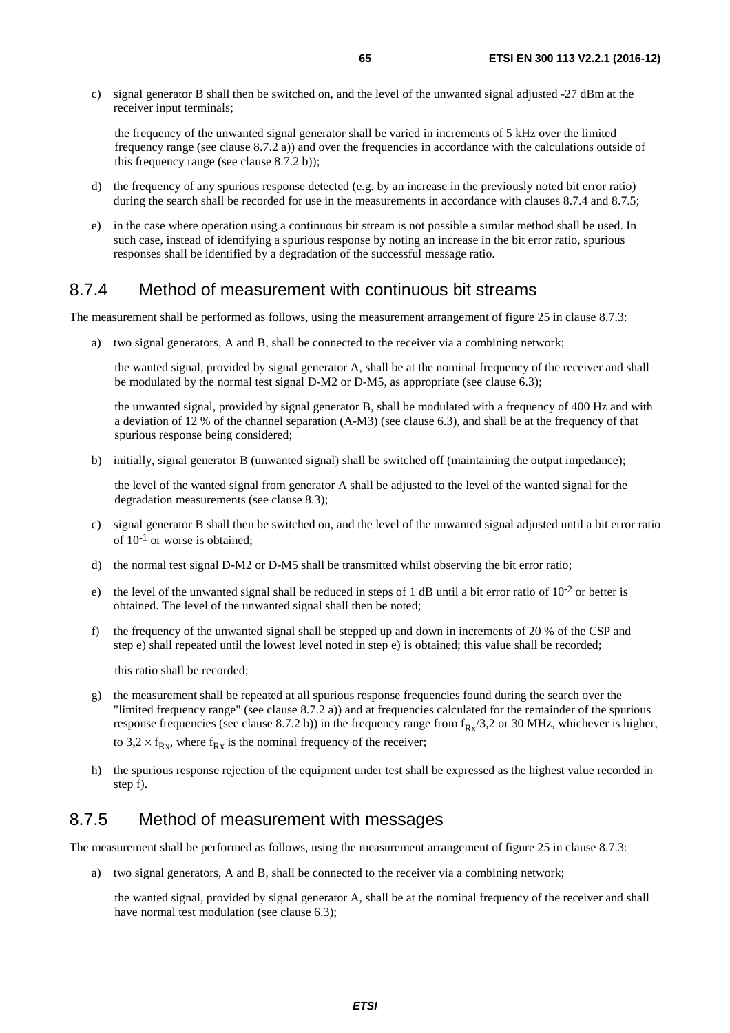c) signal generator B shall then be switched on, and the level of the unwanted signal adjusted -27 dBm at the receiver input terminals;

   the frequency of the unwanted signal generator shall be varied in increments of 5 kHz over the limited frequency range (see clause 8.7.2 a)) and over the frequencies in accordance with the calculations outside of this frequency range (see clause 8.7.2 b));

d) the frequency of any spurious response detected (e.g. by an increase in the previously noted bit error ratio) during the search shall be recorded for use in the measurements in accordance with clauses 8.7.4 and 8.7.5;

e) in the case where operation using a continuous bit stream is not possible a similar method shall be used. In such case, instead of identifying a spurious response by noting an increase in the bit error ratio, spurious responses shall be identified by a degradation of the successful message ratio.

## 8.7.4 Method of measurement with continuous bit streams

The measurement shall be performed as follows, using the measurement arrangement of figure 25 in clause 8.7.3:

a) two signal generators, A and B, shall be connected to the receiver via a combining network;

   the wanted signal, provided by signal generator A, shall be at the nominal frequency of the receiver and shall be modulated by the normal test signal D-M2 or D-M5, as appropriate (see clause 6.3);

   the unwanted signal, provided by signal generator B, shall be modulated with a frequency of 400 Hz and with a deviation of 12 % of the channel separation (A-M3) (see clause 6.3), and shall be at the frequency of that spurious response being considered;

b) initially, signal generator B (unwanted signal) shall be switched off (maintaining the output impedance);

   the level of the wanted signal from generator A shall be adjusted to the level of the wanted signal for the degradation measurements (see clause 8.3);

c) signal generator B shall then be switched on, and the level of the unwanted signal adjusted until a bit error ratio of $10^{-1}$ or worse is obtained;

d) the normal test signal D-M2 or D-M5 shall be transmitted whilst observing the bit error ratio;

e) the level of the unwanted signal shall be reduced in steps of 1 dB until a bit error ratio of $10^{-2}$ or better is obtained. The level of the unwanted signal shall then be noted;

f) the frequency of the unwanted signal shall be stepped up and down in increments of 20 % of the CSP and step e) shall repeated until the lowest level noted in step e) is obtained; this value shall be recorded;

   this ratio shall be recorded;

g) the measurement shall be repeated at all spurious response frequencies found during the search over the "limited frequency range" (see clause 8.7.2 a)) and at frequencies calculated for the remainder of the spurious response frequencies (see clause 8.7.2 b)) in the frequency range from $f_{Rx}/3,2$ or 30 MHz, whichever is higher, to $3,2 \times f_{Rx}$, where $f_{Rx}$ is the nominal frequency of the receiver;

h) the spurious response rejection of the equipment under test shall be expressed as the highest value recorded in step f).

## 8.7.5 Method of measurement with messages

The measurement shall be performed as follows, using the measurement arrangement of figure 25 in clause 8.7.3:

a) two signal generators, A and B, shall be connected to the receiver via a combining network;

   the wanted signal, provided by signal generator A, shall be at the nominal frequency of the receiver and shall have normal test modulation (see clause 6.3);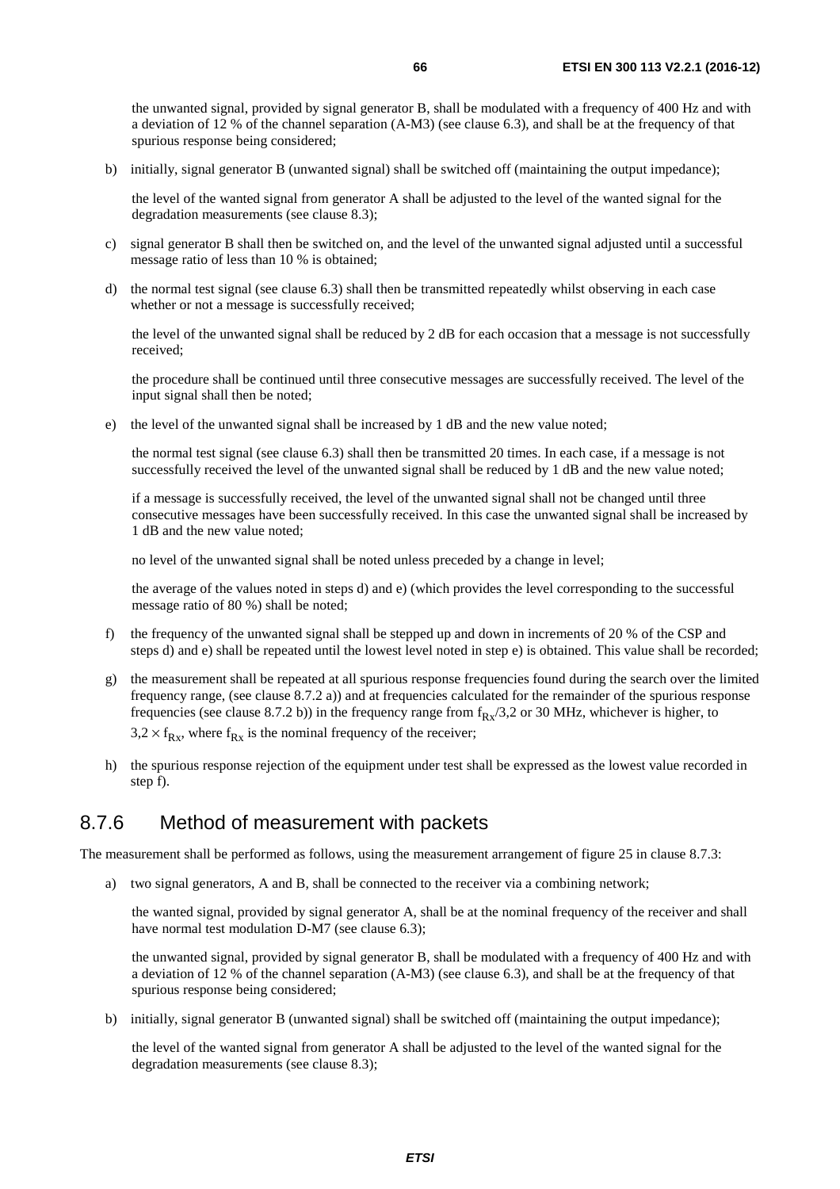the unwanted signal, provided by signal generator B, shall be modulated with a frequency of 400 Hz and with a deviation of 12 % of the channel separation (A-M3) (see clause 6.3), and shall be at the frequency of that spurious response being considered;

b) initially, signal generator B (unwanted signal) shall be switched off (maintaining the output impedance);

   the level of the wanted signal from generator A shall be adjusted to the level of the wanted signal for the degradation measurements (see clause 8.3);

c) signal generator B shall then be switched on, and the level of the unwanted signal adjusted until a successful message ratio of less than 10 % is obtained;

d) the normal test signal (see clause 6.3) shall then be transmitted repeatedly whilst observing in each case whether or not a message is successfully received;

   the level of the unwanted signal shall be reduced by 2 dB for each occasion that a message is not successfully received;

   the procedure shall be continued until three consecutive messages are successfully received. The level of the input signal shall then be noted;

e) the level of the unwanted signal shall be increased by 1 dB and the new value noted;

   the normal test signal (see clause 6.3) shall then be transmitted 20 times. In each case, if a message is not successfully received the level of the unwanted signal shall be reduced by 1 dB and the new value noted;

   if a message is successfully received, the level of the unwanted signal shall not be changed until three consecutive messages have been successfully received. In this case the unwanted signal shall be increased by 1 dB and the new value noted;

   no level of the unwanted signal shall be noted unless preceded by a change in level;

   the average of the values noted in steps d) and e) (which provides the level corresponding to the successful message ratio of 80 %) shall be noted;

f) the frequency of the unwanted signal shall be stepped up and down in increments of 20 % of the CSP and steps d) and e) shall be repeated until the lowest level noted in step e) is obtained. This value shall be recorded;

g) the measurement shall be repeated at all spurious response frequencies found during the search over the limited frequency range, (see clause 8.7.2 a)) and at frequencies calculated for the remainder of the spurious response frequencies (see clause 8.7.2 b)) in the frequency range from $f_{Rx}/3,2$ or 30 MHz, whichever is higher, to $3,2 \times f_{Rx}$, where $f_{Rx}$ is the nominal frequency of the receiver;

h) the spurious response rejection of the equipment under test shall be expressed as the lowest value recorded in step f).

### 8.7.6 Method of measurement with packets

The measurement shall be performed as follows, using the measurement arrangement of figure 25 in clause 8.7.3:

a) two signal generators, A and B, shall be connected to the receiver via a combining network;

   the wanted signal, provided by signal generator A, shall be at the nominal frequency of the receiver and shall have normal test modulation D-M7 (see clause 6.3);

   the unwanted signal, provided by signal generator B, shall be modulated with a frequency of 400 Hz and with a deviation of 12 % of the channel separation (A-M3) (see clause 6.3), and shall be at the frequency of that spurious response being considered;

b) initially, signal generator B (unwanted signal) shall be switched off (maintaining the output impedance);

   the level of the wanted signal from generator A shall be adjusted to the level of the wanted signal for the degradation measurements (see clause 8.3);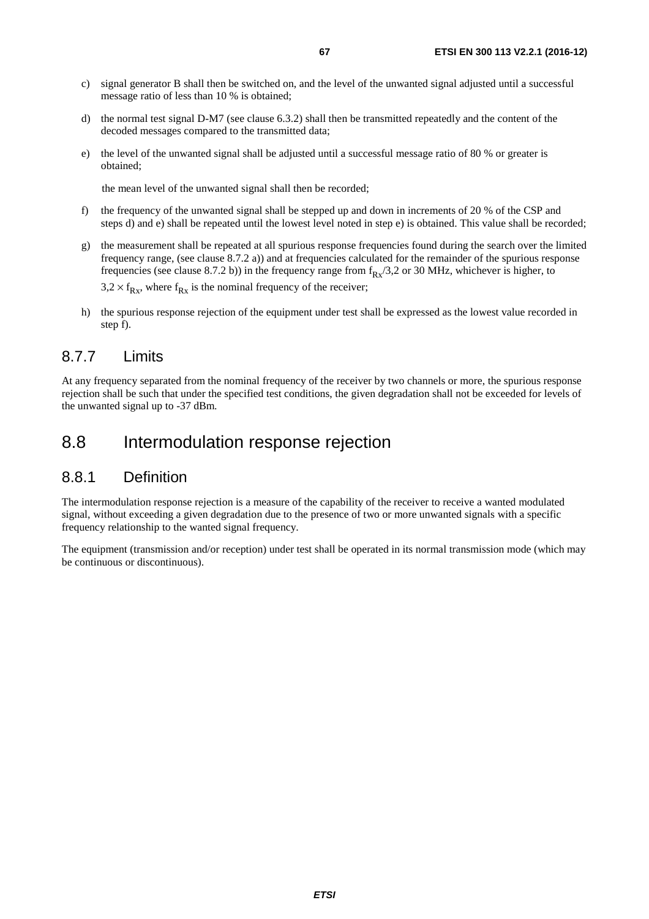c) signal generator B shall then be switched on, and the level of the unwanted signal adjusted until a successful message ratio of less than 10 % is obtained;

d) the normal test signal D-M7 (see clause 6.3.2) shall then be transmitted repeatedly and the content of the decoded messages compared to the transmitted data;

e) the level of the unwanted signal shall be adjusted until a successful message ratio of 80 % or greater is obtained;

   the mean level of the unwanted signal shall then be recorded;

f) the frequency of the unwanted signal shall be stepped up and down in increments of 20 % of the CSP and steps d) and e) shall be repeated until the lowest level noted in step e) is obtained. This value shall be recorded;

g) the measurement shall be repeated at all spurious response frequencies found during the search over the limited frequency range, (see clause 8.7.2 a)) and at frequencies calculated for the remainder of the spurious response frequencies (see clause 8.7.2 b)) in the frequency range from $f_{Rx}/3,2$ or 30 MHz, whichever is higher, to $3,2 \times f_{Rx}$, where $f_{Rx}$ is the nominal frequency of the receiver;

h) the spurious response rejection of the equipment under test shall be expressed as the lowest value recorded in step f).

### 8.7.7 Limits

At any frequency separated from the nominal frequency of the receiver by two channels or more, the spurious response rejection shall be such that under the specified test conditions, the given degradation shall not be exceeded for levels of the unwanted signal up to -37 dBm.

## 8.8 Intermodulation response rejection

### 8.8.1 Definition

The intermodulation response rejection is a measure of the capability of the receiver to receive a wanted modulated signal, without exceeding a given degradation due to the presence of two or more unwanted signals with a specific frequency relationship to the wanted signal frequency.

The equipment (transmission and/or reception) under test shall be operated in its normal transmission mode (which may be continuous or discontinuous).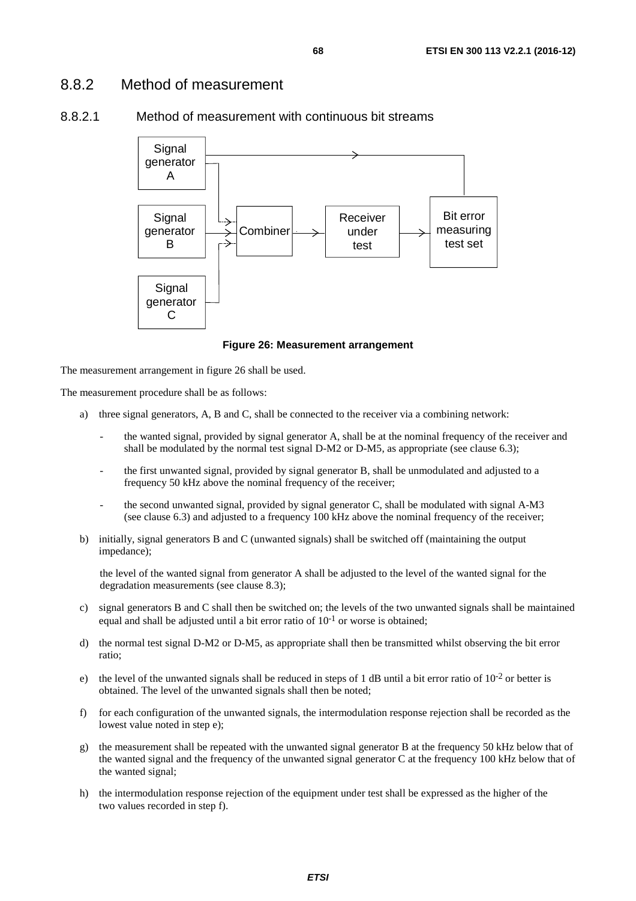### 8.8.2 Method of measurement

#### 8.8.2.1 Method of measurement with continuous bit streams

Figure 26: Measurement arrangement

The measurement arrangement in figure 26 shall be used.

The measurement procedure shall be as follows:

a) three signal generators, A, B and C, shall be connected to the receiver via a combining network:

   - the wanted signal, provided by signal generator A, shall be at the nominal frequency of the receiver and shall be modulated by the normal test signal D-M2 or D-M5, as appropriate (see clause 6.3);
   - the first unwanted signal, provided by signal generator B, shall be unmodulated and adjusted to a frequency 50 kHz above the nominal frequency of the receiver;
   - the second unwanted signal, provided by signal generator C, shall be modulated with signal A-M3 (see clause 6.3) and adjusted to a frequency 100 kHz above the nominal frequency of the receiver;

b) initially, signal generators B and C (unwanted signals) shall be switched off (maintaining the output impedance);

   the level of the wanted signal from generator A shall be adjusted to the level of the wanted signal for the degradation measurements (see clause 8.3);

c) signal generators B and C shall then be switched on; the levels of the two unwanted signals shall be maintained equal and shall be adjusted until a bit error ratio of $10^{-1}$ or worse is obtained;

d) the normal test signal D-M2 or D-M5, as appropriate shall then be transmitted whilst observing the bit error ratio;

e) the level of the unwanted signals shall be reduced in steps of 1 dB until a bit error ratio of $10^{-2}$ or better is obtained. The level of the unwanted signals shall then be noted;

f) for each configuration of the unwanted signals, the intermodulation response rejection shall be recorded as the lowest value noted in step e);

g) the measurement shall be repeated with the unwanted signal generator B at the frequency 50 kHz below that of the wanted signal and the frequency of the unwanted signal generator C at the frequency 100 kHz below that of the wanted signal;

h) the intermodulation response rejection of the equipment under test shall be expressed as the higher of the two values recorded in step f).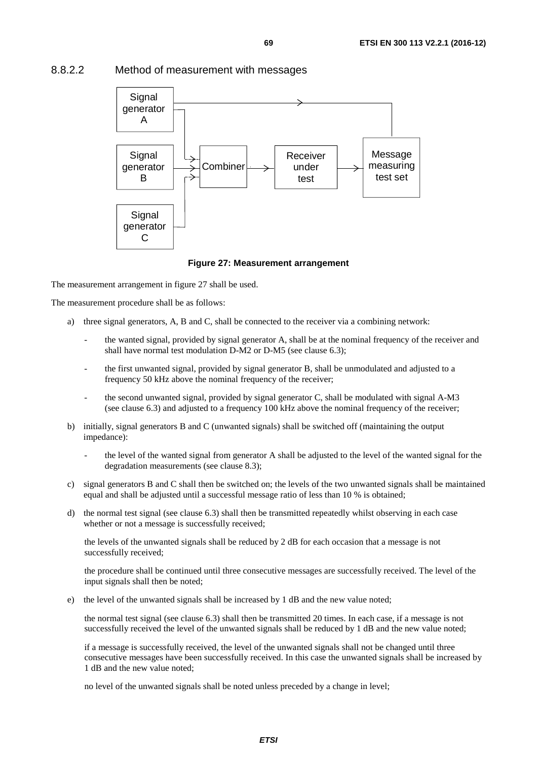#### 8.8.2.2 Method of measurement with messages

**Figure 27: Measurement arrangement**

The measurement arrangement in figure 27 shall be used.

The measurement procedure shall be as follows:

a) three signal generators, A, B and C, shall be connected to the receiver via a combining network:

  - the wanted signal, provided by signal generator A, shall be at the nominal frequency of the receiver and shall have normal test modulation D-M2 or D-M5 (see clause 6.3);
  - the first unwanted signal, provided by signal generator B, shall be unmodulated and adjusted to a frequency 50 kHz above the nominal frequency of the receiver;
  - the second unwanted signal, provided by signal generator C, shall be modulated with signal A-M3 (see clause 6.3) and adjusted to a frequency 100 kHz above the nominal frequency of the receiver;

b) initially, signal generators B and C (unwanted signals) shall be switched off (maintaining the output impedance):

  - the level of the wanted signal from generator A shall be adjusted to the level of the wanted signal for the degradation measurements (see clause 8.3);

c) signal generators B and C shall then be switched on; the levels of the two unwanted signals shall be maintained equal and shall be adjusted until a successful message ratio of less than 10 % is obtained;

d) the normal test signal (see clause 6.3) shall then be transmitted repeatedly whilst observing in each case whether or not a message is successfully received;

   the levels of the unwanted signals shall be reduced by 2 dB for each occasion that a message is not successfully received;

   the procedure shall be continued until three consecutive messages are successfully received. The level of the input signals shall then be noted;

e) the level of the unwanted signals shall be increased by 1 dB and the new value noted;

   the normal test signal (see clause 6.3) shall then be transmitted 20 times. In each case, if a message is not successfully received the level of the unwanted signals shall be reduced by 1 dB and the new value noted;

   if a message is successfully received, the level of the unwanted signals shall not be changed until three consecutive messages have been successfully received. In this case the unwanted signals shall be increased by 1 dB and the new value noted;

   no level of the unwanted signals shall be noted unless preceded by a change in level;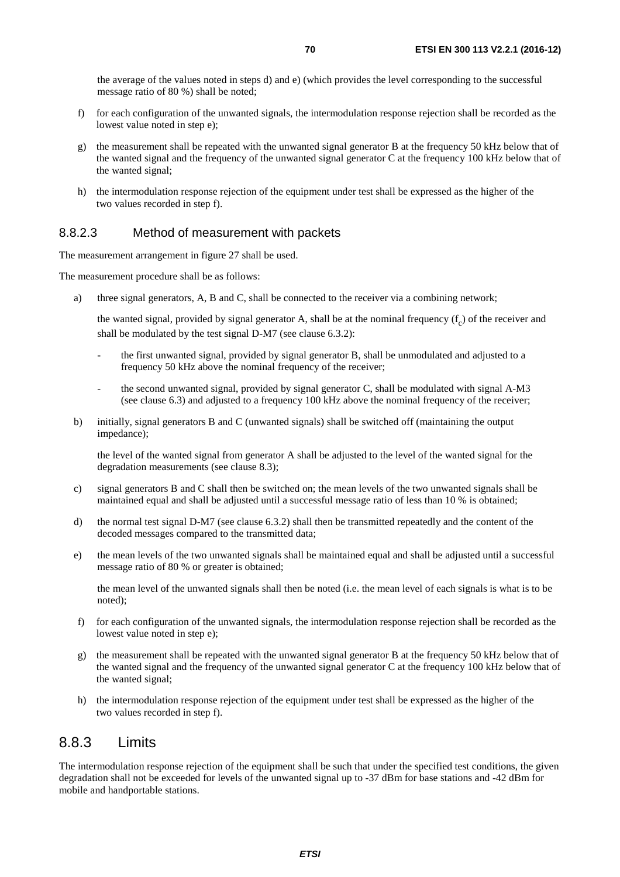the average of the values noted in steps d) and e) (which provides the level corresponding to the successful message ratio of 80 %) shall be noted;

f) for each configuration of the unwanted signals, the intermodulation response rejection shall be recorded as the lowest value noted in step e);

g) the measurement shall be repeated with the unwanted signal generator B at the frequency 50 kHz below that of the wanted signal and the frequency of the unwanted signal generator C at the frequency 100 kHz below that of the wanted signal;

h) the intermodulation response rejection of the equipment under test shall be expressed as the higher of the two values recorded in step f).

#### 8.8.2.3 Method of measurement with packets

The measurement arrangement in figure 27 shall be used.

The measurement procedure shall be as follows:

a) three signal generators, A, B and C, shall be connected to the receiver via a combining network;

   the wanted signal, provided by signal generator A, shall be at the nominal frequency ($f_c$) of the receiver and shall be modulated by the test signal D-M7 (see clause 6.3.2):

   - the first unwanted signal, provided by signal generator B, shall be unmodulated and adjusted to a frequency 50 kHz above the nominal frequency of the receiver;
   - the second unwanted signal, provided by signal generator C, shall be modulated with signal A-M3 (see clause 6.3) and adjusted to a frequency 100 kHz above the nominal frequency of the receiver;

b) initially, signal generators B and C (unwanted signals) shall be switched off (maintaining the output impedance);

   the level of the wanted signal from generator A shall be adjusted to the level of the wanted signal for the degradation measurements (see clause 8.3);

c) signal generators B and C shall then be switched on; the mean levels of the two unwanted signals shall be maintained equal and shall be adjusted until a successful message ratio of less than 10 % is obtained;

d) the normal test signal D-M7 (see clause 6.3.2) shall then be transmitted repeatedly and the content of the decoded messages compared to the transmitted data;

e) the mean levels of the two unwanted signals shall be maintained equal and shall be adjusted until a successful message ratio of 80 % or greater is obtained;

   the mean level of the unwanted signals shall then be noted (i.e. the mean level of each signals is what is to be noted);

f) for each configuration of the unwanted signals, the intermodulation response rejection shall be recorded as the lowest value noted in step e);

g) the measurement shall be repeated with the unwanted signal generator B at the frequency 50 kHz below that of the wanted signal and the frequency of the unwanted signal generator C at the frequency 100 kHz below that of the wanted signal;

h) the intermodulation response rejection of the equipment under test shall be expressed as the higher of the two values recorded in step f).

### 8.8.3 Limits

The intermodulation response rejection of the equipment shall be such that under the specified test conditions, the given degradation shall not be exceeded for levels of the unwanted signal up to -37 dBm for base stations and -42 dBm for mobile and handportable stations.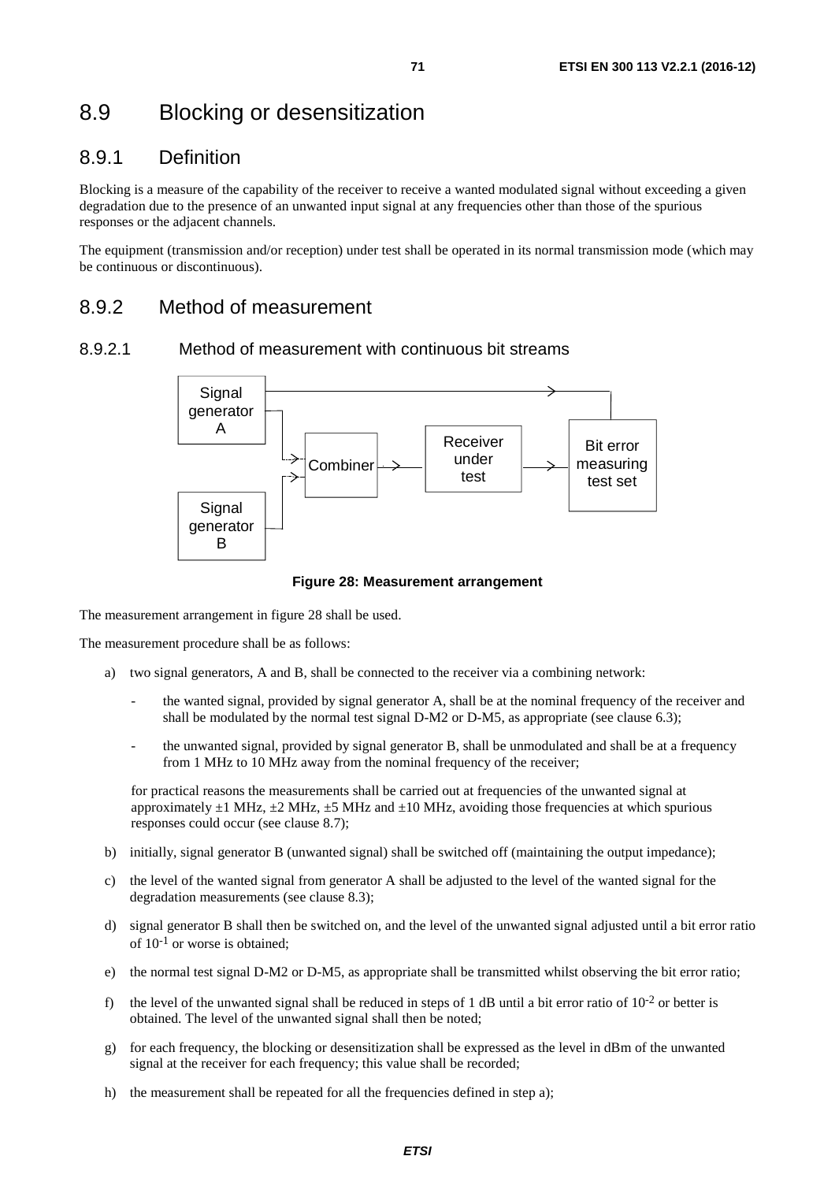## 8.9 Blocking or desensitization

### 8.9.1 Definition

Blocking is a measure of the capability of the receiver to receive a wanted modulated signal without exceeding a given degradation due to the presence of an unwanted input signal at any frequencies other than those of the spurious responses or the adjacent channels.

The equipment (transmission and/or reception) under test shall be operated in its normal transmission mode (which may be continuous or discontinuous).

### 8.9.2 Method of measurement

#### 8.9.2.1 Method of measurement with continuous bit streams

**Figure 28: Measurement arrangement**

The measurement arrangement in figure 28 shall be used.

The measurement procedure shall be as follows:

a) two signal generators, A and B, shall be connected to the receiver via a combining network:

   - the wanted signal, provided by signal generator A, shall be at the nominal frequency of the receiver and shall be modulated by the normal test signal D-M2 or D-M5, as appropriate (see clause 6.3);
   - the unwanted signal, provided by signal generator B, shall be unmodulated and shall be at a frequency from 1 MHz to 10 MHz away from the nominal frequency of the receiver;

   for practical reasons the measurements shall be carried out at frequencies of the unwanted signal at approximately ±1 MHz, ±2 MHz, ±5 MHz and ±10 MHz, avoiding those frequencies at which spurious responses could occur (see clause 8.7);

b) initially, signal generator B (unwanted signal) shall be switched off (maintaining the output impedance);

c) the level of the wanted signal from generator A shall be adjusted to the level of the wanted signal for the degradation measurements (see clause 8.3);

d) signal generator B shall then be switched on, and the level of the unwanted signal adjusted until a bit error ratio of $10^{-1}$ or worse is obtained;

e) the normal test signal D-M2 or D-M5, as appropriate shall be transmitted whilst observing the bit error ratio;

f) the level of the unwanted signal shall be reduced in steps of 1 dB until a bit error ratio of $10^{-2}$ or better is obtained. The level of the unwanted signal shall then be noted;

g) for each frequency, the blocking or desensitization shall be expressed as the level in dBm of the unwanted signal at the receiver for each frequency; this value shall be recorded;

h) the measurement shall be repeated for all the frequencies defined in step a);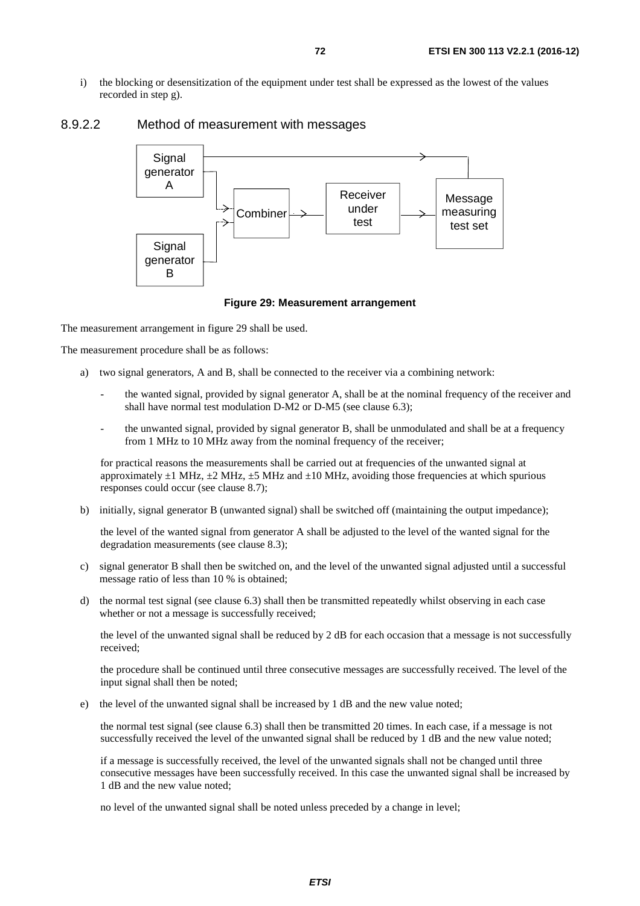i) the blocking or desensitization of the equipment under test shall be expressed as the lowest of the values recorded in step g).

### 8.9.2.2 Method of measurement with messages

**Figure 29: Measurement arrangement**

The measurement arrangement in figure 29 shall be used.

The measurement procedure shall be as follows:

a) two signal generators, A and B, shall be connected to the receiver via a combining network:

- the wanted signal, provided by signal generator A, shall be at the nominal frequency of the receiver and shall have normal test modulation D-M2 or D-M5 (see clause 6.3);
- the unwanted signal, provided by signal generator B, shall be unmodulated and shall be at a frequency from 1 MHz to 10 MHz away from the nominal frequency of the receiver;

for practical reasons the measurements shall be carried out at frequencies of the unwanted signal at approximately ±1 MHz, ±2 MHz, ±5 MHz and ±10 MHz, avoiding those frequencies at which spurious responses could occur (see clause 8.7);

b) initially, signal generator B (unwanted signal) shall be switched off (maintaining the output impedance);

the level of the wanted signal from generator A shall be adjusted to the level of the wanted signal for the degradation measurements (see clause 8.3);

c) signal generator B shall then be switched on, and the level of the unwanted signal adjusted until a successful message ratio of less than 10 % is obtained;

d) the normal test signal (see clause 6.3) shall then be transmitted repeatedly whilst observing in each case whether or not a message is successfully received;

the level of the unwanted signal shall be reduced by 2 dB for each occasion that a message is not successfully received;

the procedure shall be continued until three consecutive messages are successfully received. The level of the input signal shall then be noted;

e) the level of the unwanted signal shall be increased by 1 dB and the new value noted;

the normal test signal (see clause 6.3) shall then be transmitted 20 times. In each case, if a message is not successfully received the level of the unwanted signal shall be reduced by 1 dB and the new value noted;

if a message is successfully received, the level of the unwanted signals shall not be changed until three consecutive messages have been successfully received. In this case the unwanted signal shall be increased by 1 dB and the new value noted;

no level of the unwanted signal shall be noted unless preceded by a change in level;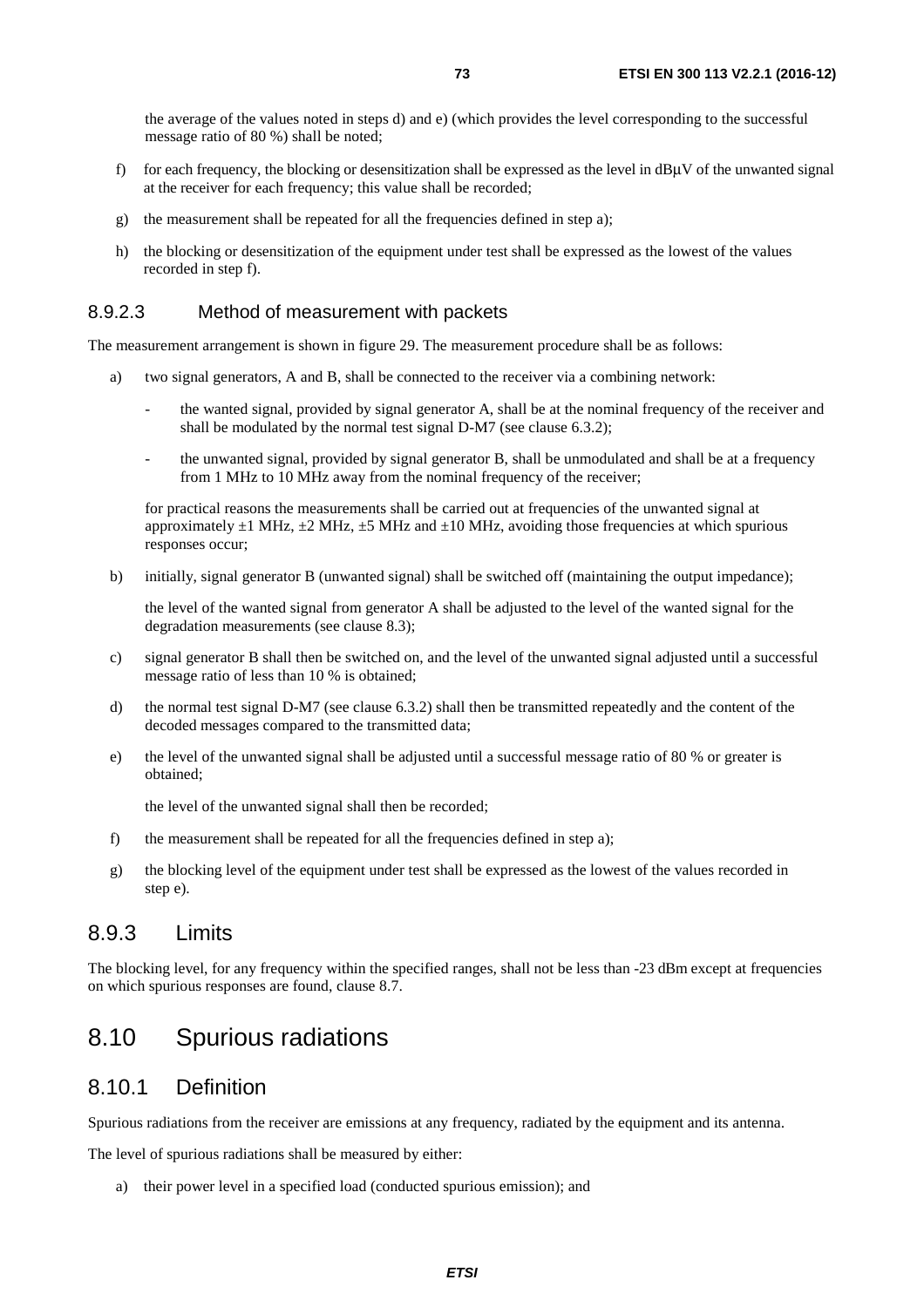the average of the values noted in steps d) and e) (which provides the level corresponding to the successful message ratio of 80 %) shall be noted;

f) for each frequency, the blocking or desensitization shall be expressed as the level in dBμV of the unwanted signal at the receiver for each frequency; this value shall be recorded;

g) the measurement shall be repeated for all the frequencies defined in step a);

h) the blocking or desensitization of the equipment under test shall be expressed as the lowest of the values recorded in step f).

#### 8.9.2.3 Method of measurement with packets

The measurement arrangement is shown in figure 29. The measurement procedure shall be as follows:

a) two signal generators, A and B, shall be connected to the receiver via a combining network:

   - the wanted signal, provided by signal generator A, shall be at the nominal frequency of the receiver and shall be modulated by the normal test signal D-M7 (see clause 6.3.2);

   - the unwanted signal, provided by signal generator B, shall be unmodulated and shall be at a frequency from 1 MHz to 10 MHz away from the nominal frequency of the receiver;

   for practical reasons the measurements shall be carried out at frequencies of the unwanted signal at approximately ±1 MHz, ±2 MHz, ±5 MHz and ±10 MHz, avoiding those frequencies at which spurious responses occur;

b) initially, signal generator B (unwanted signal) shall be switched off (maintaining the output impedance);

   the level of the wanted signal from generator A shall be adjusted to the level of the wanted signal for the degradation measurements (see clause 8.3);

c) signal generator B shall then be switched on, and the level of the unwanted signal adjusted until a successful message ratio of less than 10 % is obtained;

d) the normal test signal D-M7 (see clause 6.3.2) shall then be transmitted repeatedly and the content of the decoded messages compared to the transmitted data;

e) the level of the unwanted signal shall be adjusted until a successful message ratio of 80 % or greater is obtained;

   the level of the unwanted signal shall then be recorded;

f) the measurement shall be repeated for all the frequencies defined in step a);

g) the blocking level of the equipment under test shall be expressed as the lowest of the values recorded in step e).

### 8.9.3 Limits

The blocking level, for any frequency within the specified ranges, shall not be less than -23 dBm except at frequencies on which spurious responses are found, clause 8.7.

## 8.10 Spurious radiations

### 8.10.1 Definition

Spurious radiations from the receiver are emissions at any frequency, radiated by the equipment and its antenna.

The level of spurious radiations shall be measured by either:

a) their power level in a specified load (conducted spurious emission); and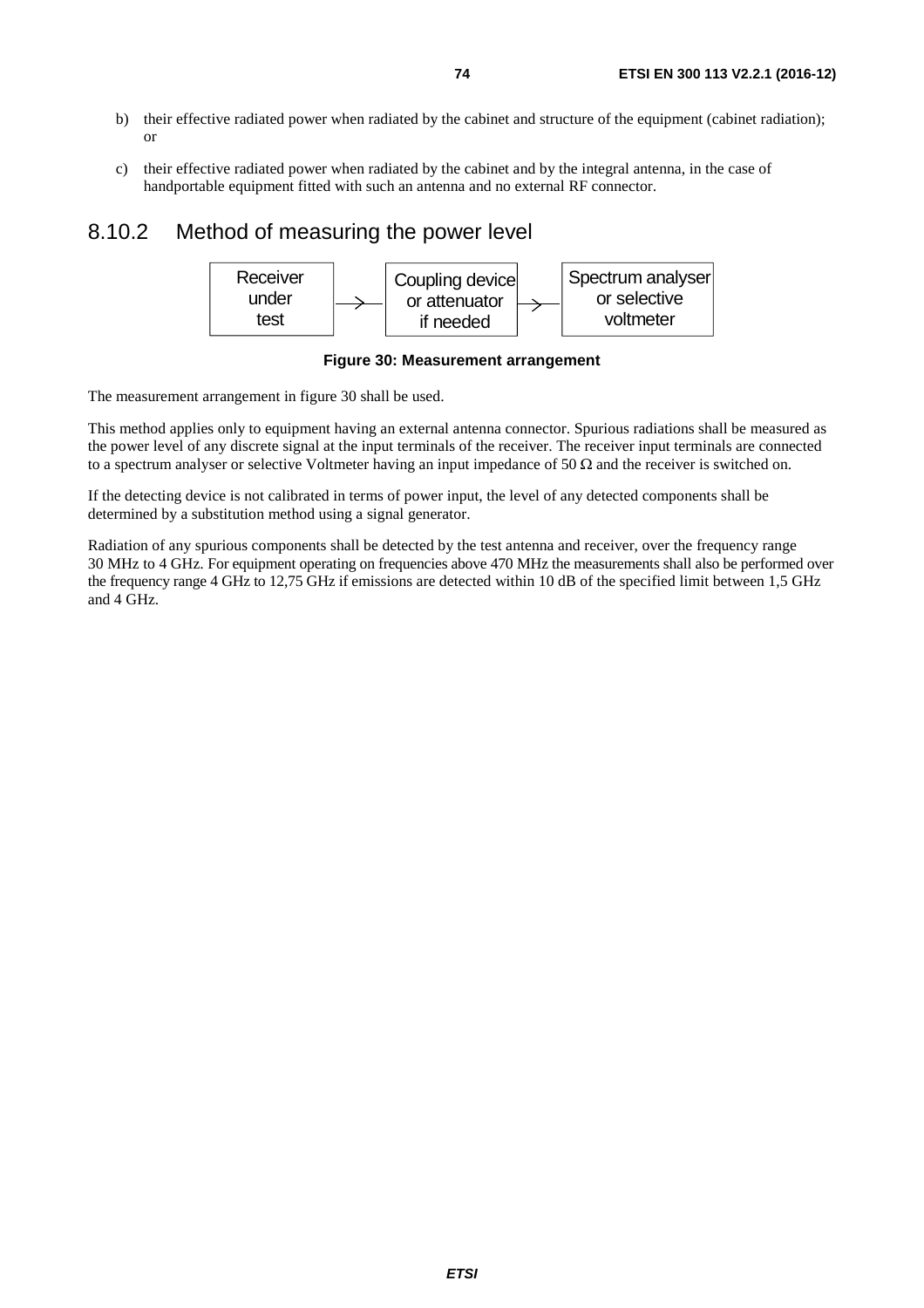b) their effective radiated power when radiated by the cabinet and structure of the equipment (cabinet radiation); or

c) their effective radiated power when radiated by the cabinet and by the integral antenna, in the case of handportable equipment fitted with such an antenna and no external RF connector.

## 8.10.2 Method of measuring the power level

Receiver under test → Coupling device or attenuator if needed → Spectrum analyser or selective voltmeter

**Figure 30: Measurement arrangement**

The measurement arrangement in figure 30 shall be used.

This method applies only to equipment having an external antenna connector. Spurious radiations shall be measured as the power level of any discrete signal at the input terminals of the receiver. The receiver input terminals are connected to a spectrum analyser or selective Voltmeter having an input impedance of 50 Ω and the receiver is switched on.

If the detecting device is not calibrated in terms of power input, the level of any detected components shall be determined by a substitution method using a signal generator.

Radiation of any spurious components shall be detected by the test antenna and receiver, over the frequency range 30 MHz to 4 GHz. For equipment operating on frequencies above 470 MHz the measurements shall also be performed over the frequency range 4 GHz to 12,75 GHz if emissions are detected within 10 dB of the specified limit between 1,5 GHz and 4 GHz.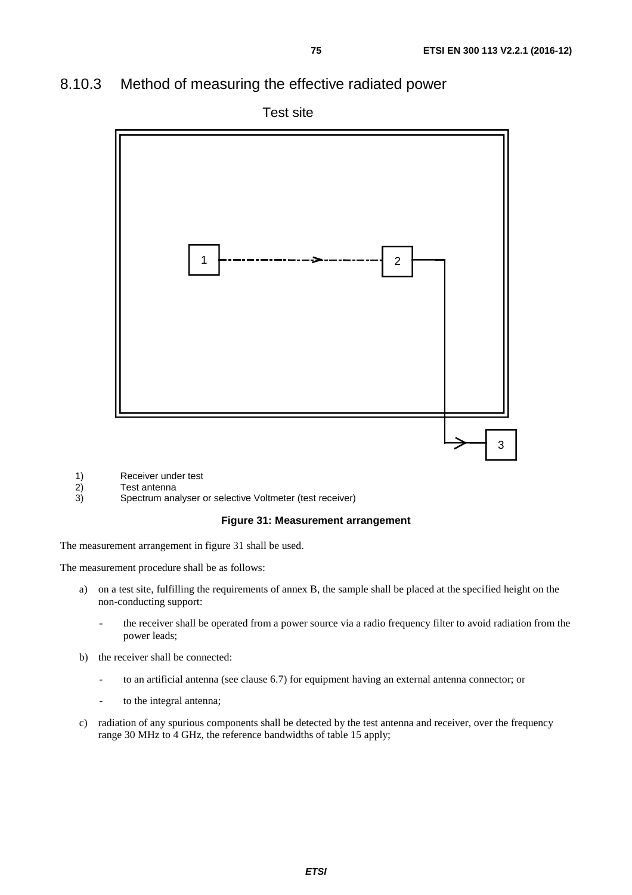### 8.10.3 Method of measuring the effective radiated power

Test site

1) Receiver under test
2) Test antenna
3) Spectrum analyser or selective Voltmeter (test receiver)

**Figure 31: Measurement arrangement**

The measurement arrangement in figure 31 shall be used.

The measurement procedure shall be as follows:

a) on a test site, fulfilling the requirements of annex B, the sample shall be placed at the specified height on the non-conducting support:

   - the receiver shall be operated from a power source via a radio frequency filter to avoid radiation from the power leads;

b) the receiver shall be connected:

   - to an artificial antenna (see clause 6.7) for equipment having an external antenna connector; or

   - to the integral antenna;

c) radiation of any spurious components shall be detected by the test antenna and receiver, over the frequency range 30 MHz to 4 GHz, the reference bandwidths of table 15 apply;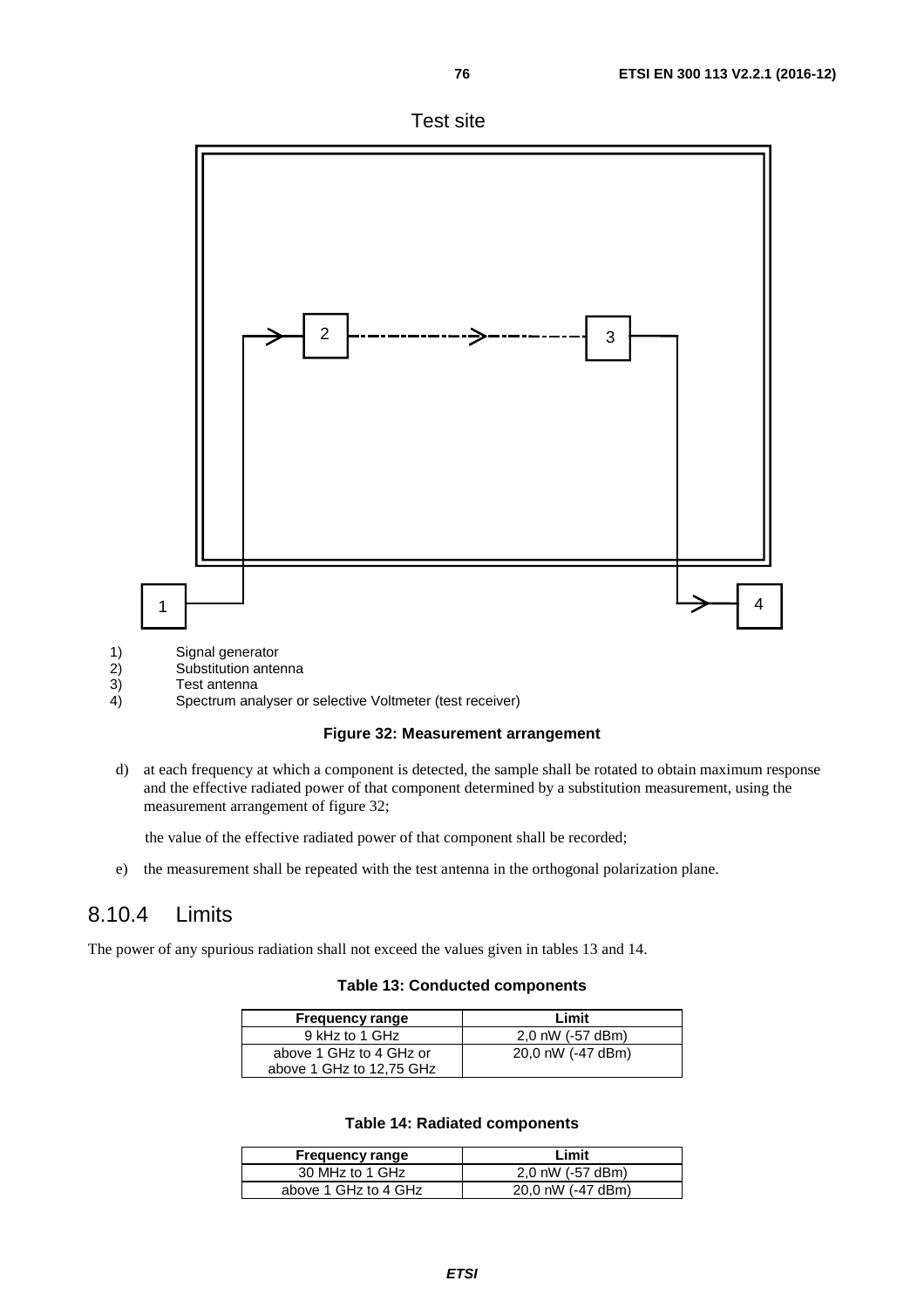Test site

1) Signal generator
2) Substitution antenna
3) Test antenna
4) Spectrum analyser or selective Voltmeter (test receiver)

**Figure 32: Measurement arrangement**

d) at each frequency at which a component is detected, the sample shall be rotated to obtain maximum response and the effective radiated power of that component determined by a substitution measurement, using the measurement arrangement of figure 32;

the value of the effective radiated power of that component shall be recorded;

e) the measurement shall be repeated with the test antenna in the orthogonal polarization plane.

## 8.10.4 Limits

The power of any spurious radiation shall not exceed the values given in tables 13 and 14.

**Table 13: Conducted components**

| Frequency range | Limit |
| --- | --- |
| 9 kHz to 1 GHz | 2,0 nW (-57 dBm) |
| above 1 GHz to 4 GHz or above 1 GHz to 12,75 GHz | 20,0 nW (-47 dBm) |

**Table 14: Radiated components**

| Frequency range | Limit |
| --- | --- |
| 30 MHz to 1 GHz | 2,0 nW (-57 dBm) |
| above 1 GHz to 4 GHz | 20,0 nW (-47 dBm) |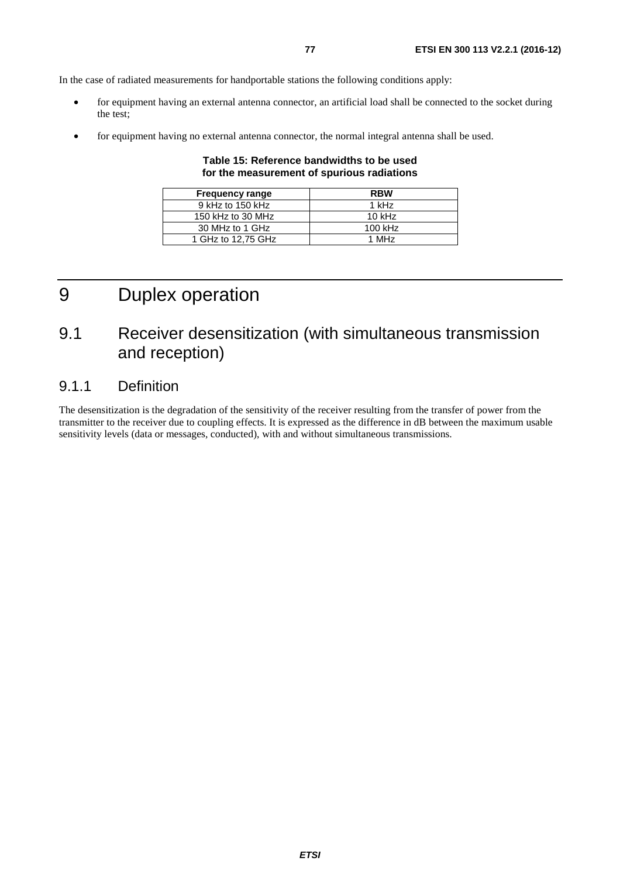In the case of radiated measurements for handportable stations the following conditions apply:

- for equipment having an external antenna connector, an artificial load shall be connected to the socket during the test;
- for equipment having no external antenna connector, the normal integral antenna shall be used.

**Table 15: Reference bandwidths to be used for the measurement of spurious radiations**

| Frequency range | RBW |
|---|---|
| 9 kHz to 150 kHz | 1 kHz |
| 150 kHz to 30 MHz | 10 kHz |
| 30 MHz to 1 GHz | 100 kHz |
| 1 GHz to 12,75 GHz | 1 MHz |

# 9 Duplex operation

## 9.1 Receiver desensitization (with simultaneous transmission and reception)

### 9.1.1 Definition

The desensitization is the degradation of the sensitivity of the receiver resulting from the transfer of power from the transmitter to the receiver due to coupling effects. It is expressed as the difference in dB between the maximum usable sensitivity levels (data or messages, conducted), with and without simultaneous transmissions.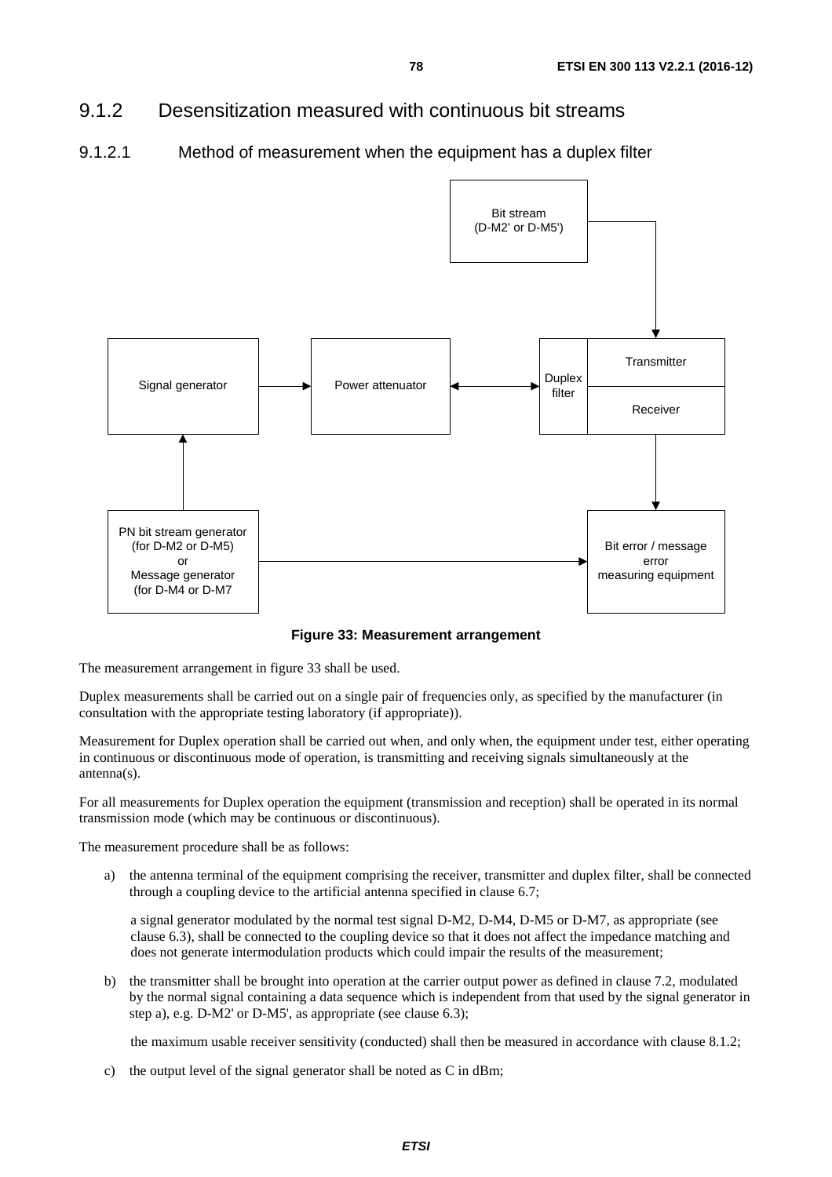### 9.1.2 Desensitization measured with continuous bit streams

#### 9.1.2.1 Method of measurement when the equipment has a duplex filter

**Figure 33: Measurement arrangement**

The measurement arrangement in figure 33 shall be used.

Duplex measurements shall be carried out on a single pair of frequencies only, as specified by the manufacturer (in consultation with the appropriate testing laboratory (if appropriate)).

Measurement for Duplex operation shall be carried out when, and only when, the equipment under test, either operating in continuous or discontinuous mode of operation, is transmitting and receiving signals simultaneously at the antenna(s).

For all measurements for Duplex operation the equipment (transmission and reception) shall be operated in its normal transmission mode (which may be continuous or discontinuous).

The measurement procedure shall be as follows:

a) the antenna terminal of the equipment comprising the receiver, transmitter and duplex filter, shall be connected through a coupling device to the artificial antenna specified in clause 6.7;

   a signal generator modulated by the normal test signal D-M2, D-M4, D-M5 or D-M7, as appropriate (see clause 6.3), shall be connected to the coupling device so that it does not affect the impedance matching and does not generate intermodulation products which could impair the results of the measurement;

b) the transmitter shall be brought into operation at the carrier output power as defined in clause 7.2, modulated by the normal signal containing a data sequence which is independent from that used by the signal generator in step a), e.g. D-M2' or D-M5', as appropriate (see clause 6.3);

   the maximum usable receiver sensitivity (conducted) shall then be measured in accordance with clause 8.1.2;

c) the output level of the signal generator shall be noted as C in dBm;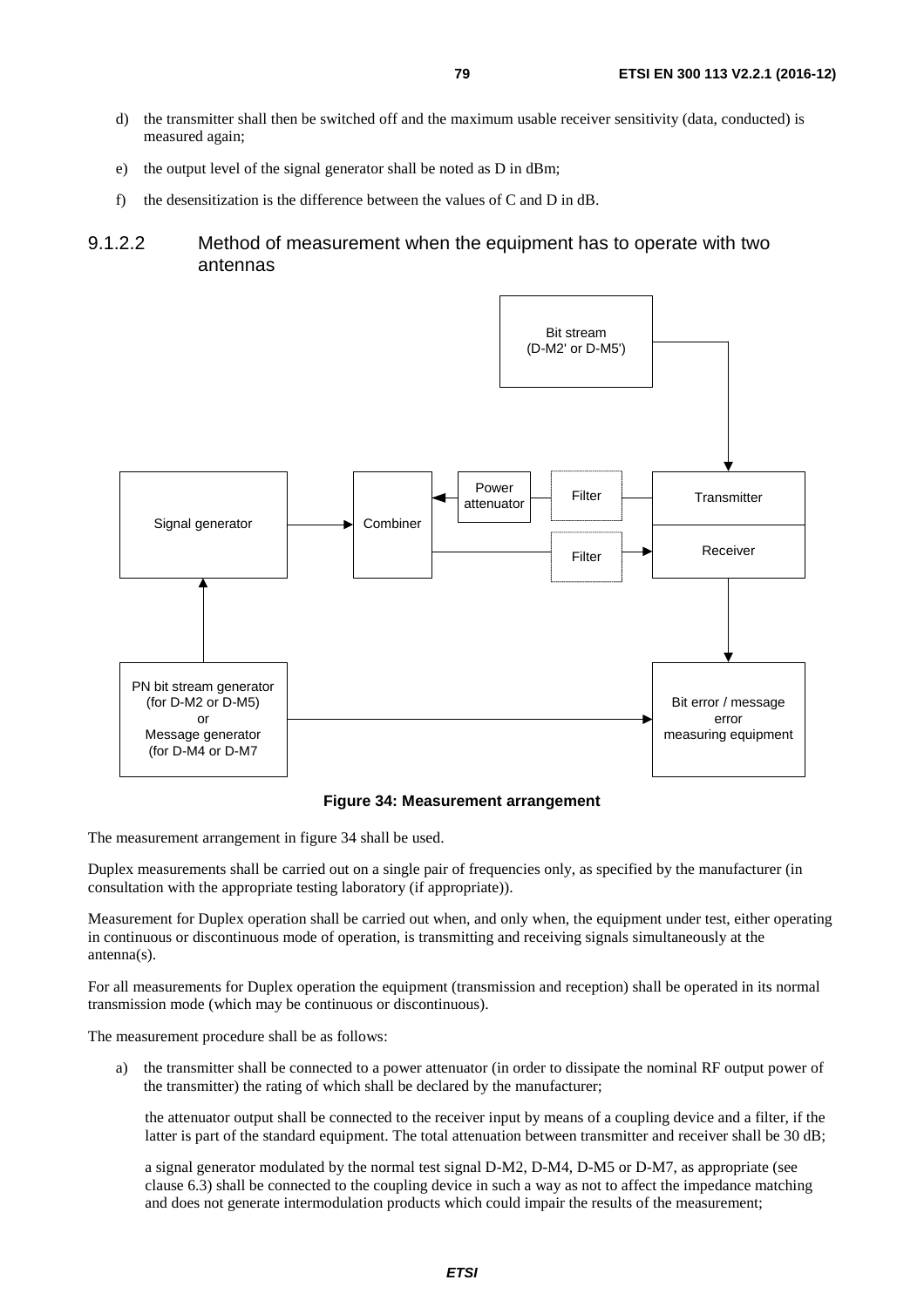d) the transmitter shall then be switched off and the maximum usable receiver sensitivity (data, conducted) is measured again;

e) the output level of the signal generator shall be noted as D in dBm;

f) the desensitization is the difference between the values of C and D in dB.

#### 9.1.2.2 Method of measurement when the equipment has to operate with two antennas

**Figure 34: Measurement arrangement**

The measurement arrangement in figure 34 shall be used.

Duplex measurements shall be carried out on a single pair of frequencies only, as specified by the manufacturer (in consultation with the appropriate testing laboratory (if appropriate)).

Measurement for Duplex operation shall be carried out when, and only when, the equipment under test, either operating in continuous or discontinuous mode of operation, is transmitting and receiving signals simultaneously at the antenna(s).

For all measurements for Duplex operation the equipment (transmission and reception) shall be operated in its normal transmission mode (which may be continuous or discontinuous).

The measurement procedure shall be as follows:

a) the transmitter shall be connected to a power attenuator (in order to dissipate the nominal RF output power of the transmitter) the rating of which shall be declared by the manufacturer;

   the attenuator output shall be connected to the receiver input by means of a coupling device and a filter, if the latter is part of the standard equipment. The total attenuation between transmitter and receiver shall be 30 dB;

   a signal generator modulated by the normal test signal D-M2, D-M4, D-M5 or D-M7, as appropriate (see clause 6.3) shall be connected to the coupling device in such a way as not to affect the impedance matching and does not generate intermodulation products which could impair the results of the measurement;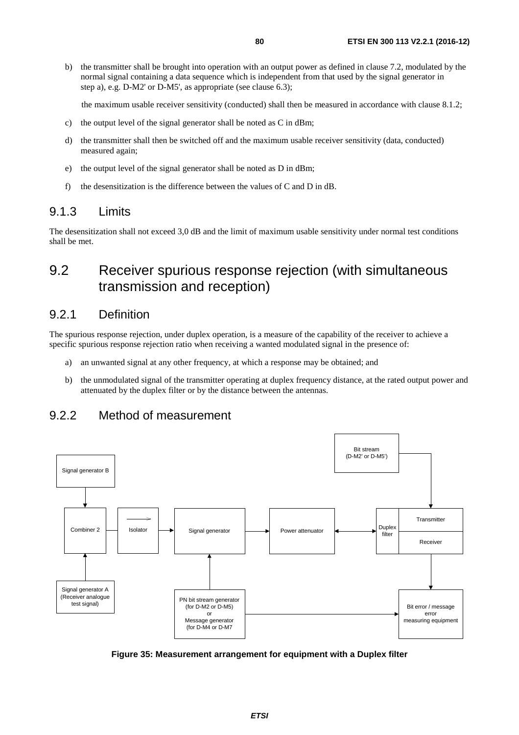b) the transmitter shall be brought into operation with an output power as defined in clause 7.2, modulated by the normal signal containing a data sequence which is independent from that used by the signal generator in step a), e.g. D-M2' or D-M5', as appropriate (see clause 6.3);

   the maximum usable receiver sensitivity (conducted) shall then be measured in accordance with clause 8.1.2;

c) the output level of the signal generator shall be noted as C in dBm;

d) the transmitter shall then be switched off and the maximum usable receiver sensitivity (data, conducted) measured again;

e) the output level of the signal generator shall be noted as D in dBm;

f) the desensitization is the difference between the values of C and D in dB.

### 9.1.3 Limits

The desensitization shall not exceed 3,0 dB and the limit of maximum usable sensitivity under normal test conditions shall be met.

## 9.2 Receiver spurious response rejection (with simultaneous transmission and reception)

### 9.2.1 Definition

The spurious response rejection, under duplex operation, is a measure of the capability of the receiver to achieve a specific spurious response rejection ratio when receiving a wanted modulated signal in the presence of:

a) an unwanted signal at any other frequency, at which a response may be obtained; and

b) the unmodulated signal of the transmitter operating at duplex frequency distance, at the rated output power and attenuated by the duplex filter or by the distance between the antennas.

### 9.2.2 Method of measurement

**Figure 35: Measurement arrangement for equipment with a Duplex filter**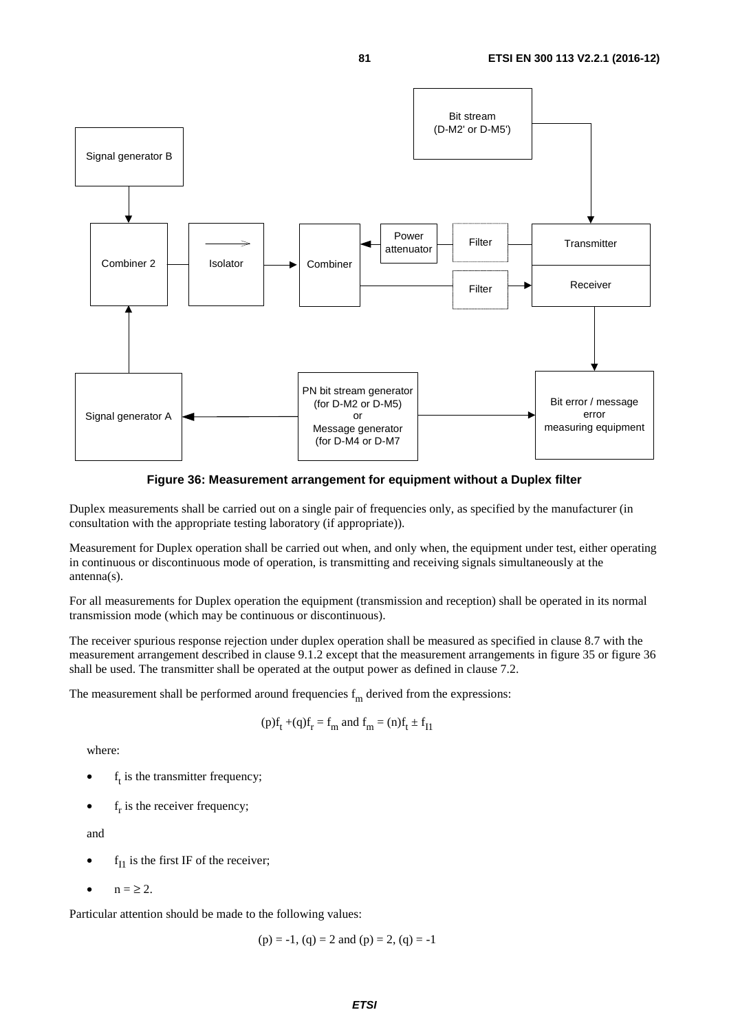**Figure 36: Measurement arrangement for equipment without a Duplex filter**

Duplex measurements shall be carried out on a single pair of frequencies only, as specified by the manufacturer (in consultation with the appropriate testing laboratory (if appropriate)).

Measurement for Duplex operation shall be carried out when, and only when, the equipment under test, either operating in continuous or discontinuous mode of operation, is transmitting and receiving signals simultaneously at the antenna(s).

For all measurements for Duplex operation the equipment (transmission and reception) shall be operated in its normal transmission mode (which may be continuous or discontinuous).

The receiver spurious response rejection under duplex operation shall be measured as specified in clause 8.7 with the measurement arrangement described in clause 9.1.2 except that the measurement arrangements in figure 35 or figure 36 shall be used. The transmitter shall be operated at the output power as defined in clause 7.2.

The measurement shall be performed around frequencies $f_m$ derived from the expressions:

$$(p)f_t + (q)f_r = f_m \text{ and } f_m = (n)f_t \pm f_{I1}$$

where:

- $f_t$ is the transmitter frequency;
- $f_r$ is the receiver frequency;

and

- $f_{I1}$ is the first IF of the receiver;
- $n = \geq 2$.

Particular attention should be made to the following values:

$$(p) = -1, (q) = 2 \text{ and } (p) = 2, (q) = -1$$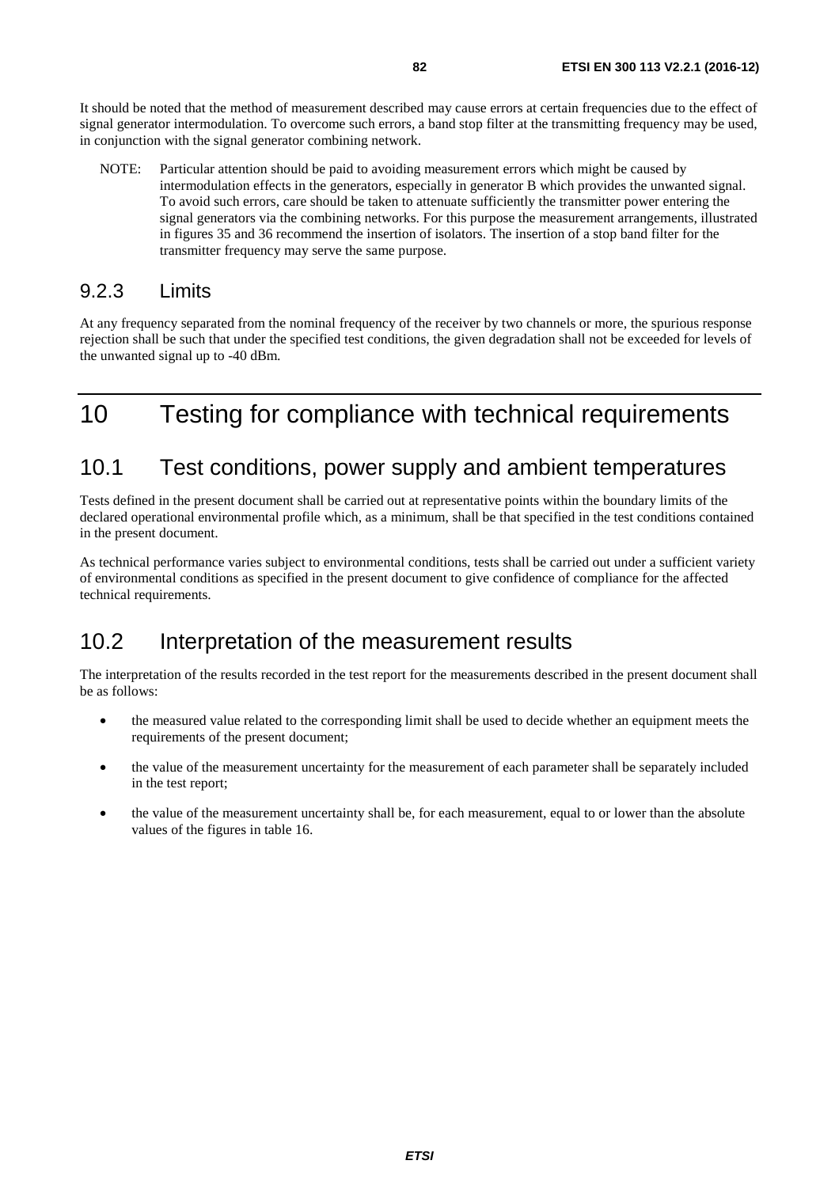It should be noted that the method of measurement described may cause errors at certain frequencies due to the effect of signal generator intermodulation. To overcome such errors, a band stop filter at the transmitting frequency may be used, in conjunction with the signal generator combining network.

NOTE: Particular attention should be paid to avoiding measurement errors which might be caused by intermodulation effects in the generators, especially in generator B which provides the unwanted signal. To avoid such errors, care should be taken to attenuate sufficiently the transmitter power entering the signal generators via the combining networks. For this purpose the measurement arrangements, illustrated in figures 35 and 36 recommend the insertion of isolators. The insertion of a stop band filter for the transmitter frequency may serve the same purpose.

### 9.2.3 Limits

At any frequency separated from the nominal frequency of the receiver by two channels or more, the spurious response rejection shall be such that under the specified test conditions, the given degradation shall not be exceeded for levels of the unwanted signal up to -40 dBm.

# 10 Testing for compliance with technical requirements

## 10.1 Test conditions, power supply and ambient temperatures

Tests defined in the present document shall be carried out at representative points within the boundary limits of the declared operational environmental profile which, as a minimum, shall be that specified in the test conditions contained in the present document.

As technical performance varies subject to environmental conditions, tests shall be carried out under a sufficient variety of environmental conditions as specified in the present document to give confidence of compliance for the affected technical requirements.

## 10.2 Interpretation of the measurement results

The interpretation of the results recorded in the test report for the measurements described in the present document shall be as follows:

- the measured value related to the corresponding limit shall be used to decide whether an equipment meets the requirements of the present document;
- the value of the measurement uncertainty for the measurement of each parameter shall be separately included in the test report;
- the value of the measurement uncertainty shall be, for each measurement, equal to or lower than the absolute values of the figures in table 16.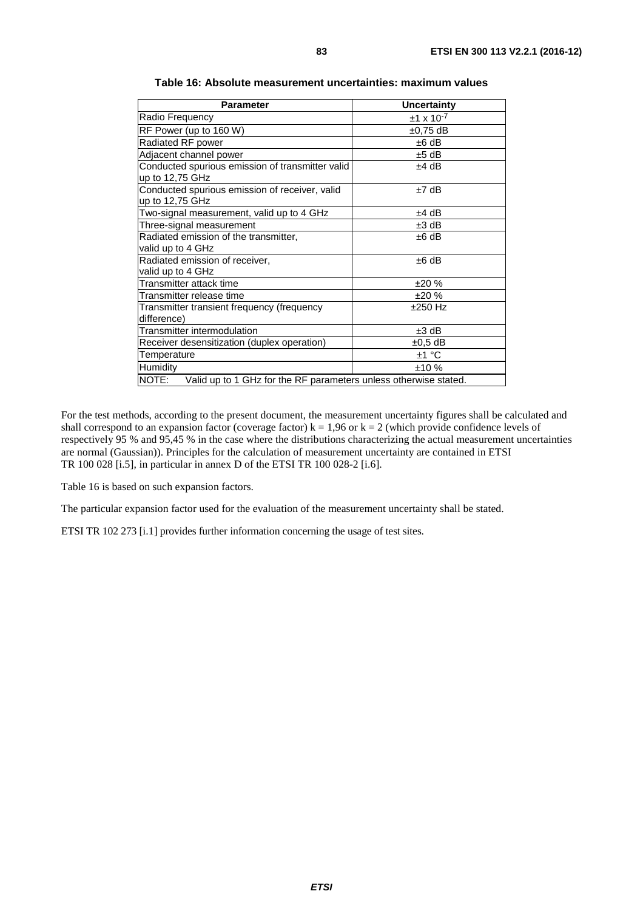**Table 16: Absolute measurement uncertainties: maximum values**

| Parameter | Uncertainty |
|---|---|
| Radio Frequency | $\pm 1 \times 10^{-7}$ |
| RF Power (up to 160 W) | ±0,75 dB |
| Radiated RF power | ±6 dB |
| Adjacent channel power | ±5 dB |
| Conducted spurious emission of transmitter valid up to 12,75 GHz | ±4 dB |
| Conducted spurious emission of receiver, valid up to 12,75 GHz | ±7 dB |
| Two-signal measurement, valid up to 4 GHz | ±4 dB |
| Three-signal measurement | ±3 dB |
| Radiated emission of the transmitter, valid up to 4 GHz | ±6 dB |
| Radiated emission of receiver, valid up to 4 GHz | ±6 dB |
| Transmitter attack time | ±20 % |
| Transmitter release time | ±20 % |
| Transmitter transient frequency (frequency difference) | ±250 Hz |
| Transmitter intermodulation | ±3 dB |
| Receiver desensitization (duplex operation) | ±0,5 dB |
| Temperature | ±1 °C |
| Humidity | ±10 % |
| NOTE: Valid up to 1 GHz for the RF parameters unless otherwise stated. | |

For the test methods, according to the present document, the measurement uncertainty figures shall be calculated and shall correspond to an expansion factor (coverage factor) k = 1,96 or k = 2 (which provide confidence levels of respectively 95 % and 95,45 % in the case where the distributions characterizing the actual measurement uncertainties are normal (Gaussian)). Principles for the calculation of measurement uncertainty are contained in ETSI TR 100 028 [i.5], in particular in annex D of the ETSI TR 100 028-2 [i.6].

Table 16 is based on such expansion factors.

The particular expansion factor used for the evaluation of the measurement uncertainty shall be stated.

ETSI TR 102 273 [i.1] provides further information concerning the usage of test sites.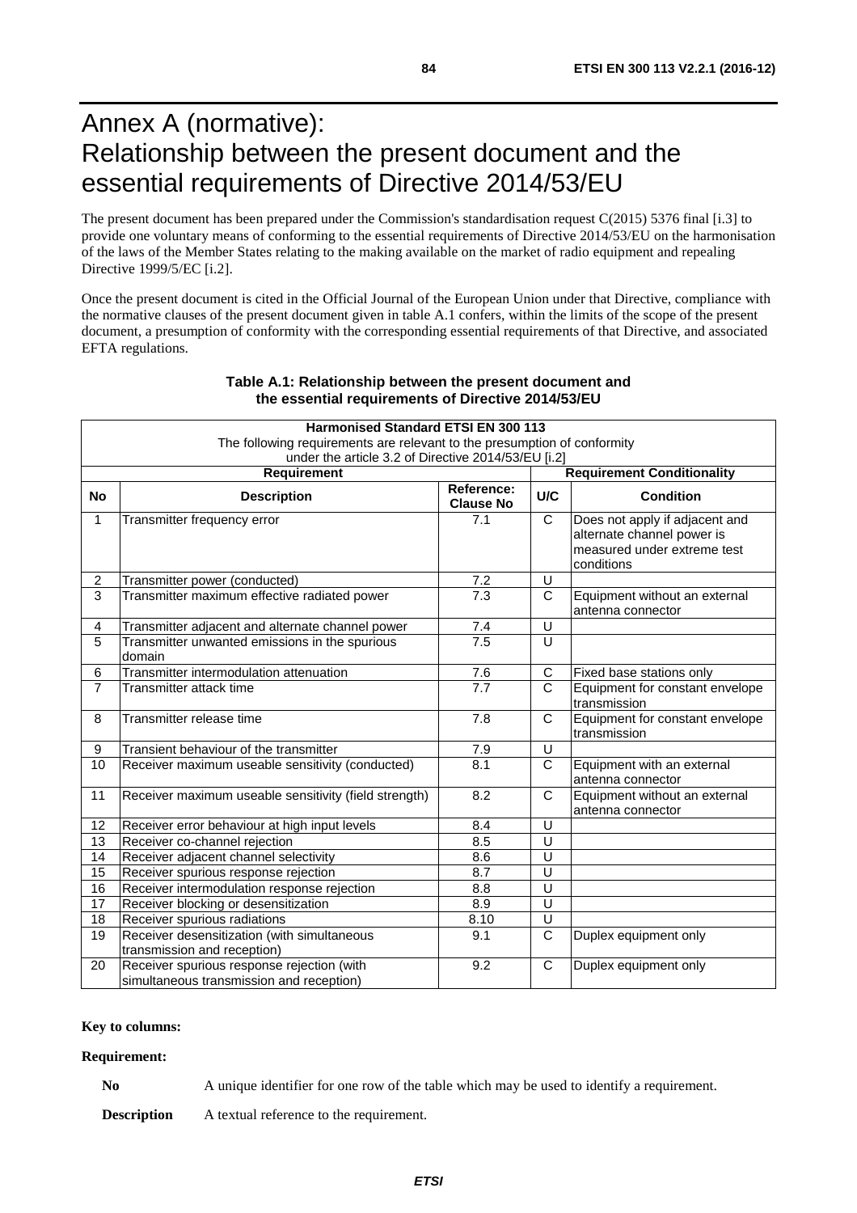# Annex A (normative): Relationship between the present document and the essential requirements of Directive 2014/53/EU

The present document has been prepared under the Commission's standardisation request C(2015) 5376 final [i.3] to provide one voluntary means of conforming to the essential requirements of Directive 2014/53/EU on the harmonisation of the laws of the Member States relating to the making available on the market of radio equipment and repealing Directive 1999/5/EC [i.2].

Once the present document is cited in the Official Journal of the European Union under that Directive, compliance with the normative clauses of the present document given in table A.1 confers, within the limits of the scope of the present document, a presumption of conformity with the corresponding essential requirements of that Directive, and associated EFTA regulations.

**Table A.1: Relationship between the present document and the essential requirements of Directive 2014/53/EU**

| **Harmonised Standard ETSI EN 300 113**<br>The following requirements are relevant to the presumption of conformity under the article 3.2 of Directive 2014/53/EU [i.2] | | | | |
|---|---|---|---|---|
| **Requirement** | | | **Requirement Conditionality** | |
| **No** | **Description** | **Reference: Clause No** | **U/C** | **Condition** |
| 1 | Transmitter frequency error | 7.1 | C | Does not apply if adjacent and alternate channel power is measured under extreme test conditions |
| 2 | Transmitter power (conducted) | 7.2 | U | |
| 3 | Transmitter maximum effective radiated power | 7.3 | C | Equipment without an external antenna connector |
| 4 | Transmitter adjacent and alternate channel power | 7.4 | U | |
| 5 | Transmitter unwanted emissions in the spurious domain | 7.5 | U | |
| 6 | Transmitter intermodulation attenuation | 7.6 | C | Fixed base stations only |
| 7 | Transmitter attack time | 7.7 | C | Equipment for constant envelope transmission |
| 8 | Transmitter release time | 7.8 | C | Equipment for constant envelope transmission |
| 9 | Transient behaviour of the transmitter | 7.9 | U | |
| 10 | Receiver maximum useable sensitivity (conducted) | 8.1 | C | Equipment with an external antenna connector |
| 11 | Receiver maximum useable sensitivity (field strength) | 8.2 | C | Equipment without an external antenna connector |
| 12 | Receiver error behaviour at high input levels | 8.4 | U | |
| 13 | Receiver co-channel rejection | 8.5 | U | |
| 14 | Receiver adjacent channel selectivity | 8.6 | U | |
| 15 | Receiver spurious response rejection | 8.7 | U | |
| 16 | Receiver intermodulation response rejection | 8.8 | U | |
| 17 | Receiver blocking or desensitization | 8.9 | U | |
| 18 | Receiver spurious radiations | 8.10 | U | |
| 19 | Receiver desensitization (with simultaneous transmission and reception) | 9.1 | C | Duplex equipment only |
| 20 | Receiver spurious response rejection (with simultaneous transmission and reception) | 9.2 | C | Duplex equipment only |

**Key to columns:**

**Requirement:**

**No** A unique identifier for one row of the table which may be used to identify a requirement.

**Description** A textual reference to the requirement.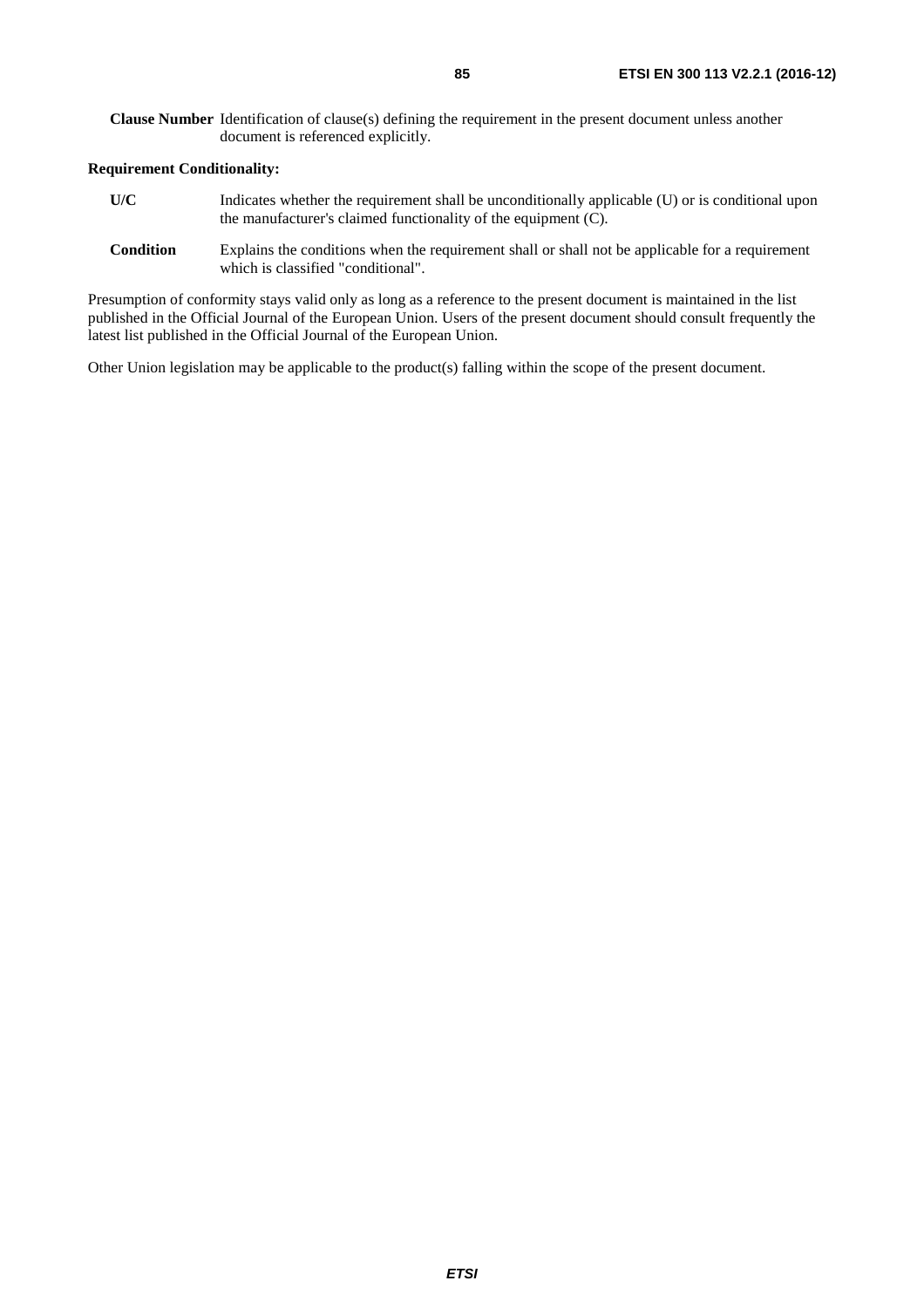**Clause Number** Identification of clause(s) defining the requirement in the present document unless another document is referenced explicitly.

**Requirement Conditionality:**

**U/C** Indicates whether the requirement shall be unconditionally applicable (U) or is conditional upon the manufacturer's claimed functionality of the equipment (C).

**Condition** Explains the conditions when the requirement shall or shall not be applicable for a requirement which is classified "conditional".

Presumption of conformity stays valid only as long as a reference to the present document is maintained in the list published in the Official Journal of the European Union. Users of the present document should consult frequently the latest list published in the Official Journal of the European Union.

Other Union legislation may be applicable to the product(s) falling within the scope of the present document.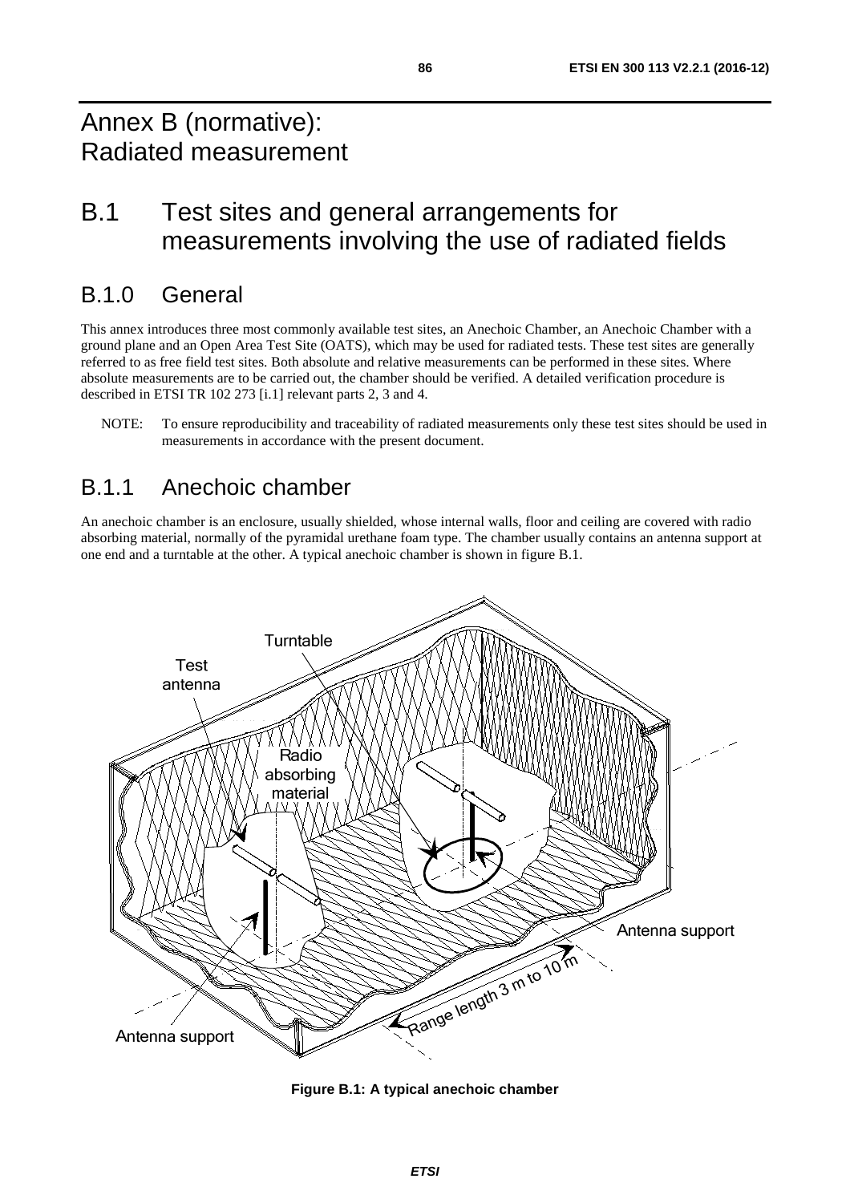# Annex B (normative): Radiated measurement

## B.1 Test sites and general arrangements for measurements involving the use of radiated fields

### B.1.0 General

This annex introduces three most commonly available test sites, an Anechoic Chamber, an Anechoic Chamber with a ground plane and an Open Area Test Site (OATS), which may be used for radiated tests. These test sites are generally referred to as free field test sites. Both absolute and relative measurements can be performed in these sites. Where absolute measurements are to be carried out, the chamber should be verified. A detailed verification procedure is described in ETSI TR 102 273 [i.1] relevant parts 2, 3 and 4.

NOTE: To ensure reproducibility and traceability of radiated measurements only these test sites should be used in measurements in accordance with the present document.

### B.1.1 Anechoic chamber

An anechoic chamber is an enclosure, usually shielded, whose internal walls, floor and ceiling are covered with radio absorbing material, normally of the pyramidal urethane foam type. The chamber usually contains an antenna support at one end and a turntable at the other. A typical anechoic chamber is shown in figure B.1.

**Figure B.1: A typical anechoic chamber**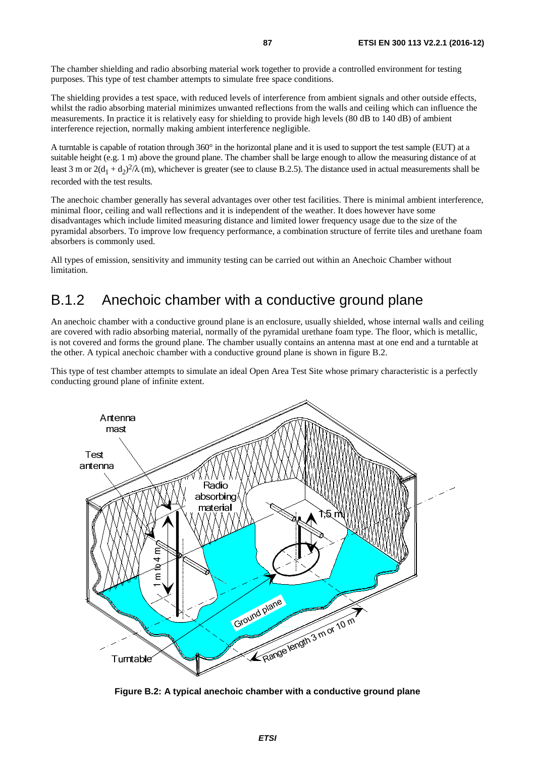The chamber shielding and radio absorbing material work together to provide a controlled environment for testing purposes. This type of test chamber attempts to simulate free space conditions.

The shielding provides a test space, with reduced levels of interference from ambient signals and other outside effects, whilst the radio absorbing material minimizes unwanted reflections from the walls and ceiling which can influence the measurements. In practice it is relatively easy for shielding to provide high levels (80 dB to 140 dB) of ambient interference rejection, normally making ambient interference negligible.

A turntable is capable of rotation through 360° in the horizontal plane and it is used to support the test sample (EUT) at a suitable height (e.g. 1 m) above the ground plane. The chamber shall be large enough to allow the measuring distance of at least 3 m or $2(d_1 + d_2)^2/\lambda$ (m), whichever is greater (see to clause B.2.5). The distance used in actual measurements shall be recorded with the test results.

The anechoic chamber generally has several advantages over other test facilities. There is minimal ambient interference, minimal floor, ceiling and wall reflections and it is independent of the weather. It does however have some disadvantages which include limited measuring distance and limited lower frequency usage due to the size of the pyramidal absorbers. To improve low frequency performance, a combination structure of ferrite tiles and urethane foam absorbers is commonly used.

All types of emission, sensitivity and immunity testing can be carried out within an Anechoic Chamber without limitation.

## B.1.2 Anechoic chamber with a conductive ground plane

An anechoic chamber with a conductive ground plane is an enclosure, usually shielded, whose internal walls and ceiling are covered with radio absorbing material, normally of the pyramidal urethane foam type. The floor, which is metallic, is not covered and forms the ground plane. The chamber usually contains an antenna mast at one end and a turntable at the other. A typical anechoic chamber with a conductive ground plane is shown in figure B.2.

This type of test chamber attempts to simulate an ideal Open Area Test Site whose primary characteristic is a perfectly conducting ground plane of infinite extent.

**Figure B.2: A typical anechoic chamber with a conductive ground plane**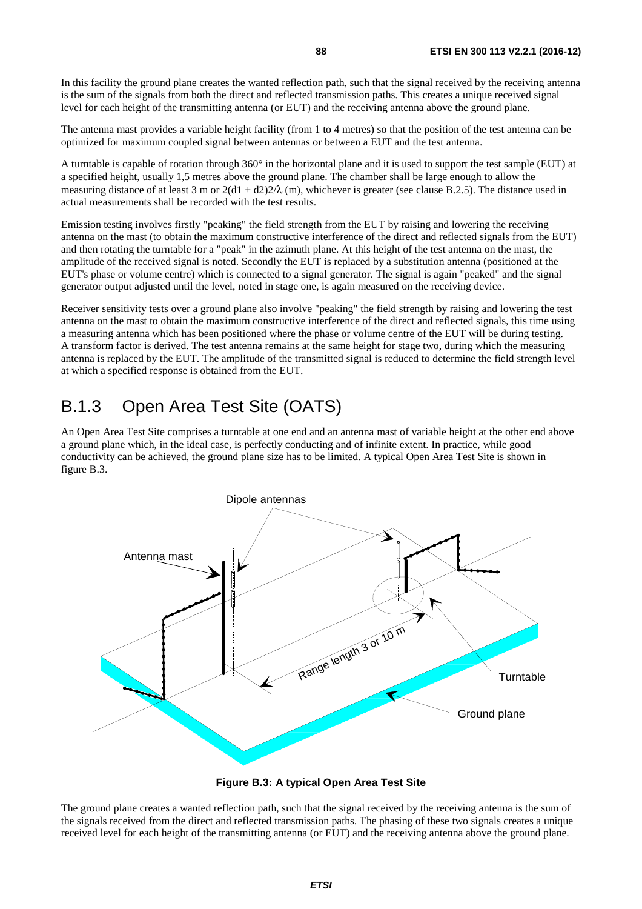In this facility the ground plane creates the wanted reflection path, such that the signal received by the receiving antenna is the sum of the signals from both the direct and reflected transmission paths. This creates a unique received signal level for each height of the transmitting antenna (or EUT) and the receiving antenna above the ground plane.

The antenna mast provides a variable height facility (from 1 to 4 metres) so that the position of the test antenna can be optimized for maximum coupled signal between antennas or between a EUT and the test antenna.

A turntable is capable of rotation through 360° in the horizontal plane and it is used to support the test sample (EUT) at a specified height, usually 1,5 metres above the ground plane. The chamber shall be large enough to allow the measuring distance of at least 3 m or $2(d1 + d2)2/\lambda$ (m), whichever is greater (see clause B.2.5). The distance used in actual measurements shall be recorded with the test results.

Emission testing involves firstly "peaking" the field strength from the EUT by raising and lowering the receiving antenna on the mast (to obtain the maximum constructive interference of the direct and reflected signals from the EUT) and then rotating the turntable for a "peak" in the azimuth plane. At this height of the test antenna on the mast, the amplitude of the received signal is noted. Secondly the EUT is replaced by a substitution antenna (positioned at the EUT's phase or volume centre) which is connected to a signal generator. The signal is again "peaked" and the signal generator output adjusted until the level, noted in stage one, is again measured on the receiving device.

Receiver sensitivity tests over a ground plane also involve "peaking" the field strength by raising and lowering the test antenna on the mast to obtain the maximum constructive interference of the direct and reflected signals, this time using a measuring antenna which has been positioned where the phase or volume centre of the EUT will be during testing. A transform factor is derived. The test antenna remains at the same height for stage two, during which the measuring antenna is replaced by the EUT. The amplitude of the transmitted signal is reduced to determine the field strength level at which a specified response is obtained from the EUT.

## B.1.3 Open Area Test Site (OATS)

An Open Area Test Site comprises a turntable at one end and an antenna mast of variable height at the other end above a ground plane which, in the ideal case, is perfectly conducting and of infinite extent. In practice, while good conductivity can be achieved, the ground plane size has to be limited. A typical Open Area Test Site is shown in figure B.3.

**Figure B.3: A typical Open Area Test Site**

The ground plane creates a wanted reflection path, such that the signal received by the receiving antenna is the sum of the signals received from the direct and reflected transmission paths. The phasing of these two signals creates a unique received level for each height of the transmitting antenna (or EUT) and the receiving antenna above the ground plane.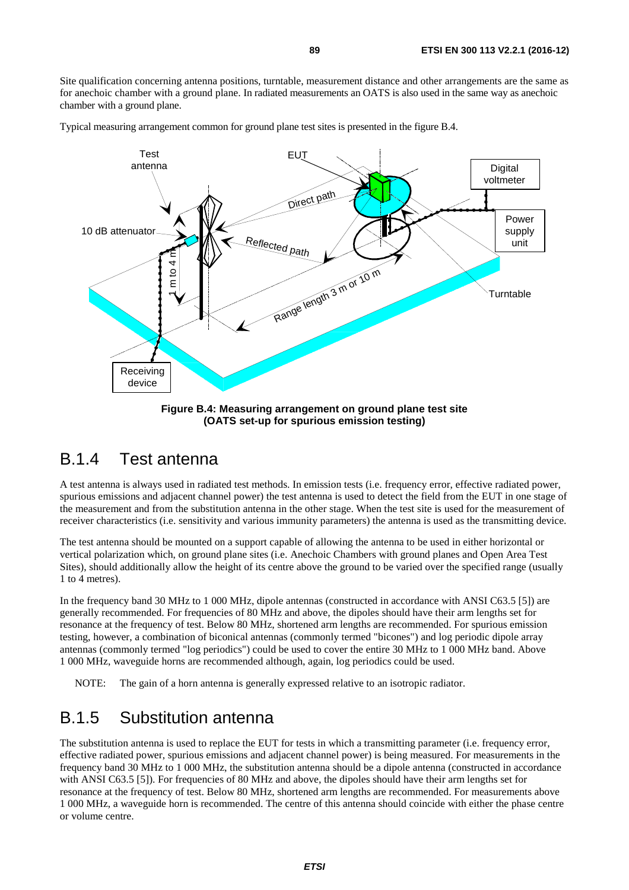Site qualification concerning antenna positions, turntable, measurement distance and other arrangements are the same as for anechoic chamber with a ground plane. In radiated measurements an OATS is also used in the same way as anechoic chamber with a ground plane.

Typical measuring arrangement common for ground plane test sites is presented in the figure B.4.

**Figure B.4: Measuring arrangement on ground plane test site (OATS set-up for spurious emission testing)**

## B.1.4 Test antenna

A test antenna is always used in radiated test methods. In emission tests (i.e. frequency error, effective radiated power, spurious emissions and adjacent channel power) the test antenna is used to detect the field from the EUT in one stage of the measurement and from the substitution antenna in the other stage. When the test site is used for the measurement of receiver characteristics (i.e. sensitivity and various immunity parameters) the antenna is used as the transmitting device.

The test antenna should be mounted on a support capable of allowing the antenna to be used in either horizontal or vertical polarization which, on ground plane sites (i.e. Anechoic Chambers with ground planes and Open Area Test Sites), should additionally allow the height of its centre above the ground to be varied over the specified range (usually 1 to 4 metres).

In the frequency band 30 MHz to 1 000 MHz, dipole antennas (constructed in accordance with ANSI C63.5 [5]) are generally recommended. For frequencies of 80 MHz and above, the dipoles should have their arm lengths set for resonance at the frequency of test. Below 80 MHz, shortened arm lengths are recommended. For spurious emission testing, however, a combination of biconical antennas (commonly termed "bicones") and log periodic dipole array antennas (commonly termed "log periodics") could be used to cover the entire 30 MHz to 1 000 MHz band. Above 1 000 MHz, waveguide horns are recommended although, again, log periodics could be used.

NOTE: The gain of a horn antenna is generally expressed relative to an isotropic radiator.

## B.1.5 Substitution antenna

The substitution antenna is used to replace the EUT for tests in which a transmitting parameter (i.e. frequency error, effective radiated power, spurious emissions and adjacent channel power) is being measured. For measurements in the frequency band 30 MHz to 1 000 MHz, the substitution antenna should be a dipole antenna (constructed in accordance with ANSI C63.5 [5]). For frequencies of 80 MHz and above, the dipoles should have their arm lengths set for resonance at the frequency of test. Below 80 MHz, shortened arm lengths are recommended. For measurements above 1 000 MHz, a waveguide horn is recommended. The centre of this antenna should coincide with either the phase centre or volume centre.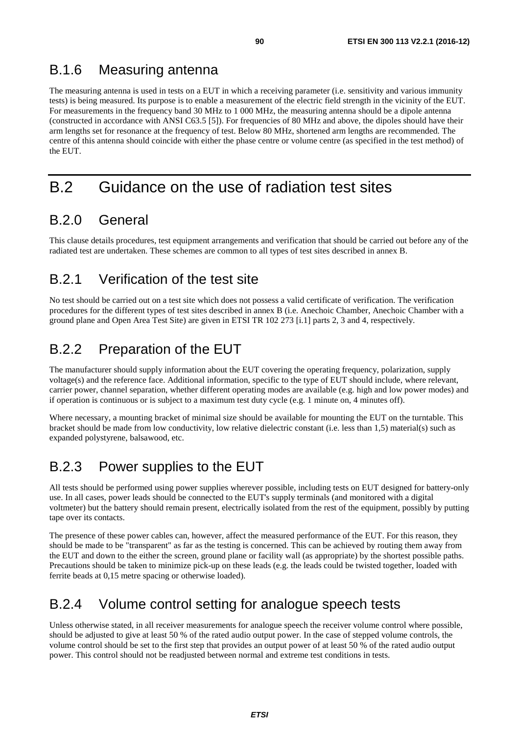### B.1.6 Measuring antenna

The measuring antenna is used in tests on a EUT in which a receiving parameter (i.e. sensitivity and various immunity tests) is being measured. Its purpose is to enable a measurement of the electric field strength in the vicinity of the EUT. For measurements in the frequency band 30 MHz to 1 000 MHz, the measuring antenna should be a dipole antenna (constructed in accordance with ANSI C63.5 [5]). For frequencies of 80 MHz and above, the dipoles should have their arm lengths set for resonance at the frequency of test. Below 80 MHz, shortened arm lengths are recommended. The centre of this antenna should coincide with either the phase centre or volume centre (as specified in the test method) of the EUT.

# B.2 Guidance on the use of radiation test sites

## B.2.0 General

This clause details procedures, test equipment arrangements and verification that should be carried out before any of the radiated test are undertaken. These schemes are common to all types of test sites described in annex B.

## B.2.1 Verification of the test site

No test should be carried out on a test site which does not possess a valid certificate of verification. The verification procedures for the different types of test sites described in annex B (i.e. Anechoic Chamber, Anechoic Chamber with a ground plane and Open Area Test Site) are given in ETSI TR 102 273 [i.1] parts 2, 3 and 4, respectively.

## B.2.2 Preparation of the EUT

The manufacturer should supply information about the EUT covering the operating frequency, polarization, supply voltage(s) and the reference face. Additional information, specific to the type of EUT should include, where relevant, carrier power, channel separation, whether different operating modes are available (e.g. high and low power modes) and if operation is continuous or is subject to a maximum test duty cycle (e.g. 1 minute on, 4 minutes off).

Where necessary, a mounting bracket of minimal size should be available for mounting the EUT on the turntable. This bracket should be made from low conductivity, low relative dielectric constant (i.e. less than 1,5) material(s) such as expanded polystyrene, balsawood, etc.

## B.2.3 Power supplies to the EUT

All tests should be performed using power supplies wherever possible, including tests on EUT designed for battery-only use. In all cases, power leads should be connected to the EUT's supply terminals (and monitored with a digital voltmeter) but the battery should remain present, electrically isolated from the rest of the equipment, possibly by putting tape over its contacts.

The presence of these power cables can, however, affect the measured performance of the EUT. For this reason, they should be made to be "transparent" as far as the testing is concerned. This can be achieved by routing them away from the EUT and down to the either the screen, ground plane or facility wall (as appropriate) by the shortest possible paths. Precautions should be taken to minimize pick-up on these leads (e.g. the leads could be twisted together, loaded with ferrite beads at 0,15 metre spacing or otherwise loaded).

## B.2.4 Volume control setting for analogue speech tests

Unless otherwise stated, in all receiver measurements for analogue speech the receiver volume control where possible, should be adjusted to give at least 50 % of the rated audio output power. In the case of stepped volume controls, the volume control should be set to the first step that provides an output power of at least 50 % of the rated audio output power. This control should not be readjusted between normal and extreme test conditions in tests.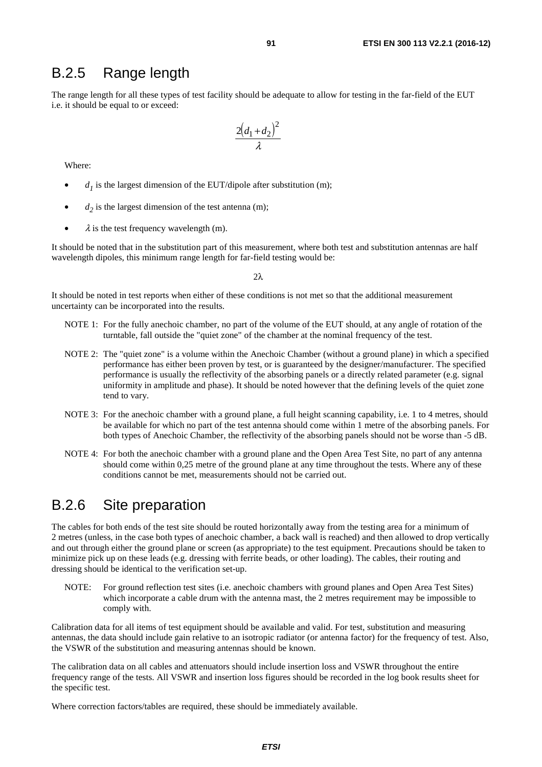## B.2.5 Range length

The range length for all these types of test facility should be adequate to allow for testing in the far-field of the EUT i.e. it should be equal to or exceed:

$$\frac{2(d_1 + d_2)^2}{\lambda}$$

Where:

- $d_1$ is the largest dimension of the EUT/dipole after substitution (m);
- $d_2$ is the largest dimension of the test antenna (m);
- $\lambda$ is the test frequency wavelength (m).

It should be noted that in the substitution part of this measurement, where both test and substitution antennas are half wavelength dipoles, this minimum range length for far-field testing would be:

$$2\lambda$$

It should be noted in test reports when either of these conditions is not met so that the additional measurement uncertainty can be incorporated into the results.

NOTE 1: For the fully anechoic chamber, no part of the volume of the EUT should, at any angle of rotation of the turntable, fall outside the "quiet zone" of the chamber at the nominal frequency of the test.

NOTE 2: The "quiet zone" is a volume within the Anechoic Chamber (without a ground plane) in which a specified performance has either been proven by test, or is guaranteed by the designer/manufacturer. The specified performance is usually the reflectivity of the absorbing panels or a directly related parameter (e.g. signal uniformity in amplitude and phase). It should be noted however that the defining levels of the quiet zone tend to vary.

NOTE 3: For the anechoic chamber with a ground plane, a full height scanning capability, i.e. 1 to 4 metres, should be available for which no part of the test antenna should come within 1 metre of the absorbing panels. For both types of Anechoic Chamber, the reflectivity of the absorbing panels should not be worse than -5 dB.

NOTE 4: For both the anechoic chamber with a ground plane and the Open Area Test Site, no part of any antenna should come within 0,25 metre of the ground plane at any time throughout the tests. Where any of these conditions cannot be met, measurements should not be carried out.

## B.2.6 Site preparation

The cables for both ends of the test site should be routed horizontally away from the testing area for a minimum of 2 metres (unless, in the case both types of anechoic chamber, a back wall is reached) and then allowed to drop vertically and out through either the ground plane or screen (as appropriate) to the test equipment. Precautions should be taken to minimize pick up on these leads (e.g. dressing with ferrite beads, or other loading). The cables, their routing and dressing should be identical to the verification set-up.

NOTE: For ground reflection test sites (i.e. anechoic chambers with ground planes and Open Area Test Sites) which incorporate a cable drum with the antenna mast, the 2 metres requirement may be impossible to comply with.

Calibration data for all items of test equipment should be available and valid. For test, substitution and measuring antennas, the data should include gain relative to an isotropic radiator (or antenna factor) for the frequency of test. Also, the VSWR of the substitution and measuring antennas should be known.

The calibration data on all cables and attenuators should include insertion loss and VSWR throughout the entire frequency range of the tests. All VSWR and insertion loss figures should be recorded in the log book results sheet for the specific test.

Where correction factors/tables are required, these should be immediately available.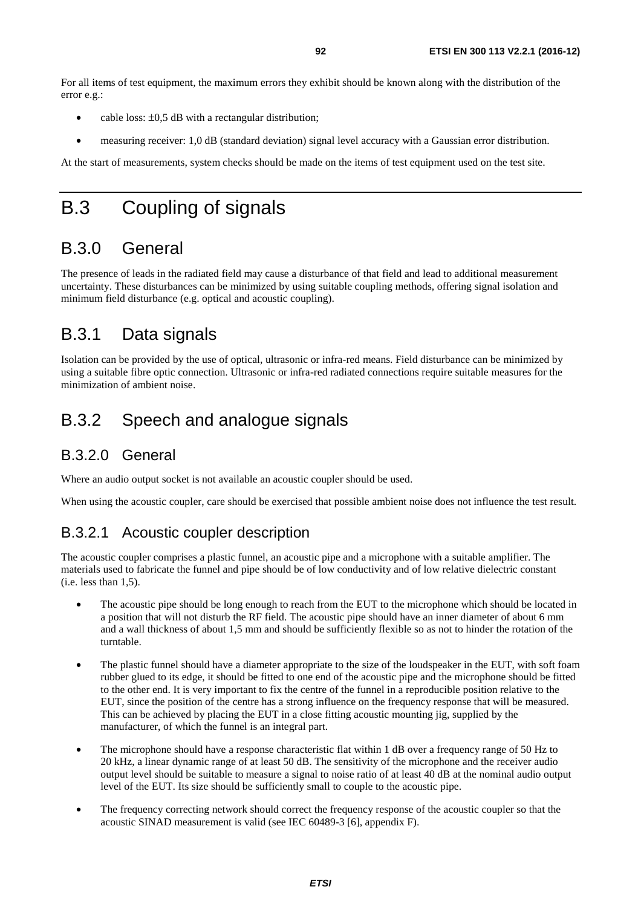For all items of test equipment, the maximum errors they exhibit should be known along with the distribution of the error e.g.:

- cable loss: ±0,5 dB with a rectangular distribution;
- measuring receiver: 1,0 dB (standard deviation) signal level accuracy with a Gaussian error distribution.

At the start of measurements, system checks should be made on the items of test equipment used on the test site.

# B.3 Coupling of signals

## B.3.0 General

The presence of leads in the radiated field may cause a disturbance of that field and lead to additional measurement uncertainty. These disturbances can be minimized by using suitable coupling methods, offering signal isolation and minimum field disturbance (e.g. optical and acoustic coupling).

## B.3.1 Data signals

Isolation can be provided by the use of optical, ultrasonic or infra-red means. Field disturbance can be minimized by using a suitable fibre optic connection. Ultrasonic or infra-red radiated connections require suitable measures for the minimization of ambient noise.

## B.3.2 Speech and analogue signals

### B.3.2.0 General

Where an audio output socket is not available an acoustic coupler should be used.

When using the acoustic coupler, care should be exercised that possible ambient noise does not influence the test result.

### B.3.2.1 Acoustic coupler description

The acoustic coupler comprises a plastic funnel, an acoustic pipe and a microphone with a suitable amplifier. The materials used to fabricate the funnel and pipe should be of low conductivity and of low relative dielectric constant (i.e. less than 1,5).

- The acoustic pipe should be long enough to reach from the EUT to the microphone which should be located in a position that will not disturb the RF field. The acoustic pipe should have an inner diameter of about 6 mm and a wall thickness of about 1,5 mm and should be sufficiently flexible so as not to hinder the rotation of the turntable.
- The plastic funnel should have a diameter appropriate to the size of the loudspeaker in the EUT, with soft foam rubber glued to its edge, it should be fitted to one end of the acoustic pipe and the microphone should be fitted to the other end. It is very important to fix the centre of the funnel in a reproducible position relative to the EUT, since the position of the centre has a strong influence on the frequency response that will be measured. This can be achieved by placing the EUT in a close fitting acoustic mounting jig, supplied by the manufacturer, of which the funnel is an integral part.
- The microphone should have a response characteristic flat within 1 dB over a frequency range of 50 Hz to 20 kHz, a linear dynamic range of at least 50 dB. The sensitivity of the microphone and the receiver audio output level should be suitable to measure a signal to noise ratio of at least 40 dB at the nominal audio output level of the EUT. Its size should be sufficiently small to couple to the acoustic pipe.
- The frequency correcting network should correct the frequency response of the acoustic coupler so that the acoustic SINAD measurement is valid (see IEC 60489-3 [6], appendix F).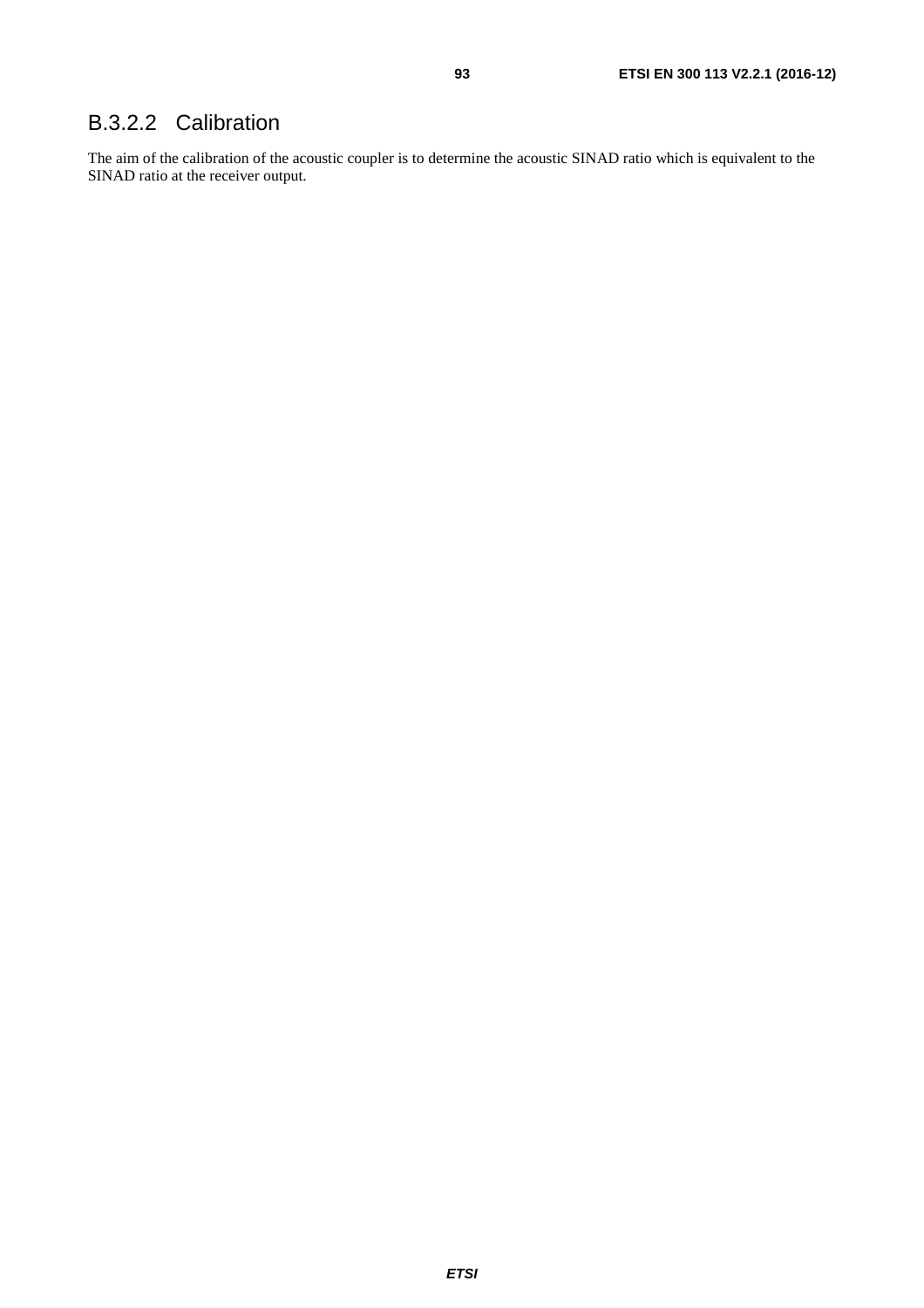# B.3.2.2 Calibration

The aim of the calibration of the acoustic coupler is to determine the acoustic SINAD ratio which is equivalent to the SINAD ratio at the receiver output.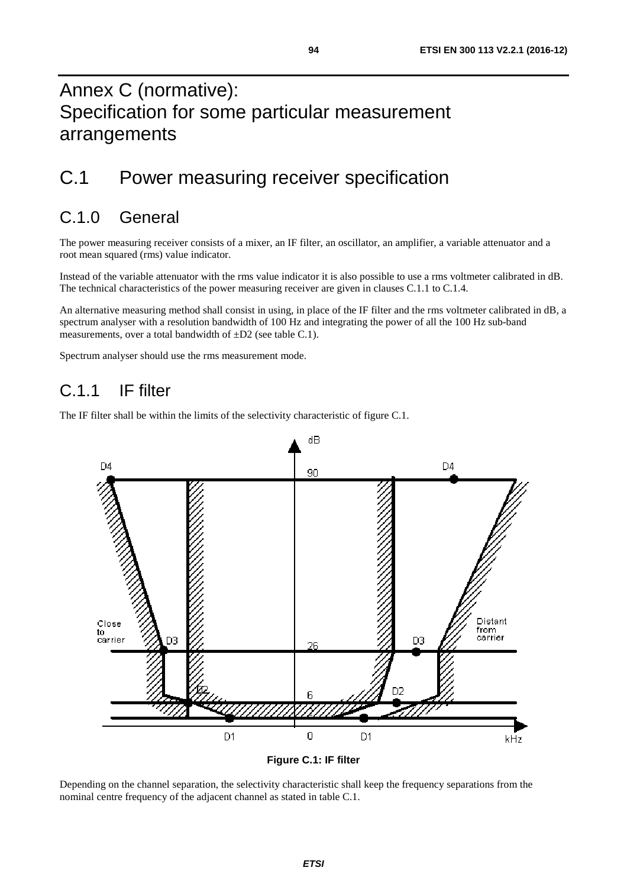# Annex C (normative): Specification for some particular measurement arrangements

# C.1 Power measuring receiver specification

## C.1.0 General

The power measuring receiver consists of a mixer, an IF filter, an oscillator, an amplifier, a variable attenuator and a root mean squared (rms) value indicator.

Instead of the variable attenuator with the rms value indicator it is also possible to use a rms voltmeter calibrated in dB. The technical characteristics of the power measuring receiver are given in clauses C.1.1 to C.1.4.

An alternative measuring method shall consist in using, in place of the IF filter and the rms voltmeter calibrated in dB, a spectrum analyser with a resolution bandwidth of 100 Hz and integrating the power of all the 100 Hz sub-band measurements, over a total bandwidth of ±D2 (see table C.1).

Spectrum analyser should use the rms measurement mode.

## C.1.1 IF filter

The IF filter shall be within the limits of the selectivity characteristic of figure C.1.

**Figure C.1: IF filter**

Depending on the channel separation, the selectivity characteristic shall keep the frequency separations from the nominal centre frequency of the adjacent channel as stated in table C.1.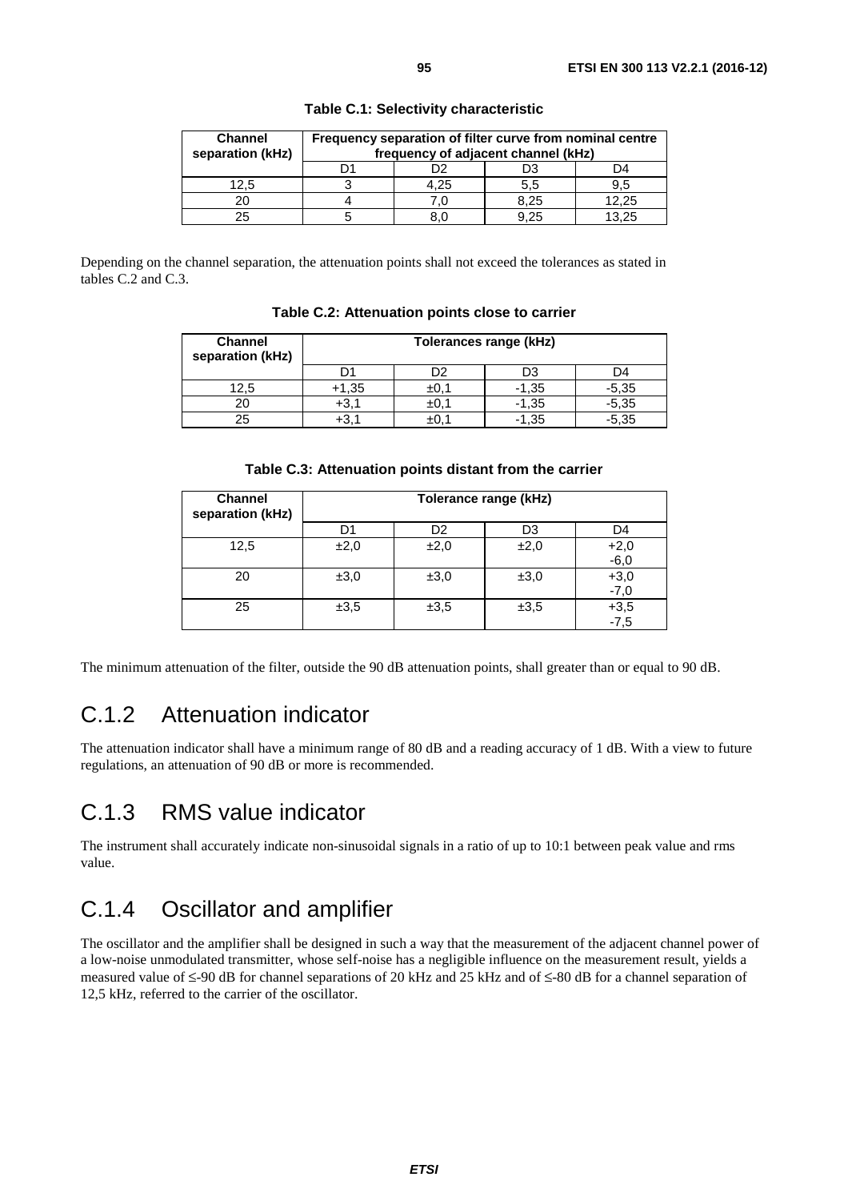**Table C.1: Selectivity characteristic**

| Channel separation (kHz) | Frequency separation of filter curve from nominal centre frequency of adjacent channel (kHz) | | | |
|---|---|---|---|---|
| | D1 | D2 | D3 | D4 |
| 12,5 | 3 | 4,25 | 5,5 | 9,5 |
| 20 | 4 | 7,0 | 8,25 | 12,25 |
| 25 | 5 | 8,0 | 9,25 | 13,25 |

Depending on the channel separation, the attenuation points shall not exceed the tolerances as stated in tables C.2 and C.3.

**Table C.2: Attenuation points close to carrier**

| Channel separation (kHz) | Tolerances range (kHz) | | | |
|---|---|---|---|---|
| | D1 | D2 | D3 | D4 |
| 12,5 | +1,35 | ±0,1 | -1,35 | -5,35 |
| 20 | +3,1 | ±0,1 | -1,35 | -5,35 |
| 25 | +3,1 | ±0,1 | -1,35 | -5,35 |

**Table C.3: Attenuation points distant from the carrier**

| Channel separation (kHz) | Tolerance range (kHz) | | | |
|---|---|---|---|---|
| | D1 | D2 | D3 | D4 |
| 12,5 | ±2,0 | ±2,0 | ±2,0 | +2,0<br>-6,0 |
| 20 | ±3,0 | ±3,0 | ±3,0 | +3,0<br>-7,0 |
| 25 | ±3,5 | ±3,5 | ±3,5 | +3,5<br>-7,5 |

The minimum attenuation of the filter, outside the 90 dB attenuation points, shall greater than or equal to 90 dB.

## C.1.2 Attenuation indicator

The attenuation indicator shall have a minimum range of 80 dB and a reading accuracy of 1 dB. With a view to future regulations, an attenuation of 90 dB or more is recommended.

## C.1.3 RMS value indicator

The instrument shall accurately indicate non-sinusoidal signals in a ratio of up to 10:1 between peak value and rms value.

## C.1.4 Oscillator and amplifier

The oscillator and the amplifier shall be designed in such a way that the measurement of the adjacent channel power of a low-noise unmodulated transmitter, whose self-noise has a negligible influence on the measurement result, yields a measured value of ≤-90 dB for channel separations of 20 kHz and 25 kHz and of ≤-80 dB for a channel separation of 12,5 kHz, referred to the carrier of the oscillator.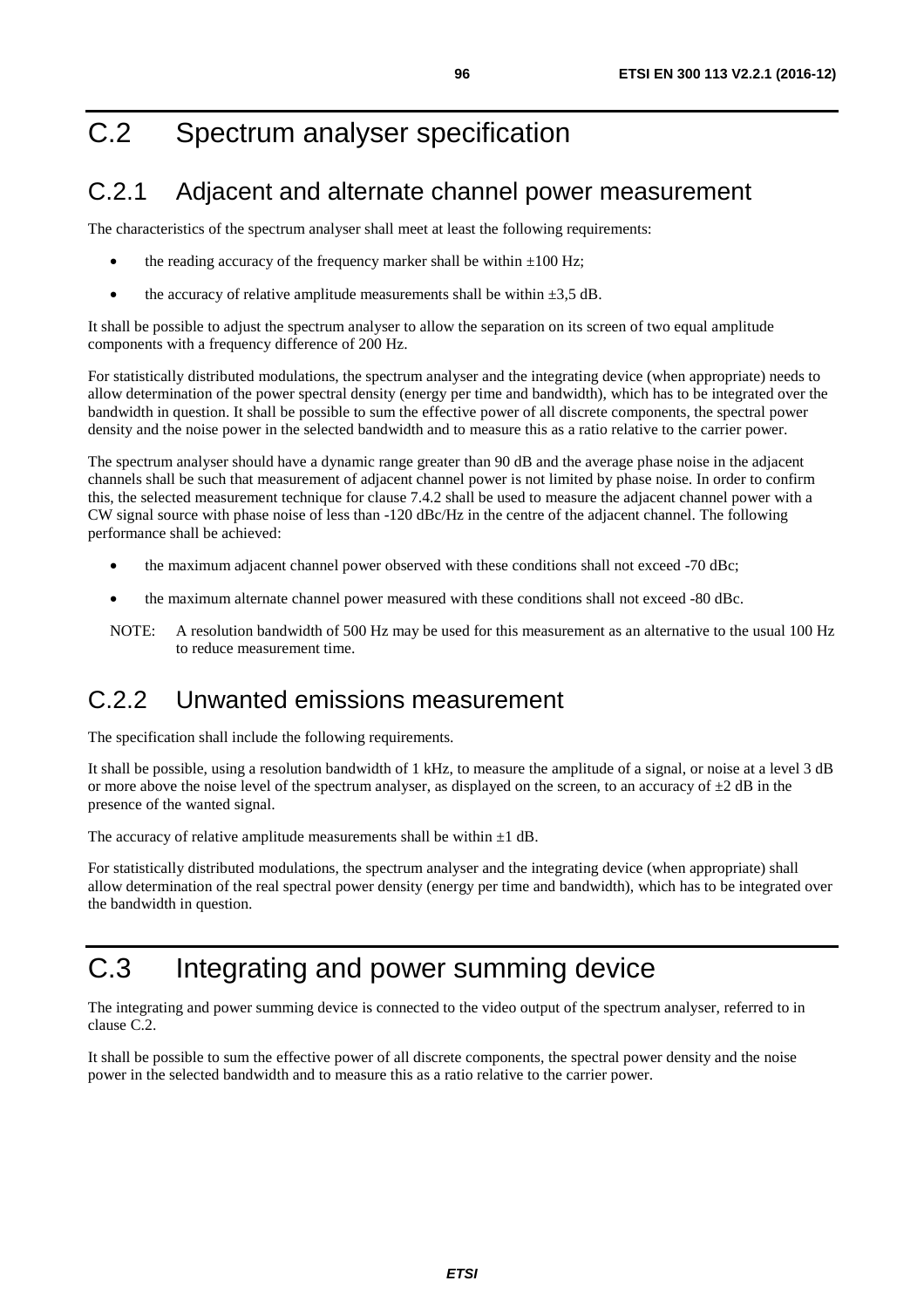# C.2 Spectrum analyser specification

## C.2.1 Adjacent and alternate channel power measurement

The characteristics of the spectrum analyser shall meet at least the following requirements:

- the reading accuracy of the frequency marker shall be within ±100 Hz;
- the accuracy of relative amplitude measurements shall be within ±3,5 dB.

It shall be possible to adjust the spectrum analyser to allow the separation on its screen of two equal amplitude components with a frequency difference of 200 Hz.

For statistically distributed modulations, the spectrum analyser and the integrating device (when appropriate) needs to allow determination of the power spectral density (energy per time and bandwidth), which has to be integrated over the bandwidth in question. It shall be possible to sum the effective power of all discrete components, the spectral power density and the noise power in the selected bandwidth and to measure this as a ratio relative to the carrier power.

The spectrum analyser should have a dynamic range greater than 90 dB and the average phase noise in the adjacent channels shall be such that measurement of adjacent channel power is not limited by phase noise. In order to confirm this, the selected measurement technique for clause 7.4.2 shall be used to measure the adjacent channel power with a CW signal source with phase noise of less than -120 dBc/Hz in the centre of the adjacent channel. The following performance shall be achieved:

- the maximum adjacent channel power observed with these conditions shall not exceed -70 dBc;
- the maximum alternate channel power measured with these conditions shall not exceed -80 dBc.

NOTE: A resolution bandwidth of 500 Hz may be used for this measurement as an alternative to the usual 100 Hz to reduce measurement time.

## C.2.2 Unwanted emissions measurement

The specification shall include the following requirements.

It shall be possible, using a resolution bandwidth of 1 kHz, to measure the amplitude of a signal, or noise at a level 3 dB or more above the noise level of the spectrum analyser, as displayed on the screen, to an accuracy of ±2 dB in the presence of the wanted signal.

The accuracy of relative amplitude measurements shall be within ±1 dB.

For statistically distributed modulations, the spectrum analyser and the integrating device (when appropriate) shall allow determination of the real spectral power density (energy per time and bandwidth), which has to be integrated over the bandwidth in question.

# C.3 Integrating and power summing device

The integrating and power summing device is connected to the video output of the spectrum analyser, referred to in clause C.2.

It shall be possible to sum the effective power of all discrete components, the spectral power density and the noise power in the selected bandwidth and to measure this as a ratio relative to the carrier power.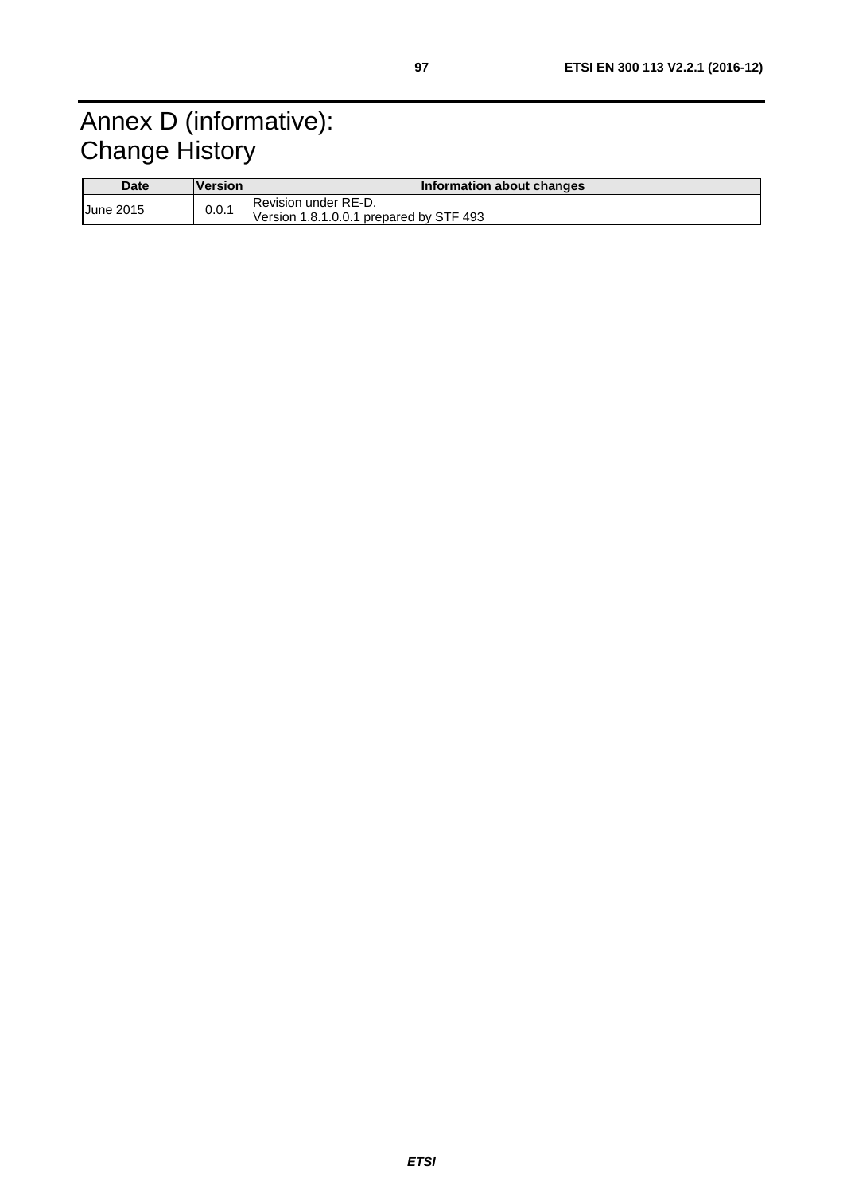# Annex D (informative): Change History

| Date | Version | Information about changes |
|---|---|---|
| June 2015 | 0.0.1 | Revision under RE-D.<br>Version 1.8.1.0.0.1 prepared by STF 493 |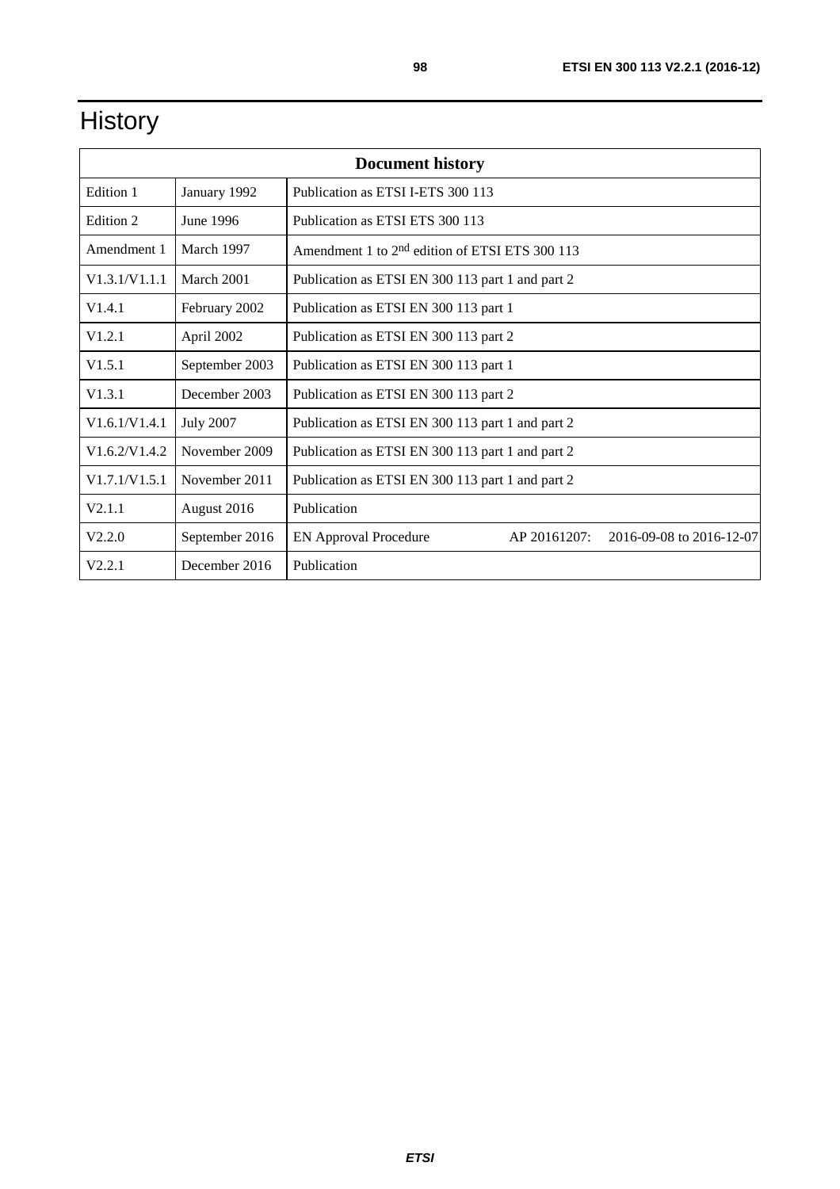# History

| Document history | | |
|---|---|---|
| Edition 1 | January 1992 | Publication as ETSI I-ETS 300 113 |
| Edition 2 | June 1996 | Publication as ETSI ETS 300 113 |
| Amendment 1 | March 1997 | Amendment 1 to 2nd edition of ETSI ETS 300 113 |
| V1.3.1/V1.1.1 | March 2001 | Publication as ETSI EN 300 113 part 1 and part 2 |
| V1.4.1 | February 2002 | Publication as ETSI EN 300 113 part 1 |
| V1.2.1 | April 2002 | Publication as ETSI EN 300 113 part 2 |
| V1.5.1 | September 2003 | Publication as ETSI EN 300 113 part 1 |
| V1.3.1 | December 2003 | Publication as ETSI EN 300 113 part 2 |
| V1.6.1/V1.4.1 | July 2007 | Publication as ETSI EN 300 113 part 1 and part 2 |
| V1.6.2/V1.4.2 | November 2009 | Publication as ETSI EN 300 113 part 1 and part 2 |
| V1.7.1/V1.5.1 | November 2011 | Publication as ETSI EN 300 113 part 1 and part 2 |
| V2.1.1 | August 2016 | Publication |
| V2.2.0 | September 2016 | EN Approval Procedure AP 20161207: 2016-09-08 to 2016-12-07 |
| V2.2.1 | December 2016 | Publication |